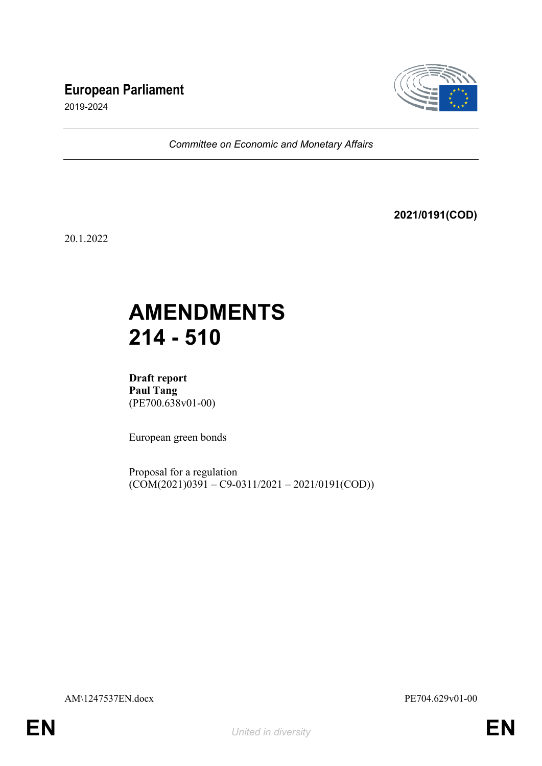**European Parliament**

2019-2024

*Committee on Economic and Monetary Affairs*

**2021/0191(COD)**

20.1.2022

# AMENDMENTS 214 - 510

**Draft report**
**Paul Tang**
(PE700.638v01-00)

European green bonds

Proposal for a regulation
(COM(2021)0391 – C9-0311/2021 – 2021/0191(COD))

AM\1247537EN.docx PE704.629v01-00

EN *United in diversity* EN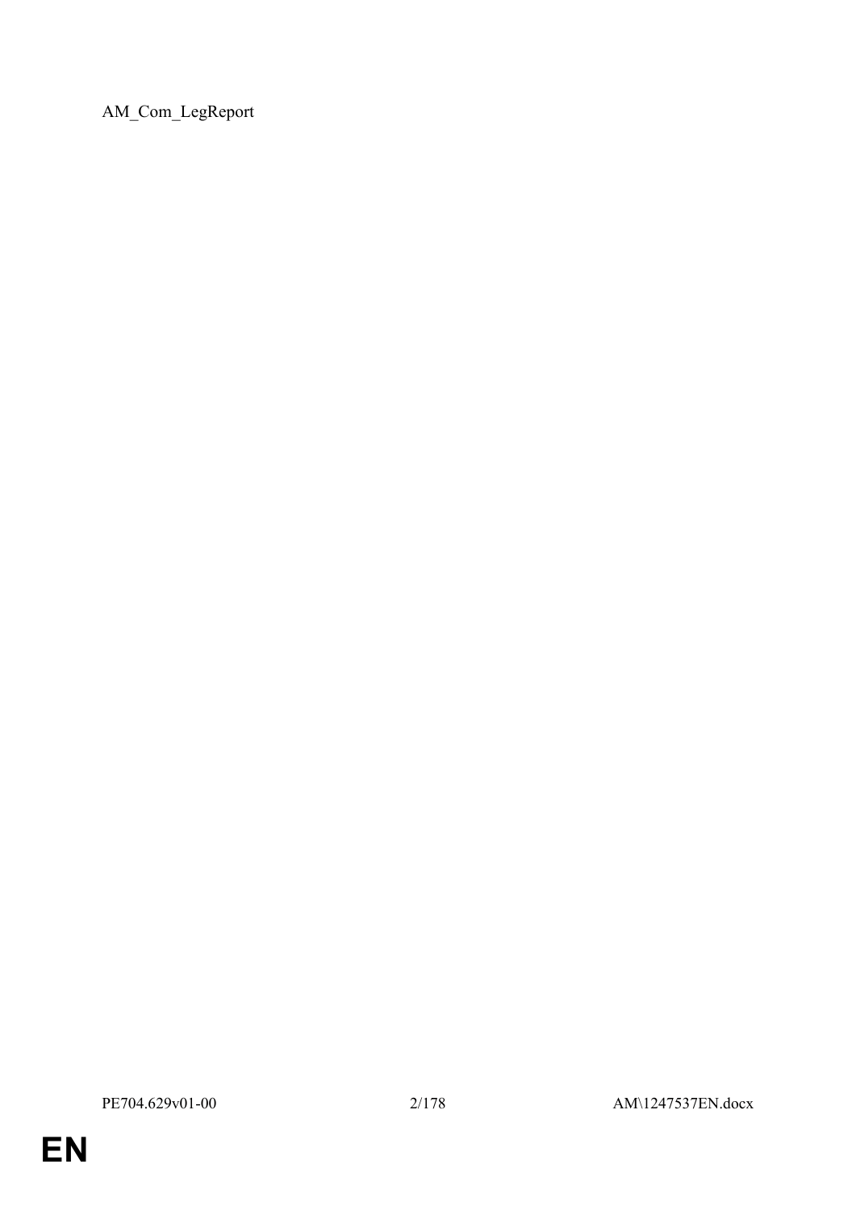AM_Com_LegReport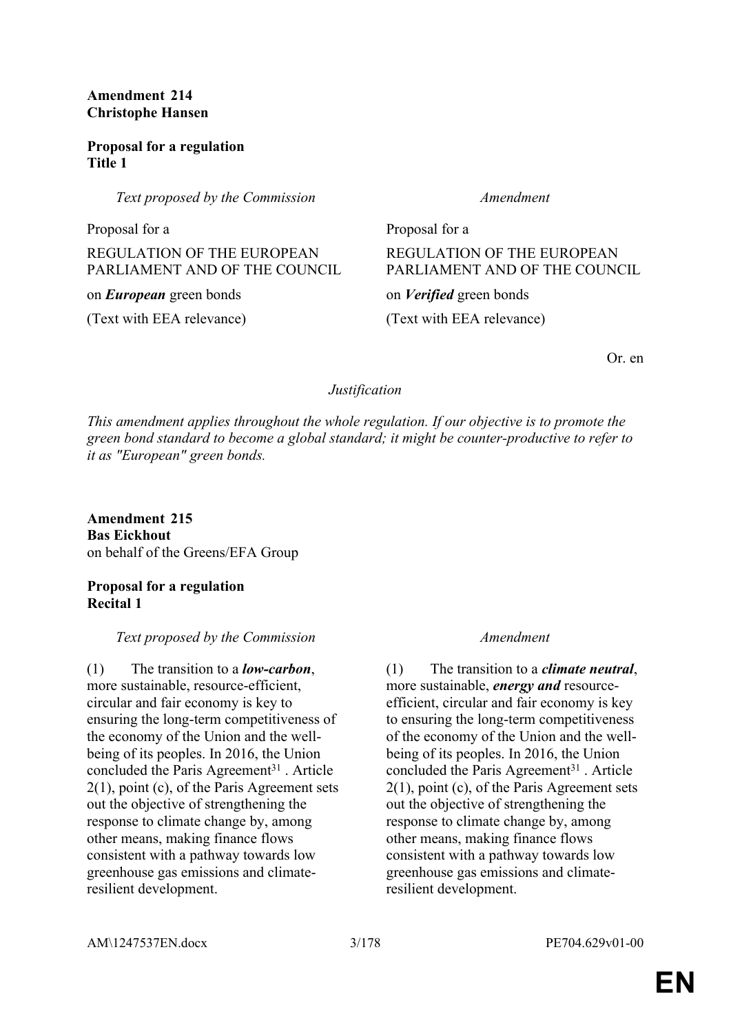**Amendment 214**
**Christophe Hansen**

**Proposal for a regulation**
**Title 1**

| *Text proposed by the Commission* | *Amendment* |
|---|---|
| Proposal for a | Proposal for a |
| REGULATION OF THE EUROPEAN PARLIAMENT AND OF THE COUNCIL | REGULATION OF THE EUROPEAN PARLIAMENT AND OF THE COUNCIL |
| on ***European*** green bonds | on ***Verified*** green bonds |
| (Text with EEA relevance) | (Text with EEA relevance) |

Or. en

*Justification*

*This amendment applies throughout the whole regulation. If our objective is to promote the green bond standard to become a global standard; it might be counter-productive to refer to it as "European" green bonds.*

**Amendment 215**
**Bas Eickhout**
on behalf of the Greens/EFA Group

**Proposal for a regulation**
**Recital 1**

| *Text proposed by the Commission* | *Amendment* |
|---|---|
| (1) The transition to a ***low-carbon***, more sustainable, resource-efficient, circular and fair economy is key to ensuring the long-term competitiveness of the economy of the Union and the well-being of its peoples. In 2016, the Union concluded the Paris Agreement[31] . Article 2(1), point (c), of the Paris Agreement sets out the objective of strengthening the response to climate change by, among other means, making finance flows consistent with a pathway towards low greenhouse gas emissions and climate-resilient development. | (1) The transition to a ***climate neutral***, more sustainable, ***energy and*** resource-efficient, circular and fair economy is key to ensuring the long-term competitiveness of the economy of the Union and the well-being of its peoples. In 2016, the Union concluded the Paris Agreement[31] . Article 2(1), point (c), of the Paris Agreement sets out the objective of strengthening the response to climate change by, among other means, making finance flows consistent with a pathway towards low greenhouse gas emissions and climate-resilient development. |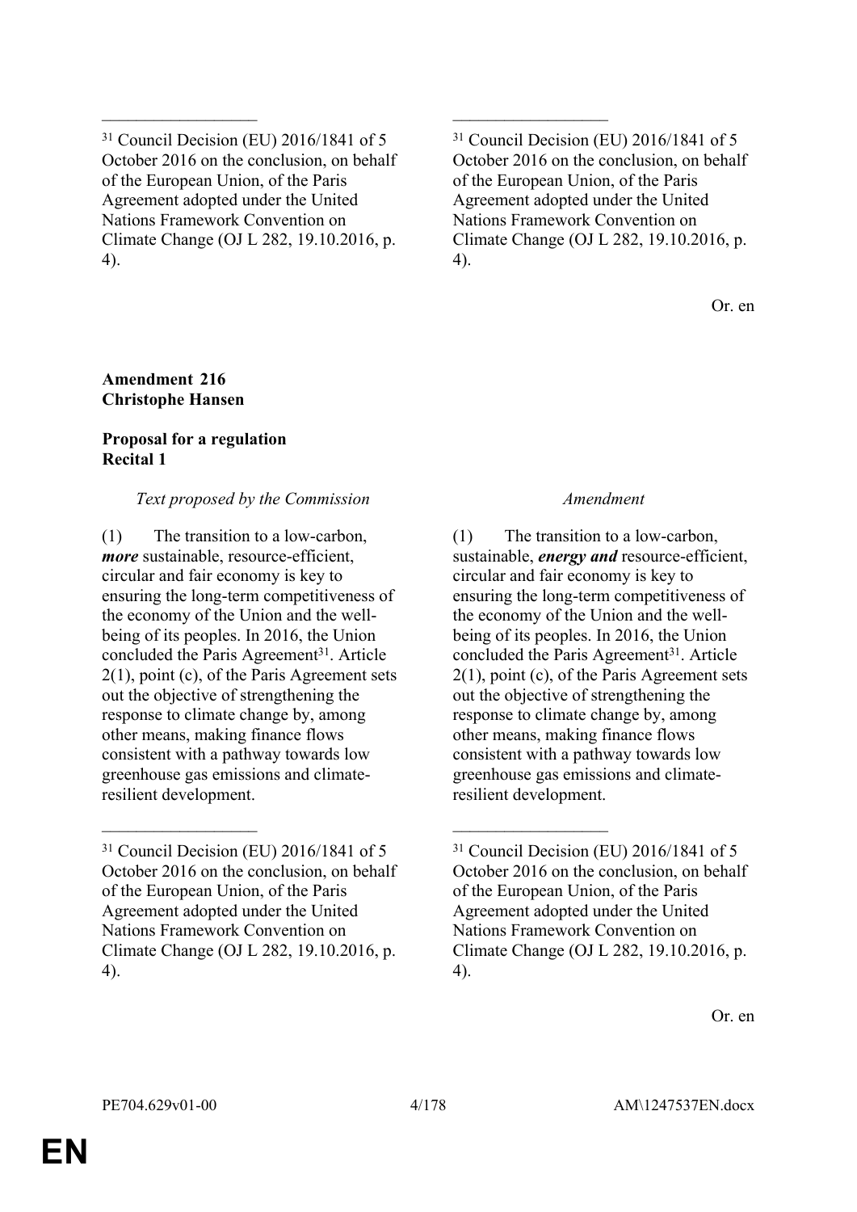[31] Council Decision (EU) 2016/1841 of 5 October 2016 on the conclusion, on behalf of the European Union, of the Paris Agreement adopted under the United Nations Framework Convention on Climate Change (OJ L 282, 19.10.2016, p. 4).

[31] Council Decision (EU) 2016/1841 of 5 October 2016 on the conclusion, on behalf of the European Union, of the Paris Agreement adopted under the United Nations Framework Convention on Climate Change (OJ L 282, 19.10.2016, p. 4).

Or. en

**Amendment 216**
**Christophe Hansen**

**Proposal for a regulation**
**Recital 1**

| *Text proposed by the Commission* | *Amendment* |
|---|---|
| (1) The transition to a low-carbon, ***more*** sustainable, resource-efficient, circular and fair economy is key to ensuring the long-term competitiveness of the economy of the Union and the well-being of its peoples. In 2016, the Union concluded the Paris Agreement[31]. Article 2(1), point (c), of the Paris Agreement sets out the objective of strengthening the response to climate change by, among other means, making finance flows consistent with a pathway towards low greenhouse gas emissions and climate-resilient development. | (1) The transition to a low-carbon, sustainable, ***energy and*** resource-efficient, circular and fair economy is key to ensuring the long-term competitiveness of the economy of the Union and the well-being of its peoples. In 2016, the Union concluded the Paris Agreement[31]. Article 2(1), point (c), of the Paris Agreement sets out the objective of strengthening the response to climate change by, among other means, making finance flows consistent with a pathway towards low greenhouse gas emissions and climate-resilient development. |

[31] Council Decision (EU) 2016/1841 of 5 October 2016 on the conclusion, on behalf of the European Union, of the Paris Agreement adopted under the United Nations Framework Convention on Climate Change (OJ L 282, 19.10.2016, p. 4).

[31] Council Decision (EU) 2016/1841 of 5 October 2016 on the conclusion, on behalf of the European Union, of the Paris Agreement adopted under the United Nations Framework Convention on Climate Change (OJ L 282, 19.10.2016, p. 4).

Or. en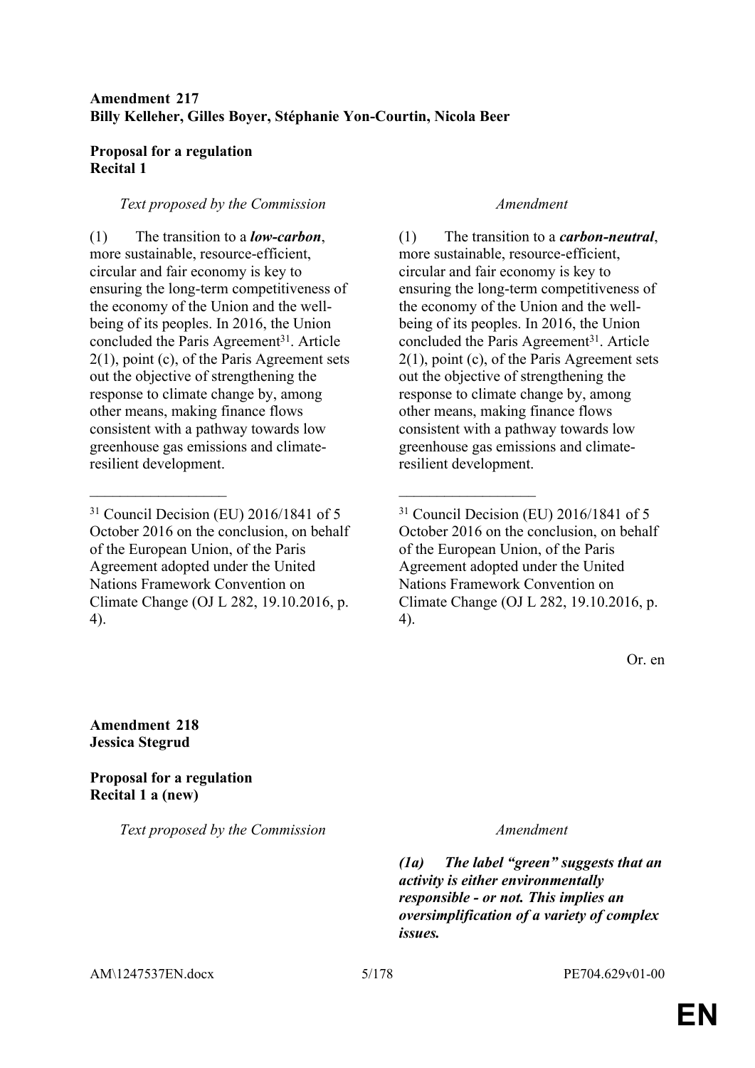**Amendment 217**
**Billy Kelleher, Gilles Boyer, Stéphanie Yon-Courtin, Nicola Beer**

**Proposal for a regulation**
**Recital 1**

| *Text proposed by the Commission* | *Amendment* |
|---|---|
| (1) The transition to a ***low-carbon***, more sustainable, resource-efficient, circular and fair economy is key to ensuring the long-term competitiveness of the economy of the Union and the well-being of its peoples. In 2016, the Union concluded the Paris Agreement[31]. Article 2(1), point (c), of the Paris Agreement sets out the objective of strengthening the response to climate change by, among other means, making finance flows consistent with a pathway towards low greenhouse gas emissions and climate-resilient development. | (1) The transition to a ***carbon-neutral***, more sustainable, resource-efficient, circular and fair economy is key to ensuring the long-term competitiveness of the economy of the Union and the well-being of its peoples. In 2016, the Union concluded the Paris Agreement[31]. Article 2(1), point (c), of the Paris Agreement sets out the objective of strengthening the response to climate change by, among other means, making finance flows consistent with a pathway towards low greenhouse gas emissions and climate-resilient development. |
| [31] Council Decision (EU) 2016/1841 of 5 October 2016 on the conclusion, on behalf of the European Union, of the Paris Agreement adopted under the United Nations Framework Convention on Climate Change (OJ L 282, 19.10.2016, p. 4). | [31] Council Decision (EU) 2016/1841 of 5 October 2016 on the conclusion, on behalf of the European Union, of the Paris Agreement adopted under the United Nations Framework Convention on Climate Change (OJ L 282, 19.10.2016, p. 4). |

Or. en

**Amendment 218**
**Jessica Stegrud**

**Proposal for a regulation**
**Recital 1 a (new)**

| *Text proposed by the Commission* | *Amendment* |
|---|---|
| | ***(1a) The label "green" suggests that an activity is either environmentally responsible - or not. This implies an oversimplification of a variety of complex issues.*** |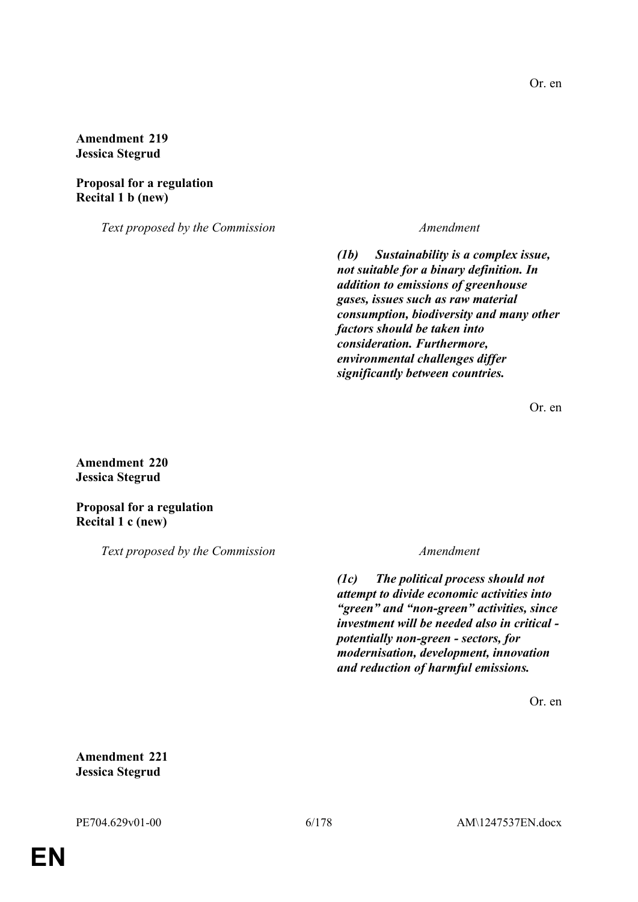Or. en

**Amendment 219**
**Jessica Stegrud**

**Proposal for a regulation**
**Recital 1 b (new)**

| *Text proposed by the Commission* | *Amendment* |
|---|---|
| | ***(1b) Sustainability is a complex issue, not suitable for a binary definition. In addition to emissions of greenhouse gases, issues such as raw material consumption, biodiversity and many other factors should be taken into consideration. Furthermore, environmental challenges differ significantly between countries.*** |

Or. en

**Amendment 220**
**Jessica Stegrud**

**Proposal for a regulation**
**Recital 1 c (new)**

| *Text proposed by the Commission* | *Amendment* |
|---|---|
| | ***(1c) The political process should not attempt to divide economic activities into "green" and "non-green" activities, since investment will be needed also in critical - potentially non-green - sectors, for modernisation, development, innovation and reduction of harmful emissions.*** |

Or. en

**Amendment 221**
**Jessica Stegrud**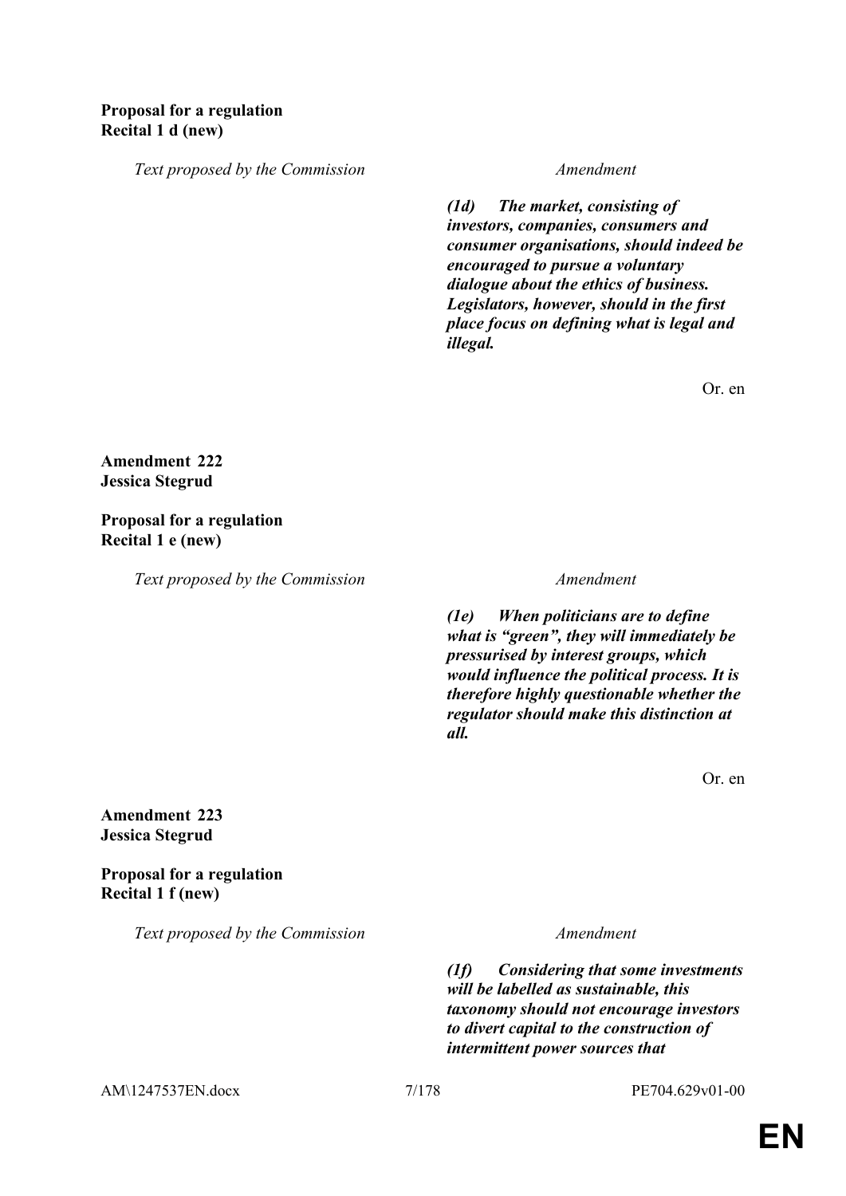**Proposal for a regulation**
**Recital 1 d (new)**

| *Text proposed by the Commission* | *Amendment* |
|---|---|
| | ***(1d) The market, consisting of investors, companies, consumers and consumer organisations, should indeed be encouraged to pursue a voluntary dialogue about the ethics of business. Legislators, however, should in the first place focus on defining what is legal and illegal.*** |

Or. en

**Amendment 222**
**Jessica Stegrud**

**Proposal for a regulation**
**Recital 1 e (new)**

| *Text proposed by the Commission* | *Amendment* |
|---|---|
| | ***(1e) When politicians are to define what is "green", they will immediately be pressurised by interest groups, which would influence the political process. It is therefore highly questionable whether the regulator should make this distinction at all.*** |

Or. en

**Amendment 223**
**Jessica Stegrud**

**Proposal for a regulation**
**Recital 1 f (new)**

| *Text proposed by the Commission* | *Amendment* |
|---|---|
| | ***(1f) Considering that some investments will be labelled as sustainable, this taxonomy should not encourage investors to divert capital to the construction of intermittent power sources that*** |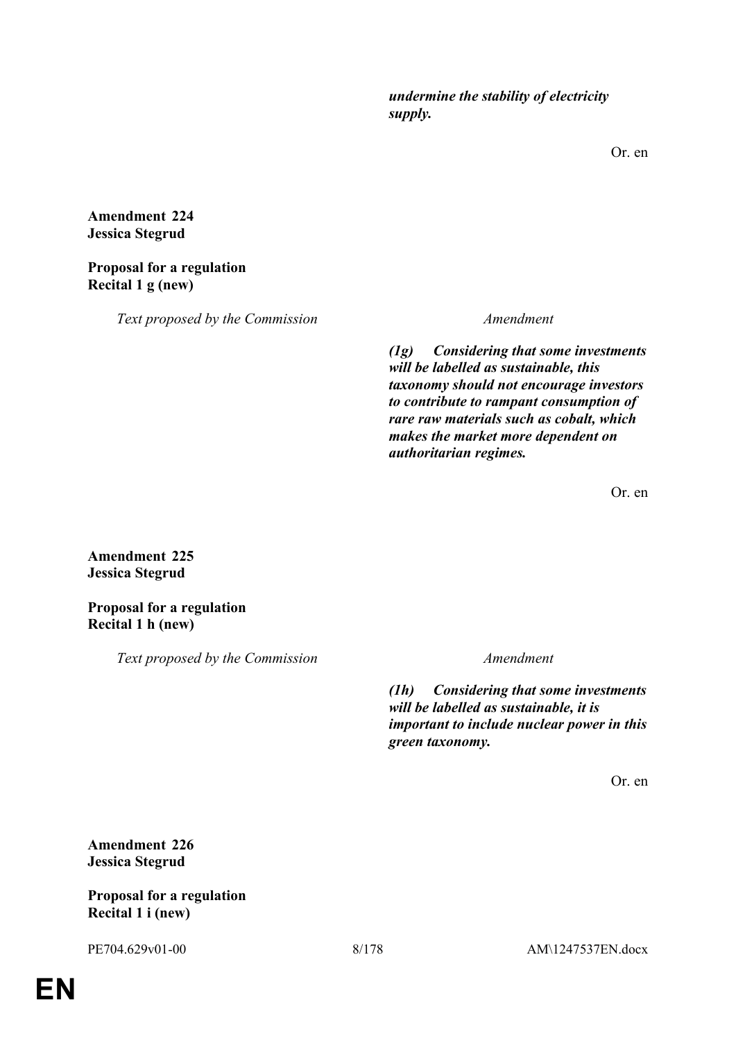| | |
|---|---|
| | ***undermine the stability of electricity supply.*** |

Or. en

**Amendment 224**
**Jessica Stegrud**

**Proposal for a regulation**
**Recital 1 g (new)**

| *Text proposed by the Commission* | *Amendment* |
|---|---|
| | ***(1g) Considering that some investments will be labelled as sustainable, this taxonomy should not encourage investors to contribute to rampant consumption of rare raw materials such as cobalt, which makes the market more dependent on authoritarian regimes.*** |

Or. en

**Amendment 225**
**Jessica Stegrud**

**Proposal for a regulation**
**Recital 1 h (new)**

| *Text proposed by the Commission* | *Amendment* |
|---|---|
| | ***(1h) Considering that some investments will be labelled as sustainable, it is important to include nuclear power in this green taxonomy.*** |

Or. en

**Amendment 226**
**Jessica Stegrud**

**Proposal for a regulation**
**Recital 1 i (new)**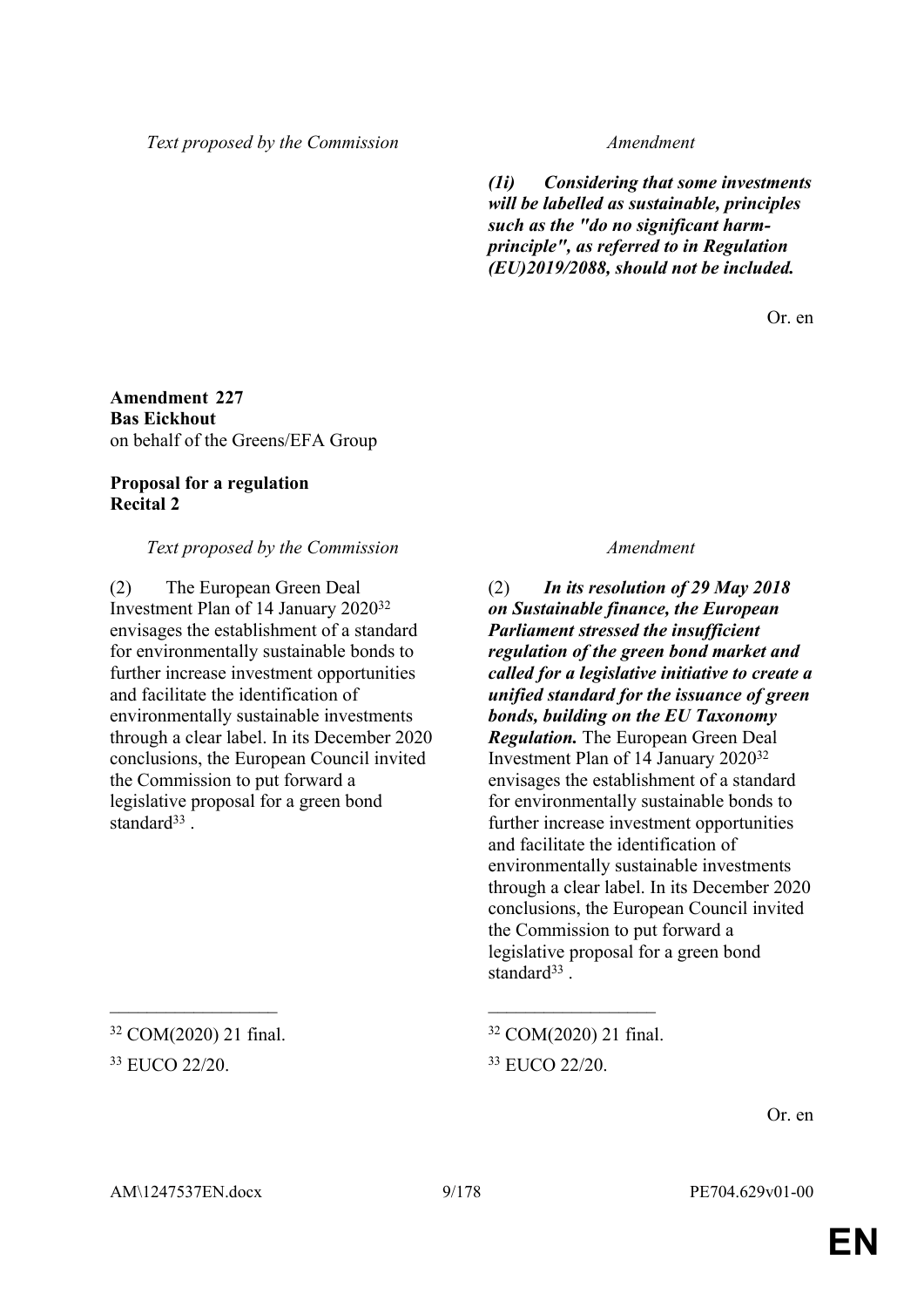| Text proposed by the Commission | Amendment |
| --- | --- |
| | ***(1i) Considering that some investments will be labelled as sustainable, principles such as the "do no significant harm-principle", as referred to in Regulation (EU)2019/2088, should not be included.*** |

Or. en

**Amendment 227**
**Bas Eickhout**
on behalf of the Greens/EFA Group

**Proposal for a regulation**
**Recital 2**

| Text proposed by the Commission | Amendment |
| --- | --- |
| (2) The European Green Deal Investment Plan of 14 January 2020[32] envisages the establishment of a standard for environmentally sustainable bonds to further increase investment opportunities and facilitate the identification of environmentally sustainable investments through a clear label. In its December 2020 conclusions, the European Council invited the Commission to put forward a legislative proposal for a green bond standard[33] . | (2) ***In its resolution of 29 May 2018 on Sustainable finance, the European Parliament stressed the insufficient regulation of the green bond market and called for a legislative initiative to create a unified standard for the issuance of green bonds, building on the EU Taxonomy Regulation.*** The European Green Deal Investment Plan of 14 January 2020[32] envisages the establishment of a standard for environmentally sustainable bonds to further increase investment opportunities and facilitate the identification of environmentally sustainable investments through a clear label. In its December 2020 conclusions, the European Council invited the Commission to put forward a legislative proposal for a green bond standard[33] . |
| [32] COM(2020) 21 final. | [32] COM(2020) 21 final. |
| [33] EUCO 22/20. | [33] EUCO 22/20. |

Or. en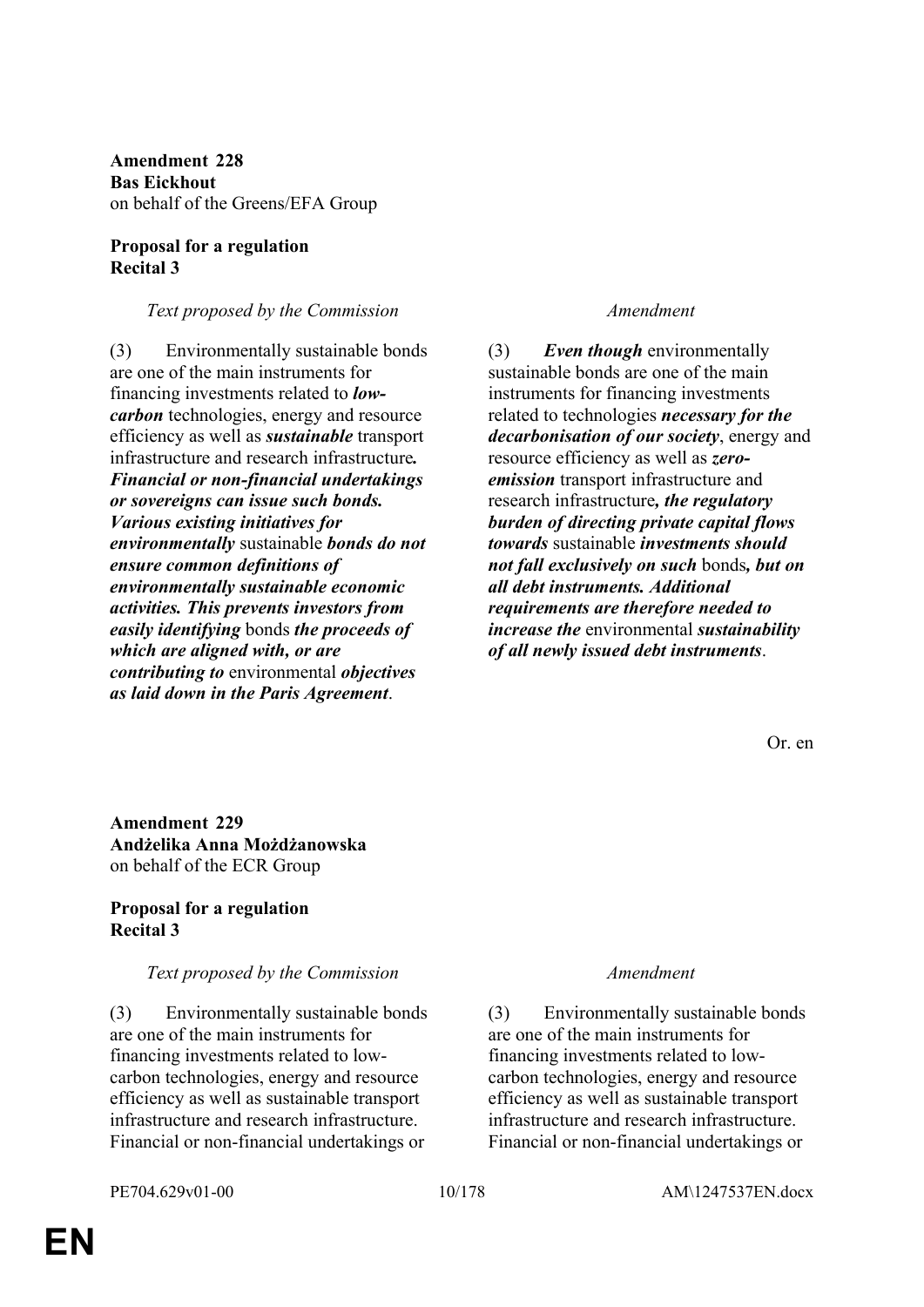**Amendment 228**
**Bas Eickhout**
on behalf of the Greens/EFA Group

**Proposal for a regulation**
**Recital 3**

| *Text proposed by the Commission* | *Amendment* |
|---|---|
| (3) Environmentally sustainable bonds are one of the main instruments for financing investments related to ***low-carbon*** technologies, energy and resource efficiency as well as ***sustainable*** transport infrastructure and research infrastructure***. Financial or non-financial undertakings or sovereigns can issue such bonds. Various existing initiatives for environmentally*** sustainable ***bonds do not ensure common definitions of environmentally sustainable economic activities. This prevents investors from easily identifying*** bonds ***the proceeds of which are aligned with, or are contributing to*** environmental ***objectives as laid down in the Paris Agreement***. | (3) ***Even though*** environmentally sustainable bonds are one of the main instruments for financing investments related to technologies ***necessary for the decarbonisation of our society***, energy and resource efficiency as well as ***zero-emission*** transport infrastructure and research infrastructure***, the regulatory burden of directing private capital flows towards*** sustainable ***investments should not fall exclusively on such*** bonds***, but on all debt instruments. Additional requirements are therefore needed to increase the*** environmental ***sustainability of all newly issued debt instruments***. |

Or. en

**Amendment 229**
**Andżelika Anna Możdżanowska**
on behalf of the ECR Group

**Proposal for a regulation**
**Recital 3**

| *Text proposed by the Commission* | *Amendment* |
|---|---|
| (3) Environmentally sustainable bonds are one of the main instruments for financing investments related to low-carbon technologies, energy and resource efficiency as well as sustainable transport infrastructure and research infrastructure. Financial or non-financial undertakings or | (3) Environmentally sustainable bonds are one of the main instruments for financing investments related to low-carbon technologies, energy and resource efficiency as well as sustainable transport infrastructure and research infrastructure. Financial or non-financial undertakings or |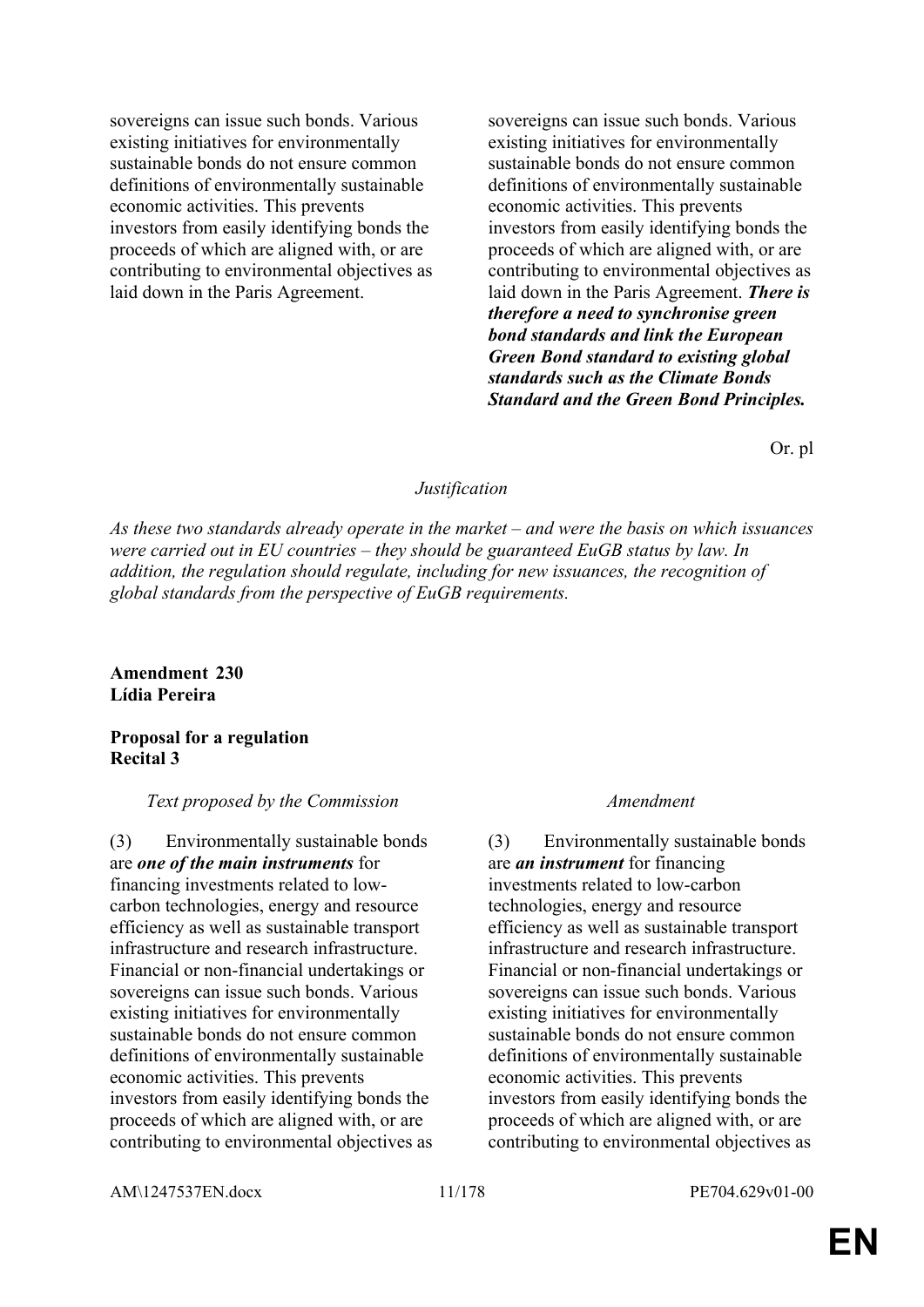| | |
|---|---|
| sovereigns can issue such bonds. Various existing initiatives for environmentally sustainable bonds do not ensure common definitions of environmentally sustainable economic activities. This prevents investors from easily identifying bonds the proceeds of which are aligned with, or are contributing to environmental objectives as laid down in the Paris Agreement. | sovereigns can issue such bonds. Various existing initiatives for environmentally sustainable bonds do not ensure common definitions of environmentally sustainable economic activities. This prevents investors from easily identifying bonds the proceeds of which are aligned with, or are contributing to environmental objectives as laid down in the Paris Agreement. ***There is therefore a need to synchronise green bond standards and link the European Green Bond standard to existing global standards such as the Climate Bonds Standard and the Green Bond Principles.*** |

Or. pl

*Justification*

*As these two standards already operate in the market – and were the basis on which issuances were carried out in EU countries – they should be guaranteed EuGB status by law. In addition, the regulation should regulate, including for new issuances, the recognition of global standards from the perspective of EuGB requirements.*

**Amendment 230**
**Lídia Pereira**

**Proposal for a regulation**
**Recital 3**

| *Text proposed by the Commission* | *Amendment* |
|---|---|
| (3) Environmentally sustainable bonds are ***one of the main instruments*** for financing investments related to low-carbon technologies, energy and resource efficiency as well as sustainable transport infrastructure and research infrastructure. Financial or non-financial undertakings or sovereigns can issue such bonds. Various existing initiatives for environmentally sustainable bonds do not ensure common definitions of environmentally sustainable economic activities. This prevents investors from easily identifying bonds the proceeds of which are aligned with, or are contributing to environmental objectives as | (3) Environmentally sustainable bonds are ***an instrument*** for financing investments related to low-carbon technologies, energy and resource efficiency as well as sustainable transport infrastructure and research infrastructure. Financial or non-financial undertakings or sovereigns can issue such bonds. Various existing initiatives for environmentally sustainable bonds do not ensure common definitions of environmentally sustainable economic activities. This prevents investors from easily identifying bonds the proceeds of which are aligned with, or are contributing to environmental objectives as |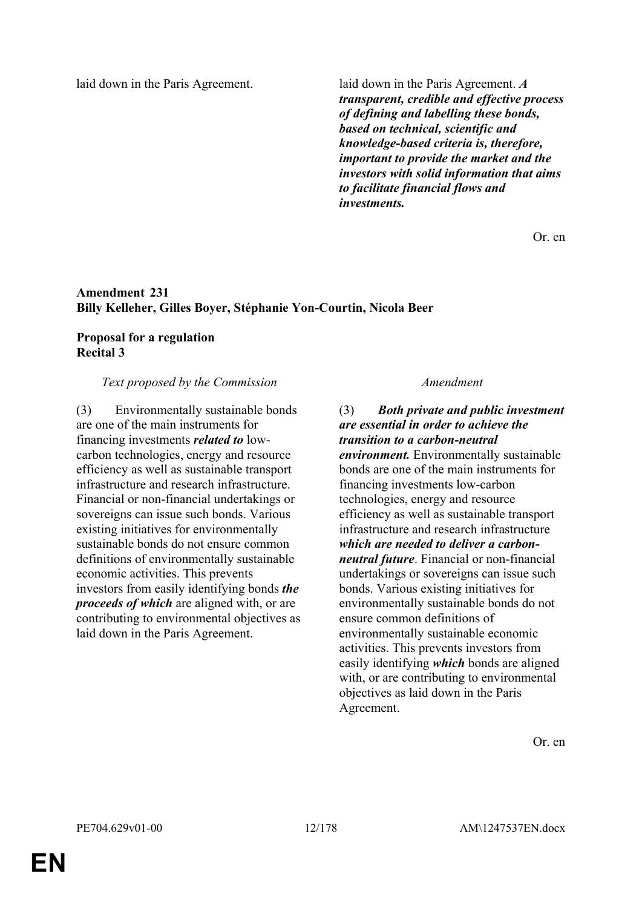| | |
|---|---|
| laid down in the Paris Agreement. | laid down in the Paris Agreement. ***A transparent, credible and effective process of defining and labelling these bonds, based on technical, scientific and knowledge-based criteria is, therefore, important to provide the market and the investors with solid information that aims to facilitate financial flows and investments.*** |

Or. en

**Amendment 231**
**Billy Kelleher, Gilles Boyer, Stéphanie Yon-Courtin, Nicola Beer**

**Proposal for a regulation**
**Recital 3**

| *Text proposed by the Commission* | *Amendment* |
|---|---|
| (3) Environmentally sustainable bonds are one of the main instruments for financing investments ***related to*** low-carbon technologies, energy and resource efficiency as well as sustainable transport infrastructure and research infrastructure. Financial or non-financial undertakings or sovereigns can issue such bonds. Various existing initiatives for environmentally sustainable bonds do not ensure common definitions of environmentally sustainable economic activities. This prevents investors from easily identifying bonds ***the proceeds of which*** are aligned with, or are contributing to environmental objectives as laid down in the Paris Agreement. | (3) ***Both private and public investment are essential in order to achieve the transition to a carbon-neutral environment.*** Environmentally sustainable bonds are one of the main instruments for financing investments low-carbon technologies, energy and resource efficiency as well as sustainable transport infrastructure and research infrastructure ***which are needed to deliver a carbon-neutral future***. Financial or non-financial undertakings or sovereigns can issue such bonds. Various existing initiatives for environmentally sustainable bonds do not ensure common definitions of environmentally sustainable economic activities. This prevents investors from easily identifying ***which*** bonds are aligned with, or are contributing to environmental objectives as laid down in the Paris Agreement. |

Or. en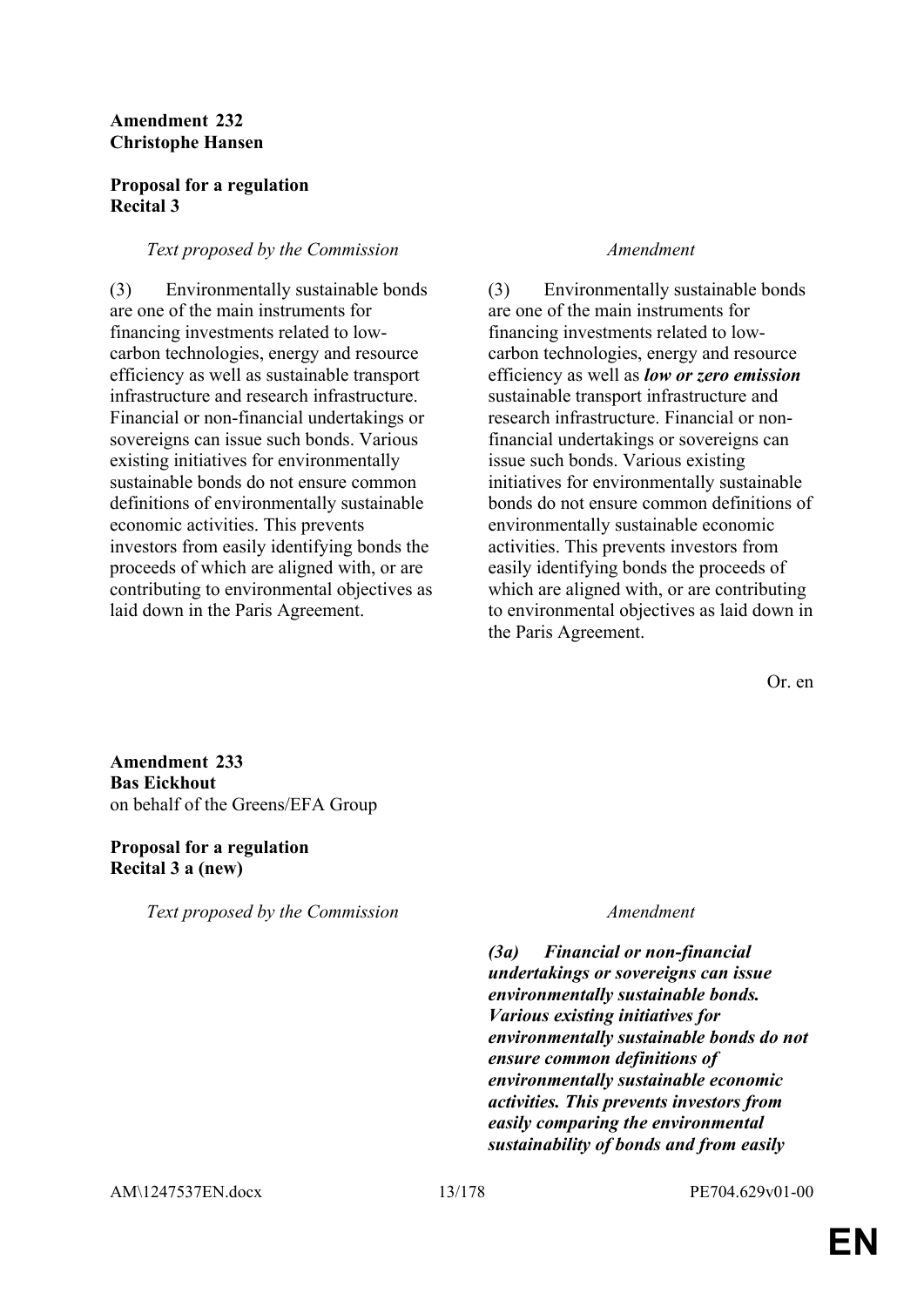**Amendment 232**
**Christophe Hansen**

**Proposal for a regulation**
**Recital 3**

| *Text proposed by the Commission* | *Amendment* |
|---|---|
| (3) Environmentally sustainable bonds are one of the main instruments for financing investments related to low-carbon technologies, energy and resource efficiency as well as sustainable transport infrastructure and research infrastructure. Financial or non-financial undertakings or sovereigns can issue such bonds. Various existing initiatives for environmentally sustainable bonds do not ensure common definitions of environmentally sustainable economic activities. This prevents investors from easily identifying bonds the proceeds of which are aligned with, or are contributing to environmental objectives as laid down in the Paris Agreement. | (3) Environmentally sustainable bonds are one of the main instruments for financing investments related to low-carbon technologies, energy and resource efficiency as well as ***low or zero emission*** sustainable transport infrastructure and research infrastructure. Financial or non-financial undertakings or sovereigns can issue such bonds. Various existing initiatives for environmentally sustainable bonds do not ensure common definitions of environmentally sustainable economic activities. This prevents investors from easily identifying bonds the proceeds of which are aligned with, or are contributing to environmental objectives as laid down in the Paris Agreement. |

Or. en

**Amendment 233**
**Bas Eickhout**
on behalf of the Greens/EFA Group

**Proposal for a regulation**
**Recital 3 a (new)**

| *Text proposed by the Commission* | *Amendment* |
|---|---|
| | ***(3a) Financial or non-financial undertakings or sovereigns can issue environmentally sustainable bonds. Various existing initiatives for environmentally sustainable bonds do not ensure common definitions of environmentally sustainable economic activities. This prevents investors from easily comparing the environmental sustainability of bonds and from easily*** |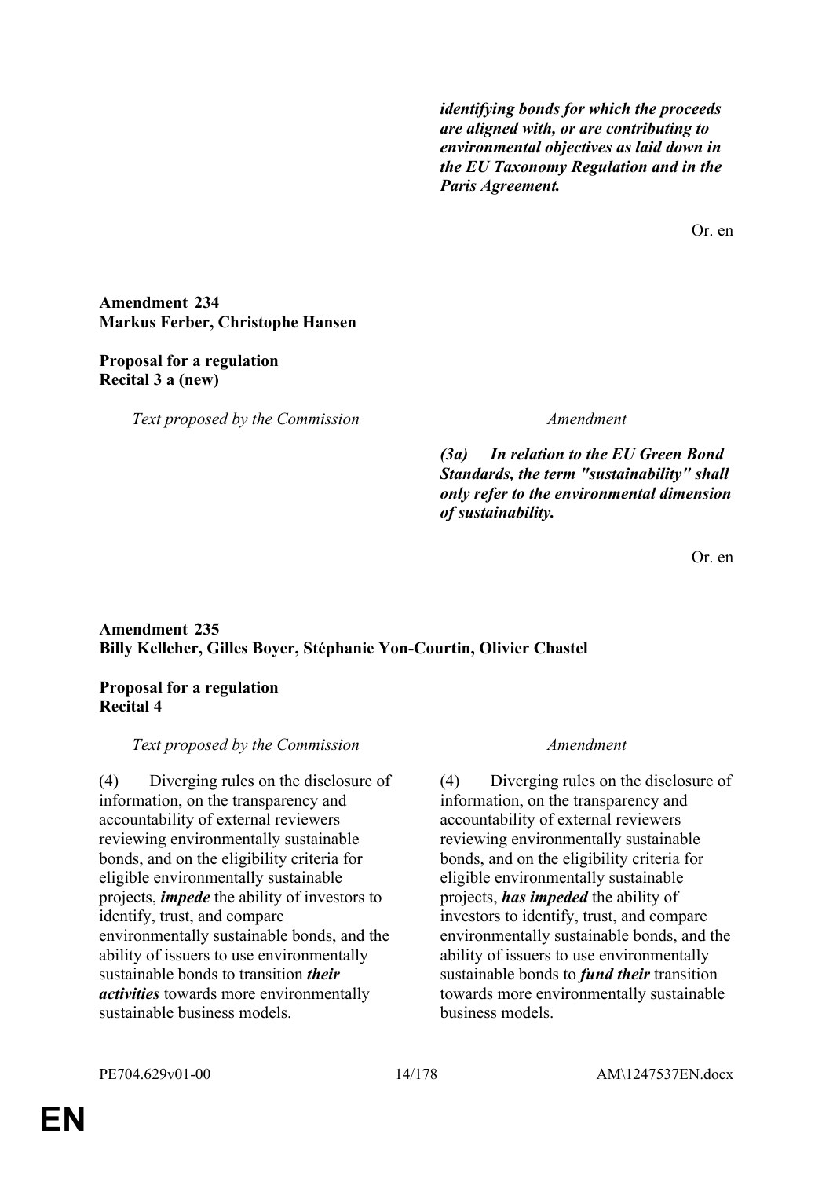| | |
|---|---|
| | ***identifying bonds for which the proceeds are aligned with, or are contributing to environmental objectives as laid down in the EU Taxonomy Regulation and in the Paris Agreement.*** |

Or. en

**Amendment 234**
**Markus Ferber, Christophe Hansen**

**Proposal for a regulation**
**Recital 3 a (new)**

| *Text proposed by the Commission* | *Amendment* |
|---|---|
| | ***(3a) In relation to the EU Green Bond Standards, the term "sustainability" shall only refer to the environmental dimension of sustainability.*** |

Or. en

**Amendment 235**
**Billy Kelleher, Gilles Boyer, Stéphanie Yon-Courtin, Olivier Chastel**

**Proposal for a regulation**
**Recital 4**

| *Text proposed by the Commission* | *Amendment* |
|---|---|
| (4) Diverging rules on the disclosure of information, on the transparency and accountability of external reviewers reviewing environmentally sustainable bonds, and on the eligibility criteria for eligible environmentally sustainable projects, ***impede*** the ability of investors to identify, trust, and compare environmentally sustainable bonds, and the ability of issuers to use environmentally sustainable bonds to transition ***their activities*** towards more environmentally sustainable business models. | (4) Diverging rules on the disclosure of information, on the transparency and accountability of external reviewers reviewing environmentally sustainable bonds, and on the eligibility criteria for eligible environmentally sustainable projects, ***has impeded*** the ability of investors to identify, trust, and compare environmentally sustainable bonds, and the ability of issuers to use environmentally sustainable bonds to ***fund their*** transition towards more environmentally sustainable business models. |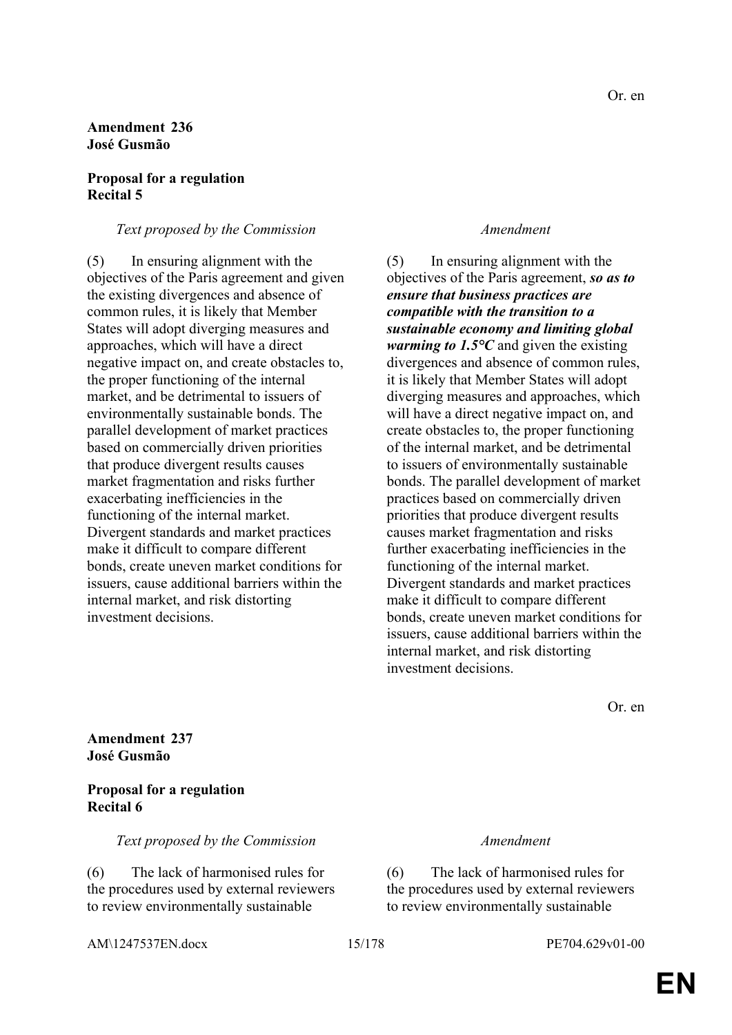Or. en

**Amendment 236**
**José Gusmão**

**Proposal for a regulation**
**Recital 5**

| Text proposed by the Commission | Amendment |
|---|---|
| (5) In ensuring alignment with the objectives of the Paris agreement and given the existing divergences and absence of common rules, it is likely that Member States will adopt diverging measures and approaches, which will have a direct negative impact on, and create obstacles to, the proper functioning of the internal market, and be detrimental to issuers of environmentally sustainable bonds. The parallel development of market practices based on commercially driven priorities that produce divergent results causes market fragmentation and risks further exacerbating inefficiencies in the functioning of the internal market. Divergent standards and market practices make it difficult to compare different bonds, create uneven market conditions for issuers, cause additional barriers within the internal market, and risk distorting investment decisions. | (5) In ensuring alignment with the objectives of the Paris agreement, ***so as to ensure that business practices are compatible with the transition to a sustainable economy and limiting global warming to 1.5°C*** and given the existing divergences and absence of common rules, it is likely that Member States will adopt diverging measures and approaches, which will have a direct negative impact on, and create obstacles to, the proper functioning of the internal market, and be detrimental to issuers of environmentally sustainable bonds. The parallel development of market practices based on commercially driven priorities that produce divergent results causes market fragmentation and risks further exacerbating inefficiencies in the functioning of the internal market. Divergent standards and market practices make it difficult to compare different bonds, create uneven market conditions for issuers, cause additional barriers within the internal market, and risk distorting investment decisions. |

Or. en

**Amendment 237**
**José Gusmão**

**Proposal for a regulation**
**Recital 6**

| Text proposed by the Commission | Amendment |
|---|---|
| (6) The lack of harmonised rules for the procedures used by external reviewers to review environmentally sustainable | (6) The lack of harmonised rules for the procedures used by external reviewers to review environmentally sustainable |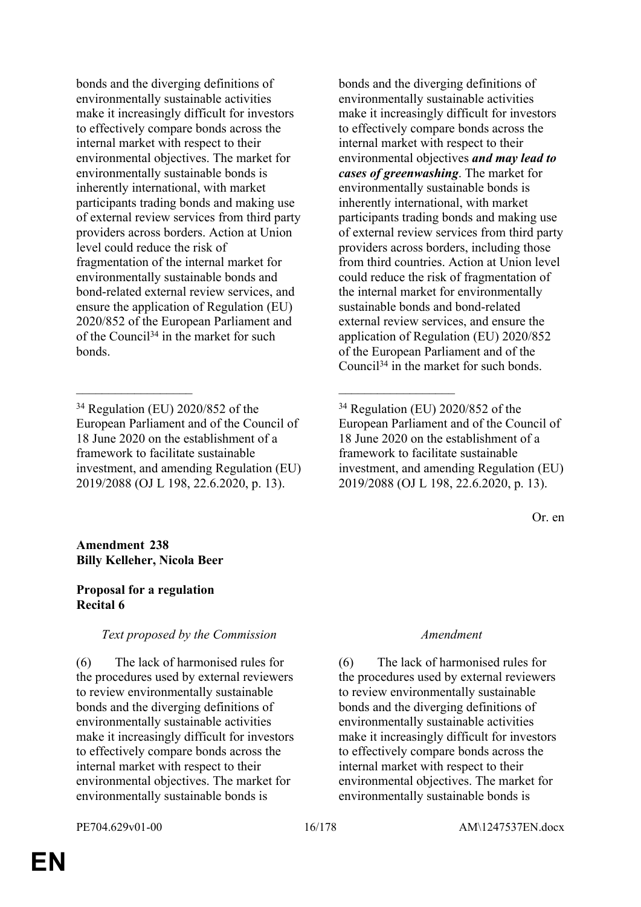| Text proposed by the Commission | Amendment |
|---|---|
| bonds and the diverging definitions of environmentally sustainable activities make it increasingly difficult for investors to effectively compare bonds across the internal market with respect to their environmental objectives. The market for environmentally sustainable bonds is inherently international, with market participants trading bonds and making use of external review services from third party providers across borders. Action at Union level could reduce the risk of fragmentation of the internal market for environmentally sustainable bonds and bond-related external review services, and ensure the application of Regulation (EU) 2020/852 of the European Parliament and of the Council[34] in the market for such bonds. | bonds and the diverging definitions of environmentally sustainable activities make it increasingly difficult for investors to effectively compare bonds across the internal market with respect to their environmental objectives ***and may lead to cases of greenwashing***. The market for environmentally sustainable bonds is inherently international, with market participants trading bonds and making use of external review services from third party providers across borders, including those from third countries. Action at Union level could reduce the risk of fragmentation of the internal market for environmentally sustainable bonds and bond-related external review services, and ensure the application of Regulation (EU) 2020/852 of the European Parliament and of the Council[34] in the market for such bonds. |
| __________________ | __________________ |
| [34] Regulation (EU) 2020/852 of the European Parliament and of the Council of 18 June 2020 on the establishment of a framework to facilitate sustainable investment, and amending Regulation (EU) 2019/2088 (OJ L 198, 22.6.2020, p. 13). | [34] Regulation (EU) 2020/852 of the European Parliament and of the Council of 18 June 2020 on the establishment of a framework to facilitate sustainable investment, and amending Regulation (EU) 2019/2088 (OJ L 198, 22.6.2020, p. 13). |

Or. en

**Amendment 238**
**Billy Kelleher, Nicola Beer**

**Proposal for a regulation**
**Recital 6**

| *Text proposed by the Commission* | *Amendment* |
|---|---|
| (6) The lack of harmonised rules for the procedures used by external reviewers to review environmentally sustainable bonds and the diverging definitions of environmentally sustainable activities make it increasingly difficult for investors to effectively compare bonds across the internal market with respect to their environmental objectives. The market for environmentally sustainable bonds is | (6) The lack of harmonised rules for the procedures used by external reviewers to review environmentally sustainable bonds and the diverging definitions of environmentally sustainable activities make it increasingly difficult for investors to effectively compare bonds across the internal market with respect to their environmental objectives. The market for environmentally sustainable bonds is |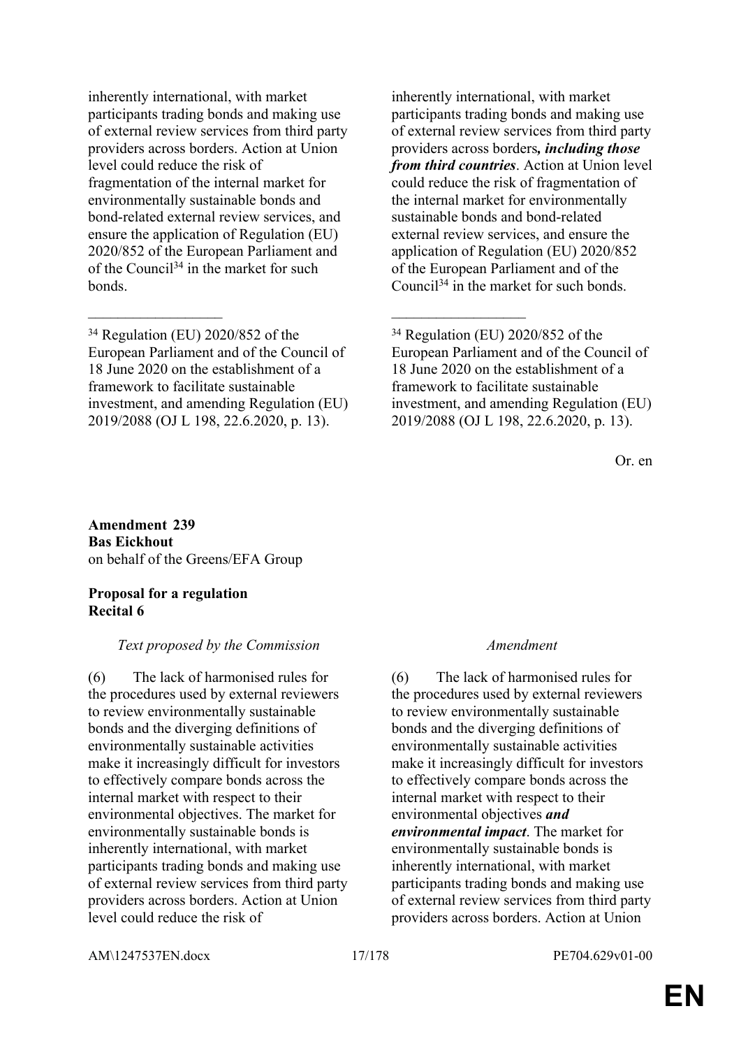| | |
|---|---|
| inherently international, with market participants trading bonds and making use of external review services from third party providers across borders. Action at Union level could reduce the risk of fragmentation of the internal market for environmentally sustainable bonds and bond-related external review services, and ensure the application of Regulation (EU) 2020/852 of the European Parliament and of the Council[34] in the market for such bonds. | inherently international, with market participants trading bonds and making use of external review services from third party providers across borders***, including those from third countries***. Action at Union level could reduce the risk of fragmentation of the internal market for environmentally sustainable bonds and bond-related external review services, and ensure the application of Regulation (EU) 2020/852 of the European Parliament and of the Council[34] in the market for such bonds. |
| __________________ | __________________ |
| [34] Regulation (EU) 2020/852 of the European Parliament and of the Council of 18 June 2020 on the establishment of a framework to facilitate sustainable investment, and amending Regulation (EU) 2019/2088 (OJ L 198, 22.6.2020, p. 13). | [34] Regulation (EU) 2020/852 of the European Parliament and of the Council of 18 June 2020 on the establishment of a framework to facilitate sustainable investment, and amending Regulation (EU) 2019/2088 (OJ L 198, 22.6.2020, p. 13). |

Or. en

**Amendment 239**
**Bas Eickhout**
on behalf of the Greens/EFA Group

**Proposal for a regulation**
**Recital 6**

| *Text proposed by the Commission* | *Amendment* |
|---|---|
| (6) The lack of harmonised rules for the procedures used by external reviewers to review environmentally sustainable bonds and the diverging definitions of environmentally sustainable activities make it increasingly difficult for investors to effectively compare bonds across the internal market with respect to their environmental objectives. The market for environmentally sustainable bonds is inherently international, with market participants trading bonds and making use of external review services from third party providers across borders. Action at Union level could reduce the risk of | (6) The lack of harmonised rules for the procedures used by external reviewers to review environmentally sustainable bonds and the diverging definitions of environmentally sustainable activities make it increasingly difficult for investors to effectively compare bonds across the internal market with respect to their environmental objectives ***and environmental impact***. The market for environmentally sustainable bonds is inherently international, with market participants trading bonds and making use of external review services from third party providers across borders. Action at Union |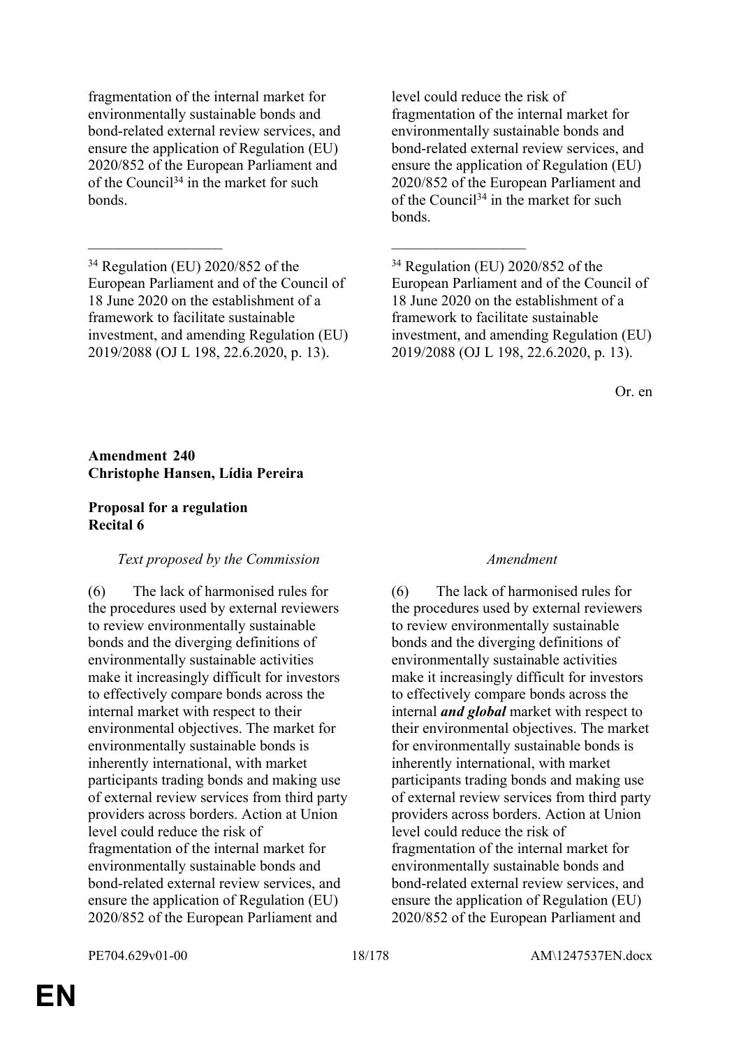| | |
|---|---|
| fragmentation of the internal market for environmentally sustainable bonds and bond-related external review services, and ensure the application of Regulation (EU) 2020/852 of the European Parliament and of the Council[34] in the market for such bonds. | level could reduce the risk of fragmentation of the internal market for environmentally sustainable bonds and bond-related external review services, and ensure the application of Regulation (EU) 2020/852 of the European Parliament and of the Council[34] in the market for such bonds. |
| __________________ | __________________ |
| [34] Regulation (EU) 2020/852 of the European Parliament and of the Council of 18 June 2020 on the establishment of a framework to facilitate sustainable investment, and amending Regulation (EU) 2019/2088 (OJ L 198, 22.6.2020, p. 13). | [34] Regulation (EU) 2020/852 of the European Parliament and of the Council of 18 June 2020 on the establishment of a framework to facilitate sustainable investment, and amending Regulation (EU) 2019/2088 (OJ L 198, 22.6.2020, p. 13). |

Or. en

**Amendment 240**
**Christophe Hansen, Lídia Pereira**

**Proposal for a regulation**
**Recital 6**

| *Text proposed by the Commission* | *Amendment* |
|---|---|
| (6) The lack of harmonised rules for the procedures used by external reviewers to review environmentally sustainable bonds and the diverging definitions of environmentally sustainable activities make it increasingly difficult for investors to effectively compare bonds across the internal market with respect to their environmental objectives. The market for environmentally sustainable bonds is inherently international, with market participants trading bonds and making use of external review services from third party providers across borders. Action at Union level could reduce the risk of fragmentation of the internal market for environmentally sustainable bonds and bond-related external review services, and ensure the application of Regulation (EU) 2020/852 of the European Parliament and | (6) The lack of harmonised rules for the procedures used by external reviewers to review environmentally sustainable bonds and the diverging definitions of environmentally sustainable activities make it increasingly difficult for investors to effectively compare bonds across the internal ***and global*** market with respect to their environmental objectives. The market for environmentally sustainable bonds is inherently international, with market participants trading bonds and making use of external review services from third party providers across borders. Action at Union level could reduce the risk of fragmentation of the internal market for environmentally sustainable bonds and bond-related external review services, and ensure the application of Regulation (EU) 2020/852 of the European Parliament and |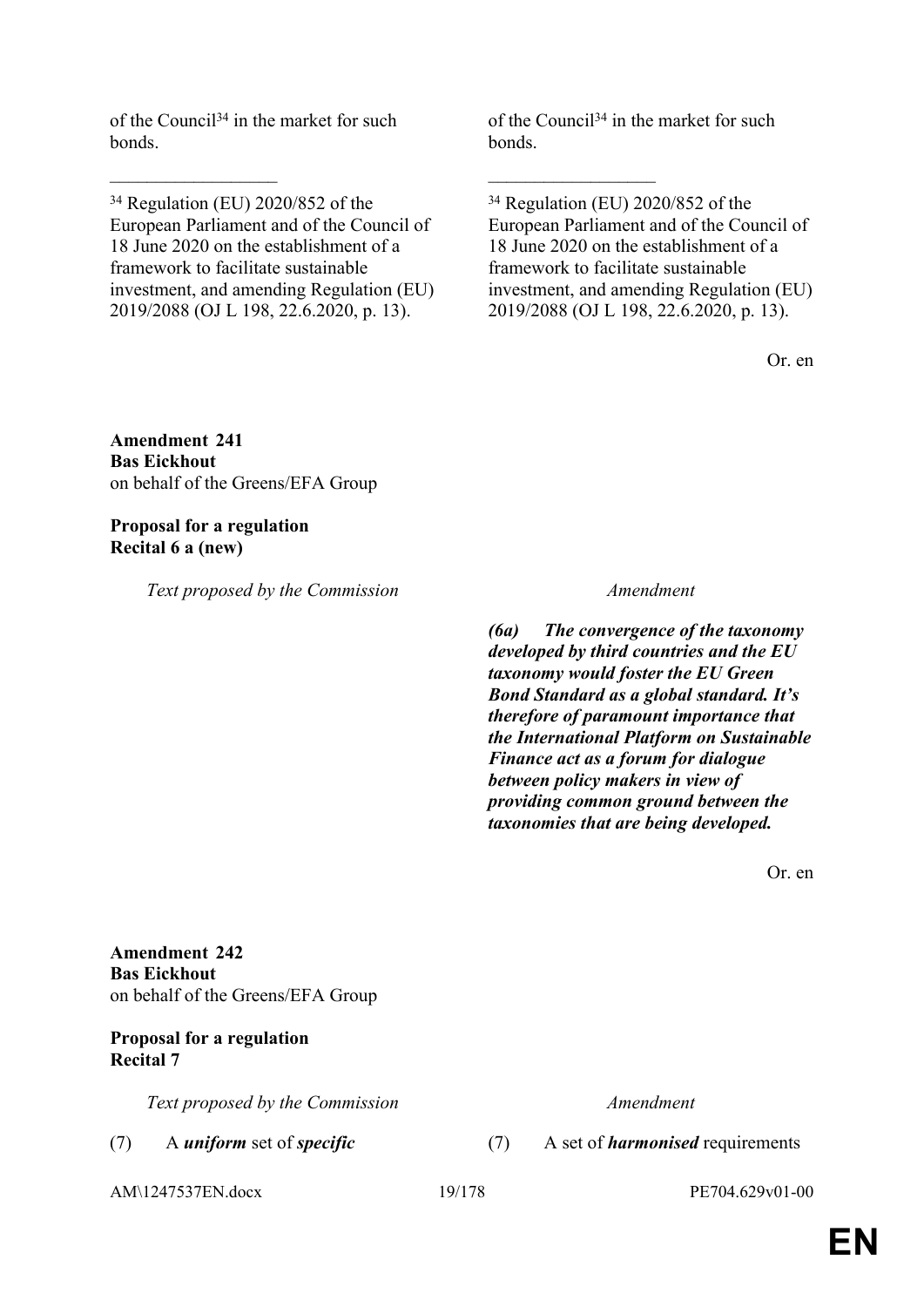| | |
|---|---|
| of the Council[34] in the market for such bonds. | of the Council[34] in the market for such bonds. |
| ___________________ | ___________________ |
| [34] Regulation (EU) 2020/852 of the European Parliament and of the Council of 18 June 2020 on the establishment of a framework to facilitate sustainable investment, and amending Regulation (EU) 2019/2088 (OJ L 198, 22.6.2020, p. 13). | [34] Regulation (EU) 2020/852 of the European Parliament and of the Council of 18 June 2020 on the establishment of a framework to facilitate sustainable investment, and amending Regulation (EU) 2019/2088 (OJ L 198, 22.6.2020, p. 13). |

Or. en

**Amendment 241**
**Bas Eickhout**
on behalf of the Greens/EFA Group

**Proposal for a regulation**
**Recital 6 a (new)**

| *Text proposed by the Commission* | *Amendment* |
|---|---|
| | ***(6a) The convergence of the taxonomy developed by third countries and the EU taxonomy would foster the EU Green Bond Standard as a global standard. It's therefore of paramount importance that the International Platform on Sustainable Finance act as a forum for dialogue between policy makers in view of providing common ground between the taxonomies that are being developed.*** |

Or. en

**Amendment 242**
**Bas Eickhout**
on behalf of the Greens/EFA Group

**Proposal for a regulation**
**Recital 7**

| *Text proposed by the Commission* | *Amendment* |
|---|---|
| (7) A ***uniform*** set of ***specific*** | (7) A set of ***harmonised*** requirements |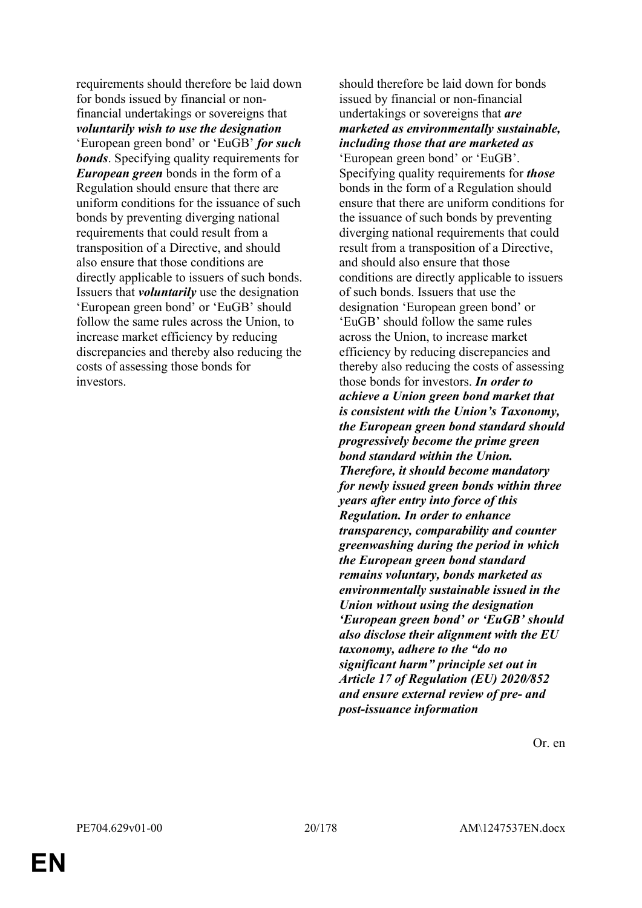| | |
|---|---|
| requirements should therefore be laid down for bonds issued by financial or non-financial undertakings or sovereigns that ***voluntarily wish to use the designation*** 'European green bond' or 'EuGB' ***for such bonds***. Specifying quality requirements for ***European green*** bonds in the form of a Regulation should ensure that there are uniform conditions for the issuance of such bonds by preventing diverging national requirements that could result from a transposition of a Directive, and should also ensure that those conditions are directly applicable to issuers of such bonds. Issuers that ***voluntarily*** use the designation 'European green bond' or 'EuGB' should follow the same rules across the Union, to increase market efficiency by reducing discrepancies and thereby also reducing the costs of assessing those bonds for investors. | should therefore be laid down for bonds issued by financial or non-financial undertakings or sovereigns that ***are marketed as environmentally sustainable, including those that are marketed as*** 'European green bond' or 'EuGB'. Specifying quality requirements for ***those*** bonds in the form of a Regulation should ensure that there are uniform conditions for the issuance of such bonds by preventing diverging national requirements that could result from a transposition of a Directive, and should also ensure that those conditions are directly applicable to issuers of such bonds. Issuers that use the designation 'European green bond' or 'EuGB' should follow the same rules across the Union, to increase market efficiency by reducing discrepancies and thereby also reducing the costs of assessing those bonds for investors. ***In order to achieve a Union green bond market that is consistent with the Union's Taxonomy, the European green bond standard should progressively become the prime green bond standard within the Union. Therefore, it should become mandatory for newly issued green bonds within three years after entry into force of this Regulation. In order to enhance transparency, comparability and counter greenwashing during the period in which the European green bond standard remains voluntary, bonds marketed as environmentally sustainable issued in the Union without using the designation 'European green bond' or 'EuGB' should also disclose their alignment with the EU taxonomy, adhere to the "do no significant harm" principle set out in Article 17 of Regulation (EU) 2020/852 and ensure external review of pre- and post-issuance information*** |

Or. en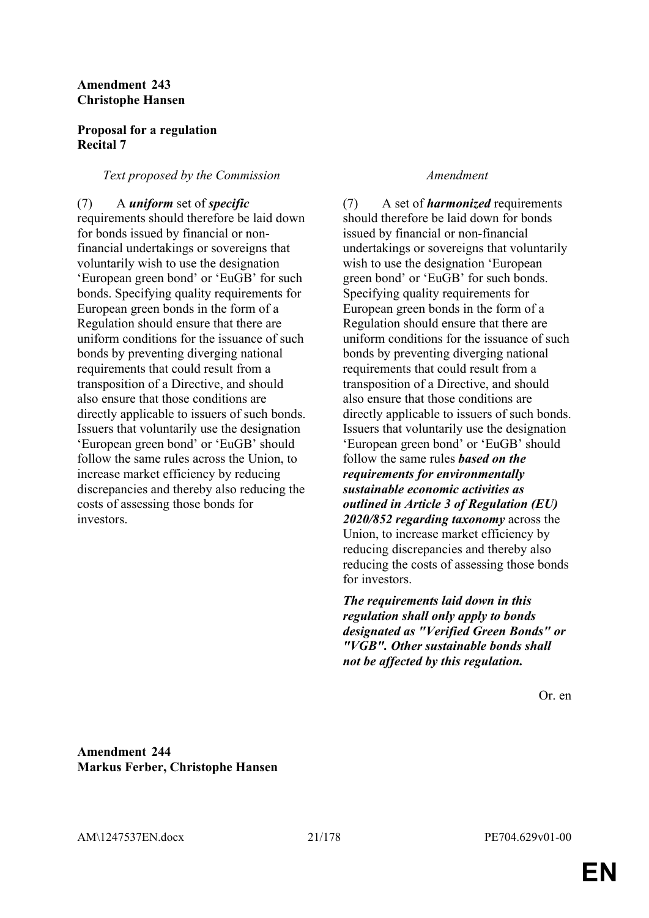**Amendment 243**
**Christophe Hansen**

**Proposal for a regulation**
**Recital 7**

| *Text proposed by the Commission* | *Amendment* |
|---|---|
| (7) A ***uniform*** set of ***specific*** requirements should therefore be laid down for bonds issued by financial or non-financial undertakings or sovereigns that voluntarily wish to use the designation 'European green bond' or 'EuGB' for such bonds. Specifying quality requirements for European green bonds in the form of a Regulation should ensure that there are uniform conditions for the issuance of such bonds by preventing diverging national requirements that could result from a transposition of a Directive, and should also ensure that those conditions are directly applicable to issuers of such bonds. Issuers that voluntarily use the designation 'European green bond' or 'EuGB' should follow the same rules across the Union, to increase market efficiency by reducing discrepancies and thereby also reducing the costs of assessing those bonds for investors. | (7) A set of ***harmonized*** requirements should therefore be laid down for bonds issued by financial or non-financial undertakings or sovereigns that voluntarily wish to use the designation 'European green bond' or 'EuGB' for such bonds. Specifying quality requirements for European green bonds in the form of a Regulation should ensure that there are uniform conditions for the issuance of such bonds by preventing diverging national requirements that could result from a transposition of a Directive, and should also ensure that those conditions are directly applicable to issuers of such bonds. Issuers that voluntarily use the designation 'European green bond' or 'EuGB' should follow the same rules ***based on the requirements for environmentally sustainable economic activities as outlined in Article 3 of Regulation (EU) 2020/852 regarding taxonomy*** across the Union, to increase market efficiency by reducing discrepancies and thereby also reducing the costs of assessing those bonds for investors. |
| | ***The requirements laid down in this regulation shall only apply to bonds designated as "Verified Green Bonds" or "VGB". Other sustainable bonds shall not be affected by this regulation.*** |

Or. en

**Amendment 244**
**Markus Ferber, Christophe Hansen**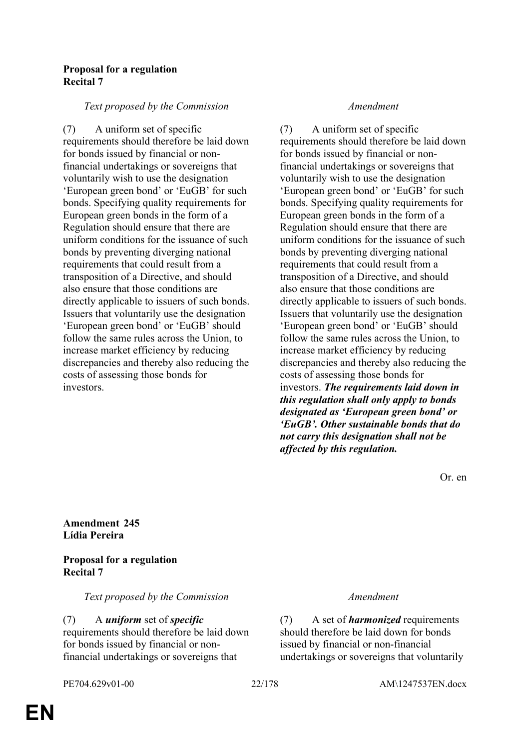**Proposal for a regulation**
**Recital 7**

| *Text proposed by the Commission* | *Amendment* |
|---|---|
| (7) A uniform set of specific requirements should therefore be laid down for bonds issued by financial or non-financial undertakings or sovereigns that voluntarily wish to use the designation 'European green bond' or 'EuGB' for such bonds. Specifying quality requirements for European green bonds in the form of a Regulation should ensure that there are uniform conditions for the issuance of such bonds by preventing diverging national requirements that could result from a transposition of a Directive, and should also ensure that those conditions are directly applicable to issuers of such bonds. Issuers that voluntarily use the designation 'European green bond' or 'EuGB' should follow the same rules across the Union, to increase market efficiency by reducing discrepancies and thereby also reducing the costs of assessing those bonds for investors. | (7) A uniform set of specific requirements should therefore be laid down for bonds issued by financial or non-financial undertakings or sovereigns that voluntarily wish to use the designation 'European green bond' or 'EuGB' for such bonds. Specifying quality requirements for European green bonds in the form of a Regulation should ensure that there are uniform conditions for the issuance of such bonds by preventing diverging national requirements that could result from a transposition of a Directive, and should also ensure that those conditions are directly applicable to issuers of such bonds. Issuers that voluntarily use the designation 'European green bond' or 'EuGB' should follow the same rules across the Union, to increase market efficiency by reducing discrepancies and thereby also reducing the costs of assessing those bonds for investors. ***The requirements laid down in this regulation shall only apply to bonds designated as 'European green bond' or 'EuGB'. Other sustainable bonds that do not carry this designation shall not be affected by this regulation.*** |

Or. en

**Amendment 245**
**Lídia Pereira**

**Proposal for a regulation**
**Recital 7**

| *Text proposed by the Commission* | *Amendment* |
|---|---|
| (7) A ***uniform*** set of ***specific*** requirements should therefore be laid down for bonds issued by financial or non-financial undertakings or sovereigns that | (7) A set of ***harmonized*** requirements should therefore be laid down for bonds issued by financial or non-financial undertakings or sovereigns that voluntarily |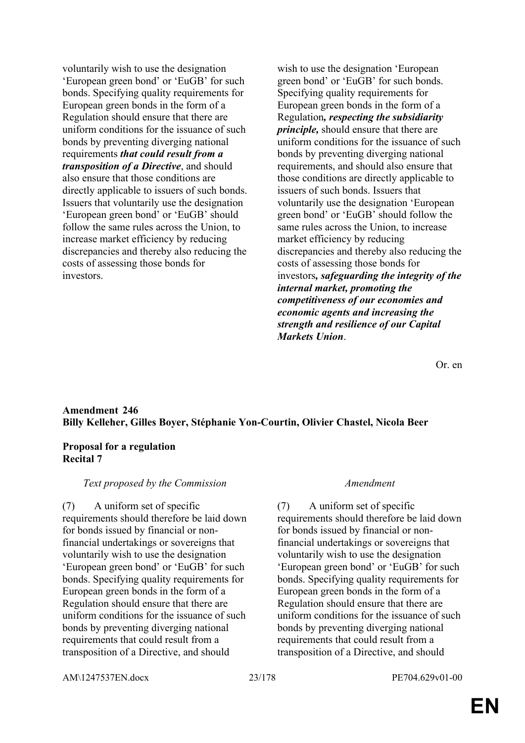| | |
|---|---|
| voluntarily wish to use the designation 'European green bond' or 'EuGB' for such bonds. Specifying quality requirements for European green bonds in the form of a Regulation should ensure that there are uniform conditions for the issuance of such bonds by preventing diverging national requirements ***that could result from a transposition of a Directive***, and should also ensure that those conditions are directly applicable to issuers of such bonds. Issuers that voluntarily use the designation 'European green bond' or 'EuGB' should follow the same rules across the Union, to increase market efficiency by reducing discrepancies and thereby also reducing the costs of assessing those bonds for investors. | wish to use the designation 'European green bond' or 'EuGB' for such bonds. Specifying quality requirements for European green bonds in the form of a Regulation***, respecting the subsidiarity principle,*** should ensure that there are uniform conditions for the issuance of such bonds by preventing diverging national requirements, and should also ensure that those conditions are directly applicable to issuers of such bonds. Issuers that voluntarily use the designation 'European green bond' or 'EuGB' should follow the same rules across the Union, to increase market efficiency by reducing discrepancies and thereby also reducing the costs of assessing those bonds for investors***, safeguarding the integrity of the internal market, promoting the competitiveness of our economies and economic agents and increasing the strength and resilience of our Capital Markets Union***. |

Or. en

**Amendment 246**
**Billy Kelleher, Gilles Boyer, Stéphanie Yon-Courtin, Olivier Chastel, Nicola Beer**

**Proposal for a regulation**
**Recital 7**

| *Text proposed by the Commission* | *Amendment* |
|---|---|
| (7) A uniform set of specific requirements should therefore be laid down for bonds issued by financial or non-financial undertakings or sovereigns that voluntarily wish to use the designation 'European green bond' or 'EuGB' for such bonds. Specifying quality requirements for European green bonds in the form of a Regulation should ensure that there are uniform conditions for the issuance of such bonds by preventing diverging national requirements that could result from a transposition of a Directive, and should | (7) A uniform set of specific requirements should therefore be laid down for bonds issued by financial or non-financial undertakings or sovereigns that voluntarily wish to use the designation 'European green bond' or 'EuGB' for such bonds. Specifying quality requirements for European green bonds in the form of a Regulation should ensure that there are uniform conditions for the issuance of such bonds by preventing diverging national requirements that could result from a transposition of a Directive, and should |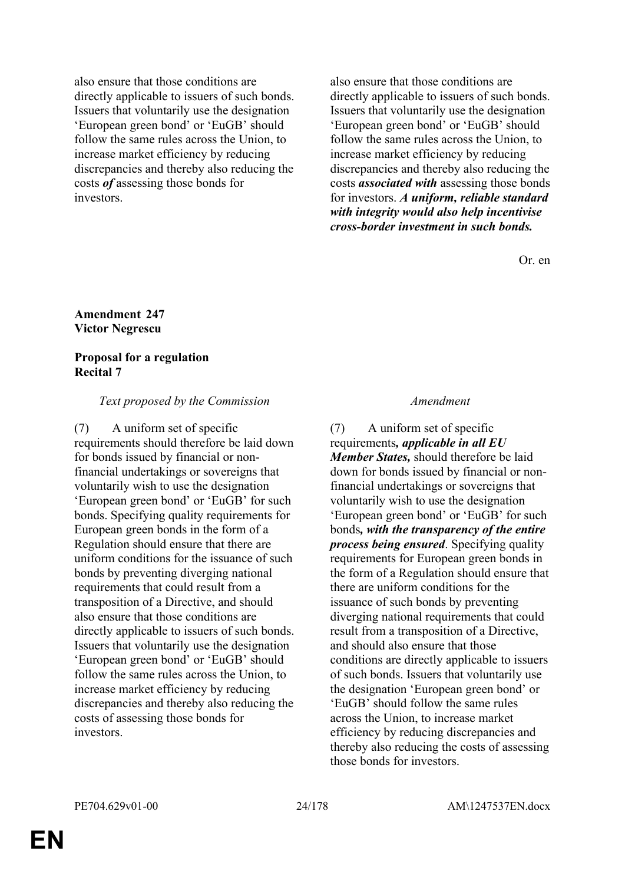| | |
|---|---|
| also ensure that those conditions are directly applicable to issuers of such bonds. Issuers that voluntarily use the designation 'European green bond' or 'EuGB' should follow the same rules across the Union, to increase market efficiency by reducing discrepancies and thereby also reducing the costs ***of*** assessing those bonds for investors. | also ensure that those conditions are directly applicable to issuers of such bonds. Issuers that voluntarily use the designation 'European green bond' or 'EuGB' should follow the same rules across the Union, to increase market efficiency by reducing discrepancies and thereby also reducing the costs ***associated with*** assessing those bonds for investors. ***A uniform, reliable standard with integrity would also help incentivise cross-border investment in such bonds.*** |

Or. en

**Amendment 247**
**Victor Negrescu**

**Proposal for a regulation**
**Recital 7**

| *Text proposed by the Commission* | *Amendment* |
|---|---|
| (7) A uniform set of specific requirements should therefore be laid down for bonds issued by financial or non-financial undertakings or sovereigns that voluntarily wish to use the designation 'European green bond' or 'EuGB' for such bonds. Specifying quality requirements for European green bonds in the form of a Regulation should ensure that there are uniform conditions for the issuance of such bonds by preventing diverging national requirements that could result from a transposition of a Directive, and should also ensure that those conditions are directly applicable to issuers of such bonds. Issuers that voluntarily use the designation 'European green bond' or 'EuGB' should follow the same rules across the Union, to increase market efficiency by reducing discrepancies and thereby also reducing the costs of assessing those bonds for investors. | (7) A uniform set of specific requirements***, applicable in all EU Member States,*** should therefore be laid down for bonds issued by financial or non-financial undertakings or sovereigns that voluntarily wish to use the designation 'European green bond' or 'EuGB' for such bonds***, with the transparency of the entire process being ensured***. Specifying quality requirements for European green bonds in the form of a Regulation should ensure that there are uniform conditions for the issuance of such bonds by preventing diverging national requirements that could result from a transposition of a Directive, and should also ensure that those conditions are directly applicable to issuers of such bonds. Issuers that voluntarily use the designation 'European green bond' or 'EuGB' should follow the same rules across the Union, to increase market efficiency by reducing discrepancies and thereby also reducing the costs of assessing those bonds for investors. |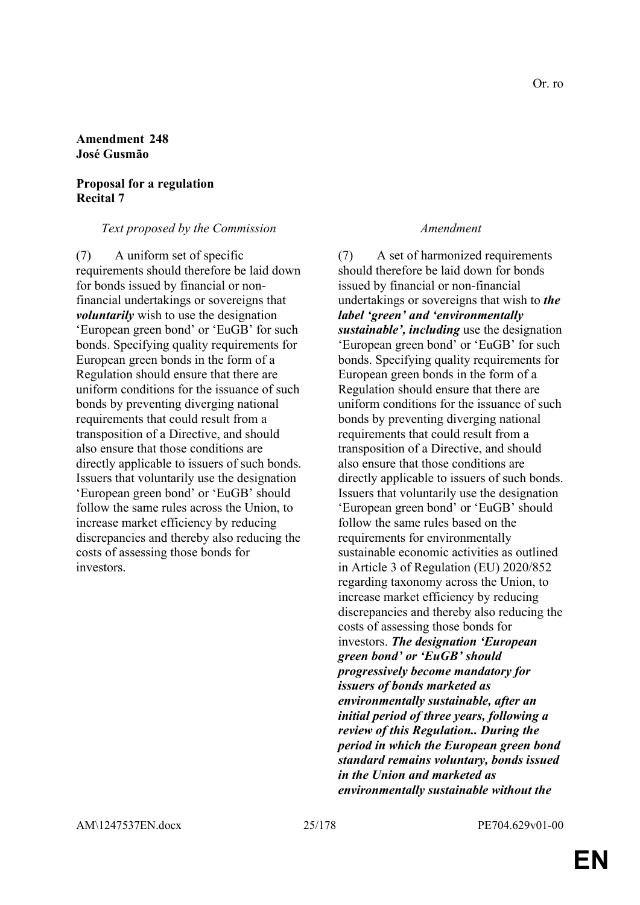Or. ro

**Amendment 248**
**José Gusmão**

**Proposal for a regulation**
**Recital 7**

| *Text proposed by the Commission* | *Amendment* |
|---|---|
| (7) A uniform set of specific requirements should therefore be laid down for bonds issued by financial or non-financial undertakings or sovereigns that ***voluntarily*** wish to use the designation 'European green bond' or 'EuGB' for such bonds. Specifying quality requirements for European green bonds in the form of a Regulation should ensure that there are uniform conditions for the issuance of such bonds by preventing diverging national requirements that could result from a transposition of a Directive, and should also ensure that those conditions are directly applicable to issuers of such bonds. Issuers that voluntarily use the designation 'European green bond' or 'EuGB' should follow the same rules across the Union, to increase market efficiency by reducing discrepancies and thereby also reducing the costs of assessing those bonds for investors. | (7) A set of harmonized requirements should therefore be laid down for bonds issued by financial or non-financial undertakings or sovereigns that wish to ***the label 'green' and 'environmentally sustainable', including*** use the designation 'European green bond' or 'EuGB' for such bonds. Specifying quality requirements for European green bonds in the form of a Regulation should ensure that there are uniform conditions for the issuance of such bonds by preventing diverging national requirements that could result from a transposition of a Directive, and should also ensure that those conditions are directly applicable to issuers of such bonds. Issuers that voluntarily use the designation 'European green bond' or 'EuGB' should follow the same rules based on the requirements for environmentally sustainable economic activities as outlined in Article 3 of Regulation (EU) 2020/852 regarding taxonomy across the Union, to increase market efficiency by reducing discrepancies and thereby also reducing the costs of assessing those bonds for investors. ***The designation 'European green bond' or 'EuGB' should progressively become mandatory for issuers of bonds marketed as environmentally sustainable, after an initial period of three years, following a review of this Regulation.. During the period in which the European green bond standard remains voluntary, bonds issued in the Union and marketed as environmentally sustainable without the*** |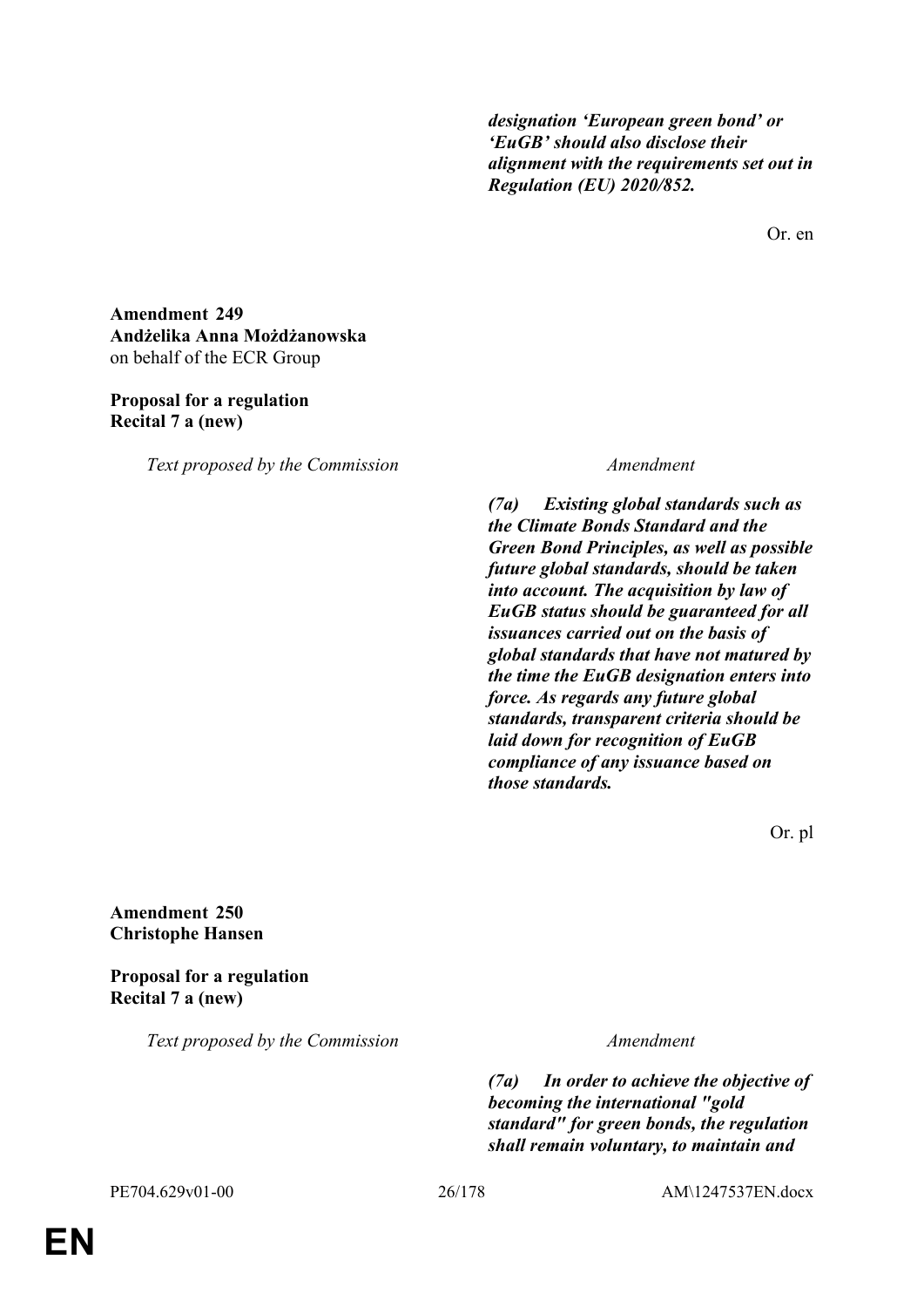| Text proposed by the Commission | Amendment |
| --- | --- |
| | ***designation 'European green bond' or 'EuGB' should also disclose their alignment with the requirements set out in Regulation (EU) 2020/852.*** |

Or. en

**Amendment 249**
**Andżelika Anna Możdżanowska**
on behalf of the ECR Group

**Proposal for a regulation**
**Recital 7 a (new)**

| Text proposed by the Commission | Amendment |
| --- | --- |
| | ***(7a) Existing global standards such as the Climate Bonds Standard and the Green Bond Principles, as well as possible future global standards, should be taken into account. The acquisition by law of EuGB status should be guaranteed for all issuances carried out on the basis of global standards that have not matured by the time the EuGB designation enters into force. As regards any future global standards, transparent criteria should be laid down for recognition of EuGB compliance of any issuance based on those standards.*** |

Or. pl

**Amendment 250**
**Christophe Hansen**

**Proposal for a regulation**
**Recital 7 a (new)**

| Text proposed by the Commission | Amendment |
| --- | --- |
| | ***(7a) In order to achieve the objective of becoming the international "gold standard" for green bonds, the regulation shall remain voluntary, to maintain and*** |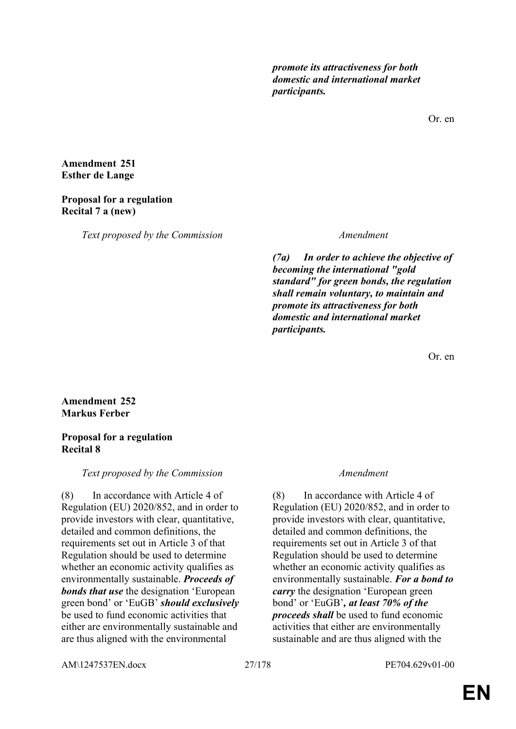*promote its attractiveness for both domestic and international market participants.*

Or. en

**Amendment 251**
**Esther de Lange**

**Proposal for a regulation**
**Recital 7 a (new)**

| *Text proposed by the Commission* | *Amendment* |
|---|---|
| | ***(7a) In order to achieve the objective of becoming the international "gold standard" for green bonds, the regulation shall remain voluntary, to maintain and promote its attractiveness for both domestic and international market participants.*** |

Or. en

**Amendment 252**
**Markus Ferber**

**Proposal for a regulation**
**Recital 8**

| *Text proposed by the Commission* | *Amendment* |
|---|---|
| (8) In accordance with Article 4 of Regulation (EU) 2020/852, and in order to provide investors with clear, quantitative, detailed and common definitions, the requirements set out in Article 3 of that Regulation should be used to determine whether an economic activity qualifies as environmentally sustainable. ***Proceeds of bonds that use*** the designation 'European green bond' or 'EuGB' ***should exclusively*** be used to fund economic activities that either are environmentally sustainable and are thus aligned with the environmental | (8) In accordance with Article 4 of Regulation (EU) 2020/852, and in order to provide investors with clear, quantitative, detailed and common definitions, the requirements set out in Article 3 of that Regulation should be used to determine whether an economic activity qualifies as environmentally sustainable. ***For a bond to carry*** the designation 'European green bond' or 'EuGB'***, at least 70% of the proceeds shall*** be used to fund economic activities that either are environmentally sustainable and are thus aligned with the |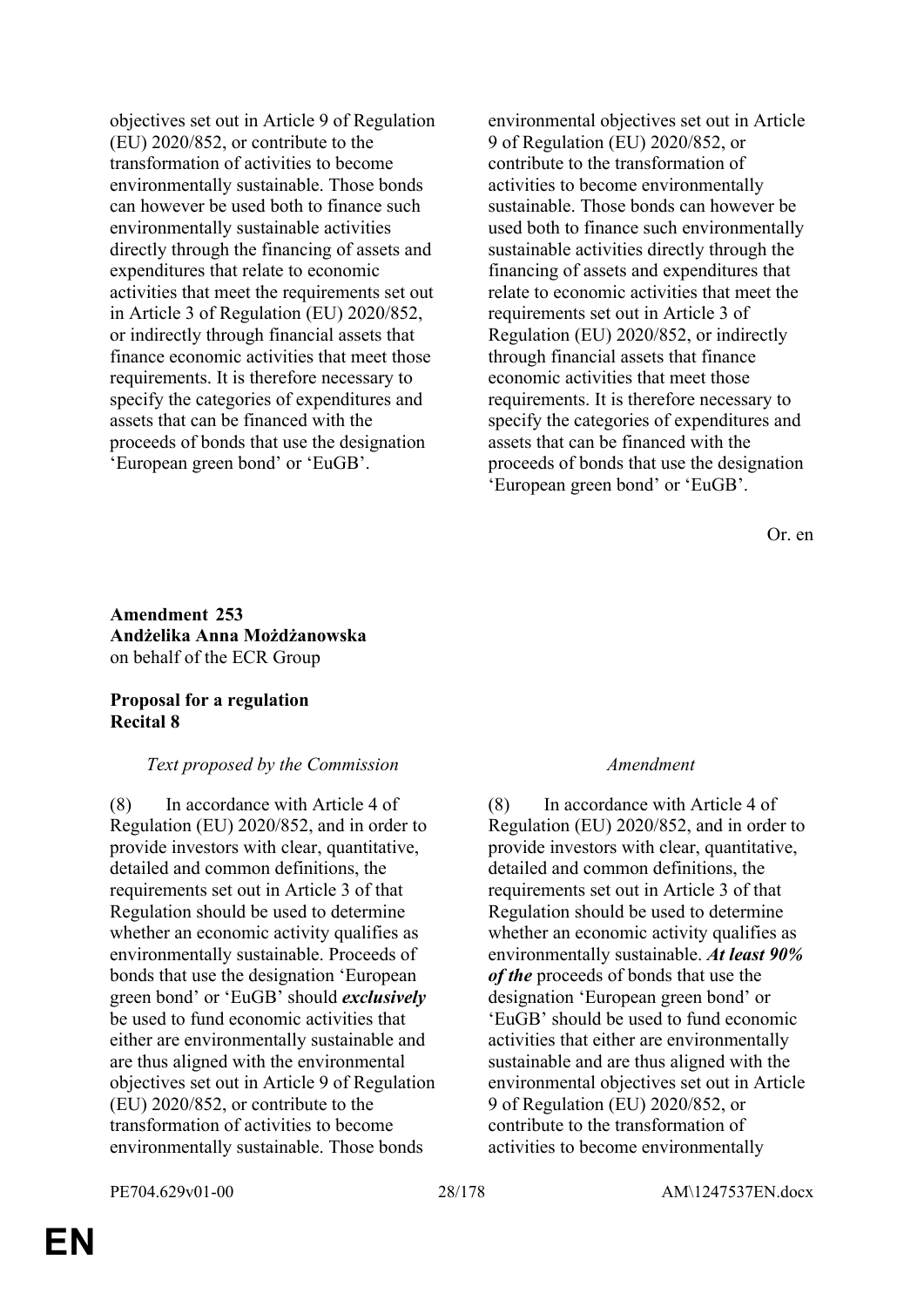| | |
|---|---|
| objectives set out in Article 9 of Regulation (EU) 2020/852, or contribute to the transformation of activities to become environmentally sustainable. Those bonds can however be used both to finance such environmentally sustainable activities directly through the financing of assets and expenditures that relate to economic activities that meet the requirements set out in Article 3 of Regulation (EU) 2020/852, or indirectly through financial assets that finance economic activities that meet those requirements. It is therefore necessary to specify the categories of expenditures and assets that can be financed with the proceeds of bonds that use the designation 'European green bond' or 'EuGB'. | environmental objectives set out in Article 9 of Regulation (EU) 2020/852, or contribute to the transformation of activities to become environmentally sustainable. Those bonds can however be used both to finance such environmentally sustainable activities directly through the financing of assets and expenditures that relate to economic activities that meet the requirements set out in Article 3 of Regulation (EU) 2020/852, or indirectly through financial assets that finance economic activities that meet those requirements. It is therefore necessary to specify the categories of expenditures and assets that can be financed with the proceeds of bonds that use the designation 'European green bond' or 'EuGB'. |

Or. en

**Amendment 253**
**Andżelika Anna Możdżanowska**
on behalf of the ECR Group

**Proposal for a regulation**
**Recital 8**

| *Text proposed by the Commission* | *Amendment* |
|---|---|
| (8) In accordance with Article 4 of Regulation (EU) 2020/852, and in order to provide investors with clear, quantitative, detailed and common definitions, the requirements set out in Article 3 of that Regulation should be used to determine whether an economic activity qualifies as environmentally sustainable. Proceeds of bonds that use the designation 'European green bond' or 'EuGB' should ***exclusively*** be used to fund economic activities that either are environmentally sustainable and are thus aligned with the environmental objectives set out in Article 9 of Regulation (EU) 2020/852, or contribute to the transformation of activities to become environmentally sustainable. Those bonds | (8) In accordance with Article 4 of Regulation (EU) 2020/852, and in order to provide investors with clear, quantitative, detailed and common definitions, the requirements set out in Article 3 of that Regulation should be used to determine whether an economic activity qualifies as environmentally sustainable. ***At least 90% of the*** proceeds of bonds that use the designation 'European green bond' or 'EuGB' should be used to fund economic activities that either are environmentally sustainable and are thus aligned with the environmental objectives set out in Article 9 of Regulation (EU) 2020/852, or contribute to the transformation of activities to become environmentally |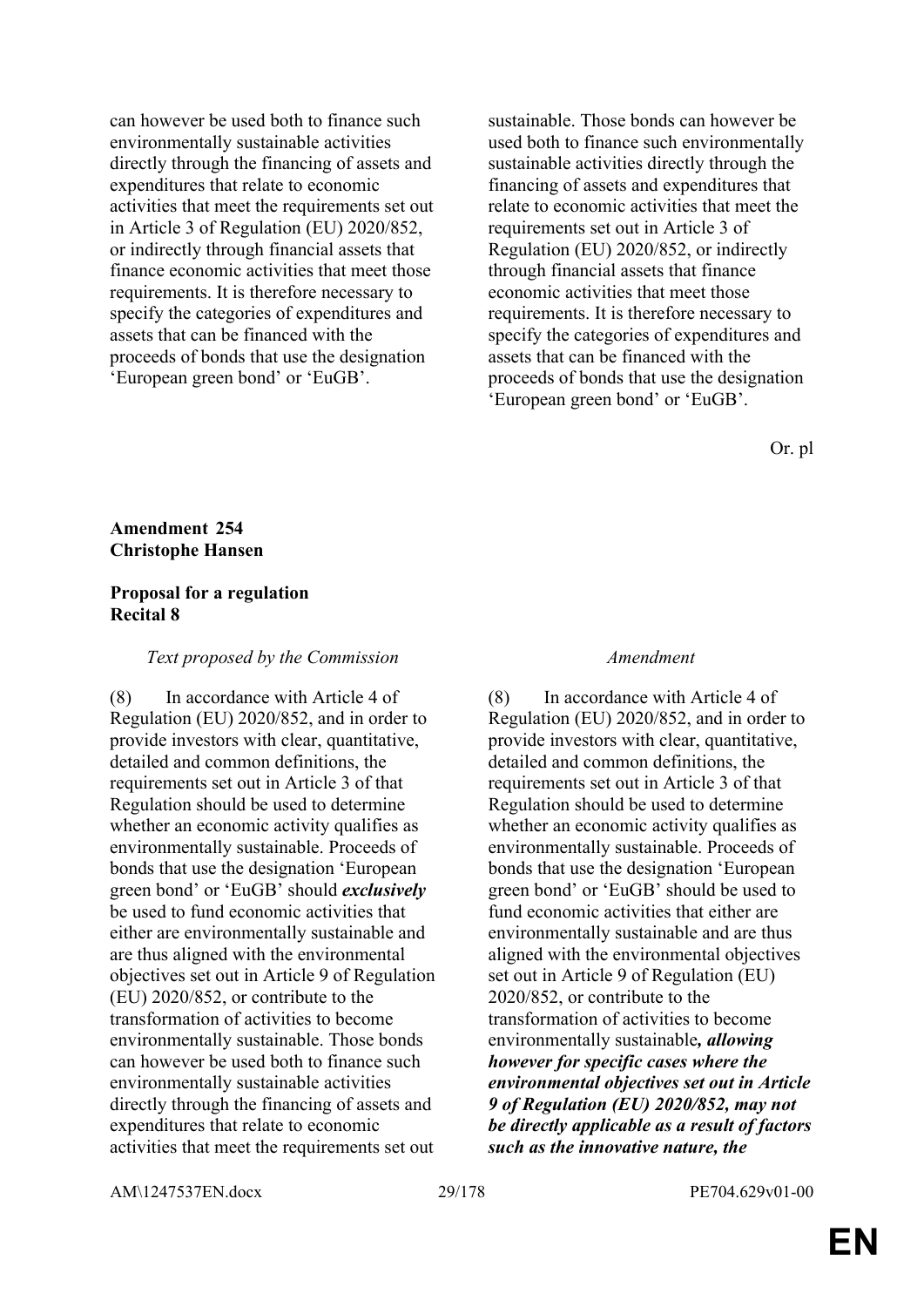| | |
|---|---|
| can however be used both to finance such environmentally sustainable activities directly through the financing of assets and expenditures that relate to economic activities that meet the requirements set out in Article 3 of Regulation (EU) 2020/852, or indirectly through financial assets that finance economic activities that meet those requirements. It is therefore necessary to specify the categories of expenditures and assets that can be financed with the proceeds of bonds that use the designation 'European green bond' or 'EuGB'. | sustainable. Those bonds can however be used both to finance such environmentally sustainable activities directly through the financing of assets and expenditures that relate to economic activities that meet the requirements set out in Article 3 of Regulation (EU) 2020/852, or indirectly through financial assets that finance economic activities that meet those requirements. It is therefore necessary to specify the categories of expenditures and assets that can be financed with the proceeds of bonds that use the designation 'European green bond' or 'EuGB'. |

Or. pl

**Amendment 254**
**Christophe Hansen**

**Proposal for a regulation**
**Recital 8**

| *Text proposed by the Commission* | *Amendment* |
|---|---|
| (8) In accordance with Article 4 of Regulation (EU) 2020/852, and in order to provide investors with clear, quantitative, detailed and common definitions, the requirements set out in Article 3 of that Regulation should be used to determine whether an economic activity qualifies as environmentally sustainable. Proceeds of bonds that use the designation 'European green bond' or 'EuGB' should ***exclusively*** be used to fund economic activities that either are environmentally sustainable and are thus aligned with the environmental objectives set out in Article 9 of Regulation (EU) 2020/852, or contribute to the transformation of activities to become environmentally sustainable. Those bonds can however be used both to finance such environmentally sustainable activities directly through the financing of assets and expenditures that relate to economic activities that meet the requirements set out | (8) In accordance with Article 4 of Regulation (EU) 2020/852, and in order to provide investors with clear, quantitative, detailed and common definitions, the requirements set out in Article 3 of that Regulation should be used to determine whether an economic activity qualifies as environmentally sustainable. Proceeds of bonds that use the designation 'European green bond' or 'EuGB' should be used to fund economic activities that either are environmentally sustainable and are thus aligned with the environmental objectives set out in Article 9 of Regulation (EU) 2020/852, or contribute to the transformation of activities to become environmentally sustainable***, allowing however for specific cases where the environmental objectives set out in Article 9 of Regulation (EU) 2020/852, may not be directly applicable as a result of factors such as the innovative nature, the*** |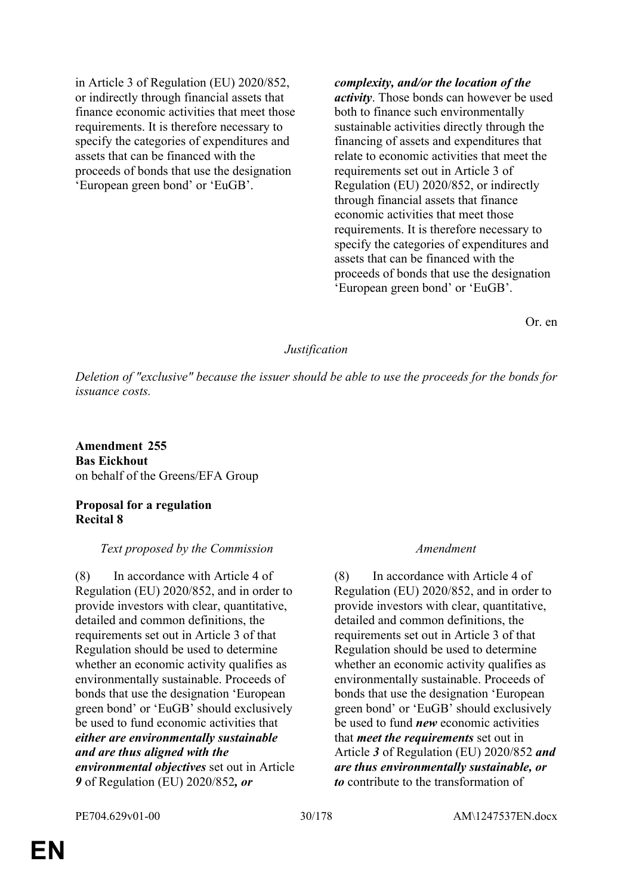| | |
|---|---|
| in Article 3 of Regulation (EU) 2020/852, or indirectly through financial assets that finance economic activities that meet those requirements. It is therefore necessary to specify the categories of expenditures and assets that can be financed with the proceeds of bonds that use the designation 'European green bond' or 'EuGB'. | ***complexity, and/or the location of the activity***. Those bonds can however be used both to finance such environmentally sustainable activities directly through the financing of assets and expenditures that relate to economic activities that meet the requirements set out in Article 3 of Regulation (EU) 2020/852, or indirectly through financial assets that finance economic activities that meet those requirements. It is therefore necessary to specify the categories of expenditures and assets that can be financed with the proceeds of bonds that use the designation 'European green bond' or 'EuGB'. |

Or. en

*Justification*

*Deletion of "exclusive" because the issuer should be able to use the proceeds for the bonds for issuance costs.*

**Amendment 255**
**Bas Eickhout**
on behalf of the Greens/EFA Group

**Proposal for a regulation**
**Recital 8**

| *Text proposed by the Commission* | *Amendment* |
|---|---|
| (8) In accordance with Article 4 of Regulation (EU) 2020/852, and in order to provide investors with clear, quantitative, detailed and common definitions, the requirements set out in Article 3 of that Regulation should be used to determine whether an economic activity qualifies as environmentally sustainable. Proceeds of bonds that use the designation 'European green bond' or 'EuGB' should exclusively be used to fund economic activities that ***either are environmentally sustainable and are thus aligned with the environmental objectives*** set out in Article ***9*** of Regulation (EU) 2020/852***, or*** | (8) In accordance with Article 4 of Regulation (EU) 2020/852, and in order to provide investors with clear, quantitative, detailed and common definitions, the requirements set out in Article 3 of that Regulation should be used to determine whether an economic activity qualifies as environmentally sustainable. Proceeds of bonds that use the designation 'European green bond' or 'EuGB' should exclusively be used to fund ***new*** economic activities that ***meet the requirements*** set out in Article ***3*** of Regulation (EU) 2020/852 ***and are thus environmentally sustainable, or to*** contribute to the transformation of |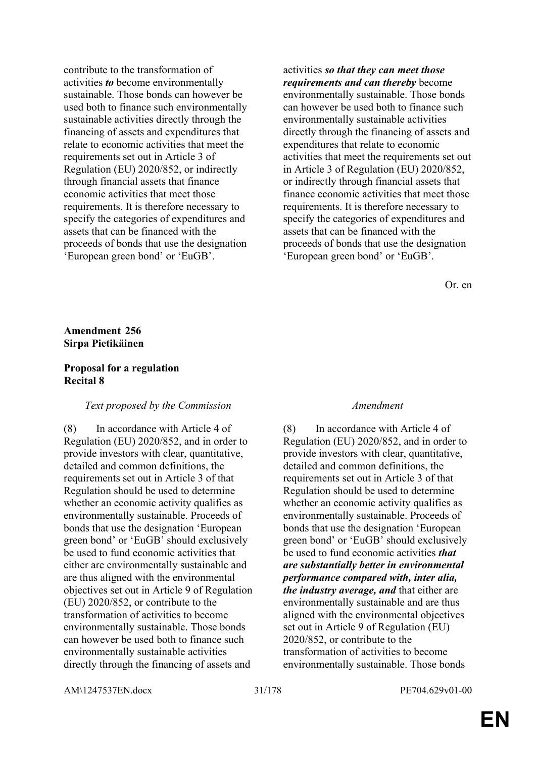| | |
|---|---|
| contribute to the transformation of activities ***to*** become environmentally sustainable. Those bonds can however be used both to finance such environmentally sustainable activities directly through the financing of assets and expenditures that relate to economic activities that meet the requirements set out in Article 3 of Regulation (EU) 2020/852, or indirectly through financial assets that finance economic activities that meet those requirements. It is therefore necessary to specify the categories of expenditures and assets that can be financed with the proceeds of bonds that use the designation 'European green bond' or 'EuGB'. | activities ***so that they can meet those requirements and can thereby*** become environmentally sustainable. Those bonds can however be used both to finance such environmentally sustainable activities directly through the financing of assets and expenditures that relate to economic activities that meet the requirements set out in Article 3 of Regulation (EU) 2020/852, or indirectly through financial assets that finance economic activities that meet those requirements. It is therefore necessary to specify the categories of expenditures and assets that can be financed with the proceeds of bonds that use the designation 'European green bond' or 'EuGB'. |

Or. en

**Amendment 256**
**Sirpa Pietikäinen**

**Proposal for a regulation**
**Recital 8**

| *Text proposed by the Commission* | *Amendment* |
|---|---|
| (8) In accordance with Article 4 of Regulation (EU) 2020/852, and in order to provide investors with clear, quantitative, detailed and common definitions, the requirements set out in Article 3 of that Regulation should be used to determine whether an economic activity qualifies as environmentally sustainable. Proceeds of bonds that use the designation 'European green bond' or 'EuGB' should exclusively be used to fund economic activities that either are environmentally sustainable and are thus aligned with the environmental objectives set out in Article 9 of Regulation (EU) 2020/852, or contribute to the transformation of activities to become environmentally sustainable. Those bonds can however be used both to finance such environmentally sustainable activities directly through the financing of assets and | (8) In accordance with Article 4 of Regulation (EU) 2020/852, and in order to provide investors with clear, quantitative, detailed and common definitions, the requirements set out in Article 3 of that Regulation should be used to determine whether an economic activity qualifies as environmentally sustainable. Proceeds of bonds that use the designation 'European green bond' or 'EuGB' should exclusively be used to fund economic activities ***that are substantially better in environmental performance compared with, inter alia, the industry average, and*** that either are environmentally sustainable and are thus aligned with the environmental objectives set out in Article 9 of Regulation (EU) 2020/852, or contribute to the transformation of activities to become environmentally sustainable. Those bonds |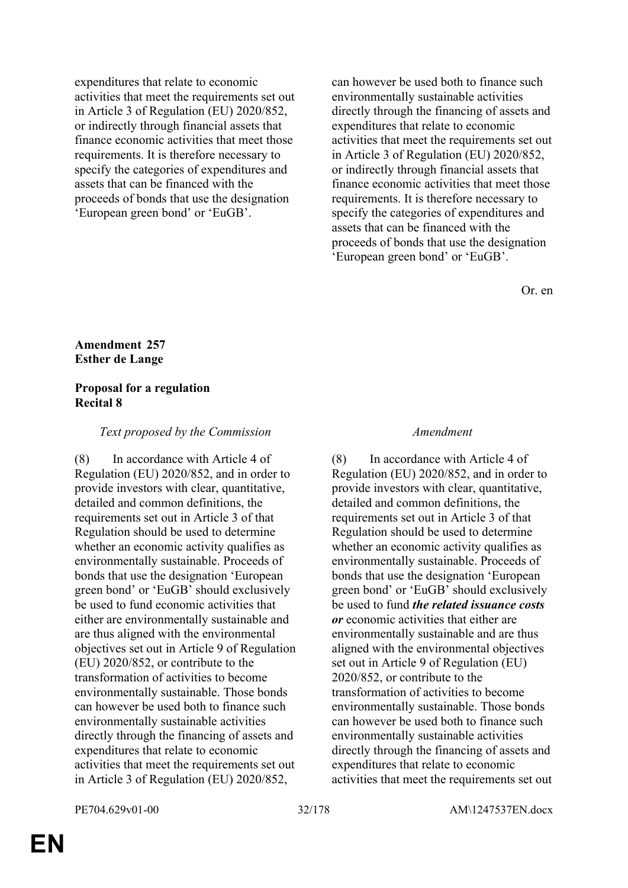expenditures that relate to economic activities that meet the requirements set out in Article 3 of Regulation (EU) 2020/852, or indirectly through financial assets that finance economic activities that meet those requirements. It is therefore necessary to specify the categories of expenditures and assets that can be financed with the proceeds of bonds that use the designation 'European green bond' or 'EuGB'.

can however be used both to finance such environmentally sustainable activities directly through the financing of assets and expenditures that relate to economic activities that meet the requirements set out in Article 3 of Regulation (EU) 2020/852, or indirectly through financial assets that finance economic activities that meet those requirements. It is therefore necessary to specify the categories of expenditures and assets that can be financed with the proceeds of bonds that use the designation 'European green bond' or 'EuGB'.

Or. en

**Amendment 257**
**Esther de Lange**

**Proposal for a regulation**
**Recital 8**

| *Text proposed by the Commission* | *Amendment* |
|---|---|
| (8) In accordance with Article 4 of Regulation (EU) 2020/852, and in order to provide investors with clear, quantitative, detailed and common definitions, the requirements set out in Article 3 of that Regulation should be used to determine whether an economic activity qualifies as environmentally sustainable. Proceeds of bonds that use the designation 'European green bond' or 'EuGB' should exclusively be used to fund economic activities that either are environmentally sustainable and are thus aligned with the environmental objectives set out in Article 9 of Regulation (EU) 2020/852, or contribute to the transformation of activities to become environmentally sustainable. Those bonds can however be used both to finance such environmentally sustainable activities directly through the financing of assets and expenditures that relate to economic activities that meet the requirements set out in Article 3 of Regulation (EU) 2020/852, | (8) In accordance with Article 4 of Regulation (EU) 2020/852, and in order to provide investors with clear, quantitative, detailed and common definitions, the requirements set out in Article 3 of that Regulation should be used to determine whether an economic activity qualifies as environmentally sustainable. Proceeds of bonds that use the designation 'European green bond' or 'EuGB' should exclusively be used to fund ***the related issuance costs or*** economic activities that either are environmentally sustainable and are thus aligned with the environmental objectives set out in Article 9 of Regulation (EU) 2020/852, or contribute to the transformation of activities to become environmentally sustainable. Those bonds can however be used both to finance such environmentally sustainable activities directly through the financing of assets and expenditures that relate to economic activities that meet the requirements set out |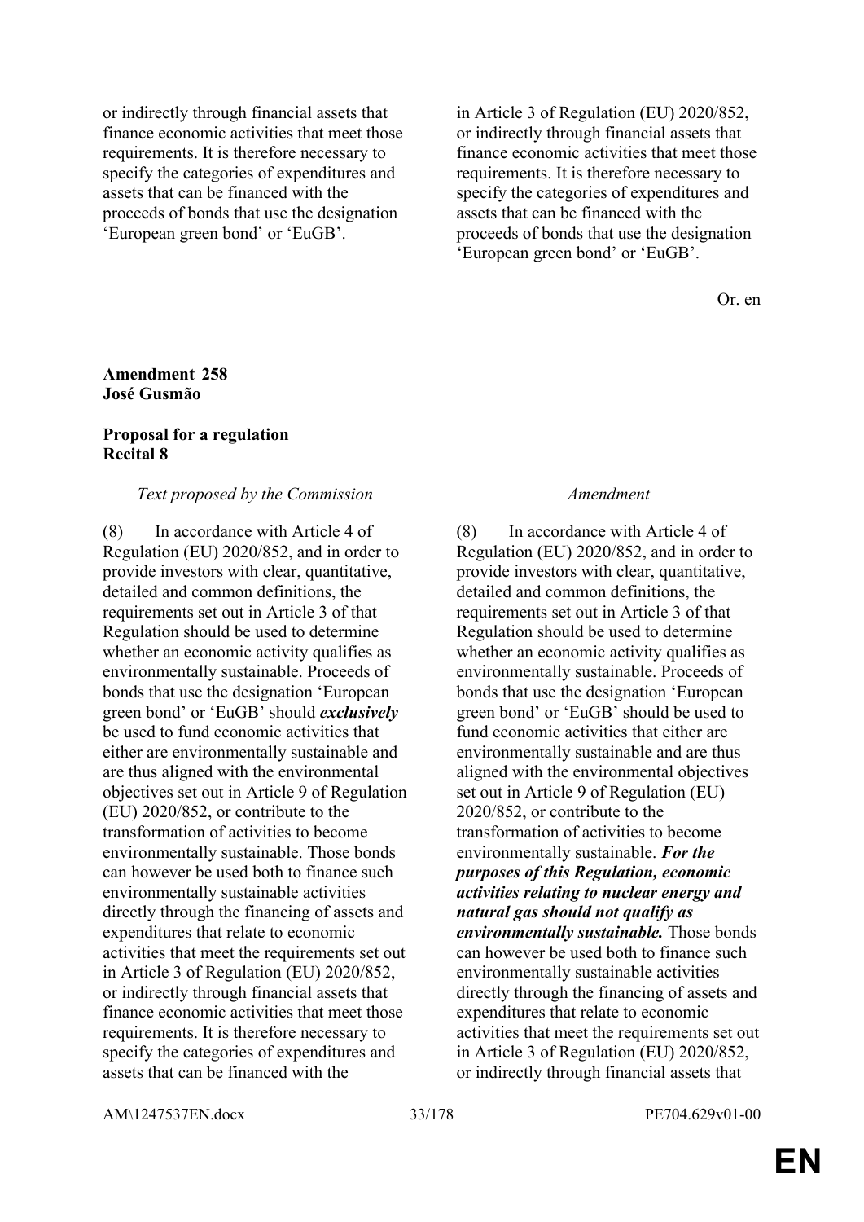| | |
|---|---|
| or indirectly through financial assets that finance economic activities that meet those requirements. It is therefore necessary to specify the categories of expenditures and assets that can be financed with the proceeds of bonds that use the designation 'European green bond' or 'EuGB'. | in Article 3 of Regulation (EU) 2020/852, or indirectly through financial assets that finance economic activities that meet those requirements. It is therefore necessary to specify the categories of expenditures and assets that can be financed with the proceeds of bonds that use the designation 'European green bond' or 'EuGB'. |

Or. en

**Amendment 258**
**José Gusmão**

**Proposal for a regulation**
**Recital 8**

| *Text proposed by the Commission* | *Amendment* |
|---|---|
| (8) In accordance with Article 4 of Regulation (EU) 2020/852, and in order to provide investors with clear, quantitative, detailed and common definitions, the requirements set out in Article 3 of that Regulation should be used to determine whether an economic activity qualifies as environmentally sustainable. Proceeds of bonds that use the designation 'European green bond' or 'EuGB' should ***exclusively*** be used to fund economic activities that either are environmentally sustainable and are thus aligned with the environmental objectives set out in Article 9 of Regulation (EU) 2020/852, or contribute to the transformation of activities to become environmentally sustainable. Those bonds can however be used both to finance such environmentally sustainable activities directly through the financing of assets and expenditures that relate to economic activities that meet the requirements set out in Article 3 of Regulation (EU) 2020/852, or indirectly through financial assets that finance economic activities that meet those requirements. It is therefore necessary to specify the categories of expenditures and assets that can be financed with the | (8) In accordance with Article 4 of Regulation (EU) 2020/852, and in order to provide investors with clear, quantitative, detailed and common definitions, the requirements set out in Article 3 of that Regulation should be used to determine whether an economic activity qualifies as environmentally sustainable. Proceeds of bonds that use the designation 'European green bond' or 'EuGB' should be used to fund economic activities that either are environmentally sustainable and are thus aligned with the environmental objectives set out in Article 9 of Regulation (EU) 2020/852, or contribute to the transformation of activities to become environmentally sustainable. ***For the purposes of this Regulation, economic activities relating to nuclear energy and natural gas should not qualify as environmentally sustainable.*** Those bonds can however be used both to finance such environmentally sustainable activities directly through the financing of assets and expenditures that relate to economic activities that meet the requirements set out in Article 3 of Regulation (EU) 2020/852, or indirectly through financial assets that |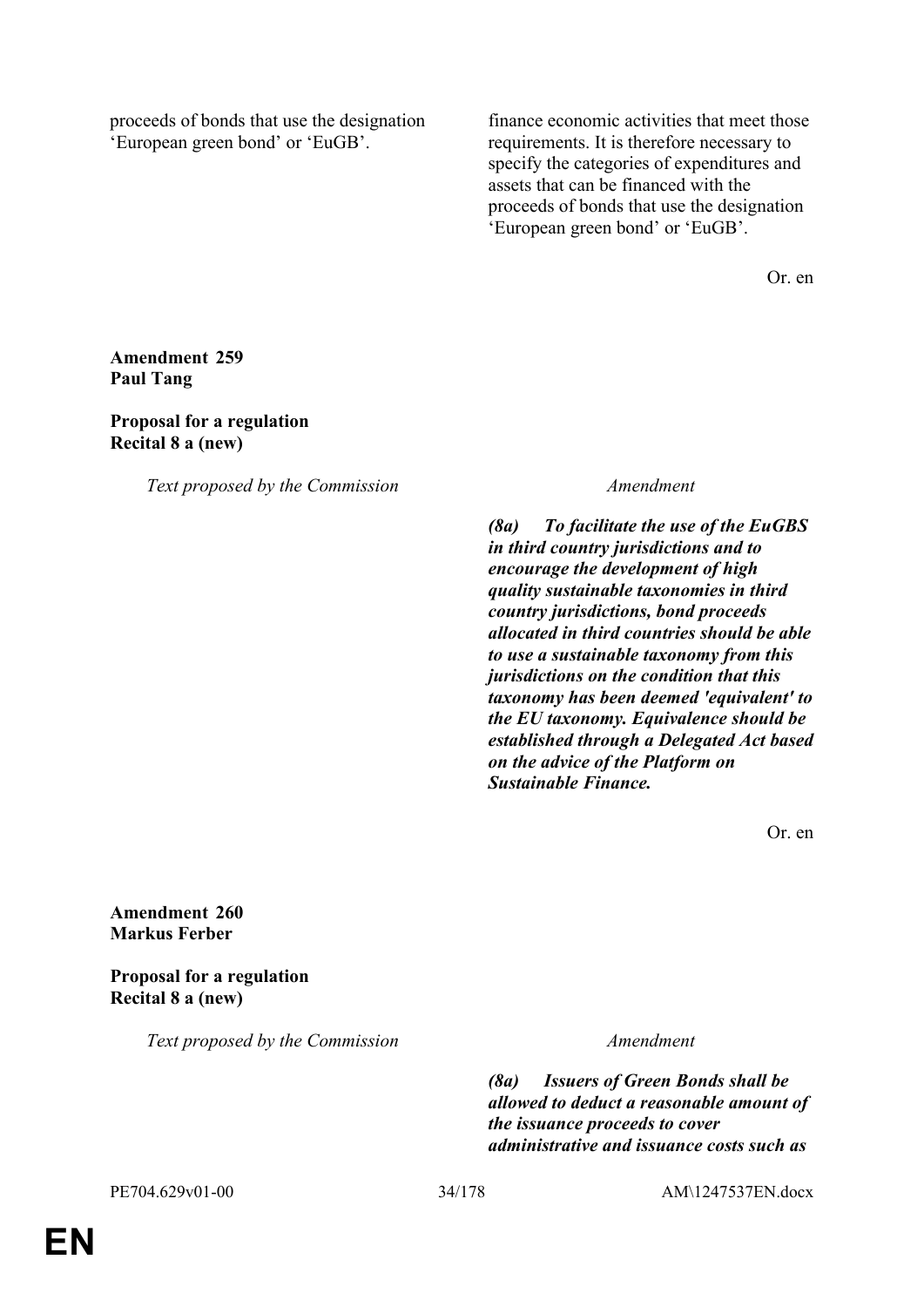| | |
|---|---|
| proceeds of bonds that use the designation 'European green bond' or 'EuGB'. | finance economic activities that meet those requirements. It is therefore necessary to specify the categories of expenditures and assets that can be financed with the proceeds of bonds that use the designation 'European green bond' or 'EuGB'. |

Or. en

**Amendment 259**
**Paul Tang**

**Proposal for a regulation**
**Recital 8 a (new)**

| *Text proposed by the Commission* | *Amendment* |
|---|---|
| | ***(8a) To facilitate the use of the EuGBS in third country jurisdictions and to encourage the development of high quality sustainable taxonomies in third country jurisdictions, bond proceeds allocated in third countries should be able to use a sustainable taxonomy from this jurisdictions on the condition that this taxonomy has been deemed 'equivalent' to the EU taxonomy. Equivalence should be established through a Delegated Act based on the advice of the Platform on Sustainable Finance.*** |

Or. en

**Amendment 260**
**Markus Ferber**

**Proposal for a regulation**
**Recital 8 a (new)**

| *Text proposed by the Commission* | *Amendment* |
|---|---|
| | ***(8a) Issuers of Green Bonds shall be allowed to deduct a reasonable amount of the issuance proceeds to cover administrative and issuance costs such as*** |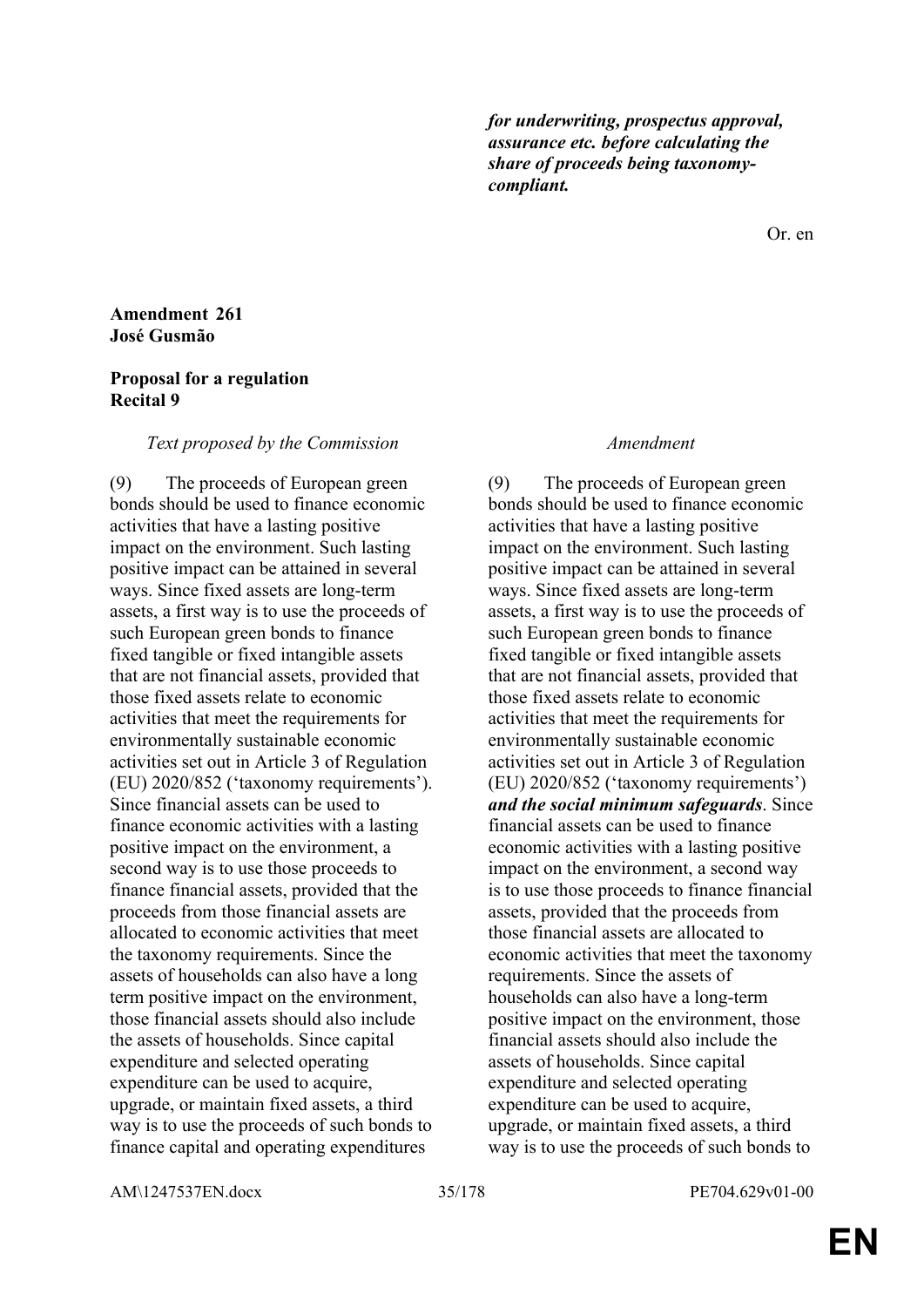***for underwriting, prospectus approval, assurance etc. before calculating the share of proceeds being taxonomy-compliant.***

Or. en

**Amendment 261**
**José Gusmão**

**Proposal for a regulation**
**Recital 9**

| *Text proposed by the Commission* | *Amendment* |
|---|---|
| (9) The proceeds of European green bonds should be used to finance economic activities that have a lasting positive impact on the environment. Such lasting positive impact can be attained in several ways. Since fixed assets are long-term assets, a first way is to use the proceeds of such European green bonds to finance fixed tangible or fixed intangible assets that are not financial assets, provided that those fixed assets relate to economic activities that meet the requirements for environmentally sustainable economic activities set out in Article 3 of Regulation (EU) 2020/852 ('taxonomy requirements'). Since financial assets can be used to finance economic activities with a lasting positive impact on the environment, a second way is to use those proceeds to finance financial assets, provided that the proceeds from those financial assets are allocated to economic activities that meet the taxonomy requirements. Since the assets of households can also have a long term positive impact on the environment, those financial assets should also include the assets of households. Since capital expenditure and selected operating expenditure can be used to acquire, upgrade, or maintain fixed assets, a third way is to use the proceeds of such bonds to finance capital and operating expenditures | (9) The proceeds of European green bonds should be used to finance economic activities that have a lasting positive impact on the environment. Such lasting positive impact can be attained in several ways. Since fixed assets are long-term assets, a first way is to use the proceeds of such European green bonds to finance fixed tangible or fixed intangible assets that are not financial assets, provided that those fixed assets relate to economic activities that meet the requirements for environmentally sustainable economic activities set out in Article 3 of Regulation (EU) 2020/852 ('taxonomy requirements') ***and the social minimum safeguards***. Since financial assets can be used to finance economic activities with a lasting positive impact on the environment, a second way is to use those proceeds to finance financial assets, provided that the proceeds from those financial assets are allocated to economic activities that meet the taxonomy requirements. Since the assets of households can also have a long-term positive impact on the environment, those financial assets should also include the assets of households. Since capital expenditure and selected operating expenditure can be used to acquire, upgrade, or maintain fixed assets, a third way is to use the proceeds of such bonds to |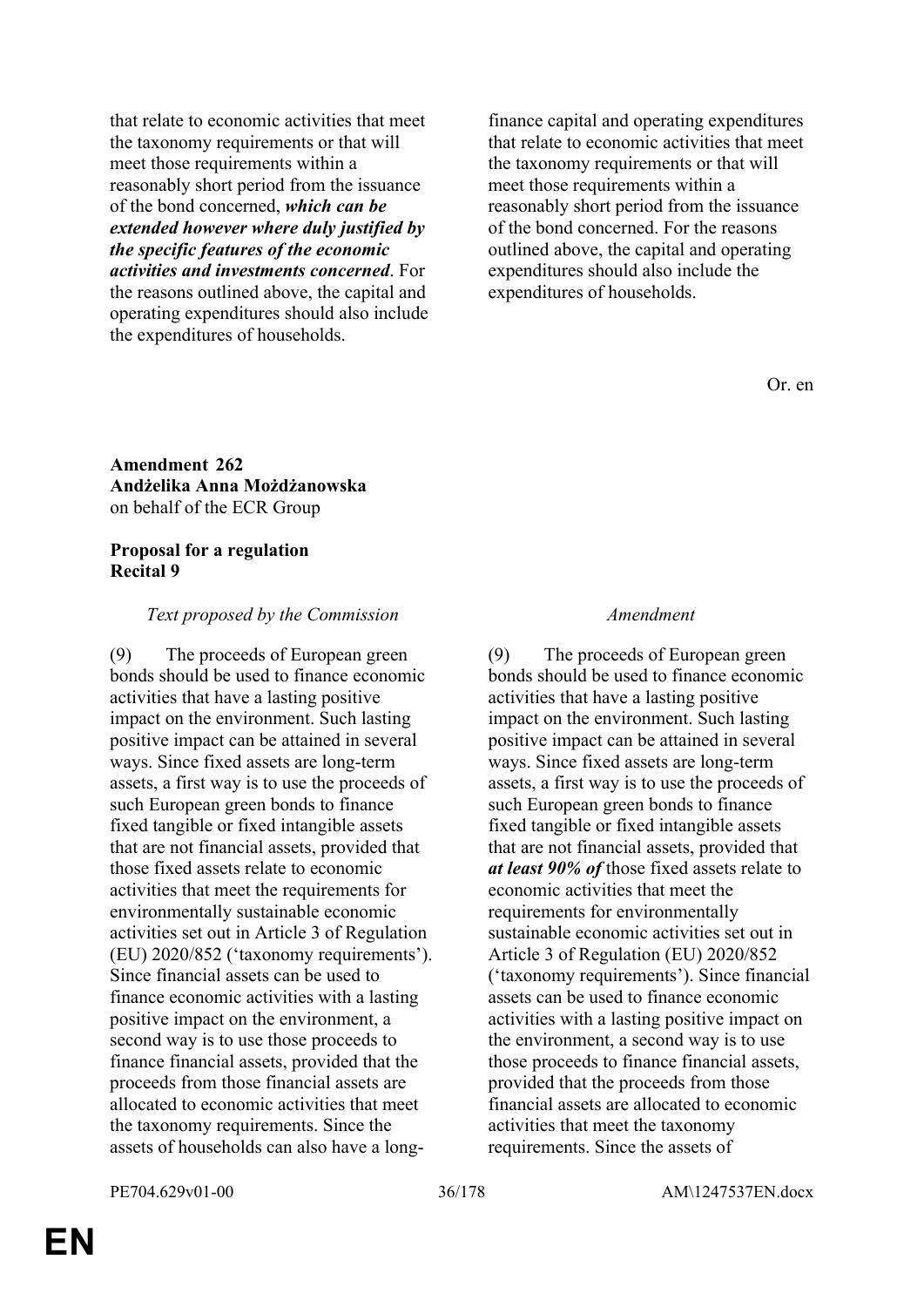| | |
|---|---|
| that relate to economic activities that meet the taxonomy requirements or that will meet those requirements within a reasonably short period from the issuance of the bond concerned, ***which can be extended however where duly justified by the specific features of the economic activities and investments concerned***. For the reasons outlined above, the capital and operating expenditures should also include the expenditures of households. | finance capital and operating expenditures that relate to economic activities that meet the taxonomy requirements or that will meet those requirements within a reasonably short period from the issuance of the bond concerned. For the reasons outlined above, the capital and operating expenditures should also include the expenditures of households. |

Or. en

**Amendment 262**
**Andżelika Anna Możdżanowska**
on behalf of the ECR Group

**Proposal for a regulation**
**Recital 9**

| *Text proposed by the Commission* | *Amendment* |
|---|---|
| (9) The proceeds of European green bonds should be used to finance economic activities that have a lasting positive impact on the environment. Such lasting positive impact can be attained in several ways. Since fixed assets are long-term assets, a first way is to use the proceeds of such European green bonds to finance fixed tangible or fixed intangible assets that are not financial assets, provided that those fixed assets relate to economic activities that meet the requirements for environmentally sustainable economic activities set out in Article 3 of Regulation (EU) 2020/852 ('taxonomy requirements'). Since financial assets can be used to finance economic activities with a lasting positive impact on the environment, a second way is to use those proceeds to finance financial assets, provided that the proceeds from those financial assets are allocated to economic activities that meet the taxonomy requirements. Since the assets of households can also have a long- | (9) The proceeds of European green bonds should be used to finance economic activities that have a lasting positive impact on the environment. Such lasting positive impact can be attained in several ways. Since fixed assets are long-term assets, a first way is to use the proceeds of such European green bonds to finance fixed tangible or fixed intangible assets that are not financial assets, provided that ***at least 90% of*** those fixed assets relate to economic activities that meet the requirements for environmentally sustainable economic activities set out in Article 3 of Regulation (EU) 2020/852 ('taxonomy requirements'). Since financial assets can be used to finance economic activities with a lasting positive impact on the environment, a second way is to use those proceeds to finance financial assets, provided that the proceeds from those financial assets are allocated to economic activities that meet the taxonomy requirements. Since the assets of |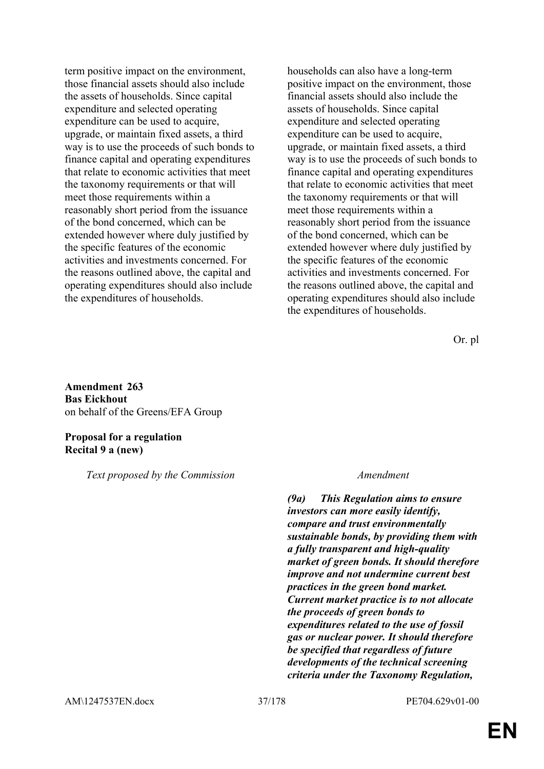| | |
|---|---|
| term positive impact on the environment, those financial assets should also include the assets of households. Since capital expenditure and selected operating expenditure can be used to acquire, upgrade, or maintain fixed assets, a third way is to use the proceeds of such bonds to finance capital and operating expenditures that relate to economic activities that meet the taxonomy requirements or that will meet those requirements within a reasonably short period from the issuance of the bond concerned, which can be extended however where duly justified by the specific features of the economic activities and investments concerned. For the reasons outlined above, the capital and operating expenditures should also include the expenditures of households. | households can also have a long-term positive impact on the environment, those financial assets should also include the assets of households. Since capital expenditure and selected operating expenditure can be used to acquire, upgrade, or maintain fixed assets, a third way is to use the proceeds of such bonds to finance capital and operating expenditures that relate to economic activities that meet the taxonomy requirements or that will meet those requirements within a reasonably short period from the issuance of the bond concerned, which can be extended however where duly justified by the specific features of the economic activities and investments concerned. For the reasons outlined above, the capital and operating expenditures should also include the expenditures of households. |

Or. pl

**Amendment 263**
**Bas Eickhout**
on behalf of the Greens/EFA Group

**Proposal for a regulation**
**Recital 9 a (new)**

| *Text proposed by the Commission* | *Amendment* |
|---|---|
| | ***(9a) This Regulation aims to ensure investors can more easily identify, compare and trust environmentally sustainable bonds, by providing them with a fully transparent and high-quality market of green bonds. It should therefore improve and not undermine current best practices in the green bond market. Current market practice is to not allocate the proceeds of green bonds to expenditures related to the use of fossil gas or nuclear power. It should therefore be specified that regardless of future developments of the technical screening criteria under the Taxonomy Regulation,*** |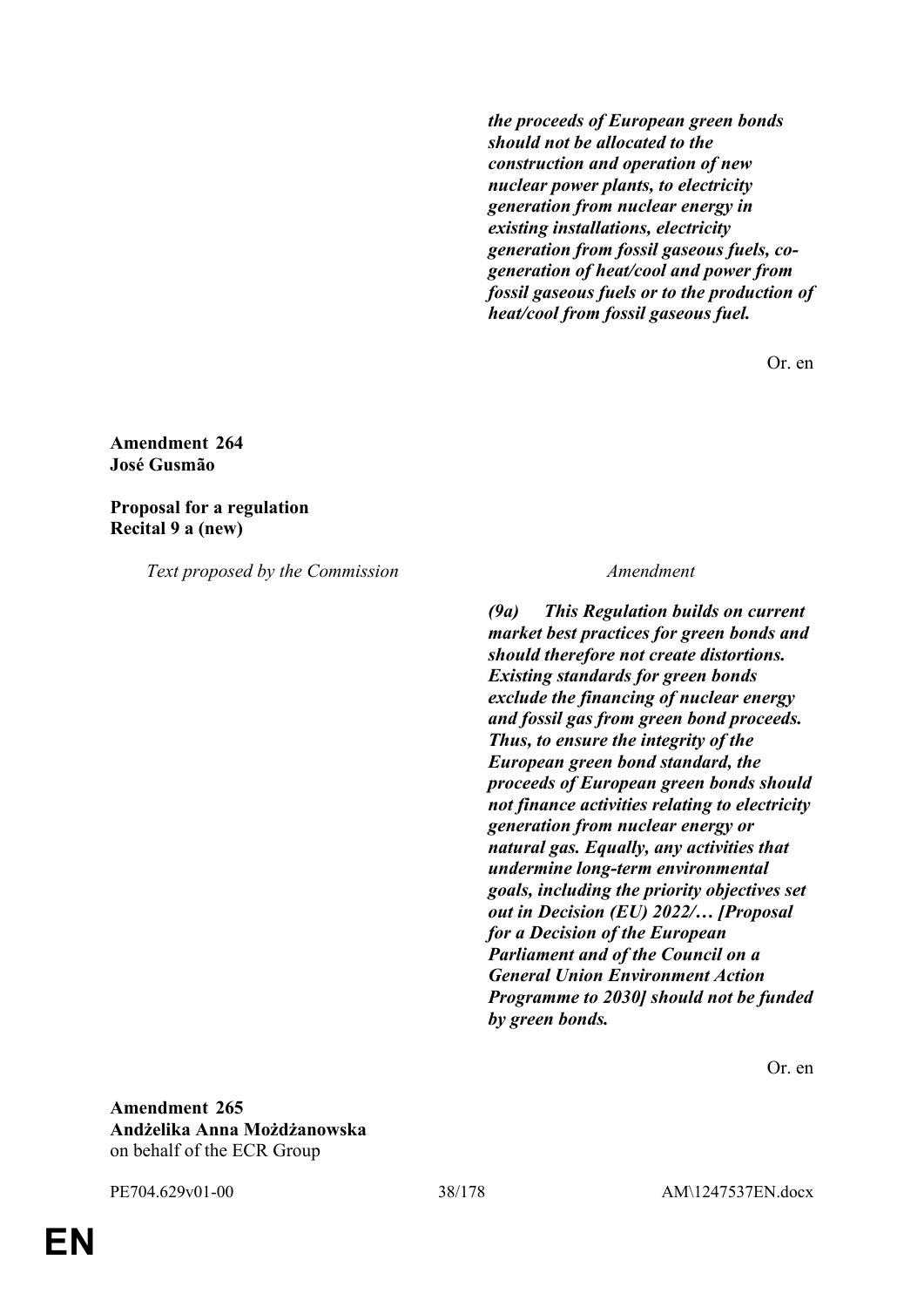| | |
|---|---|
| | ***the proceeds of European green bonds should not be allocated to the construction and operation of new nuclear power plants, to electricity generation from nuclear energy in existing installations, electricity generation from fossil gaseous fuels, co-generation of heat/cool and power from fossil gaseous fuels or to the production of heat/cool from fossil gaseous fuel.*** |

Or. en

**Amendment 264**
**José Gusmão**

**Proposal for a regulation**
**Recital 9 a (new)**

| *Text proposed by the Commission* | *Amendment* |
|---|---|
| | ***(9a) This Regulation builds on current market best practices for green bonds and should therefore not create distortions. Existing standards for green bonds exclude the financing of nuclear energy and fossil gas from green bond proceeds. Thus, to ensure the integrity of the European green bond standard, the proceeds of European green bonds should not finance activities relating to electricity generation from nuclear energy or natural gas. Equally, any activities that undermine long-term environmental goals, including the priority objectives set out in Decision (EU) 2022/… [Proposal for a Decision of the European Parliament and of the Council on a General Union Environment Action Programme to 2030] should not be funded by green bonds.*** |

Or. en

**Amendment 265**
**Andżelika Anna Możdżanowska**
on behalf of the ECR Group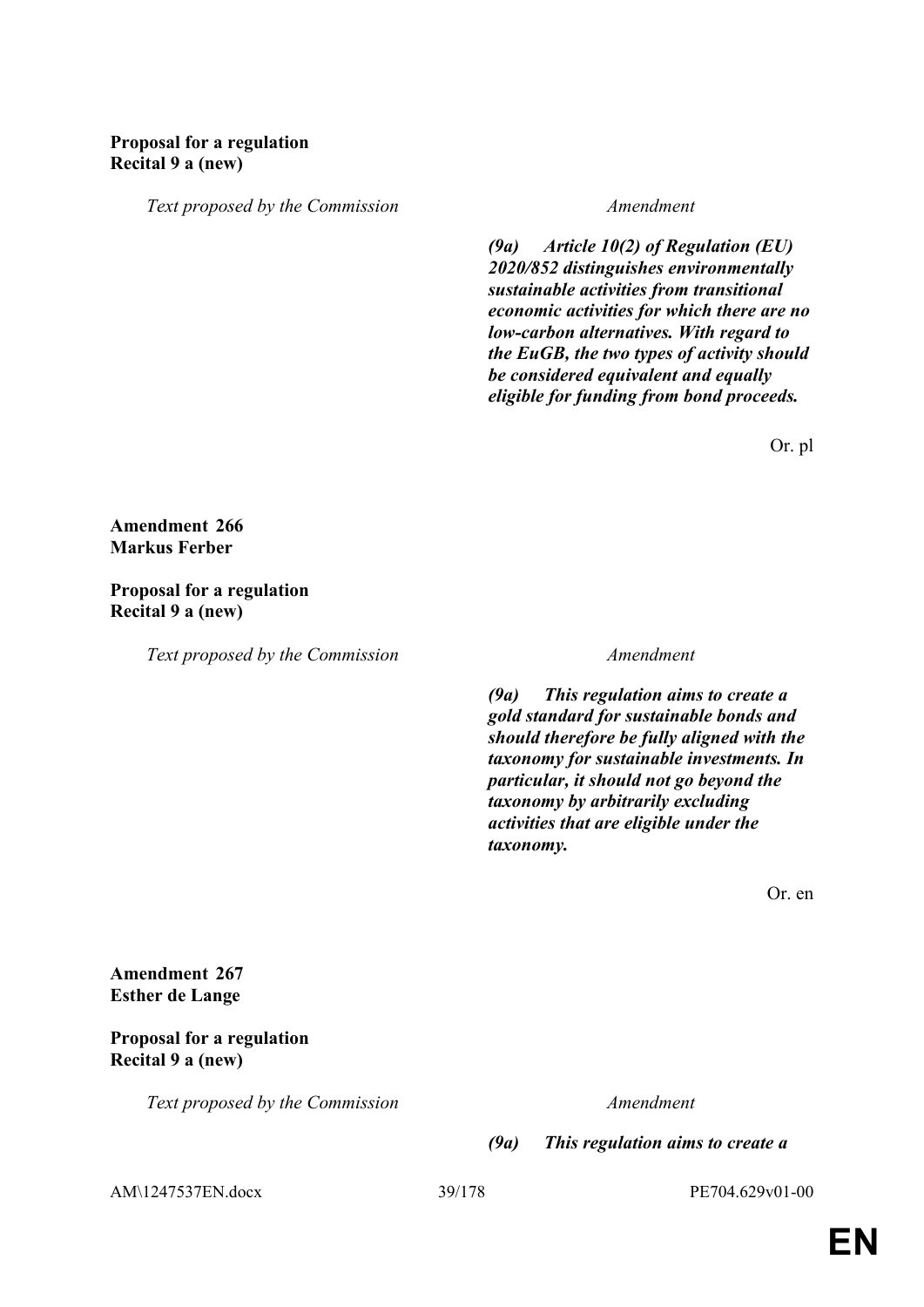**Proposal for a regulation**
**Recital 9 a (new)**

| Text proposed by the Commission | Amendment |
|---|---|
| | ***(9a) Article 10(2) of Regulation (EU) 2020/852 distinguishes environmentally sustainable activities from transitional economic activities for which there are no low-carbon alternatives. With regard to the EuGB, the two types of activity should be considered equivalent and equally eligible for funding from bond proceeds.*** |

Or. pl

**Amendment 266**
**Markus Ferber**

**Proposal for a regulation**
**Recital 9 a (new)**

| Text proposed by the Commission | Amendment |
|---|---|
| | ***(9a) This regulation aims to create a gold standard for sustainable bonds and should therefore be fully aligned with the taxonomy for sustainable investments. In particular, it should not go beyond the taxonomy by arbitrarily excluding activities that are eligible under the taxonomy.*** |

Or. en

**Amendment 267**
**Esther de Lange**

**Proposal for a regulation**
**Recital 9 a (new)**

| Text proposed by the Commission | Amendment |
|---|---|
| | ***(9a) This regulation aims to create a*** |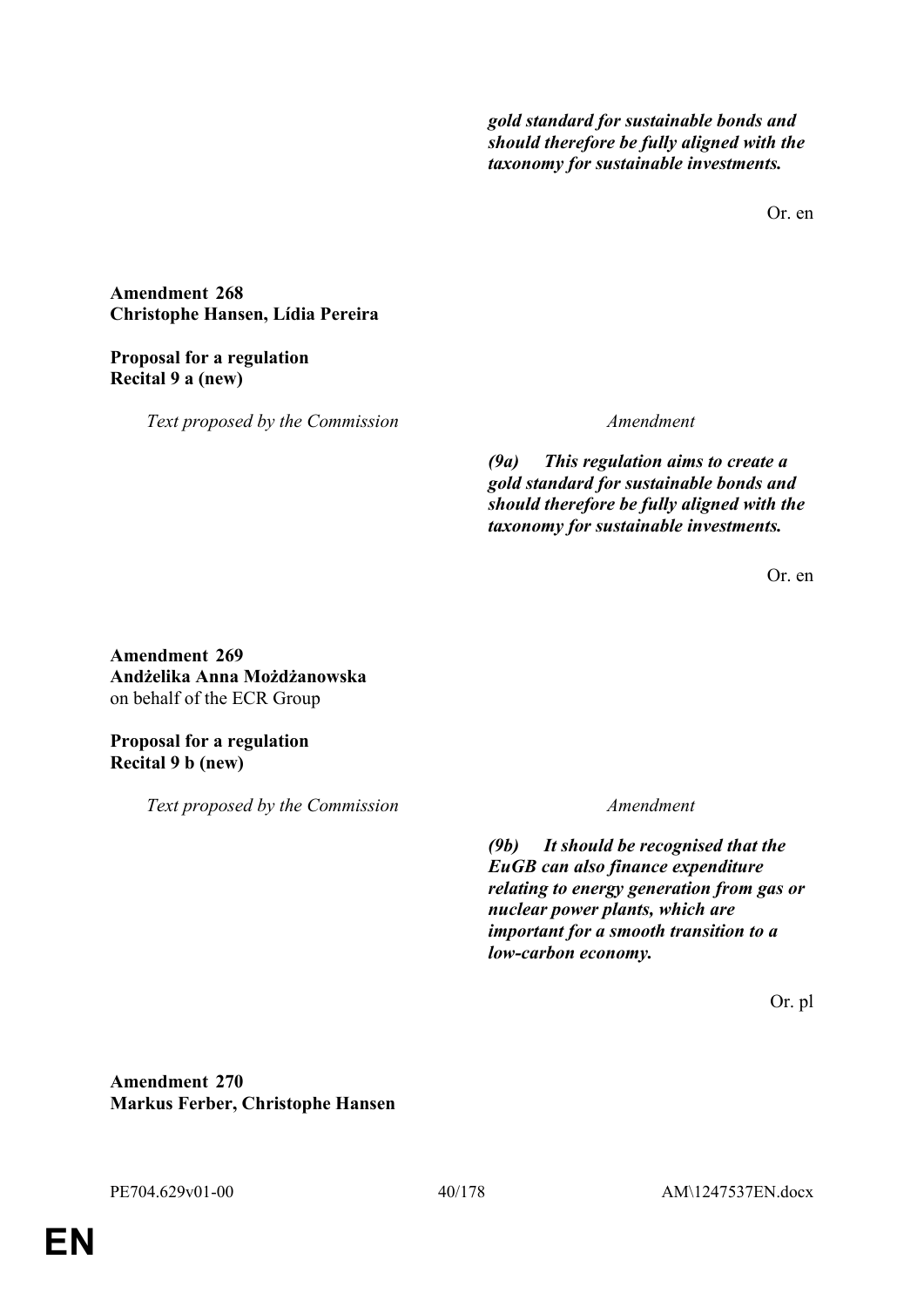***gold standard for sustainable bonds and should therefore be fully aligned with the taxonomy for sustainable investments.***

Or. en

**Amendment 268**
**Christophe Hansen, Lídia Pereira**

**Proposal for a regulation**
**Recital 9 a (new)**

| *Text proposed by the Commission* | *Amendment* |
|---|---|
| | ***(9a) This regulation aims to create a gold standard for sustainable bonds and should therefore be fully aligned with the taxonomy for sustainable investments.*** |

Or. en

**Amendment 269**
**Andżelika Anna Możdżanowska**
on behalf of the ECR Group

**Proposal for a regulation**
**Recital 9 b (new)**

| *Text proposed by the Commission* | *Amendment* |
|---|---|
| | ***(9b) It should be recognised that the EuGB can also finance expenditure relating to energy generation from gas or nuclear power plants, which are important for a smooth transition to a low-carbon economy.*** |

Or. pl

**Amendment 270**
**Markus Ferber, Christophe Hansen**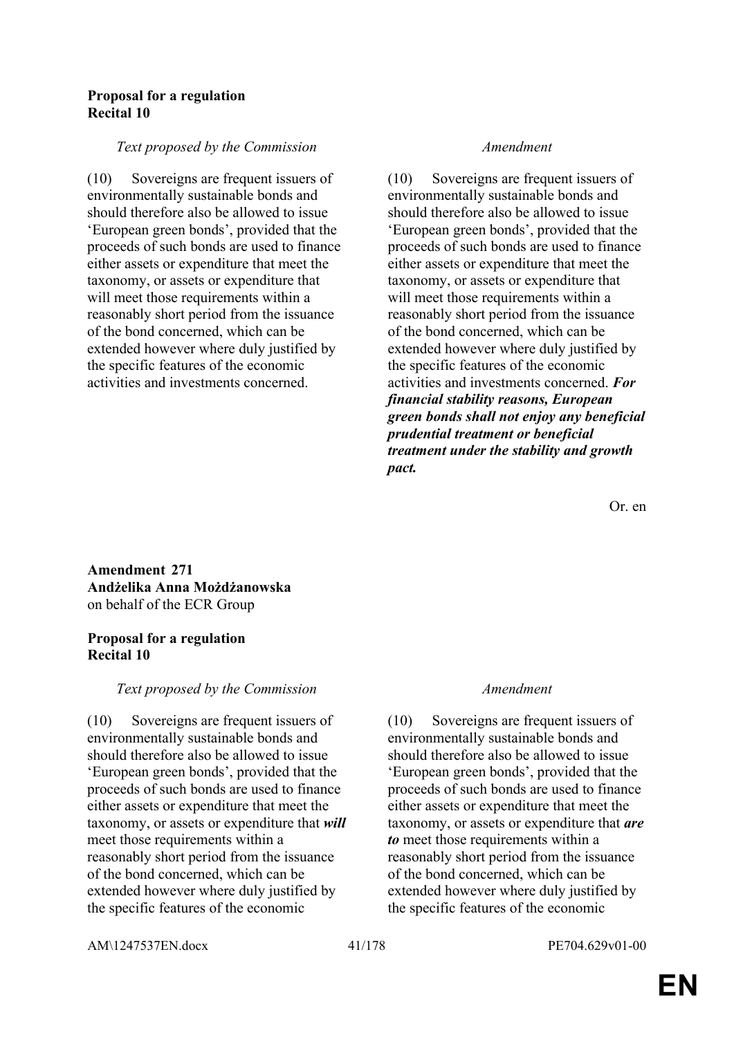**Proposal for a regulation**
**Recital 10**

| *Text proposed by the Commission* | *Amendment* |
|---|---|
| (10) Sovereigns are frequent issuers of environmentally sustainable bonds and should therefore also be allowed to issue 'European green bonds', provided that the proceeds of such bonds are used to finance either assets or expenditure that meet the taxonomy, or assets or expenditure that will meet those requirements within a reasonably short period from the issuance of the bond concerned, which can be extended however where duly justified by the specific features of the economic activities and investments concerned. | (10) Sovereigns are frequent issuers of environmentally sustainable bonds and should therefore also be allowed to issue 'European green bonds', provided that the proceeds of such bonds are used to finance either assets or expenditure that meet the taxonomy, or assets or expenditure that will meet those requirements within a reasonably short period from the issuance of the bond concerned, which can be extended however where duly justified by the specific features of the economic activities and investments concerned. ***For financial stability reasons, European green bonds shall not enjoy any beneficial prudential treatment or beneficial treatment under the stability and growth pact.*** |

Or. en

**Amendment 271**
**Andżelika Anna Możdżanowska**
on behalf of the ECR Group

**Proposal for a regulation**
**Recital 10**

| *Text proposed by the Commission* | *Amendment* |
|---|---|
| (10) Sovereigns are frequent issuers of environmentally sustainable bonds and should therefore also be allowed to issue 'European green bonds', provided that the proceeds of such bonds are used to finance either assets or expenditure that meet the taxonomy, or assets or expenditure that ***will*** meet those requirements within a reasonably short period from the issuance of the bond concerned, which can be extended however where duly justified by the specific features of the economic | (10) Sovereigns are frequent issuers of environmentally sustainable bonds and should therefore also be allowed to issue 'European green bonds', provided that the proceeds of such bonds are used to finance either assets or expenditure that meet the taxonomy, or assets or expenditure that ***are to*** meet those requirements within a reasonably short period from the issuance of the bond concerned, which can be extended however where duly justified by the specific features of the economic |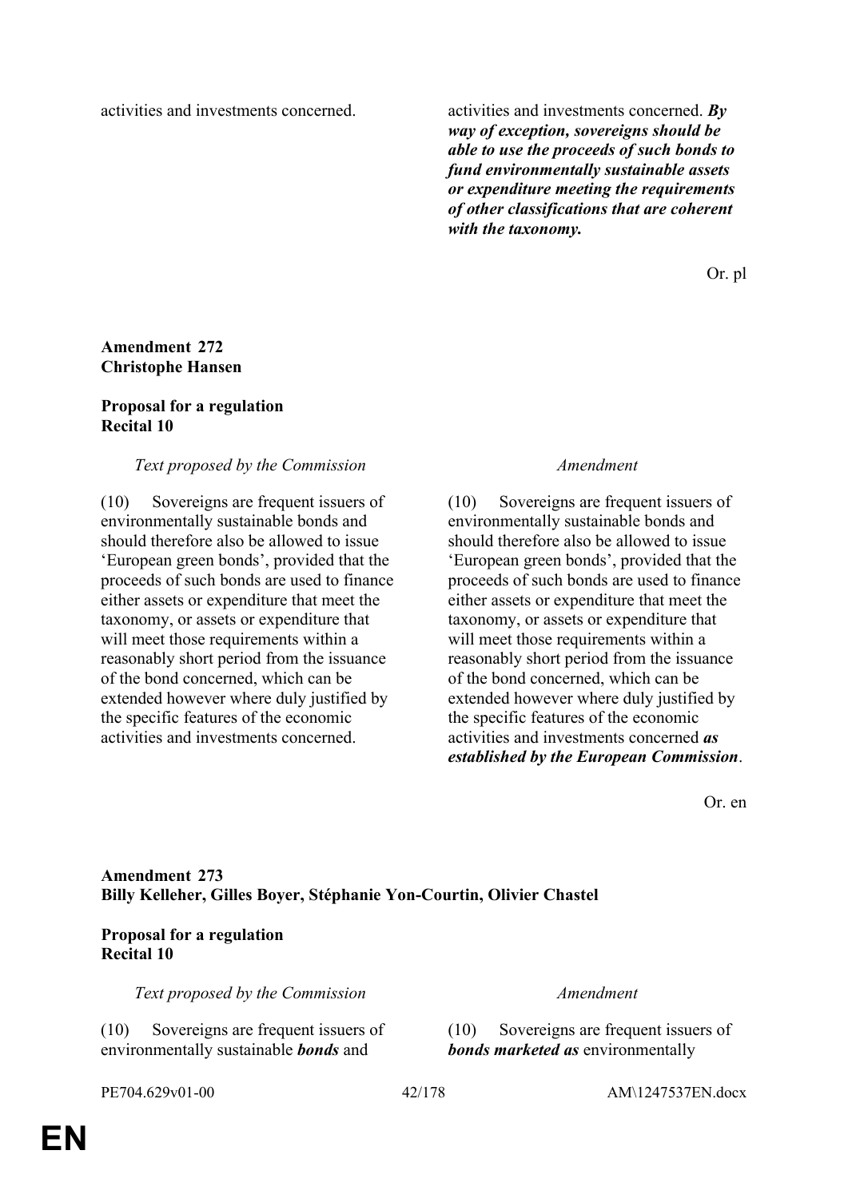| | |
|---|---|
| activities and investments concerned. | activities and investments concerned. ***By way of exception, sovereigns should be able to use the proceeds of such bonds to fund environmentally sustainable assets or expenditure meeting the requirements of other classifications that are coherent with the taxonomy.*** |

Or. pl

**Amendment 272**
**Christophe Hansen**

**Proposal for a regulation**
**Recital 10**

| *Text proposed by the Commission* | *Amendment* |
|---|---|
| (10) Sovereigns are frequent issuers of environmentally sustainable bonds and should therefore also be allowed to issue 'European green bonds', provided that the proceeds of such bonds are used to finance either assets or expenditure that meet the taxonomy, or assets or expenditure that will meet those requirements within a reasonably short period from the issuance of the bond concerned, which can be extended however where duly justified by the specific features of the economic activities and investments concerned. | (10) Sovereigns are frequent issuers of environmentally sustainable bonds and should therefore also be allowed to issue 'European green bonds', provided that the proceeds of such bonds are used to finance either assets or expenditure that meet the taxonomy, or assets or expenditure that will meet those requirements within a reasonably short period from the issuance of the bond concerned, which can be extended however where duly justified by the specific features of the economic activities and investments concerned ***as established by the European Commission***. |

Or. en

**Amendment 273**
**Billy Kelleher, Gilles Boyer, Stéphanie Yon-Courtin, Olivier Chastel**

**Proposal for a regulation**
**Recital 10**

| *Text proposed by the Commission* | *Amendment* |
|---|---|
| (10) Sovereigns are frequent issuers of environmentally sustainable ***bonds*** and | (10) Sovereigns are frequent issuers of ***bonds marketed as*** environmentally |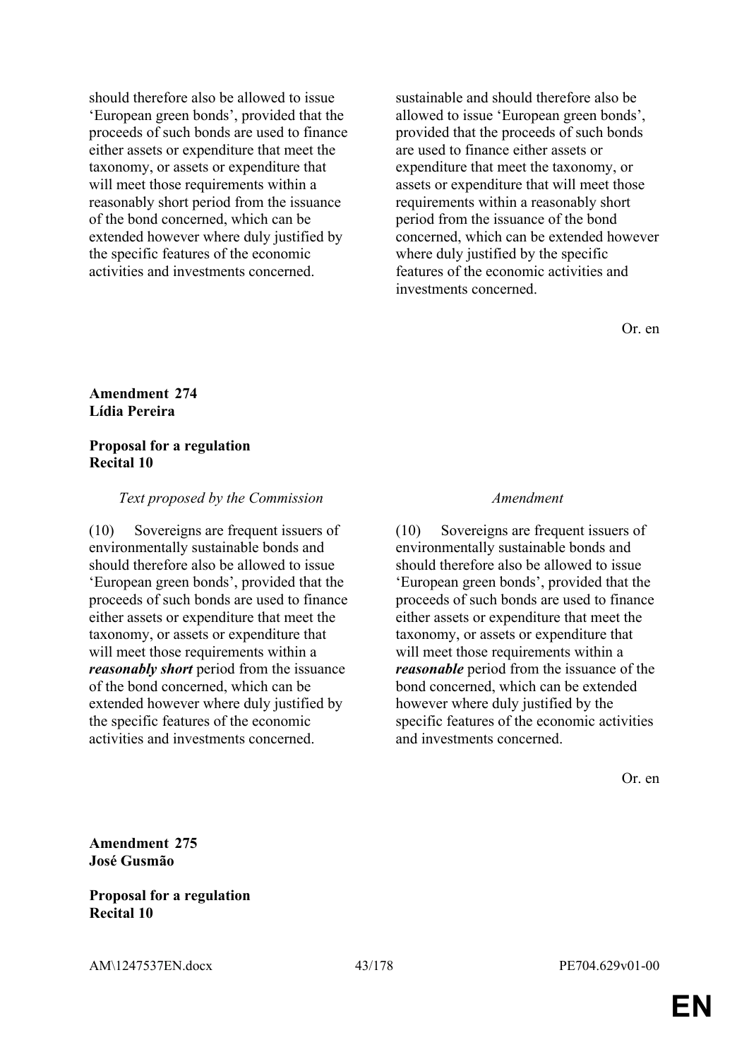| | |
|---|---|
| should therefore also be allowed to issue 'European green bonds', provided that the proceeds of such bonds are used to finance either assets or expenditure that meet the taxonomy, or assets or expenditure that will meet those requirements within a reasonably short period from the issuance of the bond concerned, which can be extended however where duly justified by the specific features of the economic activities and investments concerned. | sustainable and should therefore also be allowed to issue 'European green bonds', provided that the proceeds of such bonds are used to finance either assets or expenditure that meet the taxonomy, or assets or expenditure that will meet those requirements within a reasonably short period from the issuance of the bond concerned, which can be extended however where duly justified by the specific features of the economic activities and investments concerned. |

Or. en

**Amendment 274**
**Lídia Pereira**

**Proposal for a regulation**
**Recital 10**

| *Text proposed by the Commission* | *Amendment* |
|---|---|
| (10) Sovereigns are frequent issuers of environmentally sustainable bonds and should therefore also be allowed to issue 'European green bonds', provided that the proceeds of such bonds are used to finance either assets or expenditure that meet the taxonomy, or assets or expenditure that will meet those requirements within a ***reasonably short*** period from the issuance of the bond concerned, which can be extended however where duly justified by the specific features of the economic activities and investments concerned. | (10) Sovereigns are frequent issuers of environmentally sustainable bonds and should therefore also be allowed to issue 'European green bonds', provided that the proceeds of such bonds are used to finance either assets or expenditure that meet the taxonomy, or assets or expenditure that will meet those requirements within a ***reasonable*** period from the issuance of the bond concerned, which can be extended however where duly justified by the specific features of the economic activities and investments concerned. |

Or. en

**Amendment 275**
**José Gusmão**

**Proposal for a regulation**
**Recital 10**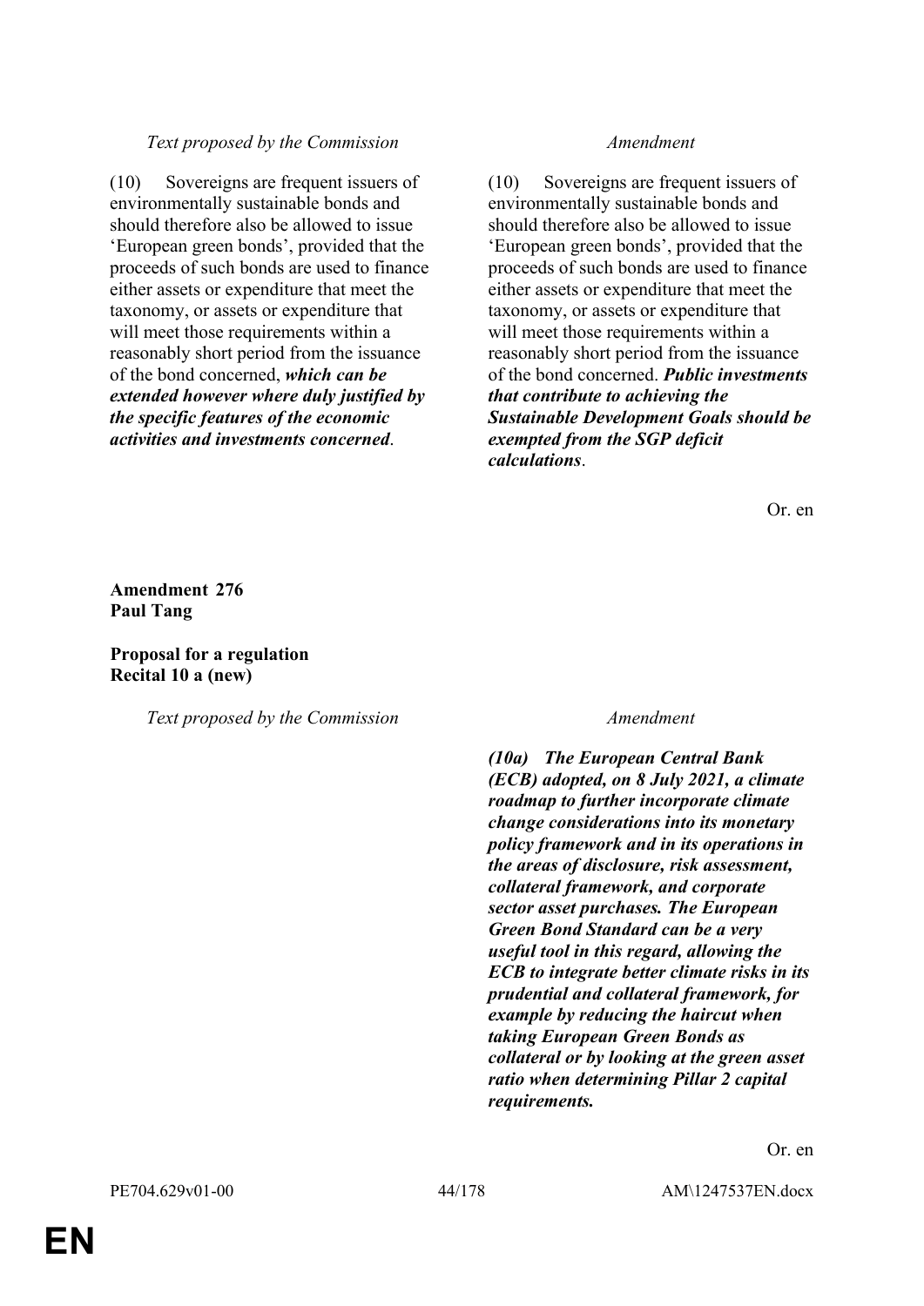| Text proposed by the Commission | Amendment |
| --- | --- |
| (10) Sovereigns are frequent issuers of environmentally sustainable bonds and should therefore also be allowed to issue 'European green bonds', provided that the proceeds of such bonds are used to finance either assets or expenditure that meet the taxonomy, or assets or expenditure that will meet those requirements within a reasonably short period from the issuance of the bond concerned, ***which can be extended however where duly justified by the specific features of the economic activities and investments concerned***. | (10) Sovereigns are frequent issuers of environmentally sustainable bonds and should therefore also be allowed to issue 'European green bonds', provided that the proceeds of such bonds are used to finance either assets or expenditure that meet the taxonomy, or assets or expenditure that will meet those requirements within a reasonably short period from the issuance of the bond concerned. ***Public investments that contribute to achieving the Sustainable Development Goals should be exempted from the SGP deficit calculations***. |

Or. en

**Amendment 276**
**Paul Tang**

**Proposal for a regulation**
**Recital 10 a (new)**

| Text proposed by the Commission | Amendment |
| --- | --- |
| | ***(10a) The European Central Bank (ECB) adopted, on 8 July 2021, a climate roadmap to further incorporate climate change considerations into its monetary policy framework and in its operations in the areas of disclosure, risk assessment, collateral framework, and corporate sector asset purchases. The European Green Bond Standard can be a very useful tool in this regard, allowing the ECB to integrate better climate risks in its prudential and collateral framework, for example by reducing the haircut when taking European Green Bonds as collateral or by looking at the green asset ratio when determining Pillar 2 capital requirements.*** |

Or. en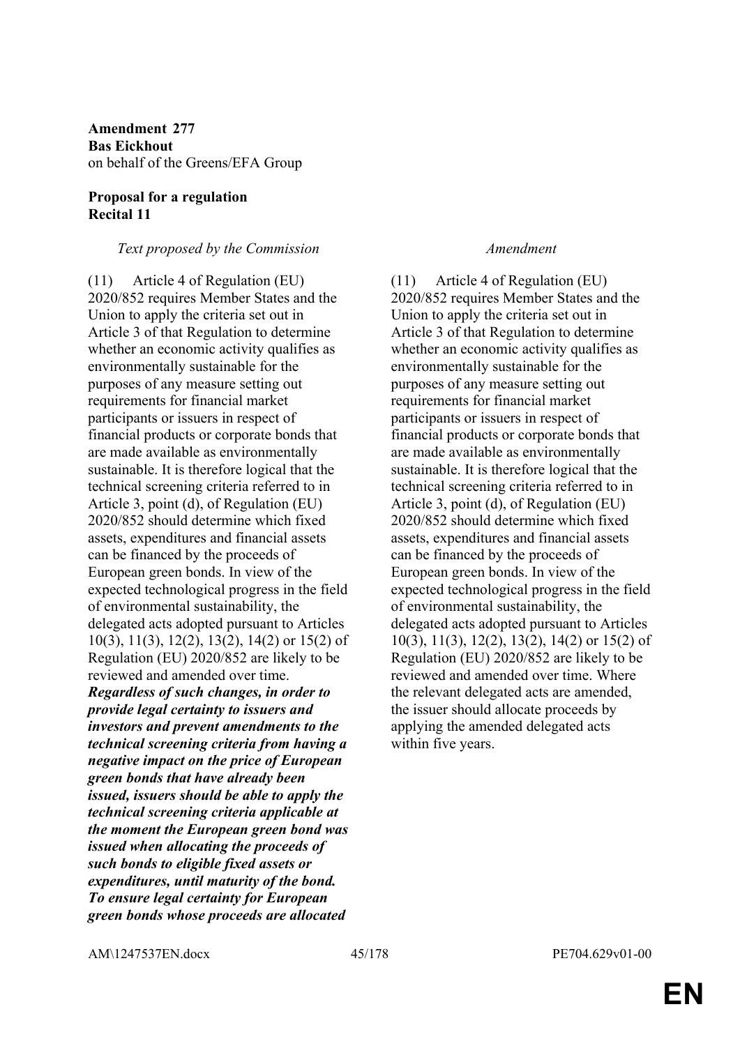**Amendment 277**
**Bas Eickhout**
on behalf of the Greens/EFA Group

**Proposal for a regulation**
**Recital 11**

| *Text proposed by the Commission* | *Amendment* |
| --- | --- |
| (11) Article 4 of Regulation (EU) 2020/852 requires Member States and the Union to apply the criteria set out in Article 3 of that Regulation to determine whether an economic activity qualifies as environmentally sustainable for the purposes of any measure setting out requirements for financial market participants or issuers in respect of financial products or corporate bonds that are made available as environmentally sustainable. It is therefore logical that the technical screening criteria referred to in Article 3, point (d), of Regulation (EU) 2020/852 should determine which fixed assets, expenditures and financial assets can be financed by the proceeds of European green bonds. In view of the expected technological progress in the field of environmental sustainability, the delegated acts adopted pursuant to Articles 10(3), 11(3), 12(2), 13(2), 14(2) or 15(2) of Regulation (EU) 2020/852 are likely to be reviewed and amended over time. ***Regardless of such changes, in order to provide legal certainty to issuers and investors and prevent amendments to the technical screening criteria from having a negative impact on the price of European green bonds that have already been issued, issuers should be able to apply the technical screening criteria applicable at the moment the European green bond was issued when allocating the proceeds of such bonds to eligible fixed assets or expenditures, until maturity of the bond. To ensure legal certainty for European green bonds whose proceeds are allocated*** | (11) Article 4 of Regulation (EU) 2020/852 requires Member States and the Union to apply the criteria set out in Article 3 of that Regulation to determine whether an economic activity qualifies as environmentally sustainable for the purposes of any measure setting out requirements for financial market participants or issuers in respect of financial products or corporate bonds that are made available as environmentally sustainable. It is therefore logical that the technical screening criteria referred to in Article 3, point (d), of Regulation (EU) 2020/852 should determine which fixed assets, expenditures and financial assets can be financed by the proceeds of European green bonds. In view of the expected technological progress in the field of environmental sustainability, the delegated acts adopted pursuant to Articles 10(3), 11(3), 12(2), 13(2), 14(2) or 15(2) of Regulation (EU) 2020/852 are likely to be reviewed and amended over time. Where the relevant delegated acts are amended, the issuer should allocate proceeds by applying the amended delegated acts within five years. |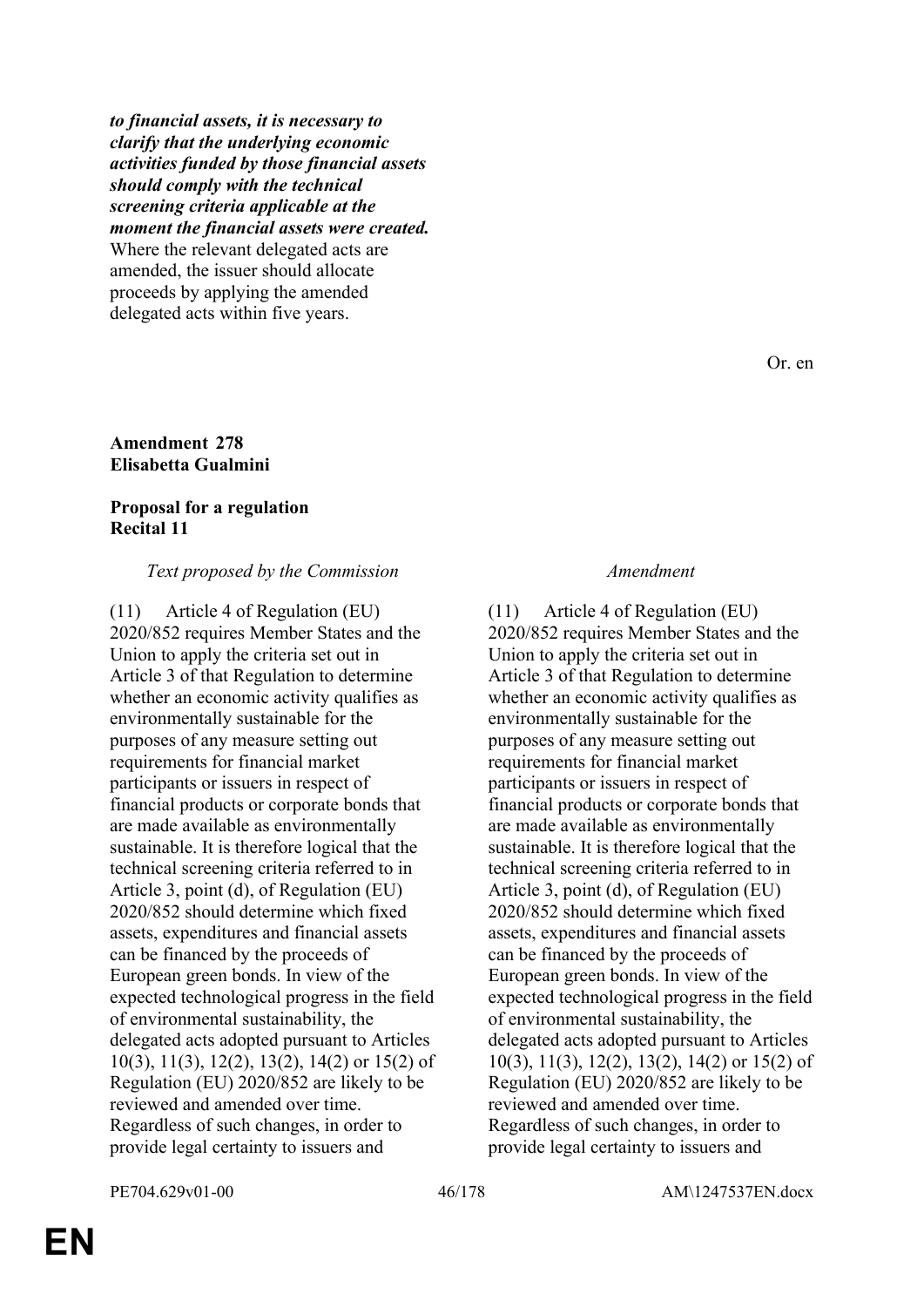***to financial assets, it is necessary to clarify that the underlying economic activities funded by those financial assets should comply with the technical screening criteria applicable at the moment the financial assets were created.*** Where the relevant delegated acts are amended, the issuer should allocate proceeds by applying the amended delegated acts within five years.

Or. en

**Amendment 278**
**Elisabetta Gualmini**

**Proposal for a regulation**
**Recital 11**

| *Text proposed by the Commission* | *Amendment* |
|---|---|
| (11) Article 4 of Regulation (EU) 2020/852 requires Member States and the Union to apply the criteria set out in Article 3 of that Regulation to determine whether an economic activity qualifies as environmentally sustainable for the purposes of any measure setting out requirements for financial market participants or issuers in respect of financial products or corporate bonds that are made available as environmentally sustainable. It is therefore logical that the technical screening criteria referred to in Article 3, point (d), of Regulation (EU) 2020/852 should determine which fixed assets, expenditures and financial assets can be financed by the proceeds of European green bonds. In view of the expected technological progress in the field of environmental sustainability, the delegated acts adopted pursuant to Articles 10(3), 11(3), 12(2), 13(2), 14(2) or 15(2) of Regulation (EU) 2020/852 are likely to be reviewed and amended over time. Regardless of such changes, in order to provide legal certainty to issuers and | (11) Article 4 of Regulation (EU) 2020/852 requires Member States and the Union to apply the criteria set out in Article 3 of that Regulation to determine whether an economic activity qualifies as environmentally sustainable for the purposes of any measure setting out requirements for financial market participants or issuers in respect of financial products or corporate bonds that are made available as environmentally sustainable. It is therefore logical that the technical screening criteria referred to in Article 3, point (d), of Regulation (EU) 2020/852 should determine which fixed assets, expenditures and financial assets can be financed by the proceeds of European green bonds. In view of the expected technological progress in the field of environmental sustainability, the delegated acts adopted pursuant to Articles 10(3), 11(3), 12(2), 13(2), 14(2) or 15(2) of Regulation (EU) 2020/852 are likely to be reviewed and amended over time. Regardless of such changes, in order to provide legal certainty to issuers and |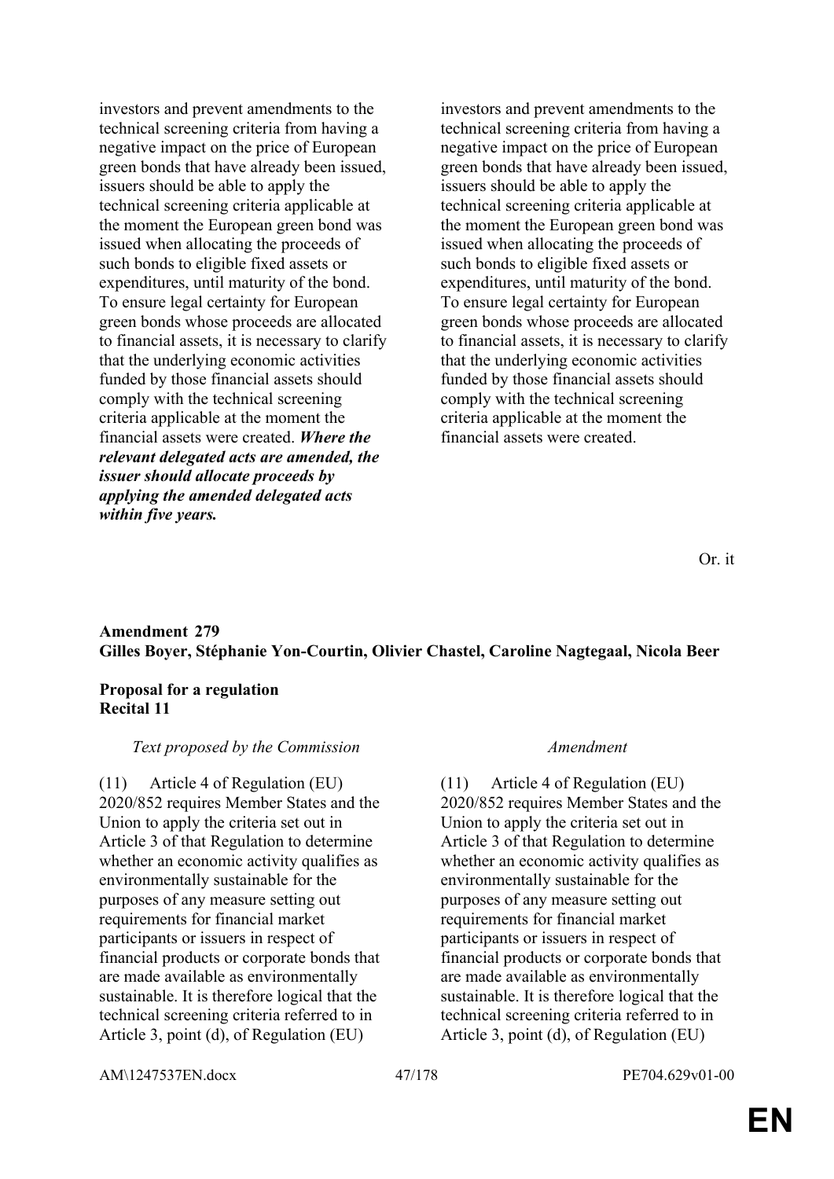| | |
|---|---|
| investors and prevent amendments to the technical screening criteria from having a negative impact on the price of European green bonds that have already been issued, issuers should be able to apply the technical screening criteria applicable at the moment the European green bond was issued when allocating the proceeds of such bonds to eligible fixed assets or expenditures, until maturity of the bond. To ensure legal certainty for European green bonds whose proceeds are allocated to financial assets, it is necessary to clarify that the underlying economic activities funded by those financial assets should comply with the technical screening criteria applicable at the moment the financial assets were created. ***Where the relevant delegated acts are amended, the issuer should allocate proceeds by applying the amended delegated acts within five years.*** | investors and prevent amendments to the technical screening criteria from having a negative impact on the price of European green bonds that have already been issued, issuers should be able to apply the technical screening criteria applicable at the moment the European green bond was issued when allocating the proceeds of such bonds to eligible fixed assets or expenditures, until maturity of the bond. To ensure legal certainty for European green bonds whose proceeds are allocated to financial assets, it is necessary to clarify that the underlying economic activities funded by those financial assets should comply with the technical screening criteria applicable at the moment the financial assets were created. |

Or. it

**Amendment 279**
**Gilles Boyer, Stéphanie Yon-Courtin, Olivier Chastel, Caroline Nagtegaal, Nicola Beer**

**Proposal for a regulation**
**Recital 11**

| *Text proposed by the Commission* | *Amendment* |
|---|---|
| (11) Article 4 of Regulation (EU) 2020/852 requires Member States and the Union to apply the criteria set out in Article 3 of that Regulation to determine whether an economic activity qualifies as environmentally sustainable for the purposes of any measure setting out requirements for financial market participants or issuers in respect of financial products or corporate bonds that are made available as environmentally sustainable. It is therefore logical that the technical screening criteria referred to in Article 3, point (d), of Regulation (EU) | (11) Article 4 of Regulation (EU) 2020/852 requires Member States and the Union to apply the criteria set out in Article 3 of that Regulation to determine whether an economic activity qualifies as environmentally sustainable for the purposes of any measure setting out requirements for financial market participants or issuers in respect of financial products or corporate bonds that are made available as environmentally sustainable. It is therefore logical that the technical screening criteria referred to in Article 3, point (d), of Regulation (EU) |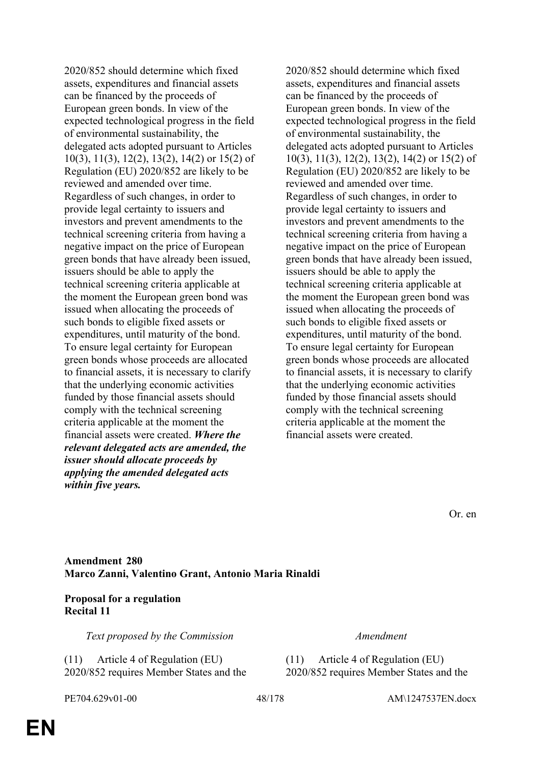| | |
|---|---|
| 2020/852 should determine which fixed assets, expenditures and financial assets can be financed by the proceeds of European green bonds. In view of the expected technological progress in the field of environmental sustainability, the delegated acts adopted pursuant to Articles 10(3), 11(3), 12(2), 13(2), 14(2) or 15(2) of Regulation (EU) 2020/852 are likely to be reviewed and amended over time. Regardless of such changes, in order to provide legal certainty to issuers and investors and prevent amendments to the technical screening criteria from having a negative impact on the price of European green bonds that have already been issued, issuers should be able to apply the technical screening criteria applicable at the moment the European green bond was issued when allocating the proceeds of such bonds to eligible fixed assets or expenditures, until maturity of the bond. To ensure legal certainty for European green bonds whose proceeds are allocated to financial assets, it is necessary to clarify that the underlying economic activities funded by those financial assets should comply with the technical screening criteria applicable at the moment the financial assets were created. ***Where the relevant delegated acts are amended, the issuer should allocate proceeds by applying the amended delegated acts within five years.*** | 2020/852 should determine which fixed assets, expenditures and financial assets can be financed by the proceeds of European green bonds. In view of the expected technological progress in the field of environmental sustainability, the delegated acts adopted pursuant to Articles 10(3), 11(3), 12(2), 13(2), 14(2) or 15(2) of Regulation (EU) 2020/852 are likely to be reviewed and amended over time. Regardless of such changes, in order to provide legal certainty to issuers and investors and prevent amendments to the technical screening criteria from having a negative impact on the price of European green bonds that have already been issued, issuers should be able to apply the technical screening criteria applicable at the moment the European green bond was issued when allocating the proceeds of such bonds to eligible fixed assets or expenditures, until maturity of the bond. To ensure legal certainty for European green bonds whose proceeds are allocated to financial assets, it is necessary to clarify that the underlying economic activities funded by those financial assets should comply with the technical screening criteria applicable at the moment the financial assets were created. |

Or. en

**Amendment 280**
**Marco Zanni, Valentino Grant, Antonio Maria Rinaldi**

**Proposal for a regulation**
**Recital 11**

| *Text proposed by the Commission* | *Amendment* |
|---|---|
| (11) Article 4 of Regulation (EU) 2020/852 requires Member States and the | (11) Article 4 of Regulation (EU) 2020/852 requires Member States and the |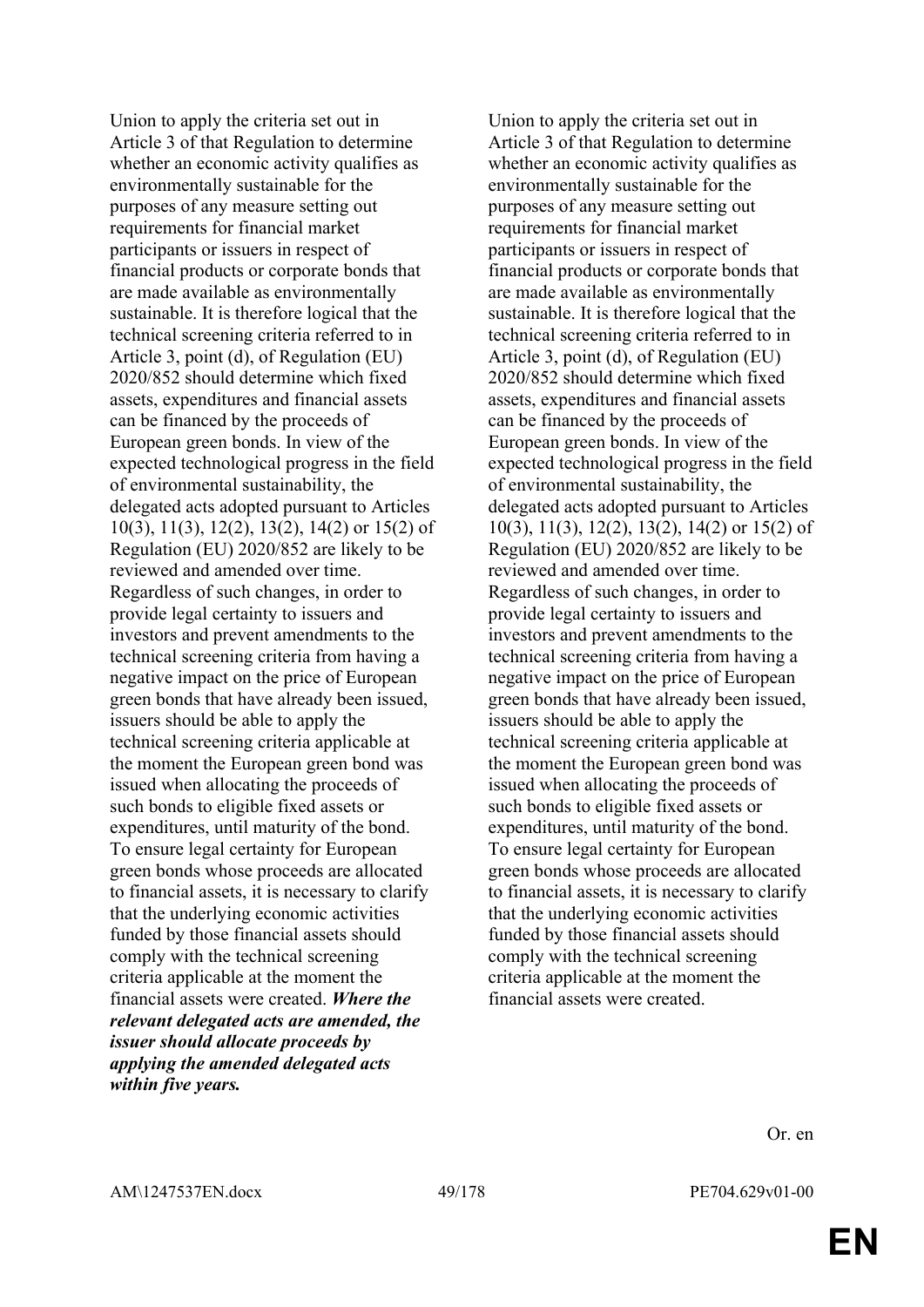| | |
|---|---|
| Union to apply the criteria set out in Article 3 of that Regulation to determine whether an economic activity qualifies as environmentally sustainable for the purposes of any measure setting out requirements for financial market participants or issuers in respect of financial products or corporate bonds that are made available as environmentally sustainable. It is therefore logical that the technical screening criteria referred to in Article 3, point (d), of Regulation (EU) 2020/852 should determine which fixed assets, expenditures and financial assets can be financed by the proceeds of European green bonds. In view of the expected technological progress in the field of environmental sustainability, the delegated acts adopted pursuant to Articles 10(3), 11(3), 12(2), 13(2), 14(2) or 15(2) of Regulation (EU) 2020/852 are likely to be reviewed and amended over time. Regardless of such changes, in order to provide legal certainty to issuers and investors and prevent amendments to the technical screening criteria from having a negative impact on the price of European green bonds that have already been issued, issuers should be able to apply the technical screening criteria applicable at the moment the European green bond was issued when allocating the proceeds of such bonds to eligible fixed assets or expenditures, until maturity of the bond. To ensure legal certainty for European green bonds whose proceeds are allocated to financial assets, it is necessary to clarify that the underlying economic activities funded by those financial assets should comply with the technical screening criteria applicable at the moment the financial assets were created. ***Where the relevant delegated acts are amended, the issuer should allocate proceeds by applying the amended delegated acts within five years.*** | Union to apply the criteria set out in Article 3 of that Regulation to determine whether an economic activity qualifies as environmentally sustainable for the purposes of any measure setting out requirements for financial market participants or issuers in respect of financial products or corporate bonds that are made available as environmentally sustainable. It is therefore logical that the technical screening criteria referred to in Article 3, point (d), of Regulation (EU) 2020/852 should determine which fixed assets, expenditures and financial assets can be financed by the proceeds of European green bonds. In view of the expected technological progress in the field of environmental sustainability, the delegated acts adopted pursuant to Articles 10(3), 11(3), 12(2), 13(2), 14(2) or 15(2) of Regulation (EU) 2020/852 are likely to be reviewed and amended over time. Regardless of such changes, in order to provide legal certainty to issuers and investors and prevent amendments to the technical screening criteria from having a negative impact on the price of European green bonds that have already been issued, issuers should be able to apply the technical screening criteria applicable at the moment the European green bond was issued when allocating the proceeds of such bonds to eligible fixed assets or expenditures, until maturity of the bond. To ensure legal certainty for European green bonds whose proceeds are allocated to financial assets, it is necessary to clarify that the underlying economic activities funded by those financial assets should comply with the technical screening criteria applicable at the moment the financial assets were created. |

Or. en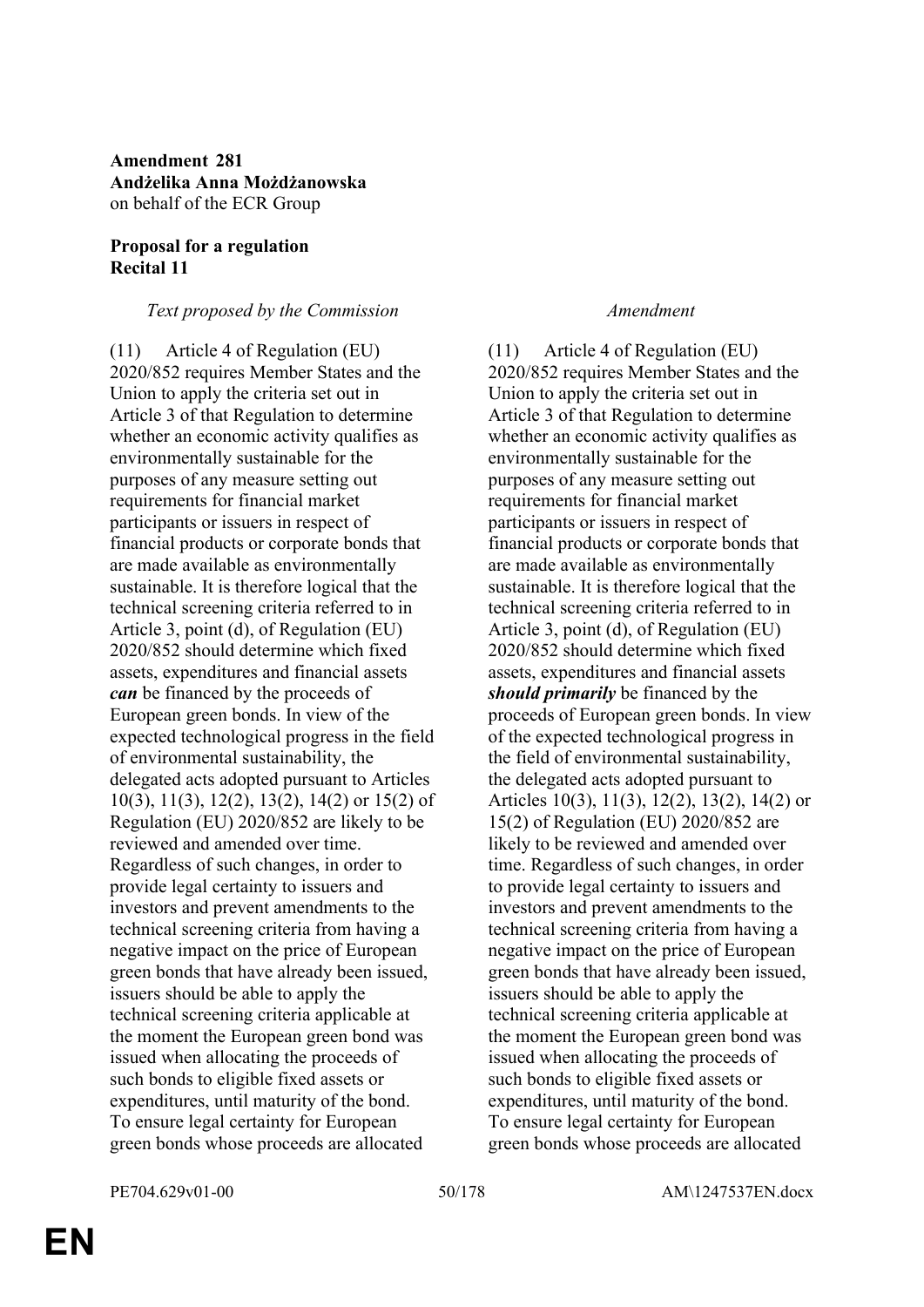**Amendment 281**
**Andżelika Anna Możdżanowska**
on behalf of the ECR Group

**Proposal for a regulation**
**Recital 11**

| *Text proposed by the Commission* | *Amendment* |
|---|---|
| (11) Article 4 of Regulation (EU) 2020/852 requires Member States and the Union to apply the criteria set out in Article 3 of that Regulation to determine whether an economic activity qualifies as environmentally sustainable for the purposes of any measure setting out requirements for financial market participants or issuers in respect of financial products or corporate bonds that are made available as environmentally sustainable. It is therefore logical that the technical screening criteria referred to in Article 3, point (d), of Regulation (EU) 2020/852 should determine which fixed assets, expenditures and financial assets ***can*** be financed by the proceeds of European green bonds. In view of the expected technological progress in the field of environmental sustainability, the delegated acts adopted pursuant to Articles 10(3), 11(3), 12(2), 13(2), 14(2) or 15(2) of Regulation (EU) 2020/852 are likely to be reviewed and amended over time. Regardless of such changes, in order to provide legal certainty to issuers and investors and prevent amendments to the technical screening criteria from having a negative impact on the price of European green bonds that have already been issued, issuers should be able to apply the technical screening criteria applicable at the moment the European green bond was issued when allocating the proceeds of such bonds to eligible fixed assets or expenditures, until maturity of the bond. To ensure legal certainty for European green bonds whose proceeds are allocated | (11) Article 4 of Regulation (EU) 2020/852 requires Member States and the Union to apply the criteria set out in Article 3 of that Regulation to determine whether an economic activity qualifies as environmentally sustainable for the purposes of any measure setting out requirements for financial market participants or issuers in respect of financial products or corporate bonds that are made available as environmentally sustainable. It is therefore logical that the technical screening criteria referred to in Article 3, point (d), of Regulation (EU) 2020/852 should determine which fixed assets, expenditures and financial assets ***should primarily*** be financed by the proceeds of European green bonds. In view of the expected technological progress in the field of environmental sustainability, the delegated acts adopted pursuant to Articles 10(3), 11(3), 12(2), 13(2), 14(2) or 15(2) of Regulation (EU) 2020/852 are likely to be reviewed and amended over time. Regardless of such changes, in order to provide legal certainty to issuers and investors and prevent amendments to the technical screening criteria from having a negative impact on the price of European green bonds that have already been issued, issuers should be able to apply the technical screening criteria applicable at the moment the European green bond was issued when allocating the proceeds of such bonds to eligible fixed assets or expenditures, until maturity of the bond. To ensure legal certainty for European green bonds whose proceeds are allocated |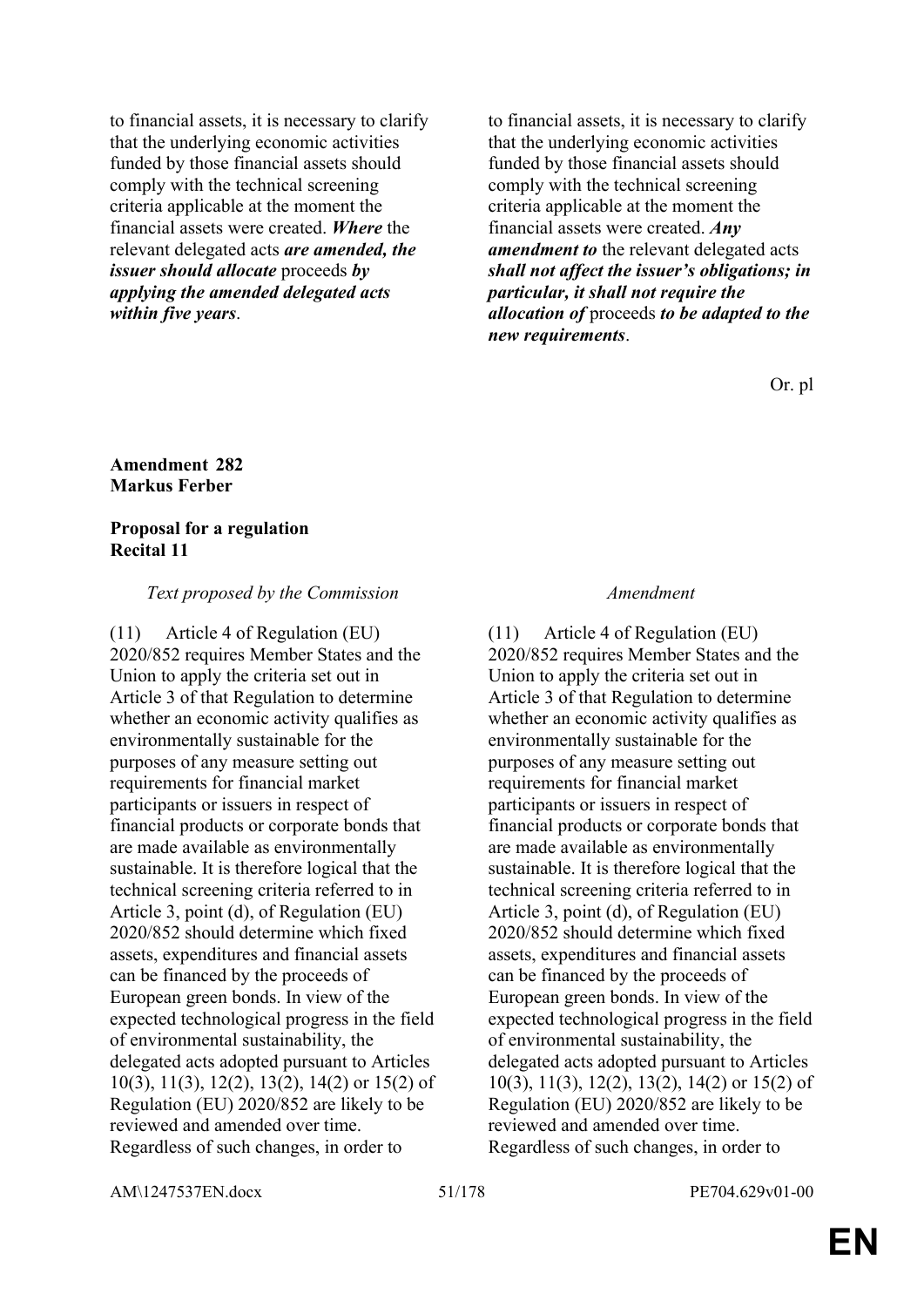| | |
|---|---|
| to financial assets, it is necessary to clarify that the underlying economic activities funded by those financial assets should comply with the technical screening criteria applicable at the moment the financial assets were created. ***Where*** the relevant delegated acts ***are amended, the issuer should allocate*** proceeds ***by applying the amended delegated acts within five years***. | to financial assets, it is necessary to clarify that the underlying economic activities funded by those financial assets should comply with the technical screening criteria applicable at the moment the financial assets were created. ***Any amendment to*** the relevant delegated acts ***shall not affect the issuer's obligations; in particular, it shall not require the allocation of*** proceeds ***to be adapted to the new requirements***. |

Or. pl

**Amendment 282**
**Markus Ferber**

**Proposal for a regulation**
**Recital 11**

| *Text proposed by the Commission* | *Amendment* |
|---|---|
| (11) Article 4 of Regulation (EU) 2020/852 requires Member States and the Union to apply the criteria set out in Article 3 of that Regulation to determine whether an economic activity qualifies as environmentally sustainable for the purposes of any measure setting out requirements for financial market participants or issuers in respect of financial products or corporate bonds that are made available as environmentally sustainable. It is therefore logical that the technical screening criteria referred to in Article 3, point (d), of Regulation (EU) 2020/852 should determine which fixed assets, expenditures and financial assets can be financed by the proceeds of European green bonds. In view of the expected technological progress in the field of environmental sustainability, the delegated acts adopted pursuant to Articles 10(3), 11(3), 12(2), 13(2), 14(2) or 15(2) of Regulation (EU) 2020/852 are likely to be reviewed and amended over time. Regardless of such changes, in order to | (11) Article 4 of Regulation (EU) 2020/852 requires Member States and the Union to apply the criteria set out in Article 3 of that Regulation to determine whether an economic activity qualifies as environmentally sustainable for the purposes of any measure setting out requirements for financial market participants or issuers in respect of financial products or corporate bonds that are made available as environmentally sustainable. It is therefore logical that the technical screening criteria referred to in Article 3, point (d), of Regulation (EU) 2020/852 should determine which fixed assets, expenditures and financial assets can be financed by the proceeds of European green bonds. In view of the expected technological progress in the field of environmental sustainability, the delegated acts adopted pursuant to Articles 10(3), 11(3), 12(2), 13(2), 14(2) or 15(2) of Regulation (EU) 2020/852 are likely to be reviewed and amended over time. Regardless of such changes, in order to |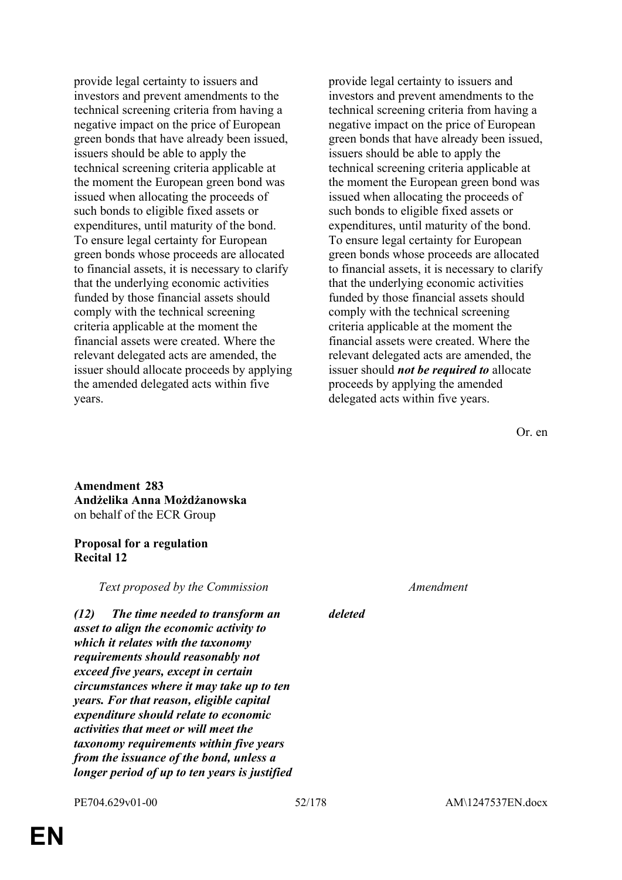| | |
|---|---|
| provide legal certainty to issuers and investors and prevent amendments to the technical screening criteria from having a negative impact on the price of European green bonds that have already been issued, issuers should be able to apply the technical screening criteria applicable at the moment the European green bond was issued when allocating the proceeds of such bonds to eligible fixed assets or expenditures, until maturity of the bond. To ensure legal certainty for European green bonds whose proceeds are allocated to financial assets, it is necessary to clarify that the underlying economic activities funded by those financial assets should comply with the technical screening criteria applicable at the moment the financial assets were created. Where the relevant delegated acts are amended, the issuer should allocate proceeds by applying the amended delegated acts within five years. | provide legal certainty to issuers and investors and prevent amendments to the technical screening criteria from having a negative impact on the price of European green bonds that have already been issued, issuers should be able to apply the technical screening criteria applicable at the moment the European green bond was issued when allocating the proceeds of such bonds to eligible fixed assets or expenditures, until maturity of the bond. To ensure legal certainty for European green bonds whose proceeds are allocated to financial assets, it is necessary to clarify that the underlying economic activities funded by those financial assets should comply with the technical screening criteria applicable at the moment the financial assets were created. Where the relevant delegated acts are amended, the issuer should ***not be required to*** allocate proceeds by applying the amended delegated acts within five years. |

Or. en

**Amendment 283**
**Andżelika Anna Możdżanowska**
on behalf of the ECR Group

**Proposal for a regulation**
**Recital 12**

| *Text proposed by the Commission* | *Amendment* |
|---|---|
| ***(12) The time needed to transform an asset to align the economic activity to which it relates with the taxonomy requirements should reasonably not exceed five years, except in certain circumstances where it may take up to ten years. For that reason, eligible capital expenditure should relate to economic activities that meet or will meet the taxonomy requirements within five years from the issuance of the bond, unless a longer period of up to ten years is justified*** | ***deleted*** |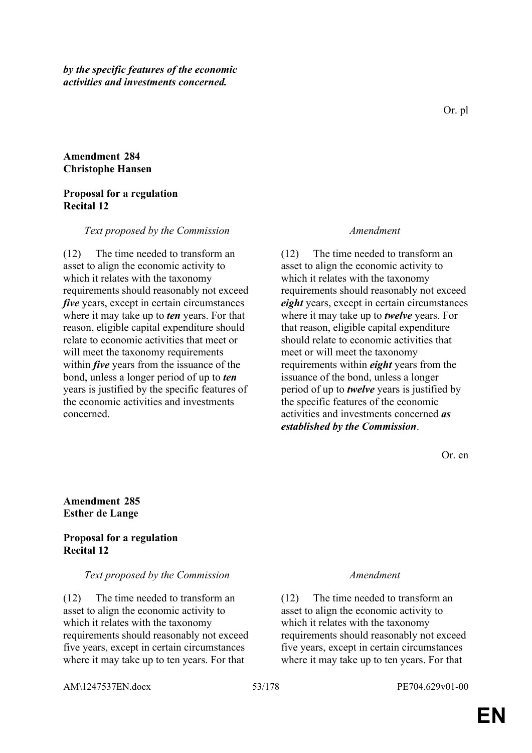***by the specific features of the economic activities and investments concerned.***

Or. pl

**Amendment 284**
**Christophe Hansen**

**Proposal for a regulation**
**Recital 12**

| *Text proposed by the Commission* | *Amendment* |
|---|---|
| (12) The time needed to transform an asset to align the economic activity to which it relates with the taxonomy requirements should reasonably not exceed ***five*** years, except in certain circumstances where it may take up to ***ten*** years. For that reason, eligible capital expenditure should relate to economic activities that meet or will meet the taxonomy requirements within ***five*** years from the issuance of the bond, unless a longer period of up to ***ten*** years is justified by the specific features of the economic activities and investments concerned. | (12) The time needed to transform an asset to align the economic activity to which it relates with the taxonomy requirements should reasonably not exceed ***eight*** years, except in certain circumstances where it may take up to ***twelve*** years. For that reason, eligible capital expenditure should relate to economic activities that meet or will meet the taxonomy requirements within ***eight*** years from the issuance of the bond, unless a longer period of up to ***twelve*** years is justified by the specific features of the economic activities and investments concerned ***as established by the Commission***. |

Or. en

**Amendment 285**
**Esther de Lange**

**Proposal for a regulation**
**Recital 12**

| *Text proposed by the Commission* | *Amendment* |
|---|---|
| (12) The time needed to transform an asset to align the economic activity to which it relates with the taxonomy requirements should reasonably not exceed five years, except in certain circumstances where it may take up to ten years. For that | (12) The time needed to transform an asset to align the economic activity to which it relates with the taxonomy requirements should reasonably not exceed five years, except in certain circumstances where it may take up to ten years. For that |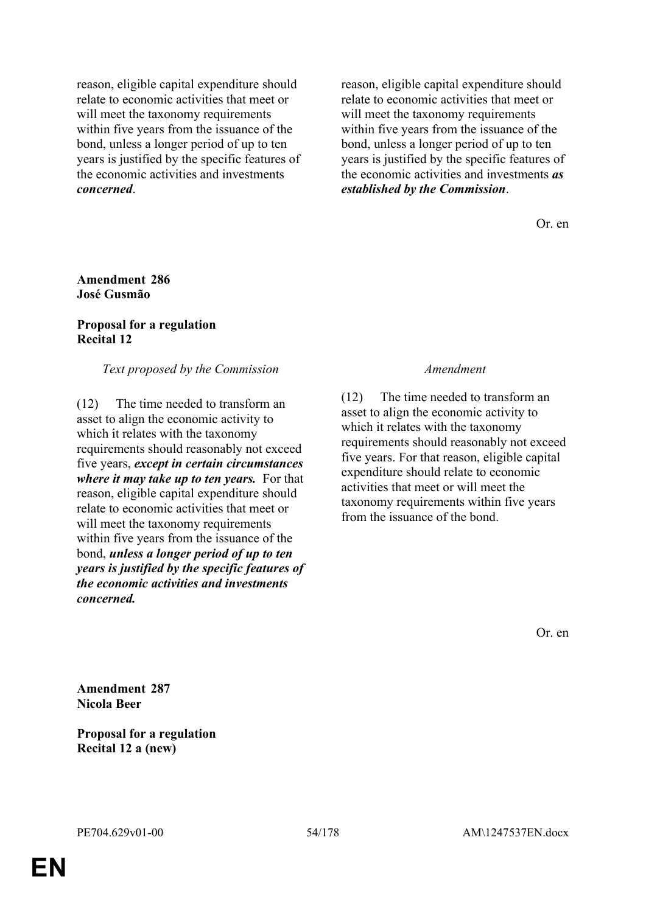| | |
|---|---|
| reason, eligible capital expenditure should relate to economic activities that meet or will meet the taxonomy requirements within five years from the issuance of the bond, unless a longer period of up to ten years is justified by the specific features of the economic activities and investments ***concerned***. | reason, eligible capital expenditure should relate to economic activities that meet or will meet the taxonomy requirements within five years from the issuance of the bond, unless a longer period of up to ten years is justified by the specific features of the economic activities and investments ***as established by the Commission***. |

Or. en

**Amendment 286**
**José Gusmão**

**Proposal for a regulation**
**Recital 12**

| *Text proposed by the Commission* | *Amendment* |
|---|---|
| (12) The time needed to transform an asset to align the economic activity to which it relates with the taxonomy requirements should reasonably not exceed five years, ***except in certain circumstances where it may take up to ten years.*** For that reason, eligible capital expenditure should relate to economic activities that meet or will meet the taxonomy requirements within five years from the issuance of the bond, ***unless a longer period of up to ten years is justified by the specific features of the economic activities and investments concerned.*** | (12) The time needed to transform an asset to align the economic activity to which it relates with the taxonomy requirements should reasonably not exceed five years. For that reason, eligible capital expenditure should relate to economic activities that meet or will meet the taxonomy requirements within five years from the issuance of the bond. |

Or. en

**Amendment 287**
**Nicola Beer**

**Proposal for a regulation**
**Recital 12 a (new)**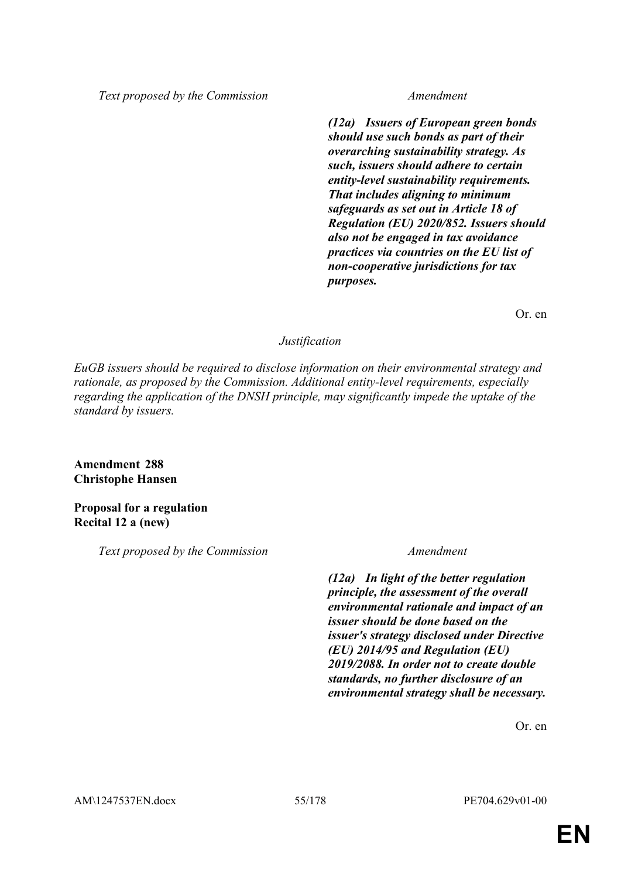| Text proposed by the Commission | Amendment |
|---|---|
| | ***(12a) Issuers of European green bonds should use such bonds as part of their overarching sustainability strategy. As such, issuers should adhere to certain entity-level sustainability requirements. That includes aligning to minimum safeguards as set out in Article 18 of Regulation (EU) 2020/852. Issuers should also not be engaged in tax avoidance practices via countries on the EU list of non-cooperative jurisdictions for tax purposes.*** |

Or. en

*Justification*

*EuGB issuers should be required to disclose information on their environmental strategy and rationale, as proposed by the Commission. Additional entity-level requirements, especially regarding the application of the DNSH principle, may significantly impede the uptake of the standard by issuers.*

**Amendment 288**
**Christophe Hansen**

**Proposal for a regulation**
**Recital 12 a (new)**

| Text proposed by the Commission | Amendment |
|---|---|
| | ***(12a) In light of the better regulation principle, the assessment of the overall environmental rationale and impact of an issuer should be done based on the issuer's strategy disclosed under Directive (EU) 2014/95 and Regulation (EU) 2019/2088. In order not to create double standards, no further disclosure of an environmental strategy shall be necessary.*** |

Or. en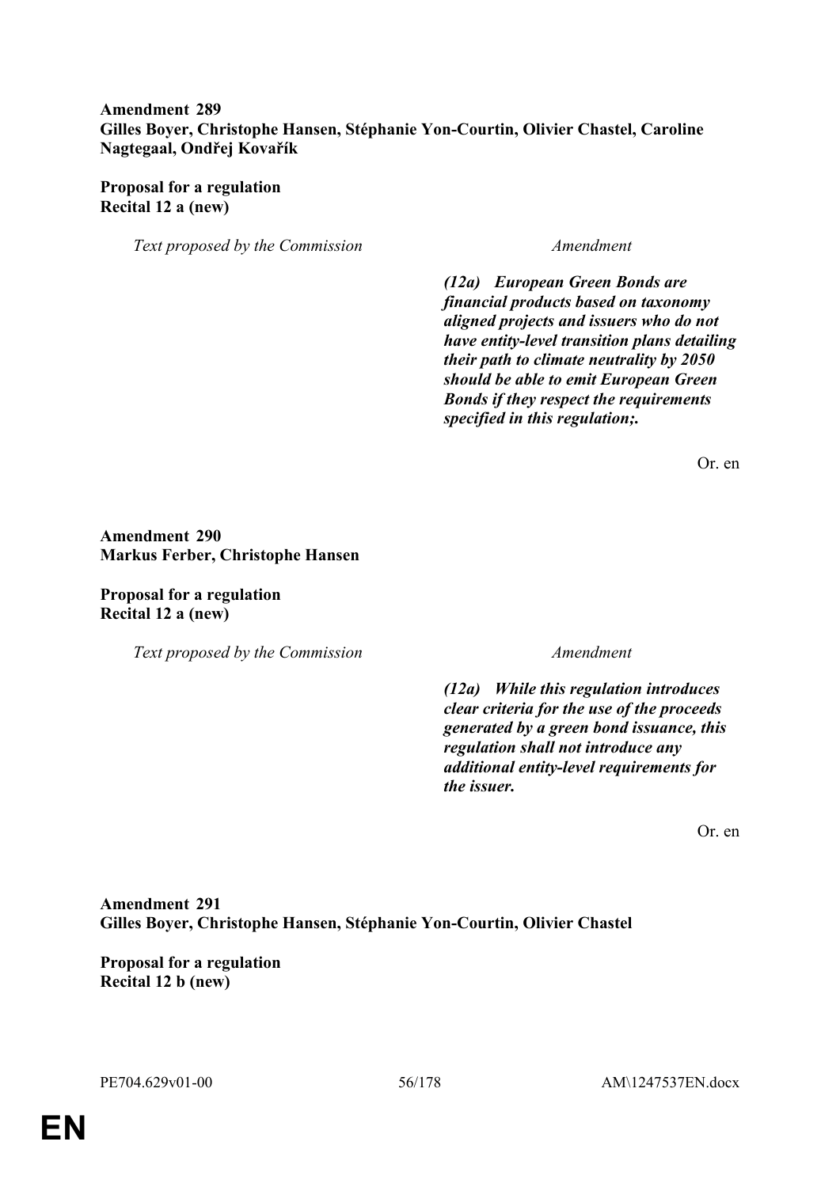**Amendment 289**
**Gilles Boyer, Christophe Hansen, Stéphanie Yon-Courtin, Olivier Chastel, Caroline Nagtegaal, Ondřej Kovařík**

**Proposal for a regulation**
**Recital 12 a (new)**

| *Text proposed by the Commission* | *Amendment* |
|---|---|
| | ***(12a) European Green Bonds are financial products based on taxonomy aligned projects and issuers who do not have entity-level transition plans detailing their path to climate neutrality by 2050 should be able to emit European Green Bonds if they respect the requirements specified in this regulation;.*** |

Or. en

**Amendment 290**
**Markus Ferber, Christophe Hansen**

**Proposal for a regulation**
**Recital 12 a (new)**

| *Text proposed by the Commission* | *Amendment* |
|---|---|
| | ***(12a) While this regulation introduces clear criteria for the use of the proceeds generated by a green bond issuance, this regulation shall not introduce any additional entity-level requirements for the issuer.*** |

Or. en

**Amendment 291**
**Gilles Boyer, Christophe Hansen, Stéphanie Yon-Courtin, Olivier Chastel**

**Proposal for a regulation**
**Recital 12 b (new)**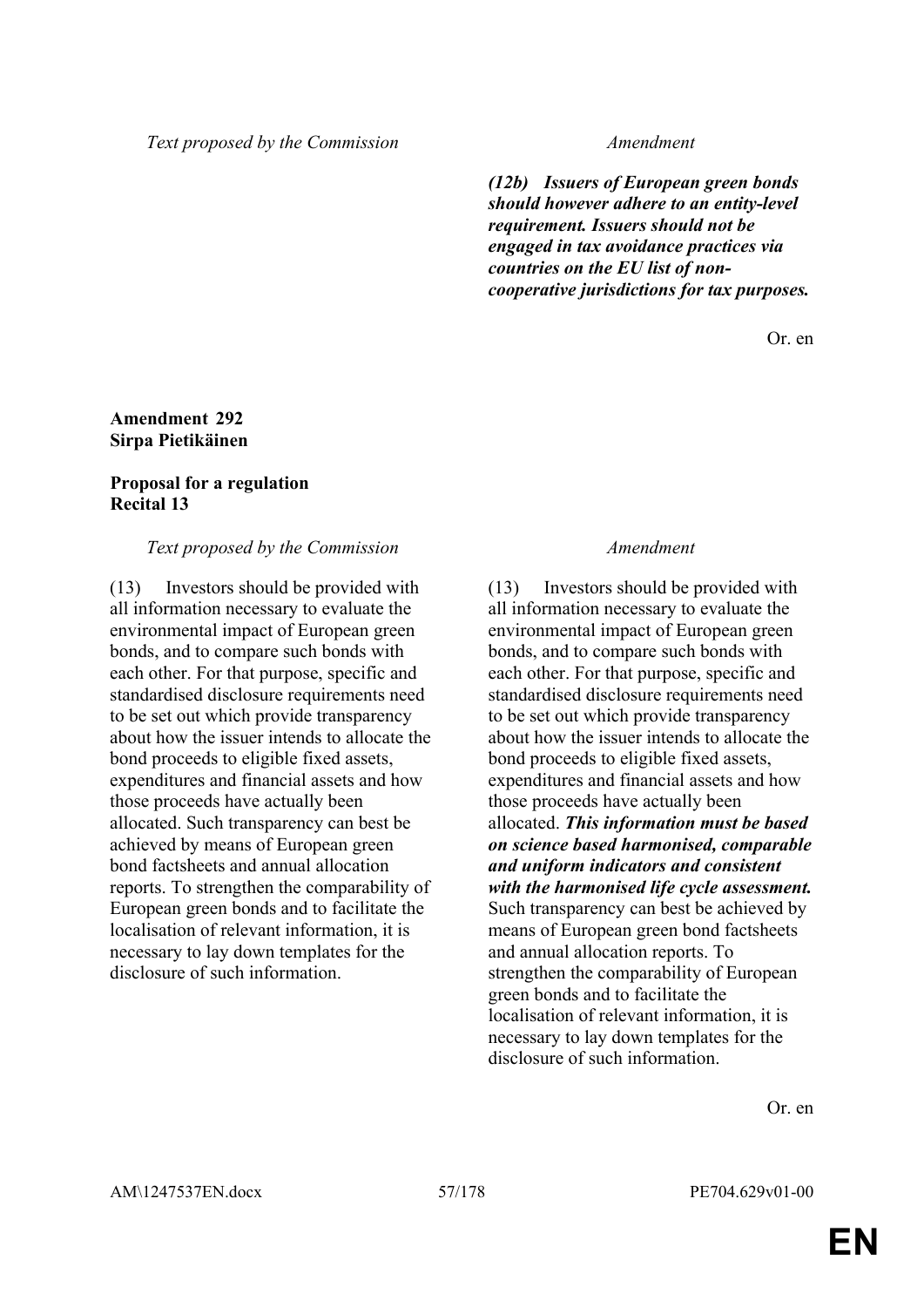| Text proposed by the Commission | Amendment |
| --- | --- |
| | ***(12b) Issuers of European green bonds should however adhere to an entity-level requirement. Issuers should not be engaged in tax avoidance practices via countries on the EU list of non-cooperative jurisdictions for tax purposes.*** |

Or. en

**Amendment 292**
**Sirpa Pietikäinen**

**Proposal for a regulation**
**Recital 13**

| Text proposed by the Commission | Amendment |
| --- | --- |
| (13) Investors should be provided with all information necessary to evaluate the environmental impact of European green bonds, and to compare such bonds with each other. For that purpose, specific and standardised disclosure requirements need to be set out which provide transparency about how the issuer intends to allocate the bond proceeds to eligible fixed assets, expenditures and financial assets and how those proceeds have actually been allocated. Such transparency can best be achieved by means of European green bond factsheets and annual allocation reports. To strengthen the comparability of European green bonds and to facilitate the localisation of relevant information, it is necessary to lay down templates for the disclosure of such information. | (13) Investors should be provided with all information necessary to evaluate the environmental impact of European green bonds, and to compare such bonds with each other. For that purpose, specific and standardised disclosure requirements need to be set out which provide transparency about how the issuer intends to allocate the bond proceeds to eligible fixed assets, expenditures and financial assets and how those proceeds have actually been allocated. ***This information must be based on science based harmonised, comparable and uniform indicators and consistent with the harmonised life cycle assessment.*** Such transparency can best be achieved by means of European green bond factsheets and annual allocation reports. To strengthen the comparability of European green bonds and to facilitate the localisation of relevant information, it is necessary to lay down templates for the disclosure of such information. |

Or. en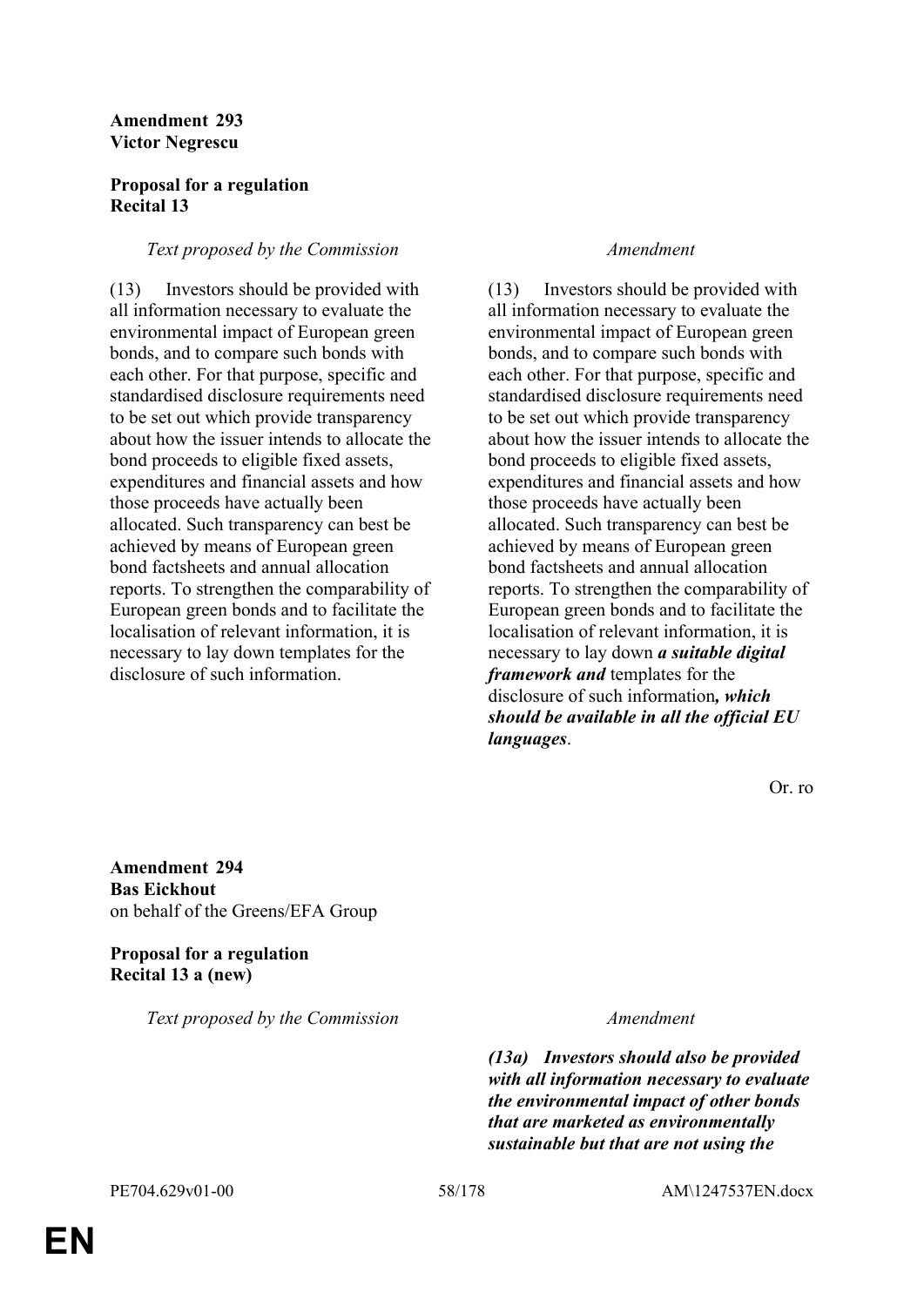**Amendment 293**
**Victor Negrescu**

**Proposal for a regulation**
**Recital 13**

| *Text proposed by the Commission* | *Amendment* |
|---|---|
| (13) Investors should be provided with all information necessary to evaluate the environmental impact of European green bonds, and to compare such bonds with each other. For that purpose, specific and standardised disclosure requirements need to be set out which provide transparency about how the issuer intends to allocate the bond proceeds to eligible fixed assets, expenditures and financial assets and how those proceeds have actually been allocated. Such transparency can best be achieved by means of European green bond factsheets and annual allocation reports. To strengthen the comparability of European green bonds and to facilitate the localisation of relevant information, it is necessary to lay down templates for the disclosure of such information. | (13) Investors should be provided with all information necessary to evaluate the environmental impact of European green bonds, and to compare such bonds with each other. For that purpose, specific and standardised disclosure requirements need to be set out which provide transparency about how the issuer intends to allocate the bond proceeds to eligible fixed assets, expenditures and financial assets and how those proceeds have actually been allocated. Such transparency can best be achieved by means of European green bond factsheets and annual allocation reports. To strengthen the comparability of European green bonds and to facilitate the localisation of relevant information, it is necessary to lay down ***a suitable digital framework and*** templates for the disclosure of such information***, which should be available in all the official EU languages***. |

Or. ro

**Amendment 294**
**Bas Eickhout**
on behalf of the Greens/EFA Group

**Proposal for a regulation**
**Recital 13 a (new)**

| *Text proposed by the Commission* | *Amendment* |
|---|---|
| | ***(13a) Investors should also be provided with all information necessary to evaluate the environmental impact of other bonds that are marketed as environmentally sustainable but that are not using the*** |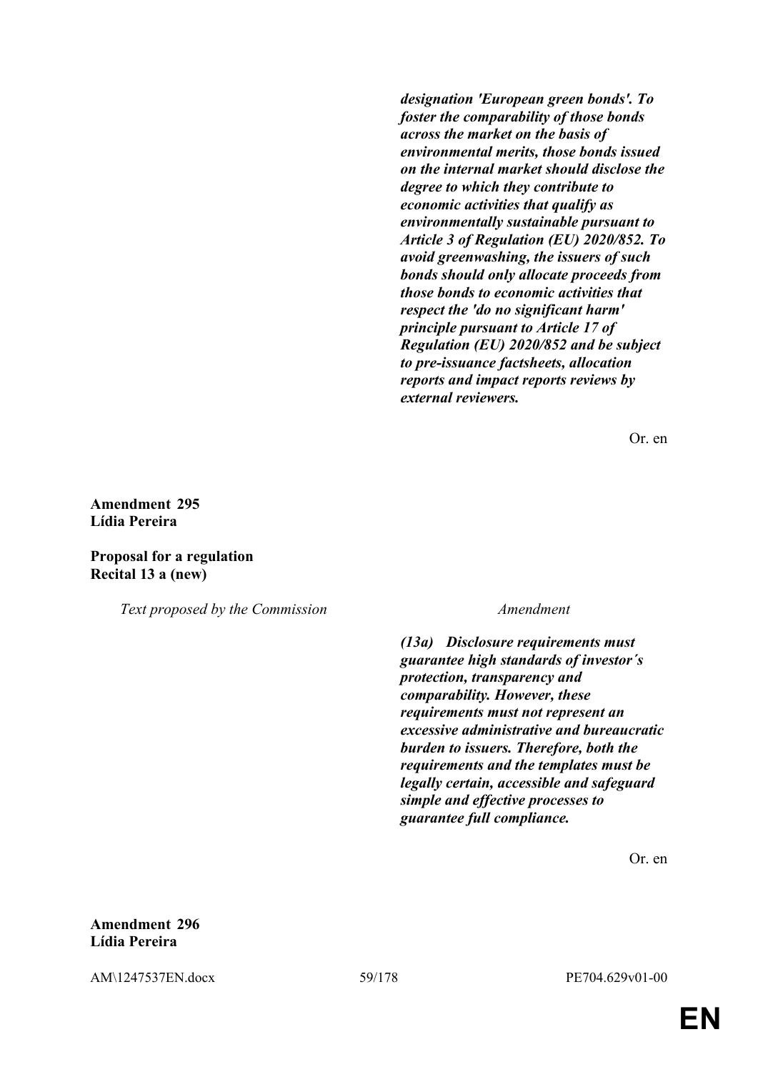***designation 'European green bonds'. To foster the comparability of those bonds across the market on the basis of environmental merits, those bonds issued on the internal market should disclose the degree to which they contribute to economic activities that qualify as environmentally sustainable pursuant to Article 3 of Regulation (EU) 2020/852. To avoid greenwashing, the issuers of such bonds should only allocate proceeds from those bonds to economic activities that respect the 'do no significant harm' principle pursuant to Article 17 of Regulation (EU) 2020/852 and be subject to pre-issuance factsheets, allocation reports and impact reports reviews by external reviewers.***

Or. en

**Amendment 295**
**Lídia Pereira**

**Proposal for a regulation**
**Recital 13 a (new)**

| *Text proposed by the Commission* | *Amendment* |
|---|---|
| | ***(13a) Disclosure requirements must guarantee high standards of investor´s protection, transparency and comparability. However, these requirements must not represent an excessive administrative and bureaucratic burden to issuers. Therefore, both the requirements and the templates must be legally certain, accessible and safeguard simple and effective processes to guarantee full compliance.*** |

Or. en

**Amendment 296**
**Lídia Pereira**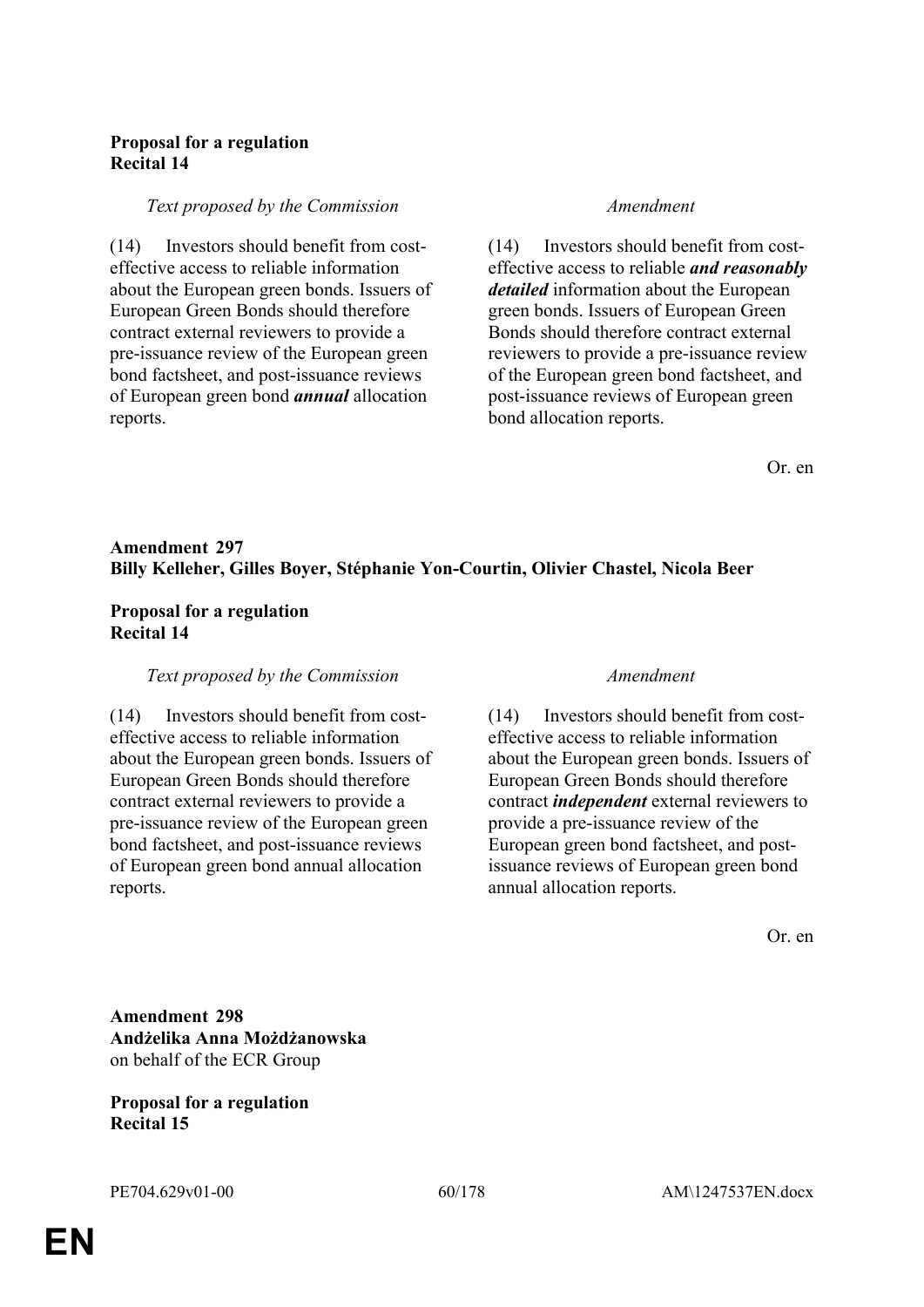**Proposal for a regulation**
**Recital 14**

| *Text proposed by the Commission* | *Amendment* |
|---|---|
| (14) Investors should benefit from cost-effective access to reliable information about the European green bonds. Issuers of European Green Bonds should therefore contract external reviewers to provide a pre-issuance review of the European green bond factsheet, and post-issuance reviews of European green bond ***annual*** allocation reports. | (14) Investors should benefit from cost-effective access to reliable ***and reasonably detailed*** information about the European green bonds. Issuers of European Green Bonds should therefore contract external reviewers to provide a pre-issuance review of the European green bond factsheet, and post-issuance reviews of European green bond allocation reports. |

Or. en

**Amendment 297**
**Billy Kelleher, Gilles Boyer, Stéphanie Yon-Courtin, Olivier Chastel, Nicola Beer**

**Proposal for a regulation**
**Recital 14**

| *Text proposed by the Commission* | *Amendment* |
|---|---|
| (14) Investors should benefit from cost-effective access to reliable information about the European green bonds. Issuers of European Green Bonds should therefore contract external reviewers to provide a pre-issuance review of the European green bond factsheet, and post-issuance reviews of European green bond annual allocation reports. | (14) Investors should benefit from cost-effective access to reliable information about the European green bonds. Issuers of European Green Bonds should therefore contract ***independent*** external reviewers to provide a pre-issuance review of the European green bond factsheet, and post-issuance reviews of European green bond annual allocation reports. |

Or. en

**Amendment 298**
**Andżelika Anna Możdżanowska**
on behalf of the ECR Group

**Proposal for a regulation**
**Recital 15**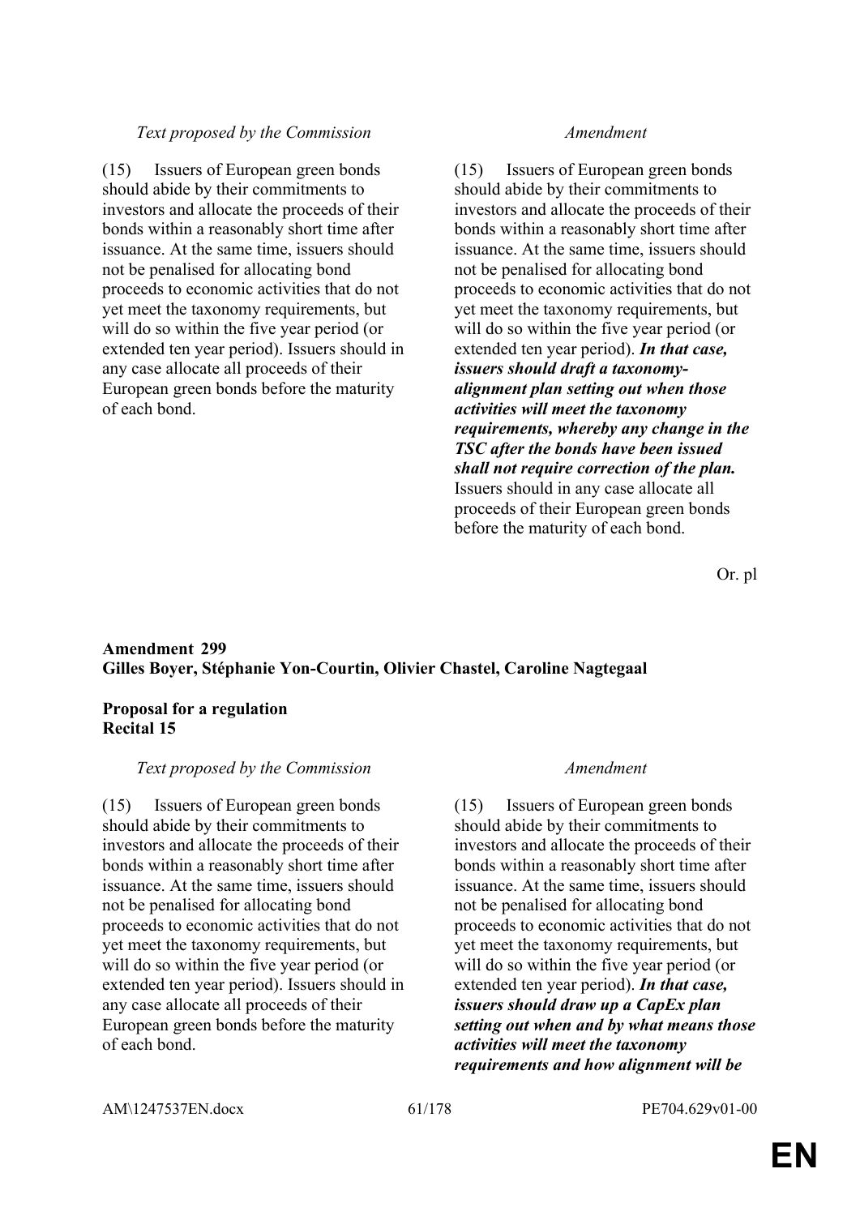| *Text proposed by the Commission* | *Amendment* |
|---|---|
| (15) Issuers of European green bonds should abide by their commitments to investors and allocate the proceeds of their bonds within a reasonably short time after issuance. At the same time, issuers should not be penalised for allocating bond proceeds to economic activities that do not yet meet the taxonomy requirements, but will do so within the five year period (or extended ten year period). Issuers should in any case allocate all proceeds of their European green bonds before the maturity of each bond. | (15) Issuers of European green bonds should abide by their commitments to investors and allocate the proceeds of their bonds within a reasonably short time after issuance. At the same time, issuers should not be penalised for allocating bond proceeds to economic activities that do not yet meet the taxonomy requirements, but will do so within the five year period (or extended ten year period). ***In that case, issuers should draft a taxonomy-alignment plan setting out when those activities will meet the taxonomy requirements, whereby any change in the TSC after the bonds have been issued shall not require correction of the plan.*** Issuers should in any case allocate all proceeds of their European green bonds before the maturity of each bond. |

Or. pl

**Amendment 299**
**Gilles Boyer, Stéphanie Yon-Courtin, Olivier Chastel, Caroline Nagtegaal**

**Proposal for a regulation**
**Recital 15**

| *Text proposed by the Commission* | *Amendment* |
|---|---|
| (15) Issuers of European green bonds should abide by their commitments to investors and allocate the proceeds of their bonds within a reasonably short time after issuance. At the same time, issuers should not be penalised for allocating bond proceeds to economic activities that do not yet meet the taxonomy requirements, but will do so within the five year period (or extended ten year period). Issuers should in any case allocate all proceeds of their European green bonds before the maturity of each bond. | (15) Issuers of European green bonds should abide by their commitments to investors and allocate the proceeds of their bonds within a reasonably short time after issuance. At the same time, issuers should not be penalised for allocating bond proceeds to economic activities that do not yet meet the taxonomy requirements, but will do so within the five year period (or extended ten year period). ***In that case, issuers should draw up a CapEx plan setting out when and by what means those activities will meet the taxonomy requirements and how alignment will be*** |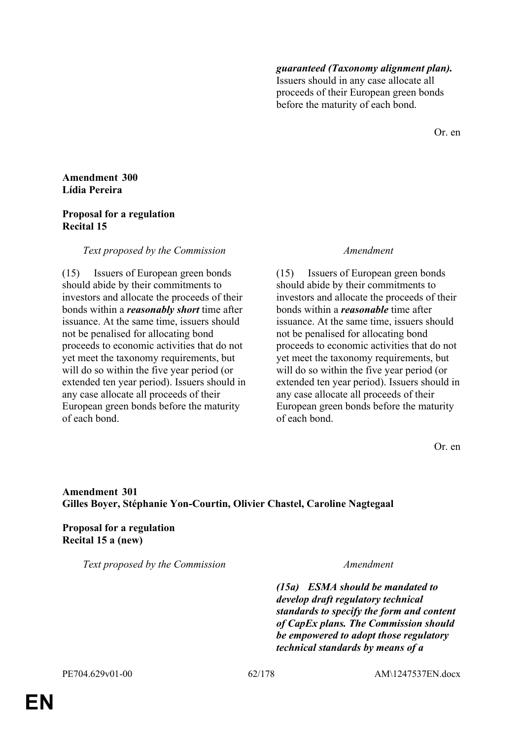***guaranteed (Taxonomy alignment plan).*** Issuers should in any case allocate all proceeds of their European green bonds before the maturity of each bond.

Or. en

**Amendment 300**
**Lídia Pereira**

**Proposal for a regulation**
**Recital 15**

| *Text proposed by the Commission* | *Amendment* |
|---|---|
| (15) Issuers of European green bonds should abide by their commitments to investors and allocate the proceeds of their bonds within a ***reasonably short*** time after issuance. At the same time, issuers should not be penalised for allocating bond proceeds to economic activities that do not yet meet the taxonomy requirements, but will do so within the five year period (or extended ten year period). Issuers should in any case allocate all proceeds of their European green bonds before the maturity of each bond. | (15) Issuers of European green bonds should abide by their commitments to investors and allocate the proceeds of their bonds within a ***reasonable*** time after issuance. At the same time, issuers should not be penalised for allocating bond proceeds to economic activities that do not yet meet the taxonomy requirements, but will do so within the five year period (or extended ten year period). Issuers should in any case allocate all proceeds of their European green bonds before the maturity of each bond. |

Or. en

**Amendment 301**
**Gilles Boyer, Stéphanie Yon-Courtin, Olivier Chastel, Caroline Nagtegaal**

**Proposal for a regulation**
**Recital 15 a (new)**

| *Text proposed by the Commission* | *Amendment* |
|---|---|
| | ***(15a) ESMA should be mandated to develop draft regulatory technical standards to specify the form and content of CapEx plans. The Commission should be empowered to adopt those regulatory technical standards by means of a*** |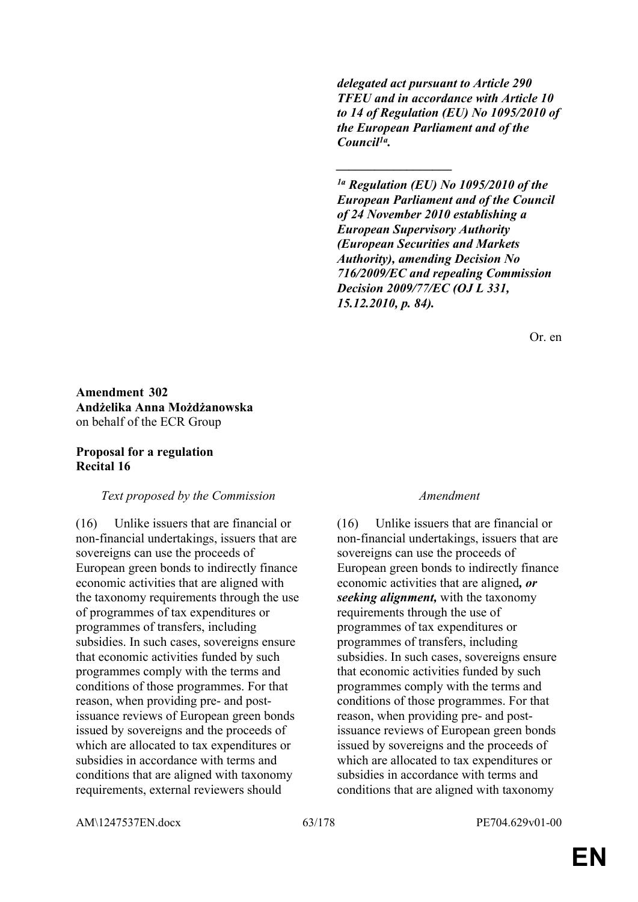| | |
|---|---|
| | ***delegated act pursuant to Article 290 TFEU and in accordance with Article 10 to 14 of Regulation (EU) No 1095/2010 of the European Parliament and of the Council[1a].*** |
| | ***__________________*** |
| | ***[1a] Regulation (EU) No 1095/2010 of the European Parliament and of the Council of 24 November 2010 establishing a European Supervisory Authority (European Securities and Markets Authority), amending Decision No 716/2009/EC and repealing Commission Decision 2009/77/EC (OJ L 331, 15.12.2010, p. 84).*** |

Or. en

**Amendment 302**
**Andżelika Anna Możdżanowska**
on behalf of the ECR Group

**Proposal for a regulation**
**Recital 16**

| *Text proposed by the Commission* | *Amendment* |
|---|---|
| (16) Unlike issuers that are financial or non-financial undertakings, issuers that are sovereigns can use the proceeds of European green bonds to indirectly finance economic activities that are aligned with the taxonomy requirements through the use of programmes of tax expenditures or programmes of transfers, including subsidies. In such cases, sovereigns ensure that economic activities funded by such programmes comply with the terms and conditions of those programmes. For that reason, when providing pre- and post-issuance reviews of European green bonds issued by sovereigns and the proceeds of which are allocated to tax expenditures or subsidies in accordance with terms and conditions that are aligned with taxonomy requirements, external reviewers should | (16) Unlike issuers that are financial or non-financial undertakings, issuers that are sovereigns can use the proceeds of European green bonds to indirectly finance economic activities that are aligned***, or seeking alignment,*** with the taxonomy requirements through the use of programmes of tax expenditures or programmes of transfers, including subsidies. In such cases, sovereigns ensure that economic activities funded by such programmes comply with the terms and conditions of those programmes. For that reason, when providing pre- and post-issuance reviews of European green bonds issued by sovereigns and the proceeds of which are allocated to tax expenditures or subsidies in accordance with terms and conditions that are aligned with taxonomy |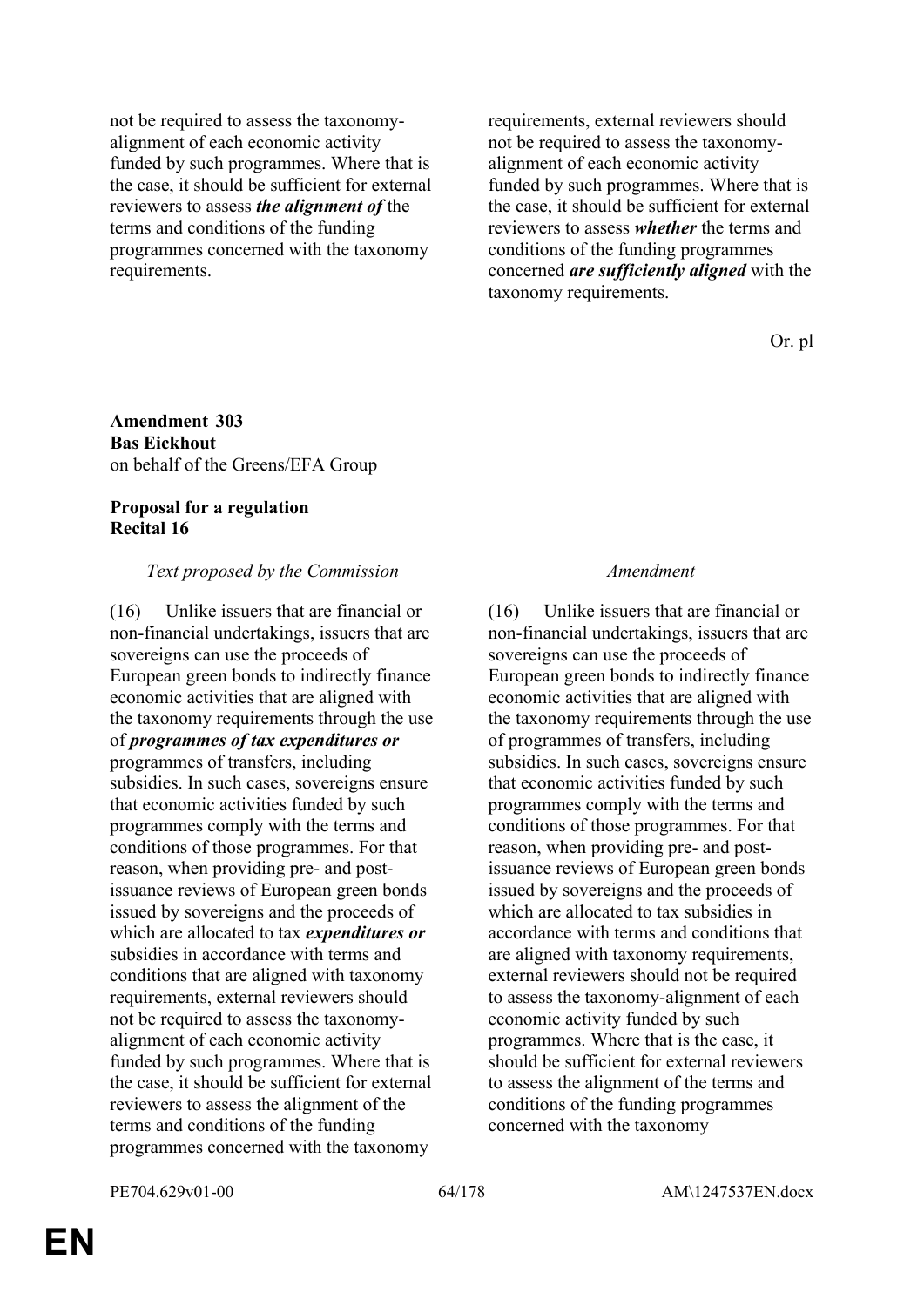| | |
|---|---|
| not be required to assess the taxonomy-alignment of each economic activity funded by such programmes. Where that is the case, it should be sufficient for external reviewers to assess ***the alignment of*** the terms and conditions of the funding programmes concerned with the taxonomy requirements. | requirements, external reviewers should not be required to assess the taxonomy-alignment of each economic activity funded by such programmes. Where that is the case, it should be sufficient for external reviewers to assess ***whether*** the terms and conditions of the funding programmes concerned ***are sufficiently aligned*** with the taxonomy requirements. |

Or. pl

**Amendment 303**
**Bas Eickhout**
on behalf of the Greens/EFA Group

**Proposal for a regulation**
**Recital 16**

| *Text proposed by the Commission* | *Amendment* |
|---|---|
| (16) Unlike issuers that are financial or non-financial undertakings, issuers that are sovereigns can use the proceeds of European green bonds to indirectly finance economic activities that are aligned with the taxonomy requirements through the use of ***programmes of tax expenditures or*** programmes of transfers, including subsidies. In such cases, sovereigns ensure that economic activities funded by such programmes comply with the terms and conditions of those programmes. For that reason, when providing pre- and post-issuance reviews of European green bonds issued by sovereigns and the proceeds of which are allocated to tax ***expenditures or*** subsidies in accordance with terms and conditions that are aligned with taxonomy requirements, external reviewers should not be required to assess the taxonomy-alignment of each economic activity funded by such programmes. Where that is the case, it should be sufficient for external reviewers to assess the alignment of the terms and conditions of the funding programmes concerned with the taxonomy | (16) Unlike issuers that are financial or non-financial undertakings, issuers that are sovereigns can use the proceeds of European green bonds to indirectly finance economic activities that are aligned with the taxonomy requirements through the use of programmes of transfers, including subsidies. In such cases, sovereigns ensure that economic activities funded by such programmes comply with the terms and conditions of those programmes. For that reason, when providing pre- and post-issuance reviews of European green bonds issued by sovereigns and the proceeds of which are allocated to tax subsidies in accordance with terms and conditions that are aligned with taxonomy requirements, external reviewers should not be required to assess the taxonomy-alignment of each economic activity funded by such programmes. Where that is the case, it should be sufficient for external reviewers to assess the alignment of the terms and conditions of the funding programmes concerned with the taxonomy |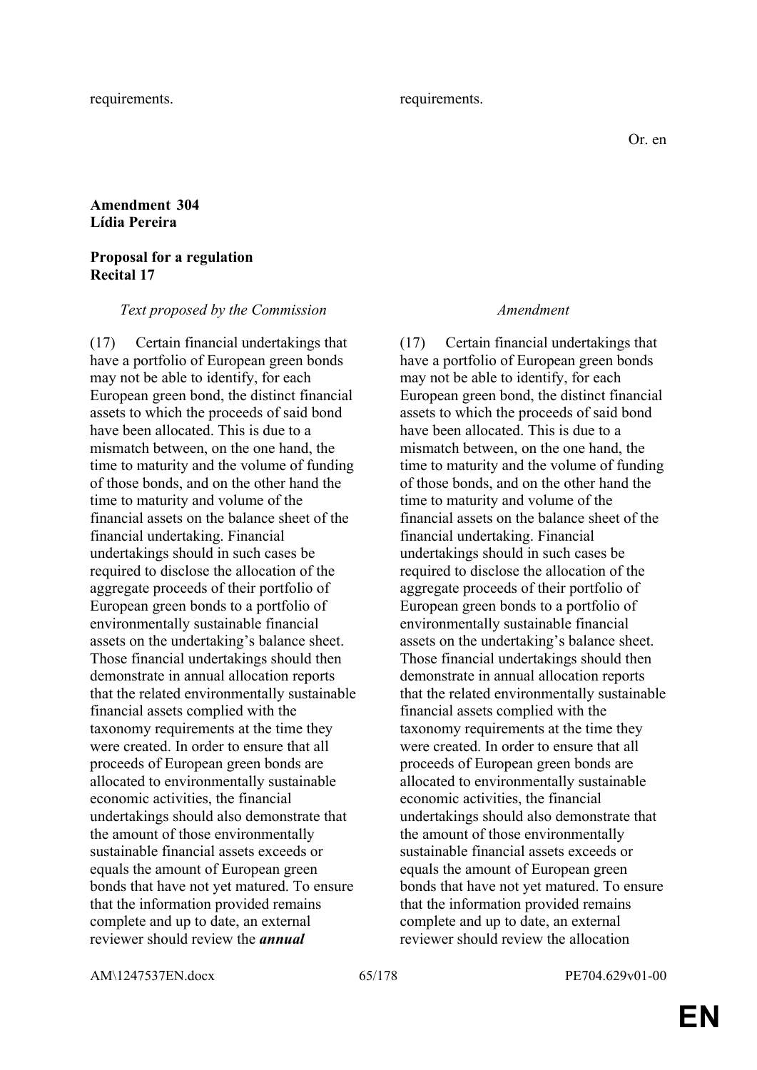| | |
|---|---|
| requirements. | requirements. |

Or. en

**Amendment 304**
**Lídia Pereira**

**Proposal for a regulation**
**Recital 17**

| *Text proposed by the Commission* | *Amendment* |
|---|---|
| (17) Certain financial undertakings that have a portfolio of European green bonds may not be able to identify, for each European green bond, the distinct financial assets to which the proceeds of said bond have been allocated. This is due to a mismatch between, on the one hand, the time to maturity and the volume of funding of those bonds, and on the other hand the time to maturity and volume of the financial assets on the balance sheet of the financial undertaking. Financial undertakings should in such cases be required to disclose the allocation of the aggregate proceeds of their portfolio of European green bonds to a portfolio of environmentally sustainable financial assets on the undertaking's balance sheet. Those financial undertakings should then demonstrate in annual allocation reports that the related environmentally sustainable financial assets complied with the taxonomy requirements at the time they were created. In order to ensure that all proceeds of European green bonds are allocated to environmentally sustainable economic activities, the financial undertakings should also demonstrate that the amount of those environmentally sustainable financial assets exceeds or equals the amount of European green bonds that have not yet matured. To ensure that the information provided remains complete and up to date, an external reviewer should review the ***annual*** | (17) Certain financial undertakings that have a portfolio of European green bonds may not be able to identify, for each European green bond, the distinct financial assets to which the proceeds of said bond have been allocated. This is due to a mismatch between, on the one hand, the time to maturity and the volume of funding of those bonds, and on the other hand the time to maturity and volume of the financial assets on the balance sheet of the financial undertaking. Financial undertakings should in such cases be required to disclose the allocation of the aggregate proceeds of their portfolio of European green bonds to a portfolio of environmentally sustainable financial assets on the undertaking's balance sheet. Those financial undertakings should then demonstrate in annual allocation reports that the related environmentally sustainable financial assets complied with the taxonomy requirements at the time they were created. In order to ensure that all proceeds of European green bonds are allocated to environmentally sustainable economic activities, the financial undertakings should also demonstrate that the amount of those environmentally sustainable financial assets exceeds or equals the amount of European green bonds that have not yet matured. To ensure that the information provided remains complete and up to date, an external reviewer should review the allocation |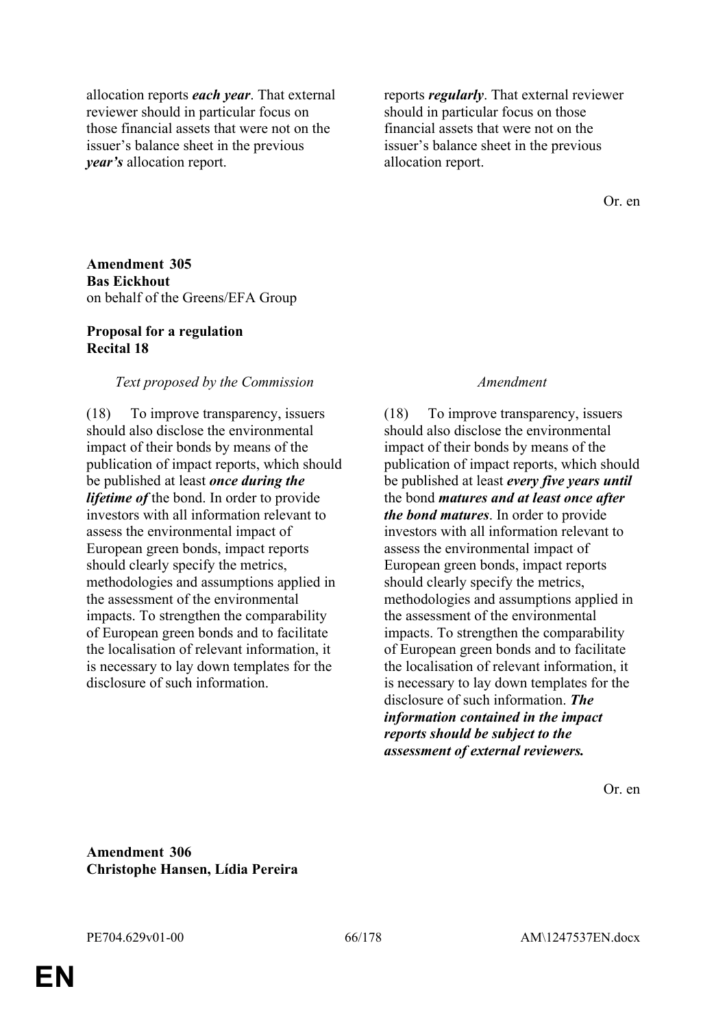| | |
|---|---|
| allocation reports ***each year***. That external reviewer should in particular focus on those financial assets that were not on the issuer's balance sheet in the previous ***year's*** allocation report. | reports ***regularly***. That external reviewer should in particular focus on those financial assets that were not on the issuer's balance sheet in the previous allocation report. |

Or. en

**Amendment 305**
**Bas Eickhout**
on behalf of the Greens/EFA Group

**Proposal for a regulation**
**Recital 18**

| *Text proposed by the Commission* | *Amendment* |
|---|---|
| (18) To improve transparency, issuers should also disclose the environmental impact of their bonds by means of the publication of impact reports, which should be published at least ***once during the lifetime of*** the bond. In order to provide investors with all information relevant to assess the environmental impact of European green bonds, impact reports should clearly specify the metrics, methodologies and assumptions applied in the assessment of the environmental impacts. To strengthen the comparability of European green bonds and to facilitate the localisation of relevant information, it is necessary to lay down templates for the disclosure of such information. | (18) To improve transparency, issuers should also disclose the environmental impact of their bonds by means of the publication of impact reports, which should be published at least ***every five years until*** the bond ***matures and at least once after the bond matures***. In order to provide investors with all information relevant to assess the environmental impact of European green bonds, impact reports should clearly specify the metrics, methodologies and assumptions applied in the assessment of the environmental impacts. To strengthen the comparability of European green bonds and to facilitate the localisation of relevant information, it is necessary to lay down templates for the disclosure of such information. ***The information contained in the impact reports should be subject to the assessment of external reviewers.*** |

Or. en

**Amendment 306**
**Christophe Hansen, Lídia Pereira**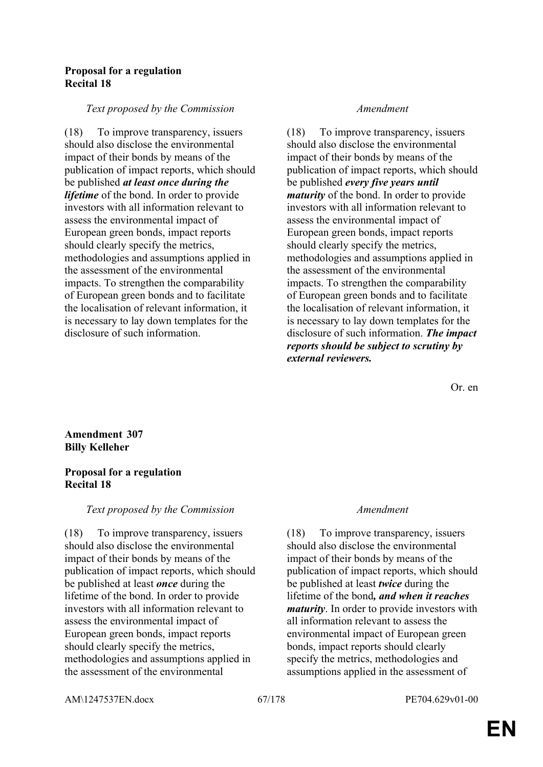**Proposal for a regulation**
**Recital 18**

| *Text proposed by the Commission* | *Amendment* |
| --- | --- |
| (18) To improve transparency, issuers should also disclose the environmental impact of their bonds by means of the publication of impact reports, which should be published ***at least once during the lifetime*** of the bond. In order to provide investors with all information relevant to assess the environmental impact of European green bonds, impact reports should clearly specify the metrics, methodologies and assumptions applied in the assessment of the environmental impacts. To strengthen the comparability of European green bonds and to facilitate the localisation of relevant information, it is necessary to lay down templates for the disclosure of such information. | (18) To improve transparency, issuers should also disclose the environmental impact of their bonds by means of the publication of impact reports, which should be published ***every five years until maturity*** of the bond. In order to provide investors with all information relevant to assess the environmental impact of European green bonds, impact reports should clearly specify the metrics, methodologies and assumptions applied in the assessment of the environmental impacts. To strengthen the comparability of European green bonds and to facilitate the localisation of relevant information, it is necessary to lay down templates for the disclosure of such information. ***The impact reports should be subject to scrutiny by external reviewers.*** |

Or. en

**Amendment 307**
**Billy Kelleher**

**Proposal for a regulation**
**Recital 18**

| *Text proposed by the Commission* | *Amendment* |
| --- | --- |
| (18) To improve transparency, issuers should also disclose the environmental impact of their bonds by means of the publication of impact reports, which should be published at least ***once*** during the lifetime of the bond. In order to provide investors with all information relevant to assess the environmental impact of European green bonds, impact reports should clearly specify the metrics, methodologies and assumptions applied in the assessment of the environmental | (18) To improve transparency, issuers should also disclose the environmental impact of their bonds by means of the publication of impact reports, which should be published at least ***twice*** during the lifetime of the bond***, and when it reaches maturity***. In order to provide investors with all information relevant to assess the environmental impact of European green bonds, impact reports should clearly specify the metrics, methodologies and assumptions applied in the assessment of |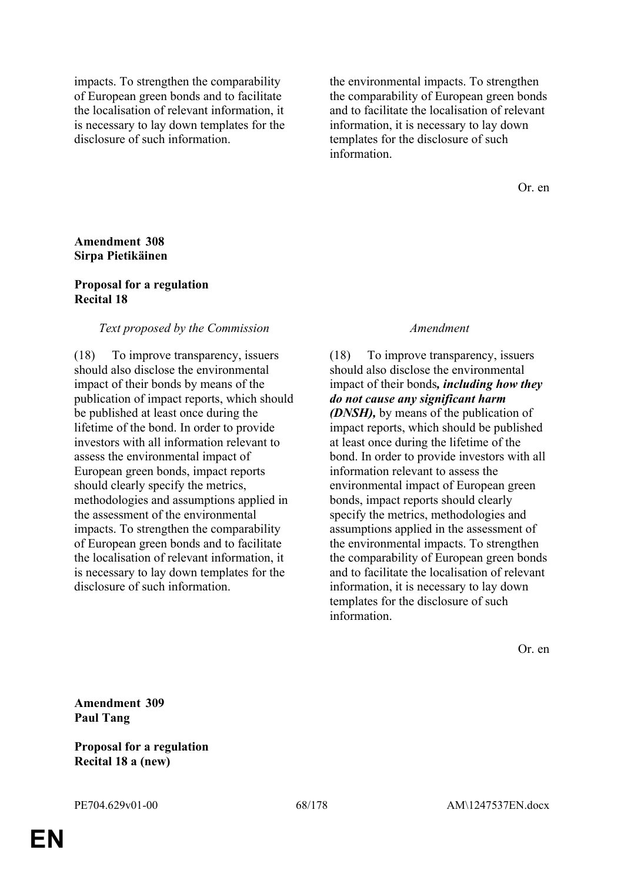| | |
|---|---|
| impacts. To strengthen the comparability of European green bonds and to facilitate the localisation of relevant information, it is necessary to lay down templates for the disclosure of such information. | the environmental impacts. To strengthen the comparability of European green bonds and to facilitate the localisation of relevant information, it is necessary to lay down templates for the disclosure of such information. |

Or. en

**Amendment 308**
**Sirpa Pietikäinen**

**Proposal for a regulation**
**Recital 18**

| *Text proposed by the Commission* | *Amendment* |
|---|---|
| (18) To improve transparency, issuers should also disclose the environmental impact of their bonds by means of the publication of impact reports, which should be published at least once during the lifetime of the bond. In order to provide investors with all information relevant to assess the environmental impact of European green bonds, impact reports should clearly specify the metrics, methodologies and assumptions applied in the assessment of the environmental impacts. To strengthen the comparability of European green bonds and to facilitate the localisation of relevant information, it is necessary to lay down templates for the disclosure of such information. | (18) To improve transparency, issuers should also disclose the environmental impact of their bonds***, including how they do not cause any significant harm (DNSH),*** by means of the publication of impact reports, which should be published at least once during the lifetime of the bond. In order to provide investors with all information relevant to assess the environmental impact of European green bonds, impact reports should clearly specify the metrics, methodologies and assumptions applied in the assessment of the environmental impacts. To strengthen the comparability of European green bonds and to facilitate the localisation of relevant information, it is necessary to lay down templates for the disclosure of such information. |

Or. en

**Amendment 309**
**Paul Tang**

**Proposal for a regulation**
**Recital 18 a (new)**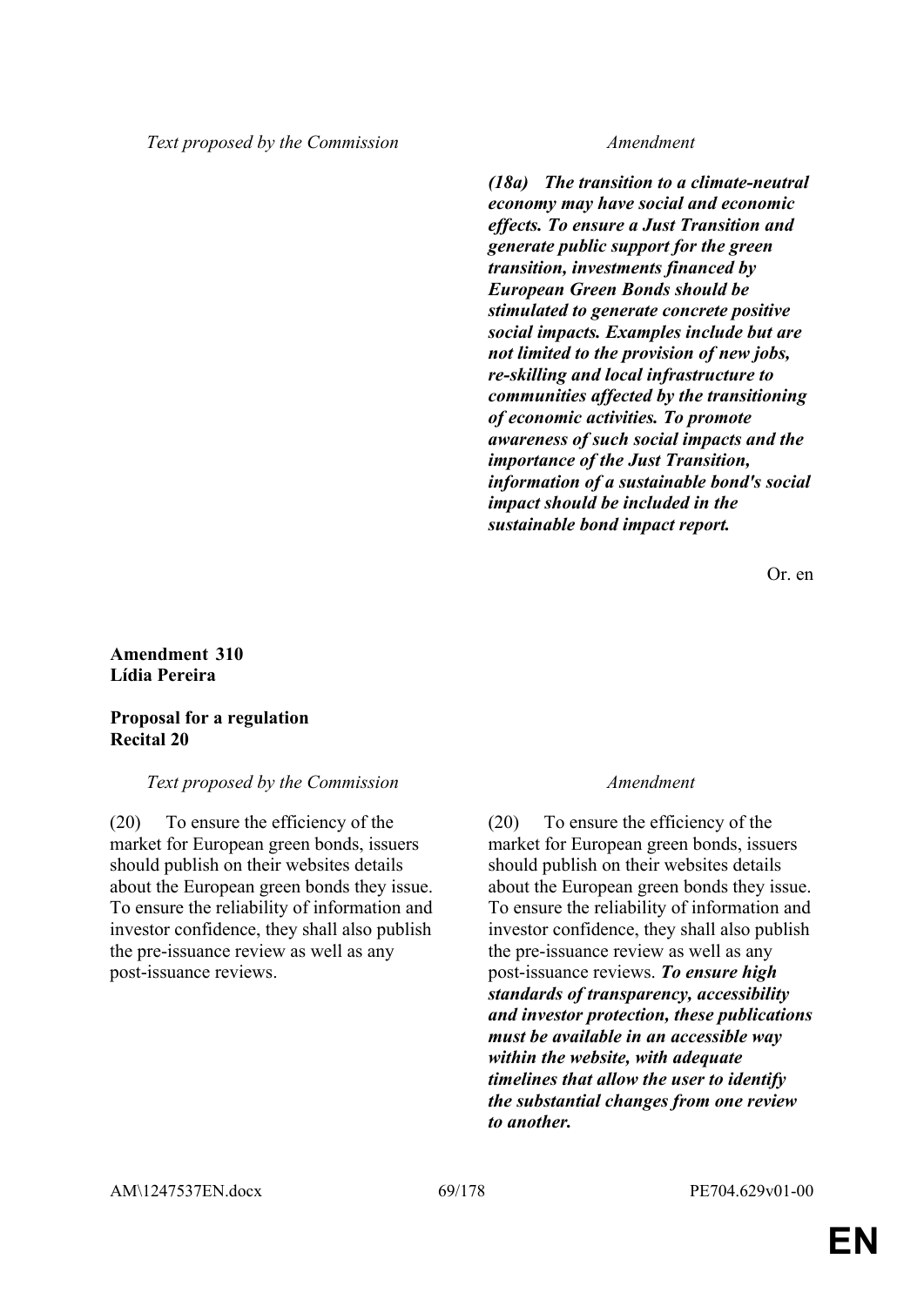| Text proposed by the Commission | Amendment |
|---|---|
| | ***(18a) The transition to a climate-neutral economy may have social and economic effects. To ensure a Just Transition and generate public support for the green transition, investments financed by European Green Bonds should be stimulated to generate concrete positive social impacts. Examples include but are not limited to the provision of new jobs, re-skilling and local infrastructure to communities affected by the transitioning of economic activities. To promote awareness of such social impacts and the importance of the Just Transition, information of a sustainable bond's social impact should be included in the sustainable bond impact report.*** |

Or. en

**Amendment 310**
**Lídia Pereira**

**Proposal for a regulation**
**Recital 20**

| Text proposed by the Commission | Amendment |
|---|---|
| (20) To ensure the efficiency of the market for European green bonds, issuers should publish on their websites details about the European green bonds they issue. To ensure the reliability of information and investor confidence, they shall also publish the pre-issuance review as well as any post-issuance reviews. | (20) To ensure the efficiency of the market for European green bonds, issuers should publish on their websites details about the European green bonds they issue. To ensure the reliability of information and investor confidence, they shall also publish the pre-issuance review as well as any post-issuance reviews. ***To ensure high standards of transparency, accessibility and investor protection, these publications must be available in an accessible way within the website, with adequate timelines that allow the user to identify the substantial changes from one review to another.*** |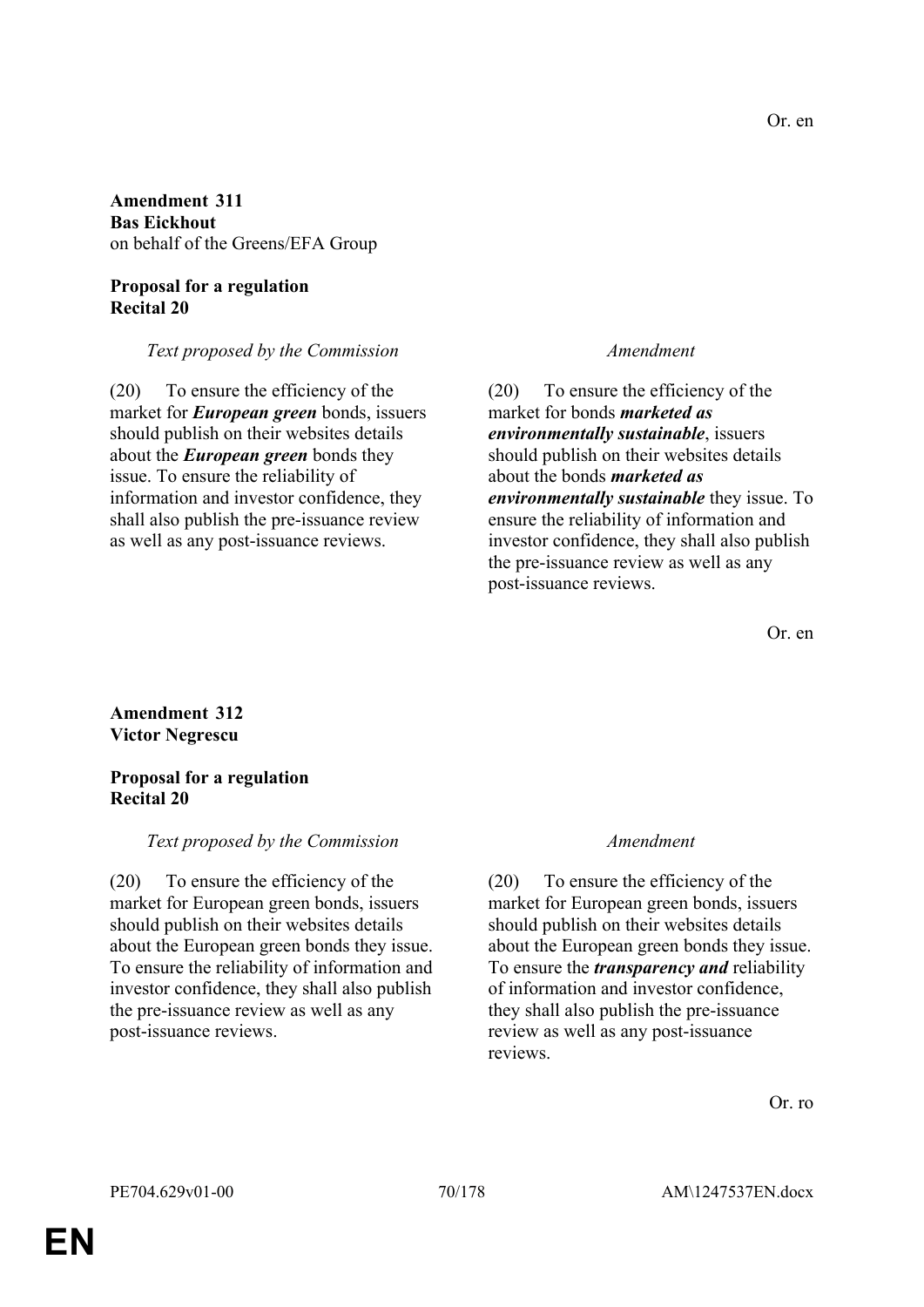Or. en

**Amendment 311**
**Bas Eickhout**
on behalf of the Greens/EFA Group

**Proposal for a regulation**
**Recital 20**

| *Text proposed by the Commission* | *Amendment* |
|---|---|
| (20) To ensure the efficiency of the market for ***European green*** bonds, issuers should publish on their websites details about the ***European green*** bonds they issue. To ensure the reliability of information and investor confidence, they shall also publish the pre-issuance review as well as any post-issuance reviews. | (20) To ensure the efficiency of the market for bonds ***marketed as environmentally sustainable***, issuers should publish on their websites details about the bonds ***marketed as environmentally sustainable*** they issue. To ensure the reliability of information and investor confidence, they shall also publish the pre-issuance review as well as any post-issuance reviews. |

Or. en

**Amendment 312**
**Victor Negrescu**

**Proposal for a regulation**
**Recital 20**

| *Text proposed by the Commission* | *Amendment* |
|---|---|
| (20) To ensure the efficiency of the market for European green bonds, issuers should publish on their websites details about the European green bonds they issue. To ensure the reliability of information and investor confidence, they shall also publish the pre-issuance review as well as any post-issuance reviews. | (20) To ensure the efficiency of the market for European green bonds, issuers should publish on their websites details about the European green bonds they issue. To ensure the ***transparency and*** reliability of information and investor confidence, they shall also publish the pre-issuance review as well as any post-issuance reviews. |

Or. ro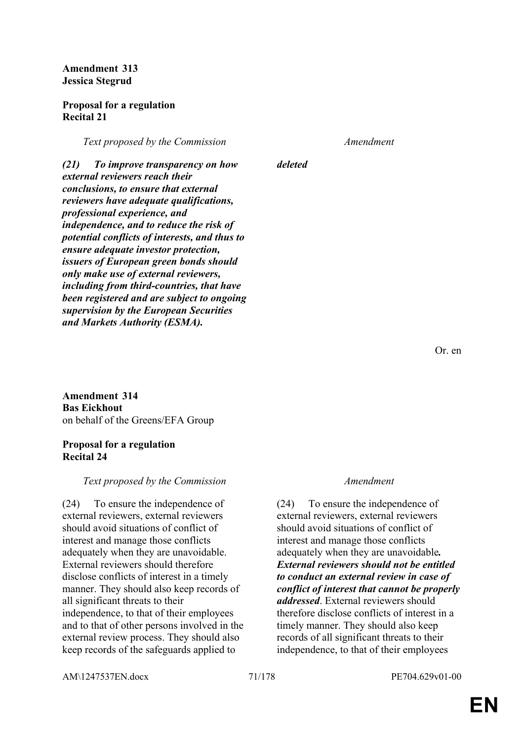**Amendment 313**
**Jessica Stegrud**

**Proposal for a regulation**
**Recital 21**

| *Text proposed by the Commission* | *Amendment* |
|---|---|
| ***(21) To improve transparency on how external reviewers reach their conclusions, to ensure that external reviewers have adequate qualifications, professional experience, and independence, and to reduce the risk of potential conflicts of interests, and thus to ensure adequate investor protection, issuers of European green bonds should only make use of external reviewers, including from third-countries, that have been registered and are subject to ongoing supervision by the European Securities and Markets Authority (ESMA).*** | ***deleted*** |

Or. en

**Amendment 314**
**Bas Eickhout**
on behalf of the Greens/EFA Group

**Proposal for a regulation**
**Recital 24**

| *Text proposed by the Commission* | *Amendment* |
|---|---|
| (24) To ensure the independence of external reviewers, external reviewers should avoid situations of conflict of interest and manage those conflicts adequately when they are unavoidable. External reviewers should therefore disclose conflicts of interest in a timely manner. They should also keep records of all significant threats to their independence, to that of their employees and to that of other persons involved in the external review process. They should also keep records of the safeguards applied to | (24) To ensure the independence of external reviewers, external reviewers should avoid situations of conflict of interest and manage those conflicts adequately when they are unavoidable***. External reviewers should not be entitled to conduct an external review in case of conflict of interest that cannot be properly addressed***. External reviewers should therefore disclose conflicts of interest in a timely manner. They should also keep records of all significant threats to their independence, to that of their employees |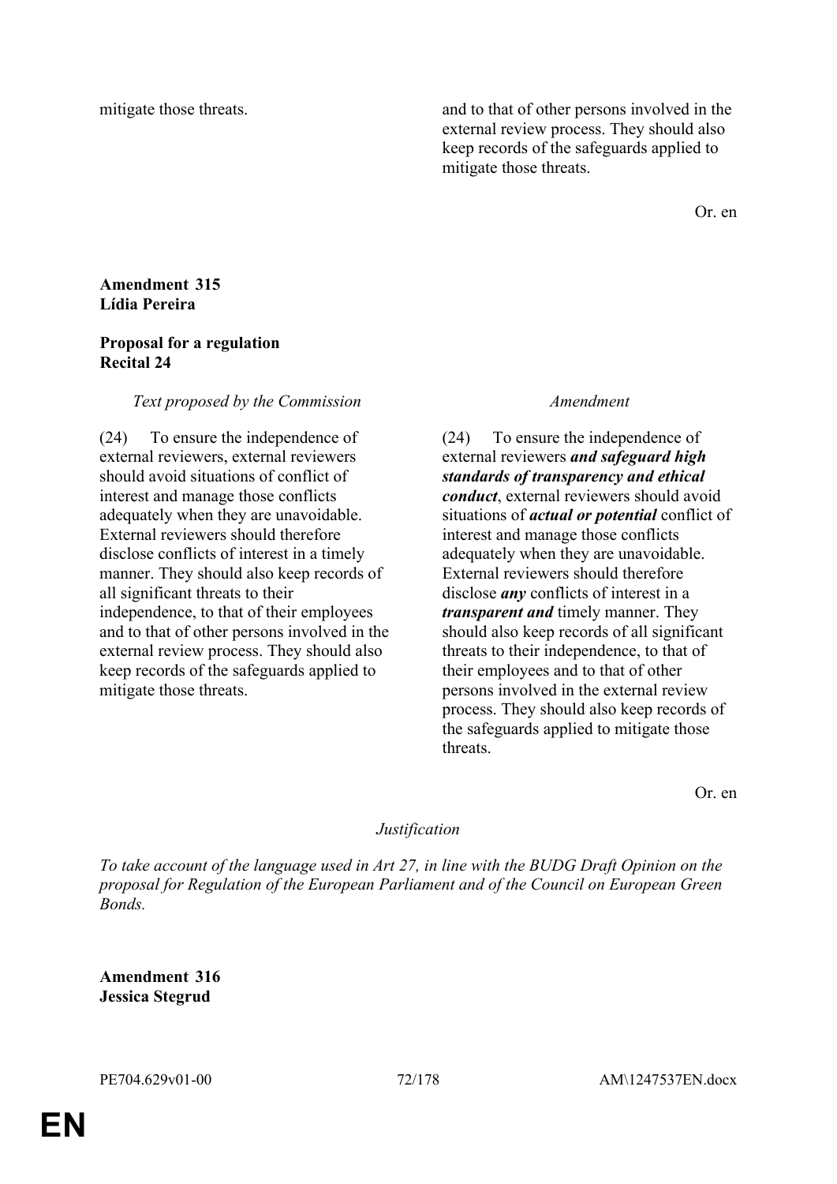| | |
|---|---|
| mitigate those threats. | and to that of other persons involved in the external review process. They should also keep records of the safeguards applied to mitigate those threats. |

Or. en

**Amendment 315**
**Lídia Pereira**

**Proposal for a regulation**
**Recital 24**

| *Text proposed by the Commission* | *Amendment* |
|---|---|
| (24) To ensure the independence of external reviewers, external reviewers should avoid situations of conflict of interest and manage those conflicts adequately when they are unavoidable. External reviewers should therefore disclose conflicts of interest in a timely manner. They should also keep records of all significant threats to their independence, to that of their employees and to that of other persons involved in the external review process. They should also keep records of the safeguards applied to mitigate those threats. | (24) To ensure the independence of external reviewers ***and safeguard high standards of transparency and ethical conduct***, external reviewers should avoid situations of ***actual or potential*** conflict of interest and manage those conflicts adequately when they are unavoidable. External reviewers should therefore disclose ***any*** conflicts of interest in a ***transparent and*** timely manner. They should also keep records of all significant threats to their independence, to that of their employees and to that of other persons involved in the external review process. They should also keep records of the safeguards applied to mitigate those threats. |

Or. en

*Justification*

*To take account of the language used in Art 27, in line with the BUDG Draft Opinion on the proposal for Regulation of the European Parliament and of the Council on European Green Bonds.*

**Amendment 316**
**Jessica Stegrud**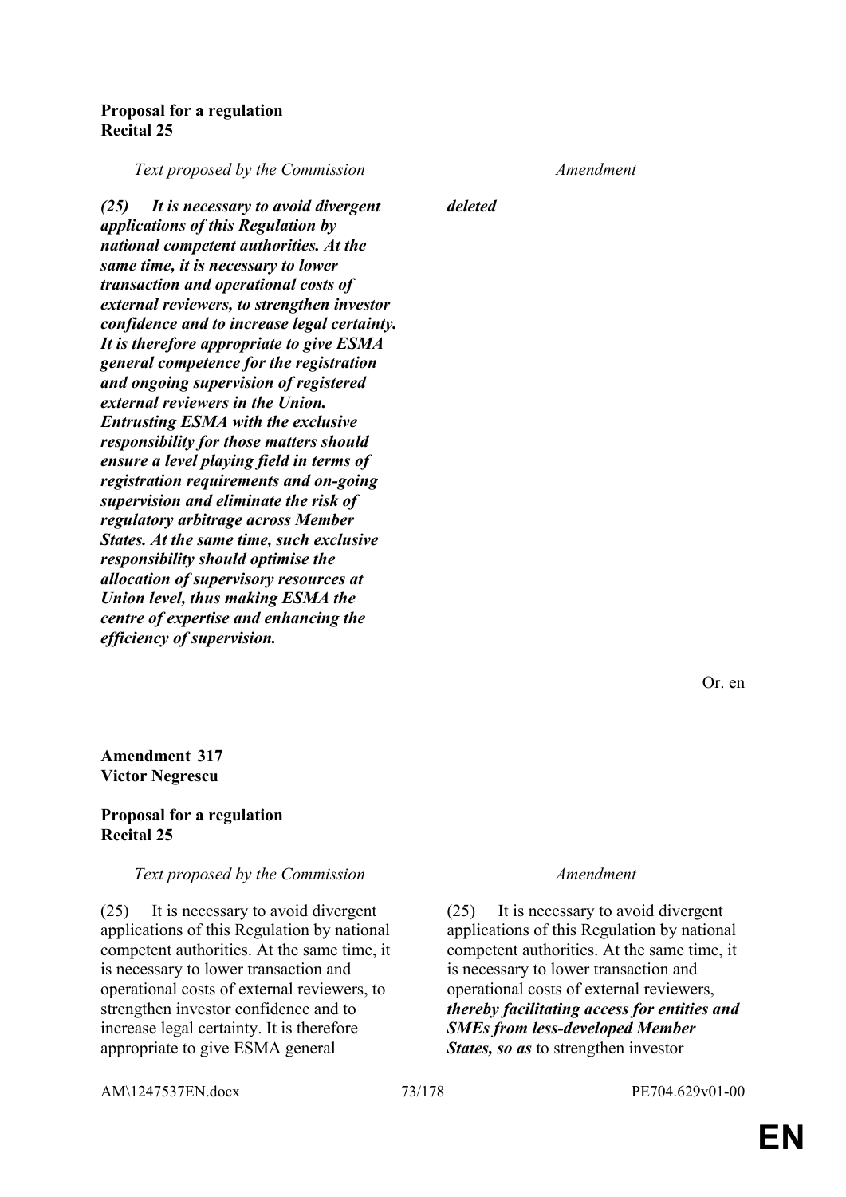**Proposal for a regulation**
**Recital 25**

| *Text proposed by the Commission* | *Amendment* |
|---|---|
| ***(25) It is necessary to avoid divergent applications of this Regulation by national competent authorities. At the same time, it is necessary to lower transaction and operational costs of external reviewers, to strengthen investor confidence and to increase legal certainty. It is therefore appropriate to give ESMA general competence for the registration and ongoing supervision of registered external reviewers in the Union. Entrusting ESMA with the exclusive responsibility for those matters should ensure a level playing field in terms of registration requirements and on-going supervision and eliminate the risk of regulatory arbitrage across Member States. At the same time, such exclusive responsibility should optimise the allocation of supervisory resources at Union level, thus making ESMA the centre of expertise and enhancing the efficiency of supervision.*** | ***deleted*** |

Or. en

**Amendment 317**
**Victor Negrescu**

**Proposal for a regulation**
**Recital 25**

| *Text proposed by the Commission* | *Amendment* |
|---|---|
| (25) It is necessary to avoid divergent applications of this Regulation by national competent authorities. At the same time, it is necessary to lower transaction and operational costs of external reviewers, to strengthen investor confidence and to increase legal certainty. It is therefore appropriate to give ESMA general | (25) It is necessary to avoid divergent applications of this Regulation by national competent authorities. At the same time, it is necessary to lower transaction and operational costs of external reviewers, ***thereby facilitating access for entities and SMEs from less-developed Member States, so as*** to strengthen investor |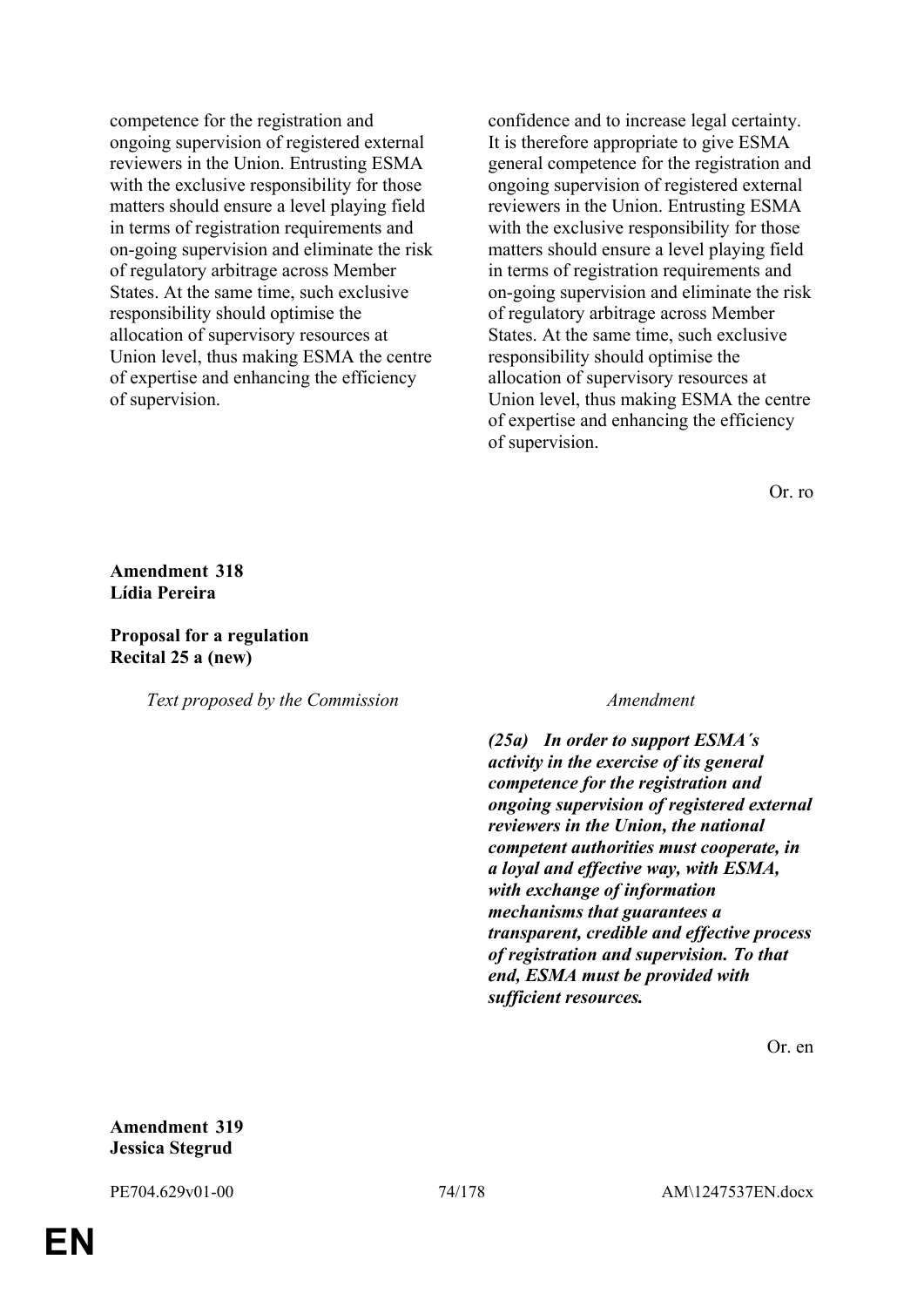| Text proposed by the Commission | Amendment |
|---|---|
| competence for the registration and ongoing supervision of registered external reviewers in the Union. Entrusting ESMA with the exclusive responsibility for those matters should ensure a level playing field in terms of registration requirements and on-going supervision and eliminate the risk of regulatory arbitrage across Member States. At the same time, such exclusive responsibility should optimise the allocation of supervisory resources at Union level, thus making ESMA the centre of expertise and enhancing the efficiency of supervision. | confidence and to increase legal certainty. It is therefore appropriate to give ESMA general competence for the registration and ongoing supervision of registered external reviewers in the Union. Entrusting ESMA with the exclusive responsibility for those matters should ensure a level playing field in terms of registration requirements and on-going supervision and eliminate the risk of regulatory arbitrage across Member States. At the same time, such exclusive responsibility should optimise the allocation of supervisory resources at Union level, thus making ESMA the centre of expertise and enhancing the efficiency of supervision. |

Or. ro

**Amendment 318**
**Lídia Pereira**

**Proposal for a regulation**
**Recital 25 a (new)**

| Text proposed by the Commission | Amendment |
|---|---|
| | ***(25a) In order to support ESMA´s activity in the exercise of its general competence for the registration and ongoing supervision of registered external reviewers in the Union, the national competent authorities must cooperate, in a loyal and effective way, with ESMA, with exchange of information mechanisms that guarantees a transparent, credible and effective process of registration and supervision. To that end, ESMA must be provided with sufficient resources.*** |

Or. en

**Amendment 319**
**Jessica Stegrud**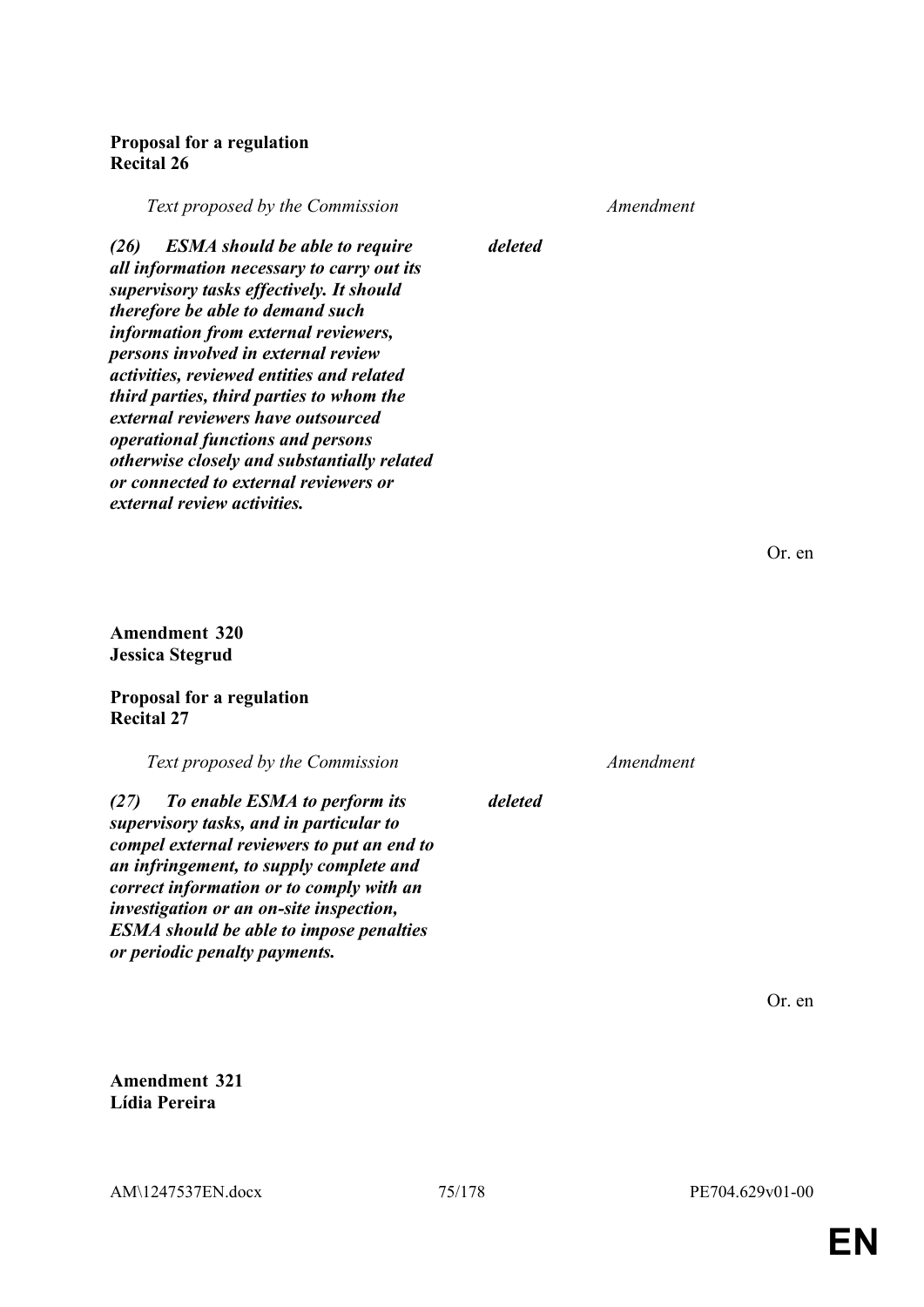**Proposal for a regulation**
**Recital 26**

| *Text proposed by the Commission* | *Amendment* |
|---|---|
| ***(26) ESMA should be able to require all information necessary to carry out its supervisory tasks effectively. It should therefore be able to demand such information from external reviewers, persons involved in external review activities, reviewed entities and related third parties, third parties to whom the external reviewers have outsourced operational functions and persons otherwise closely and substantially related or connected to external reviewers or external review activities.*** | ***deleted*** |

Or. en

**Amendment 320**
**Jessica Stegrud**

**Proposal for a regulation**
**Recital 27**

| *Text proposed by the Commission* | *Amendment* |
|---|---|
| ***(27) To enable ESMA to perform its supervisory tasks, and in particular to compel external reviewers to put an end to an infringement, to supply complete and correct information or to comply with an investigation or an on-site inspection, ESMA should be able to impose penalties or periodic penalty payments.*** | ***deleted*** |

Or. en

**Amendment 321**
**Lídia Pereira**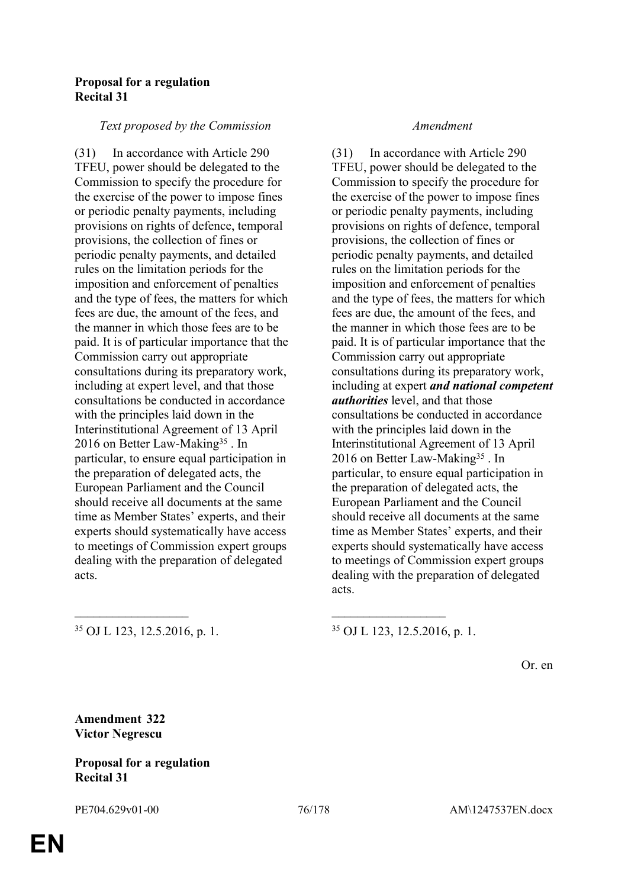**Proposal for a regulation**
**Recital 31**

| *Text proposed by the Commission* | *Amendment* |
|---|---|
| (31) In accordance with Article 290 TFEU, power should be delegated to the Commission to specify the procedure for the exercise of the power to impose fines or periodic penalty payments, including provisions on rights of defence, temporal provisions, the collection of fines or periodic penalty payments, and detailed rules on the limitation periods for the imposition and enforcement of penalties and the type of fees, the matters for which fees are due, the amount of the fees, and the manner in which those fees are to be paid. It is of particular importance that the Commission carry out appropriate consultations during its preparatory work, including at expert level, and that those consultations be conducted in accordance with the principles laid down in the Interinstitutional Agreement of 13 April 2016 on Better Law-Making[35] . In particular, to ensure equal participation in the preparation of delegated acts, the European Parliament and the Council should receive all documents at the same time as Member States' experts, and their experts should systematically have access to meetings of Commission expert groups dealing with the preparation of delegated acts. | (31) In accordance with Article 290 TFEU, power should be delegated to the Commission to specify the procedure for the exercise of the power to impose fines or periodic penalty payments, including provisions on rights of defence, temporal provisions, the collection of fines or periodic penalty payments, and detailed rules on the limitation periods for the imposition and enforcement of penalties and the type of fees, the matters for which fees are due, the amount of the fees, and the manner in which those fees are to be paid. It is of particular importance that the Commission carry out appropriate consultations during its preparatory work, including at expert ***and national competent authorities*** level, and that those consultations be conducted in accordance with the principles laid down in the Interinstitutional Agreement of 13 April 2016 on Better Law-Making[35] . In particular, to ensure equal participation in the preparation of delegated acts, the European Parliament and the Council should receive all documents at the same time as Member States' experts, and their experts should systematically have access to meetings of Commission expert groups dealing with the preparation of delegated acts. |
| [35] OJ L 123, 12.5.2016, p. 1. | [35] OJ L 123, 12.5.2016, p. 1. |

Or. en

**Amendment 322**
**Victor Negrescu**

**Proposal for a regulation**
**Recital 31**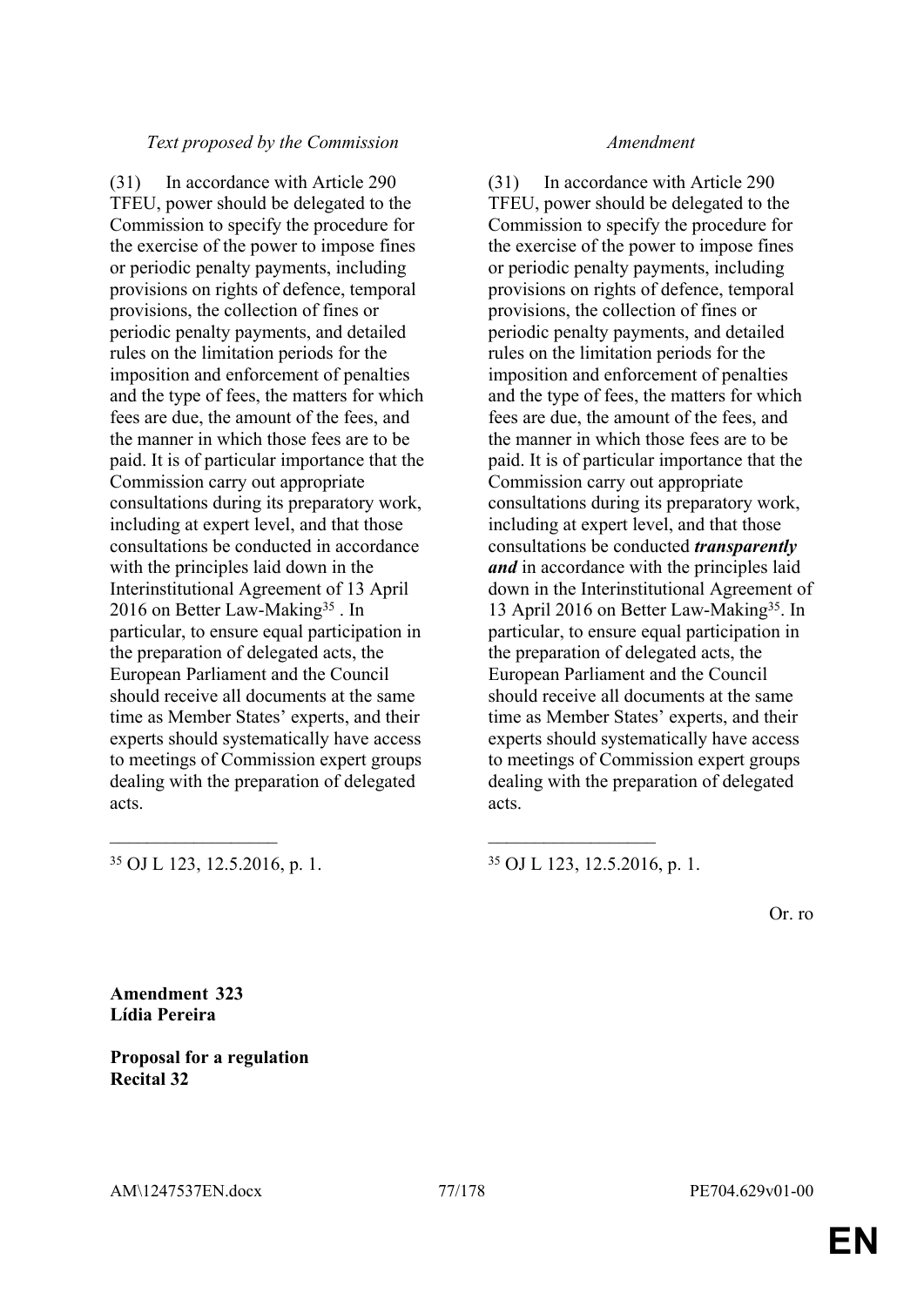| *Text proposed by the Commission* | *Amendment* |
|---|---|
| (31) In accordance with Article 290 TFEU, power should be delegated to the Commission to specify the procedure for the exercise of the power to impose fines or periodic penalty payments, including provisions on rights of defence, temporal provisions, the collection of fines or periodic penalty payments, and detailed rules on the limitation periods for the imposition and enforcement of penalties and the type of fees, the matters for which fees are due, the amount of the fees, and the manner in which those fees are to be paid. It is of particular importance that the Commission carry out appropriate consultations during its preparatory work, including at expert level, and that those consultations be conducted in accordance with the principles laid down in the Interinstitutional Agreement of 13 April 2016 on Better Law-Making[35]. In particular, to ensure equal participation in the preparation of delegated acts, the European Parliament and the Council should receive all documents at the same time as Member States' experts, and their experts should systematically have access to meetings of Commission expert groups dealing with the preparation of delegated acts. | (31) In accordance with Article 290 TFEU, power should be delegated to the Commission to specify the procedure for the exercise of the power to impose fines or periodic penalty payments, including provisions on rights of defence, temporal provisions, the collection of fines or periodic penalty payments, and detailed rules on the limitation periods for the imposition and enforcement of penalties and the type of fees, the matters for which fees are due, the amount of the fees, and the manner in which those fees are to be paid. It is of particular importance that the Commission carry out appropriate consultations during its preparatory work, including at expert level, and that those consultations be conducted ***transparently and*** in accordance with the principles laid down in the Interinstitutional Agreement of 13 April 2016 on Better Law-Making[35]. In particular, to ensure equal participation in the preparation of delegated acts, the European Parliament and the Council should receive all documents at the same time as Member States' experts, and their experts should systematically have access to meetings of Commission expert groups dealing with the preparation of delegated acts. |
| [35] OJ L 123, 12.5.2016, p. 1. | [35] OJ L 123, 12.5.2016, p. 1. |

Or. ro

**Amendment 323**
**Lídia Pereira**

**Proposal for a regulation**
**Recital 32**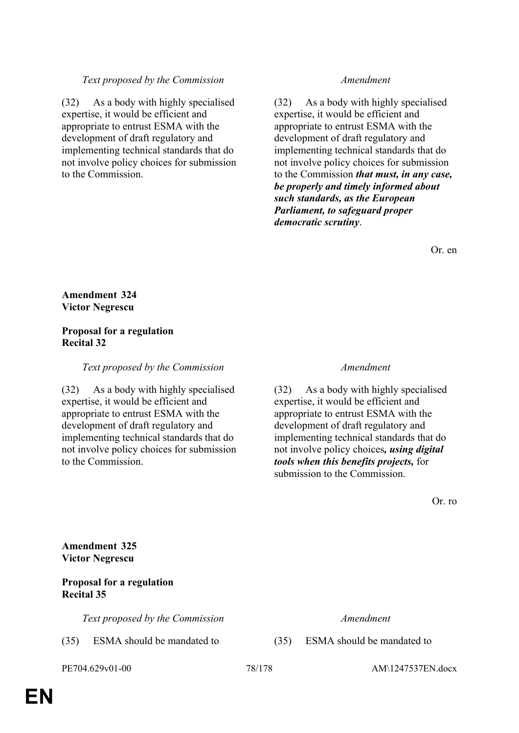| Text proposed by the Commission | Amendment |
|---|---|
| (32) As a body with highly specialised expertise, it would be efficient and appropriate to entrust ESMA with the development of draft regulatory and implementing technical standards that do not involve policy choices for submission to the Commission. | (32) As a body with highly specialised expertise, it would be efficient and appropriate to entrust ESMA with the development of draft regulatory and implementing technical standards that do not involve policy choices for submission to the Commission ***that must, in any case, be properly and timely informed about such standards, as the European Parliament, to safeguard proper democratic scrutiny***. |

Or. en

**Amendment 324**
**Victor Negrescu**

**Proposal for a regulation**
**Recital 32**

| Text proposed by the Commission | Amendment |
|---|---|
| (32) As a body with highly specialised expertise, it would be efficient and appropriate to entrust ESMA with the development of draft regulatory and implementing technical standards that do not involve policy choices for submission to the Commission. | (32) As a body with highly specialised expertise, it would be efficient and appropriate to entrust ESMA with the development of draft regulatory and implementing technical standards that do not involve policy choices***, using digital tools when this benefits projects,*** for submission to the Commission. |

Or. ro

**Amendment 325**
**Victor Negrescu**

**Proposal for a regulation**
**Recital 35**

| Text proposed by the Commission | Amendment |
|---|---|
| (35) ESMA should be mandated to | (35) ESMA should be mandated to |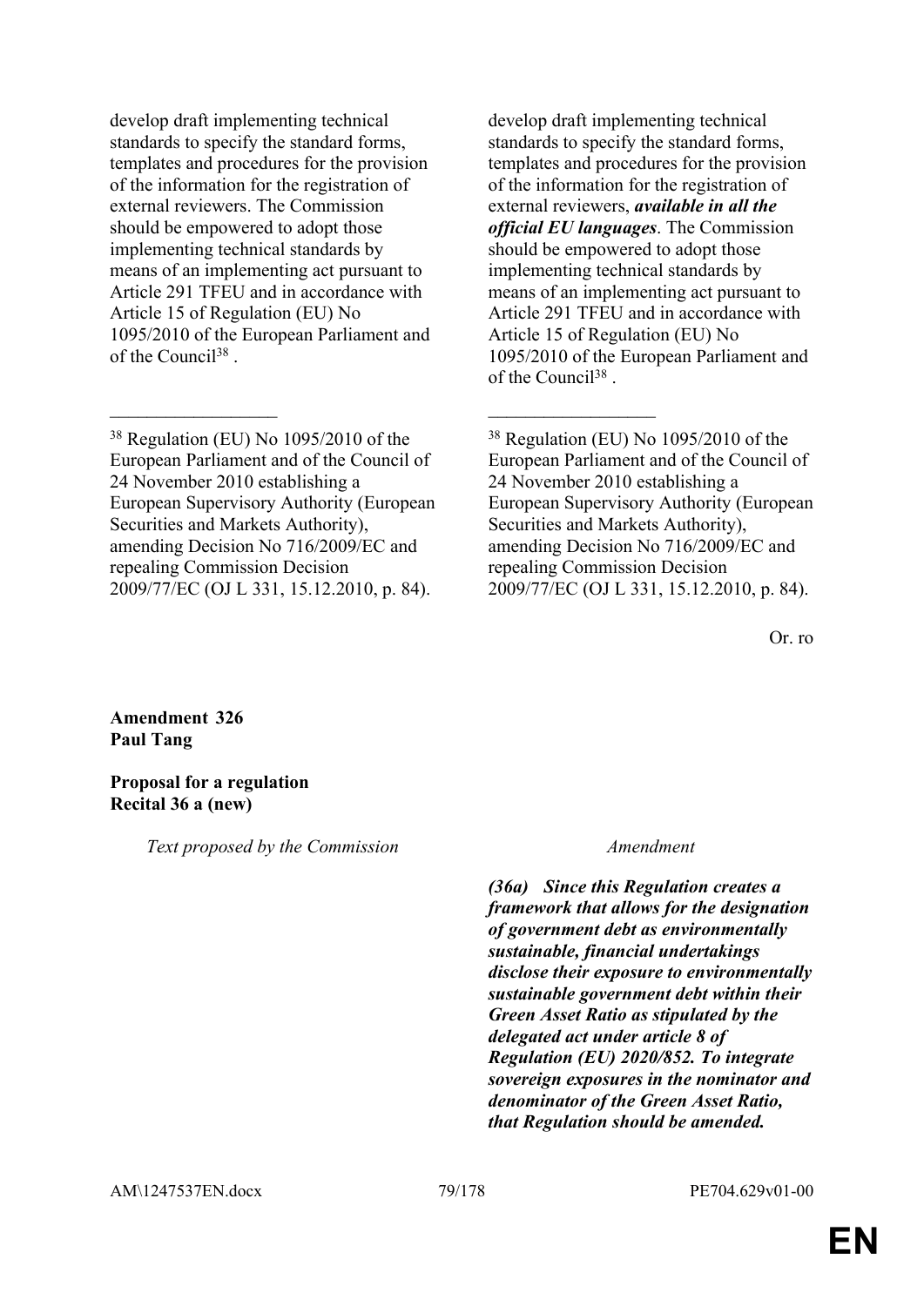| | |
|---|---|
| develop draft implementing technical standards to specify the standard forms, templates and procedures for the provision of the information for the registration of external reviewers. The Commission should be empowered to adopt those implementing technical standards by means of an implementing act pursuant to Article 291 TFEU and in accordance with Article 15 of Regulation (EU) No 1095/2010 of the European Parliament and of the Council[38] . | develop draft implementing technical standards to specify the standard forms, templates and procedures for the provision of the information for the registration of external reviewers, ***available in all the official EU languages***. The Commission should be empowered to adopt those implementing technical standards by means of an implementing act pursuant to Article 291 TFEU and in accordance with Article 15 of Regulation (EU) No 1095/2010 of the European Parliament and of the Council[38] . |
| __________________ | __________________ |
| [38] Regulation (EU) No 1095/2010 of the European Parliament and of the Council of 24 November 2010 establishing a European Supervisory Authority (European Securities and Markets Authority), amending Decision No 716/2009/EC and repealing Commission Decision 2009/77/EC (OJ L 331, 15.12.2010, p. 84). | [38] Regulation (EU) No 1095/2010 of the European Parliament and of the Council of 24 November 2010 establishing a European Supervisory Authority (European Securities and Markets Authority), amending Decision No 716/2009/EC and repealing Commission Decision 2009/77/EC (OJ L 331, 15.12.2010, p. 84). |

Or. ro

**Amendment 326**
**Paul Tang**

**Proposal for a regulation**
**Recital 36 a (new)**

| *Text proposed by the Commission* | *Amendment* |
|---|---|
| | ***(36a) Since this Regulation creates a framework that allows for the designation of government debt as environmentally sustainable, financial undertakings disclose their exposure to environmentally sustainable government debt within their Green Asset Ratio as stipulated by the delegated act under article 8 of Regulation (EU) 2020/852. To integrate sovereign exposures in the nominator and denominator of the Green Asset Ratio, that Regulation should be amended.*** |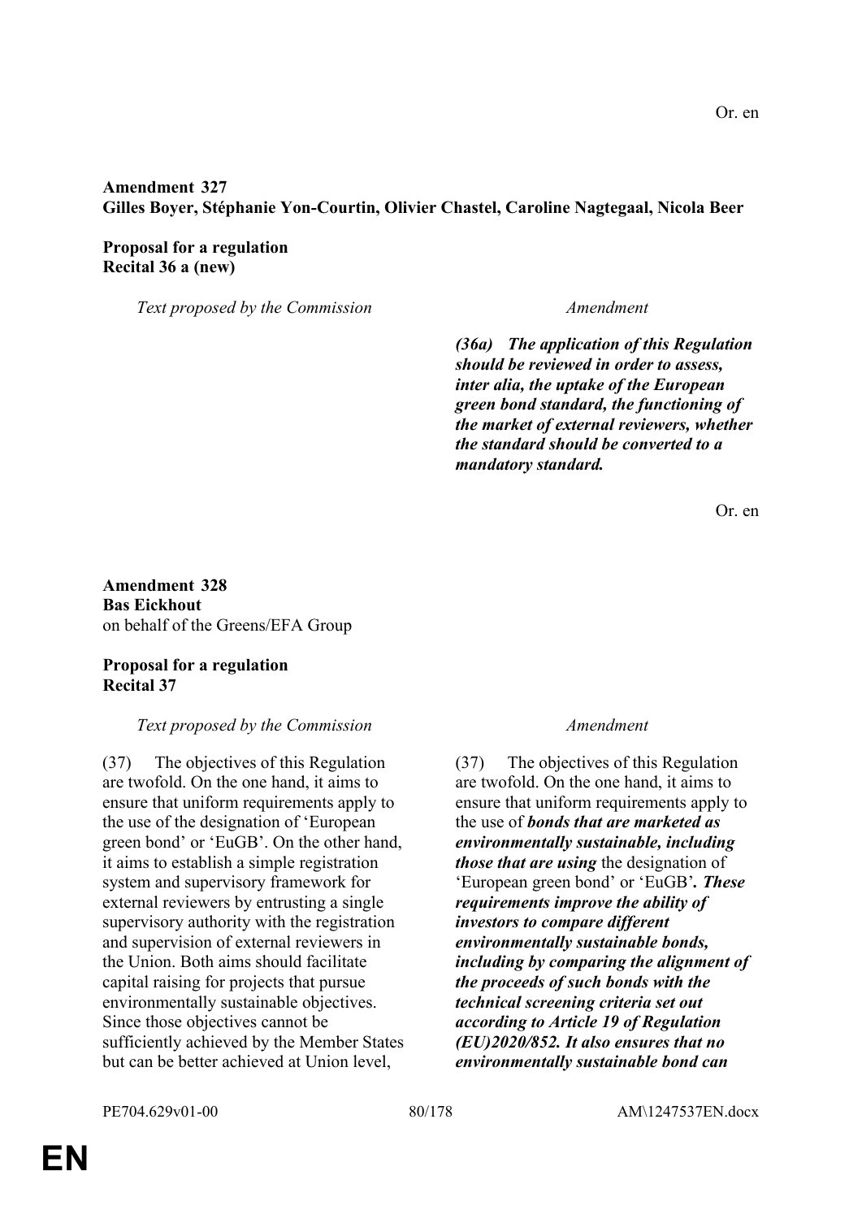Or. en

**Amendment 327**
**Gilles Boyer, Stéphanie Yon-Courtin, Olivier Chastel, Caroline Nagtegaal, Nicola Beer**

**Proposal for a regulation**
**Recital 36 a (new)**

| *Text proposed by the Commission* | *Amendment* |
|---|---|
| | ***(36a) The application of this Regulation should be reviewed in order to assess, inter alia, the uptake of the European green bond standard, the functioning of the market of external reviewers, whether the standard should be converted to a mandatory standard.*** |

Or. en

**Amendment 328**
**Bas Eickhout**
on behalf of the Greens/EFA Group

**Proposal for a regulation**
**Recital 37**

| *Text proposed by the Commission* | *Amendment* |
|---|---|
| (37) The objectives of this Regulation are twofold. On the one hand, it aims to ensure that uniform requirements apply to the use of the designation of 'European green bond' or 'EuGB'. On the other hand, it aims to establish a simple registration system and supervisory framework for external reviewers by entrusting a single supervisory authority with the registration and supervision of external reviewers in the Union. Both aims should facilitate capital raising for projects that pursue environmentally sustainable objectives. Since those objectives cannot be sufficiently achieved by the Member States but can be better achieved at Union level, | (37) The objectives of this Regulation are twofold. On the one hand, it aims to ensure that uniform requirements apply to the use of ***bonds that are marketed as environmentally sustainable, including those that are using*** the designation of 'European green bond' or 'EuGB'***. These requirements improve the ability of investors to compare different environmentally sustainable bonds, including by comparing the alignment of the proceeds of such bonds with the technical screening criteria set out according to Article 19 of Regulation (EU)2020/852. It also ensures that no environmentally sustainable bond can*** |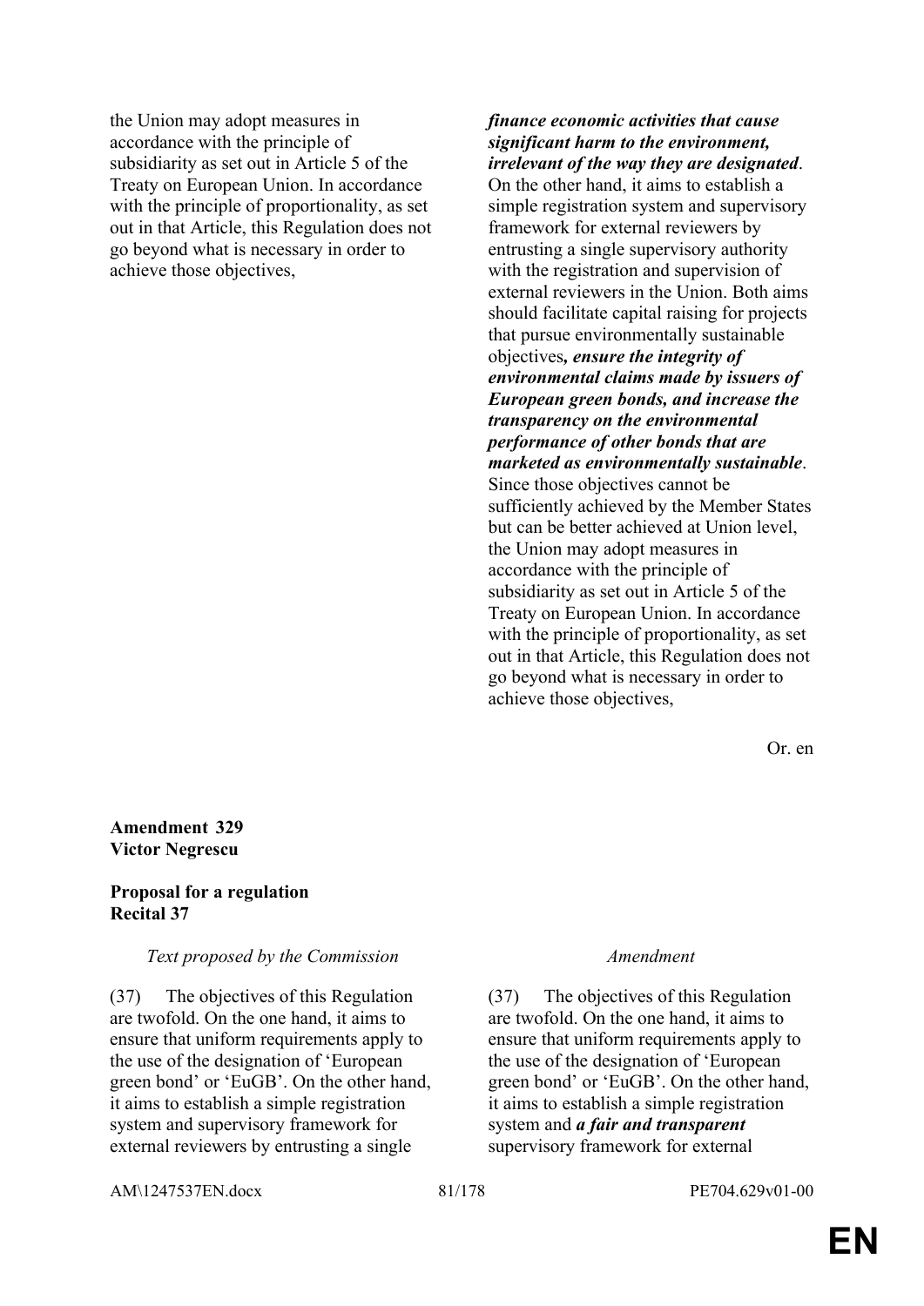| | |
|---|---|
| the Union may adopt measures in accordance with the principle of subsidiarity as set out in Article 5 of the Treaty on European Union. In accordance with the principle of proportionality, as set out in that Article, this Regulation does not go beyond what is necessary in order to achieve those objectives, | ***finance economic activities that cause significant harm to the environment, irrelevant of the way they are designated***. On the other hand, it aims to establish a simple registration system and supervisory framework for external reviewers by entrusting a single supervisory authority with the registration and supervision of external reviewers in the Union. Both aims should facilitate capital raising for projects that pursue environmentally sustainable objectives***, ensure the integrity of environmental claims made by issuers of European green bonds, and increase the transparency on the environmental performance of other bonds that are marketed as environmentally sustainable***. Since those objectives cannot be sufficiently achieved by the Member States but can be better achieved at Union level, the Union may adopt measures in accordance with the principle of subsidiarity as set out in Article 5 of the Treaty on European Union. In accordance with the principle of proportionality, as set out in that Article, this Regulation does not go beyond what is necessary in order to achieve those objectives, |

Or. en

**Amendment 329**
**Victor Negrescu**

**Proposal for a regulation**
**Recital 37**

| *Text proposed by the Commission* | *Amendment* |
|---|---|
| (37) The objectives of this Regulation are twofold. On the one hand, it aims to ensure that uniform requirements apply to the use of the designation of 'European green bond' or 'EuGB'. On the other hand, it aims to establish a simple registration system and supervisory framework for external reviewers by entrusting a single | (37) The objectives of this Regulation are twofold. On the one hand, it aims to ensure that uniform requirements apply to the use of the designation of 'European green bond' or 'EuGB'. On the other hand, it aims to establish a simple registration system and ***a fair and transparent*** supervisory framework for external |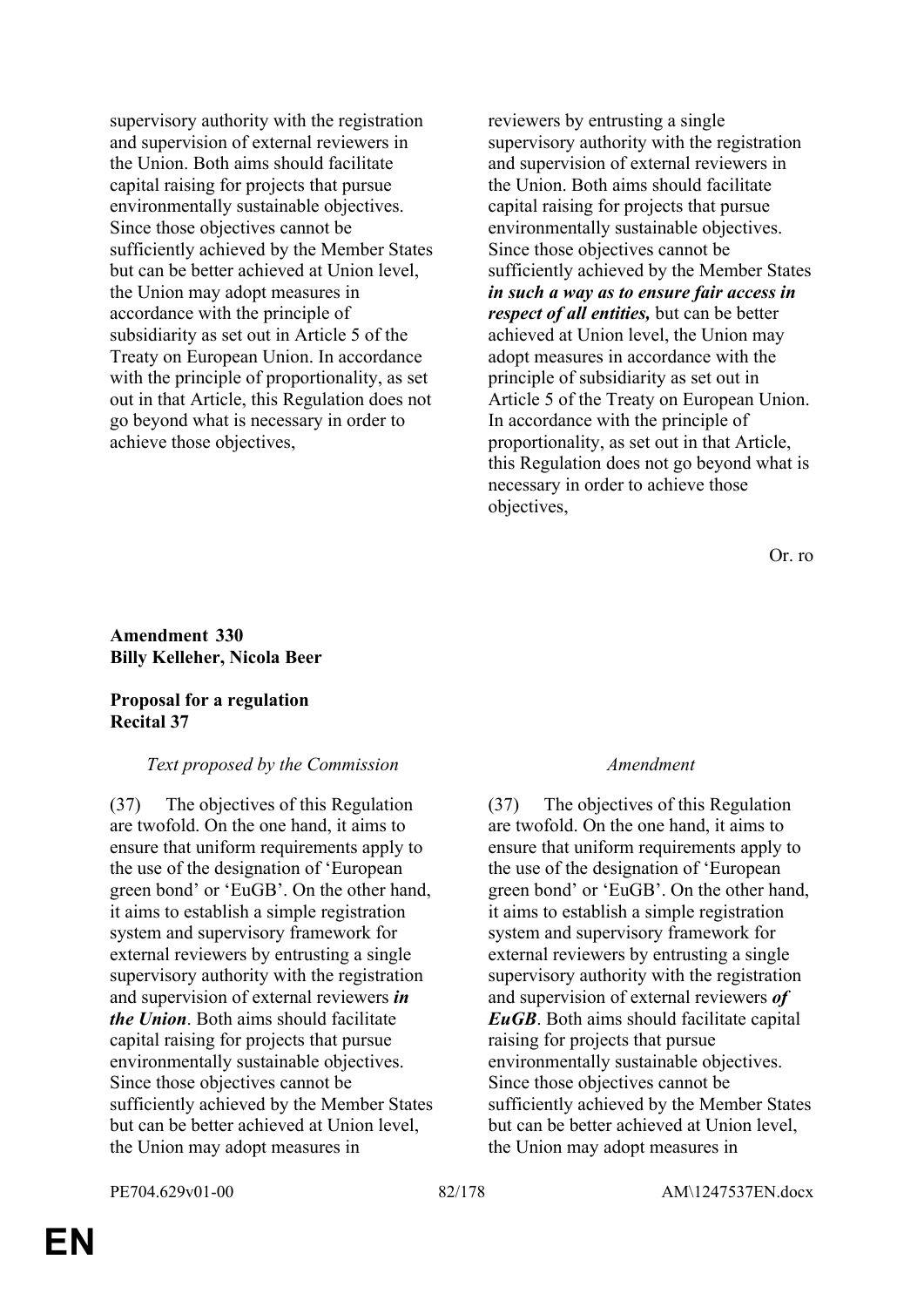| | |
|---|---|
| supervisory authority with the registration and supervision of external reviewers in the Union. Both aims should facilitate capital raising for projects that pursue environmentally sustainable objectives. Since those objectives cannot be sufficiently achieved by the Member States but can be better achieved at Union level, the Union may adopt measures in accordance with the principle of subsidiarity as set out in Article 5 of the Treaty on European Union. In accordance with the principle of proportionality, as set out in that Article, this Regulation does not go beyond what is necessary in order to achieve those objectives, | reviewers by entrusting a single supervisory authority with the registration and supervision of external reviewers in the Union. Both aims should facilitate capital raising for projects that pursue environmentally sustainable objectives. Since those objectives cannot be sufficiently achieved by the Member States ***in such a way as to ensure fair access in respect of all entities,*** but can be better achieved at Union level, the Union may adopt measures in accordance with the principle of subsidiarity as set out in Article 5 of the Treaty on European Union. In accordance with the principle of proportionality, as set out in that Article, this Regulation does not go beyond what is necessary in order to achieve those objectives, |

Or. ro

**Amendment 330**
**Billy Kelleher, Nicola Beer**

**Proposal for a regulation**
**Recital 37**

| *Text proposed by the Commission* | *Amendment* |
|---|---|
| (37) The objectives of this Regulation are twofold. On the one hand, it aims to ensure that uniform requirements apply to the use of the designation of 'European green bond' or 'EuGB'. On the other hand, it aims to establish a simple registration system and supervisory framework for external reviewers by entrusting a single supervisory authority with the registration and supervision of external reviewers ***in the Union***. Both aims should facilitate capital raising for projects that pursue environmentally sustainable objectives. Since those objectives cannot be sufficiently achieved by the Member States but can be better achieved at Union level, the Union may adopt measures in | (37) The objectives of this Regulation are twofold. On the one hand, it aims to ensure that uniform requirements apply to the use of the designation of 'European green bond' or 'EuGB'. On the other hand, it aims to establish a simple registration system and supervisory framework for external reviewers by entrusting a single supervisory authority with the registration and supervision of external reviewers ***of EuGB***. Both aims should facilitate capital raising for projects that pursue environmentally sustainable objectives. Since those objectives cannot be sufficiently achieved by the Member States but can be better achieved at Union level, the Union may adopt measures in |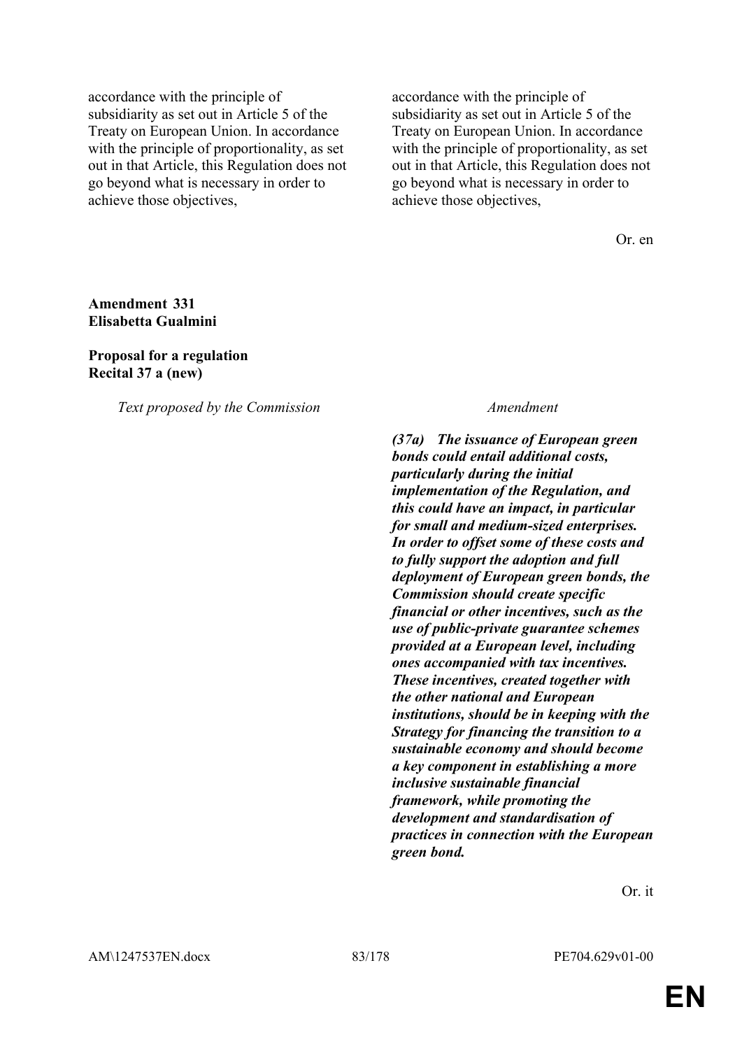| | |
|---|---|
| accordance with the principle of subsidiarity as set out in Article 5 of the Treaty on European Union. In accordance with the principle of proportionality, as set out in that Article, this Regulation does not go beyond what is necessary in order to achieve those objectives, | accordance with the principle of subsidiarity as set out in Article 5 of the Treaty on European Union. In accordance with the principle of proportionality, as set out in that Article, this Regulation does not go beyond what is necessary in order to achieve those objectives, |

Or. en

**Amendment 331**
**Elisabetta Gualmini**

**Proposal for a regulation**
**Recital 37 a (new)**

| *Text proposed by the Commission* | *Amendment* |
|---|---|
| | ***(37a) The issuance of European green bonds could entail additional costs, particularly during the initial implementation of the Regulation, and this could have an impact, in particular for small and medium-sized enterprises. In order to offset some of these costs and to fully support the adoption and full deployment of European green bonds, the Commission should create specific financial or other incentives, such as the use of public-private guarantee schemes provided at a European level, including ones accompanied with tax incentives. These incentives, created together with the other national and European institutions, should be in keeping with the Strategy for financing the transition to a sustainable economy and should become a key component in establishing a more inclusive sustainable financial framework, while promoting the development and standardisation of practices in connection with the European green bond.*** |

Or. it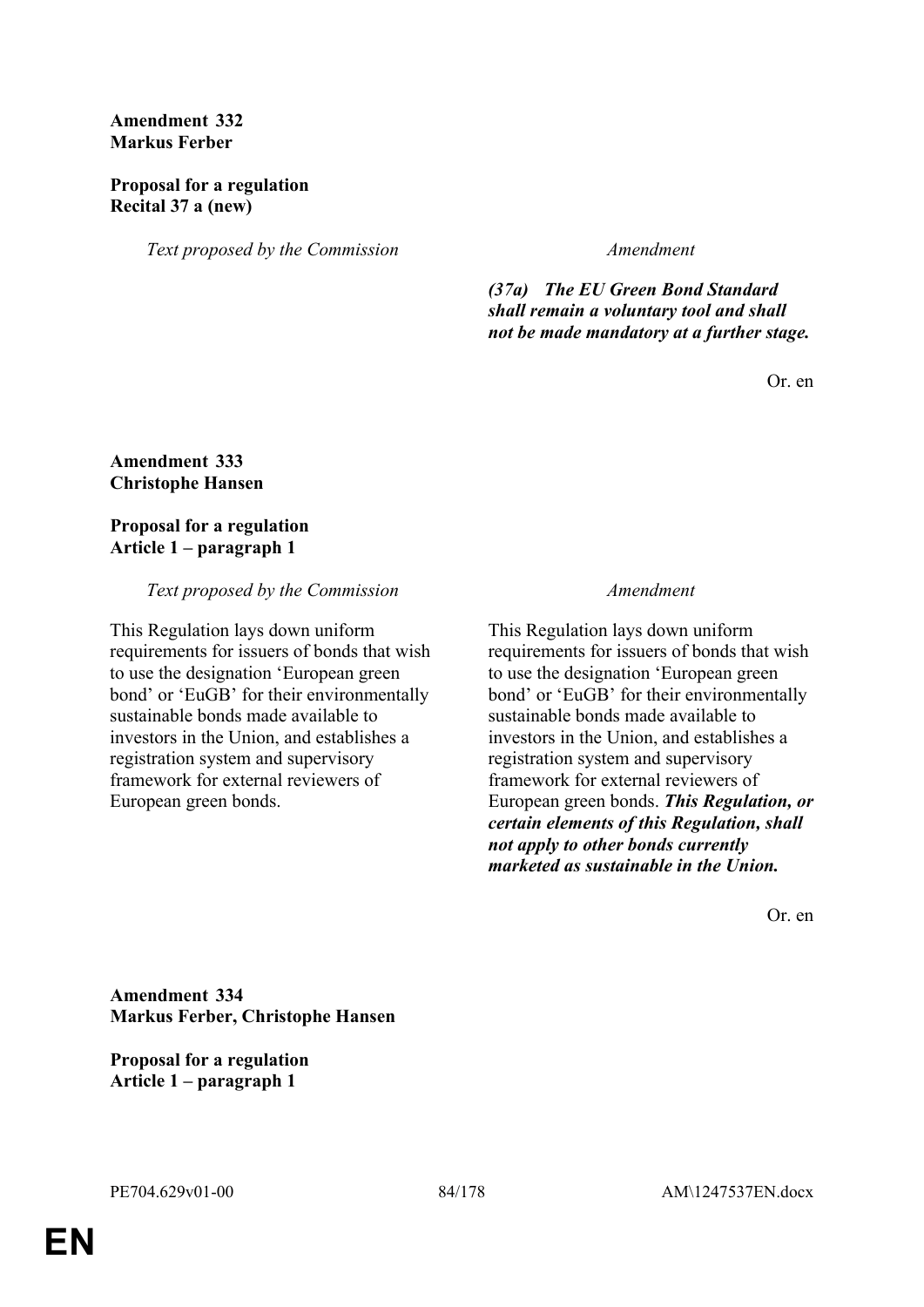**Amendment 332**
**Markus Ferber**

**Proposal for a regulation**
**Recital 37 a (new)**

| *Text proposed by the Commission* | *Amendment* |
|---|---|
| | ***(37a) The EU Green Bond Standard shall remain a voluntary tool and shall not be made mandatory at a further stage.*** |

Or. en

**Amendment 333**
**Christophe Hansen**

**Proposal for a regulation**
**Article 1 – paragraph 1**

| *Text proposed by the Commission* | *Amendment* |
|---|---|
| This Regulation lays down uniform requirements for issuers of bonds that wish to use the designation 'European green bond' or 'EuGB' for their environmentally sustainable bonds made available to investors in the Union, and establishes a registration system and supervisory framework for external reviewers of European green bonds. | This Regulation lays down uniform requirements for issuers of bonds that wish to use the designation 'European green bond' or 'EuGB' for their environmentally sustainable bonds made available to investors in the Union, and establishes a registration system and supervisory framework for external reviewers of European green bonds. ***This Regulation, or certain elements of this Regulation, shall not apply to other bonds currently marketed as sustainable in the Union.*** |

Or. en

**Amendment 334**
**Markus Ferber, Christophe Hansen**

**Proposal for a regulation**
**Article 1 – paragraph 1**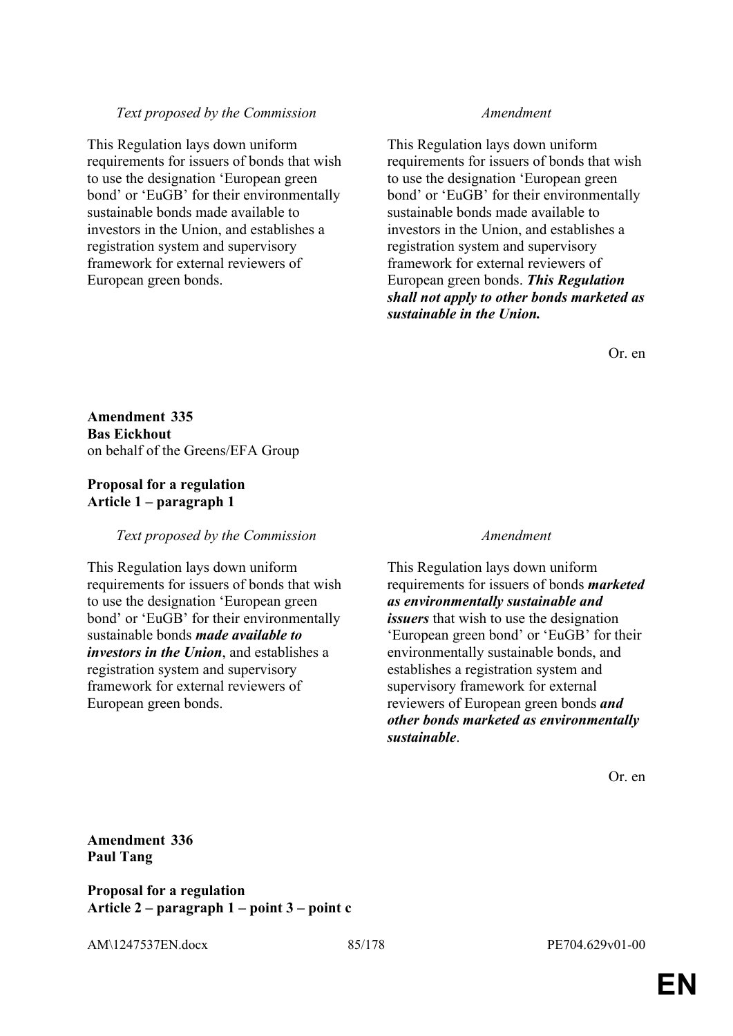| *Text proposed by the Commission* | *Amendment* |
| --- | --- |
| This Regulation lays down uniform requirements for issuers of bonds that wish to use the designation 'European green bond' or 'EuGB' for their environmentally sustainable bonds made available to investors in the Union, and establishes a registration system and supervisory framework for external reviewers of European green bonds. | This Regulation lays down uniform requirements for issuers of bonds that wish to use the designation 'European green bond' or 'EuGB' for their environmentally sustainable bonds made available to investors in the Union, and establishes a registration system and supervisory framework for external reviewers of European green bonds. ***This Regulation shall not apply to other bonds marketed as sustainable in the Union.*** |

Or. en

**Amendment 335**
**Bas Eickhout**
on behalf of the Greens/EFA Group

**Proposal for a regulation**
**Article 1 – paragraph 1**

| *Text proposed by the Commission* | *Amendment* |
| --- | --- |
| This Regulation lays down uniform requirements for issuers of bonds that wish to use the designation 'European green bond' or 'EuGB' for their environmentally sustainable bonds ***made available to investors in the Union***, and establishes a registration system and supervisory framework for external reviewers of European green bonds. | This Regulation lays down uniform requirements for issuers of bonds ***marketed as environmentally sustainable and issuers*** that wish to use the designation 'European green bond' or 'EuGB' for their environmentally sustainable bonds, and establishes a registration system and supervisory framework for external reviewers of European green bonds ***and other bonds marketed as environmentally sustainable***. |

Or. en

**Amendment 336**
**Paul Tang**

**Proposal for a regulation**
**Article 2 – paragraph 1 – point 3 – point c**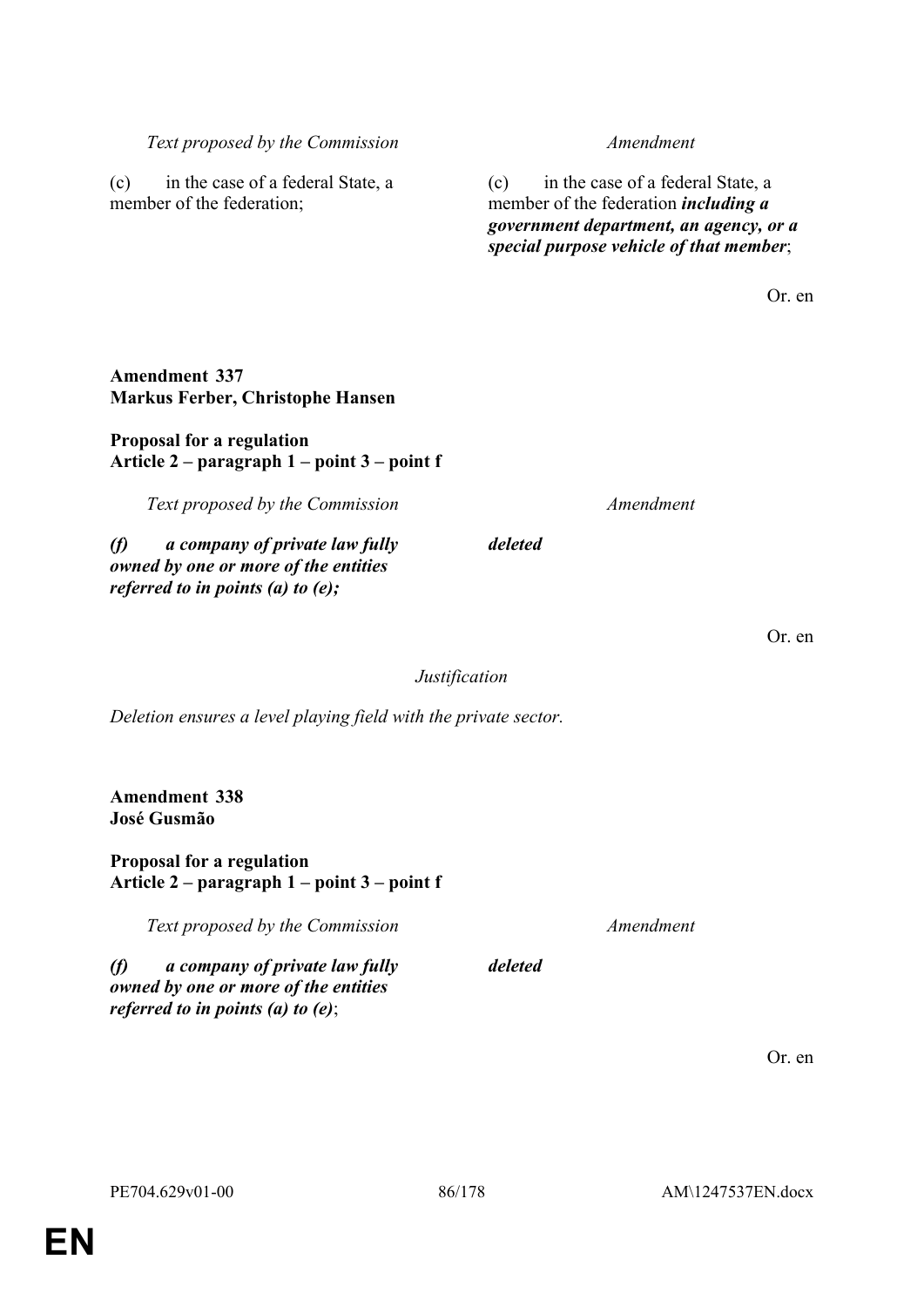| Text proposed by the Commission | Amendment |
|---|---|
| (c) in the case of a federal State, a member of the federation; | (c) in the case of a federal State, a member of the federation ***including a government department, an agency, or a special purpose vehicle of that member***; |

Or. en

**Amendment 337**
**Markus Ferber, Christophe Hansen**

**Proposal for a regulation**
**Article 2 – paragraph 1 – point 3 – point f**

| Text proposed by the Commission | Amendment |
|---|---|
| ***(f) a company of private law fully owned by one or more of the entities referred to in points (a) to (e);*** | ***deleted*** |

Or. en

*Justification*

*Deletion ensures a level playing field with the private sector.*

**Amendment 338**
**José Gusmão**

**Proposal for a regulation**
**Article 2 – paragraph 1 – point 3 – point f**

| Text proposed by the Commission | Amendment |
|---|---|
| ***(f) a company of private law fully owned by one or more of the entities referred to in points (a) to (e)***; | ***deleted*** |

Or. en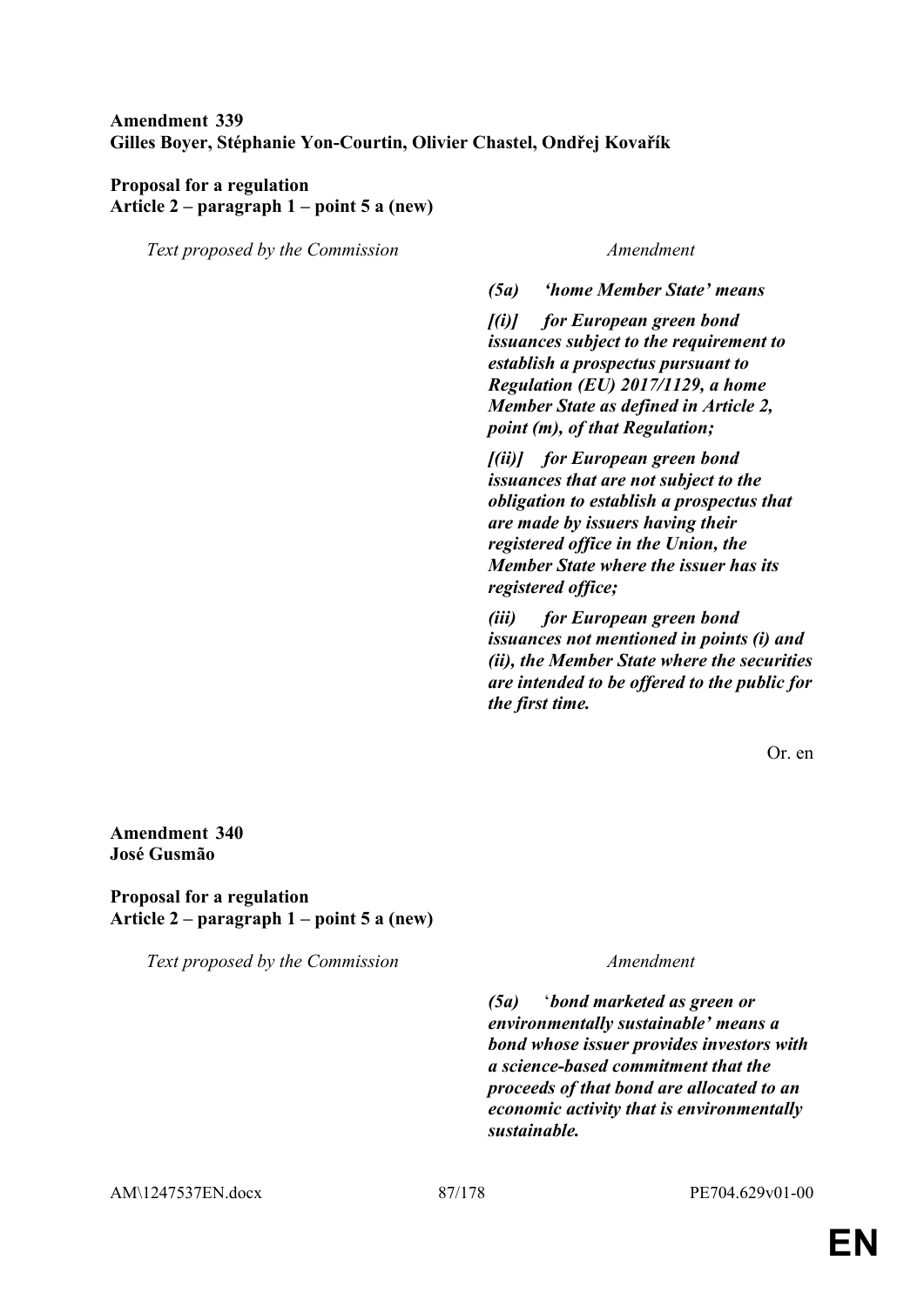**Amendment 339**
**Gilles Boyer, Stéphanie Yon-Courtin, Olivier Chastel, Ondřej Kovařík**

**Proposal for a regulation**
**Article 2 – paragraph 1 – point 5 a (new)**

| *Text proposed by the Commission* | *Amendment* |
|---|---|
| | ***(5a) 'home Member State' means*** |
| | ***[(i)] for European green bond issuances subject to the requirement to establish a prospectus pursuant to Regulation (EU) 2017/1129, a home Member State as defined in Article 2, point (m), of that Regulation;*** |
| | ***[(ii)] for European green bond issuances that are not subject to the obligation to establish a prospectus that are made by issuers having their registered office in the Union, the Member State where the issuer has its registered office;*** |
| | ***(iii) for European green bond issuances not mentioned in points (i) and (ii), the Member State where the securities are intended to be offered to the public for the first time.*** |

Or. en

**Amendment 340**
**José Gusmão**

**Proposal for a regulation**
**Article 2 – paragraph 1 – point 5 a (new)**

| *Text proposed by the Commission* | *Amendment* |
|---|---|
| | ***(5a) 'bond marketed as green or environmentally sustainable' means a bond whose issuer provides investors with a science-based commitment that the proceeds of that bond are allocated to an economic activity that is environmentally sustainable.*** |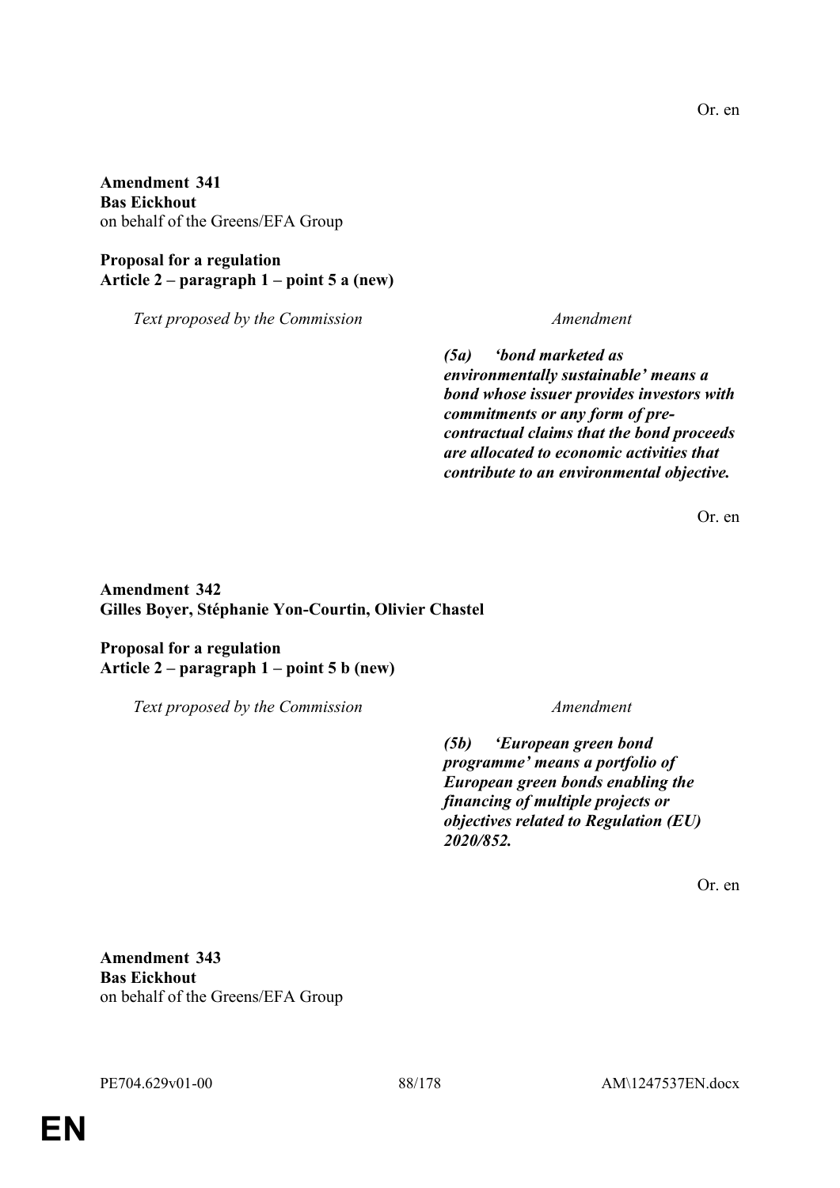Or. en

**Amendment 341**
**Bas Eickhout**
on behalf of the Greens/EFA Group

**Proposal for a regulation**
**Article 2 – paragraph 1 – point 5 a (new)**

| *Text proposed by the Commission* | *Amendment* |
|---|---|
| | ***(5a) 'bond marketed as environmentally sustainable' means a bond whose issuer provides investors with commitments or any form of pre-contractual claims that the bond proceeds are allocated to economic activities that contribute to an environmental objective.*** |

Or. en

**Amendment 342**
**Gilles Boyer, Stéphanie Yon-Courtin, Olivier Chastel**

**Proposal for a regulation**
**Article 2 – paragraph 1 – point 5 b (new)**

| *Text proposed by the Commission* | *Amendment* |
|---|---|
| | ***(5b) 'European green bond programme' means a portfolio of European green bonds enabling the financing of multiple projects or objectives related to Regulation (EU) 2020/852.*** |

Or. en

**Amendment 343**
**Bas Eickhout**
on behalf of the Greens/EFA Group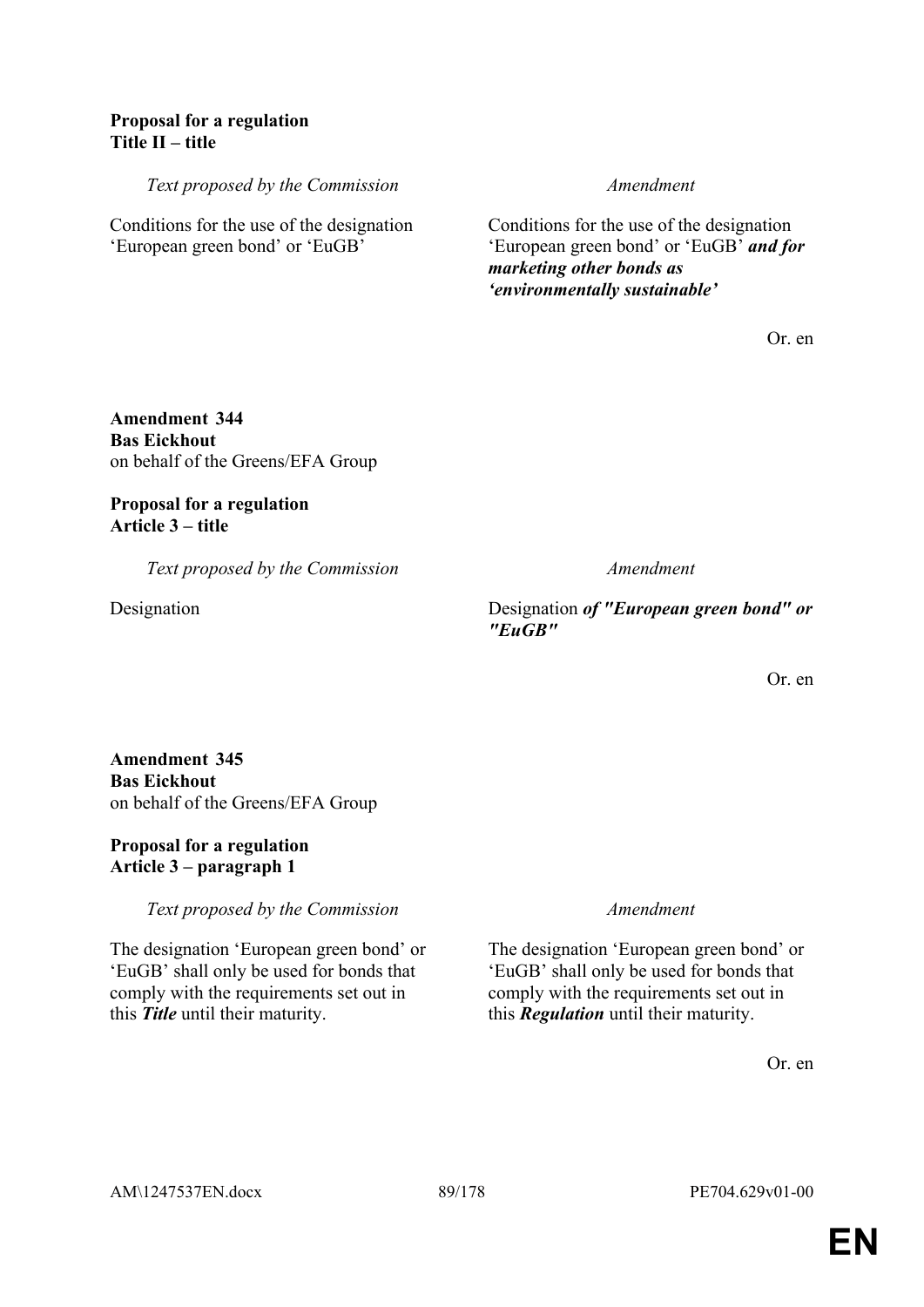**Proposal for a regulation**
**Title II – title**

| *Text proposed by the Commission* | *Amendment* |
|---|---|
| Conditions for the use of the designation 'European green bond' or 'EuGB' | Conditions for the use of the designation 'European green bond' or 'EuGB' ***and for marketing other bonds as 'environmentally sustainable'*** |

Or. en

**Amendment 344**
**Bas Eickhout**
on behalf of the Greens/EFA Group

**Proposal for a regulation**
**Article 3 – title**

| *Text proposed by the Commission* | *Amendment* |
|---|---|
| Designation | Designation ***of "European green bond" or "EuGB"*** |

Or. en

**Amendment 345**
**Bas Eickhout**
on behalf of the Greens/EFA Group

**Proposal for a regulation**
**Article 3 – paragraph 1**

| *Text proposed by the Commission* | *Amendment* |
|---|---|
| The designation 'European green bond' or 'EuGB' shall only be used for bonds that comply with the requirements set out in this ***Title*** until their maturity. | The designation 'European green bond' or 'EuGB' shall only be used for bonds that comply with the requirements set out in this ***Regulation*** until their maturity. |

Or. en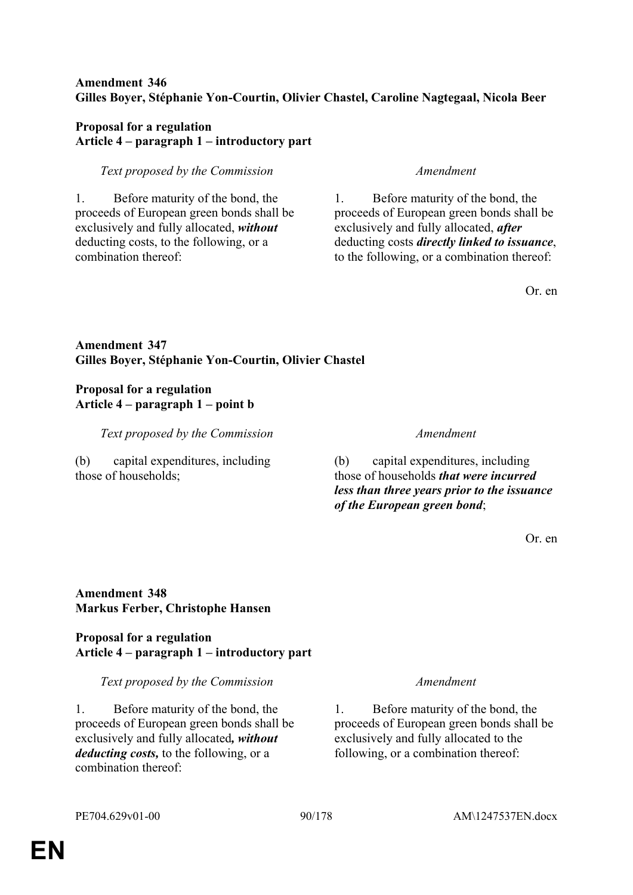**Amendment 346**
**Gilles Boyer, Stéphanie Yon-Courtin, Olivier Chastel, Caroline Nagtegaal, Nicola Beer**

**Proposal for a regulation**
**Article 4 – paragraph 1 – introductory part**

| *Text proposed by the Commission* | *Amendment* |
|---|---|
| 1. Before maturity of the bond, the proceeds of European green bonds shall be exclusively and fully allocated, ***without*** deducting costs, to the following, or a combination thereof: | 1. Before maturity of the bond, the proceeds of European green bonds shall be exclusively and fully allocated, ***after*** deducting costs ***directly linked to issuance***, to the following, or a combination thereof: |

Or. en

**Amendment 347**
**Gilles Boyer, Stéphanie Yon-Courtin, Olivier Chastel**

**Proposal for a regulation**
**Article 4 – paragraph 1 – point b**

| *Text proposed by the Commission* | *Amendment* |
|---|---|
| (b) capital expenditures, including those of households; | (b) capital expenditures, including those of households ***that were incurred less than three years prior to the issuance of the European green bond***; |

Or. en

**Amendment 348**
**Markus Ferber, Christophe Hansen**

**Proposal for a regulation**
**Article 4 – paragraph 1 – introductory part**

| *Text proposed by the Commission* | *Amendment* |
|---|---|
| 1. Before maturity of the bond, the proceeds of European green bonds shall be exclusively and fully allocated***, without deducting costs,*** to the following, or a combination thereof: | 1. Before maturity of the bond, the proceeds of European green bonds shall be exclusively and fully allocated to the following, or a combination thereof: |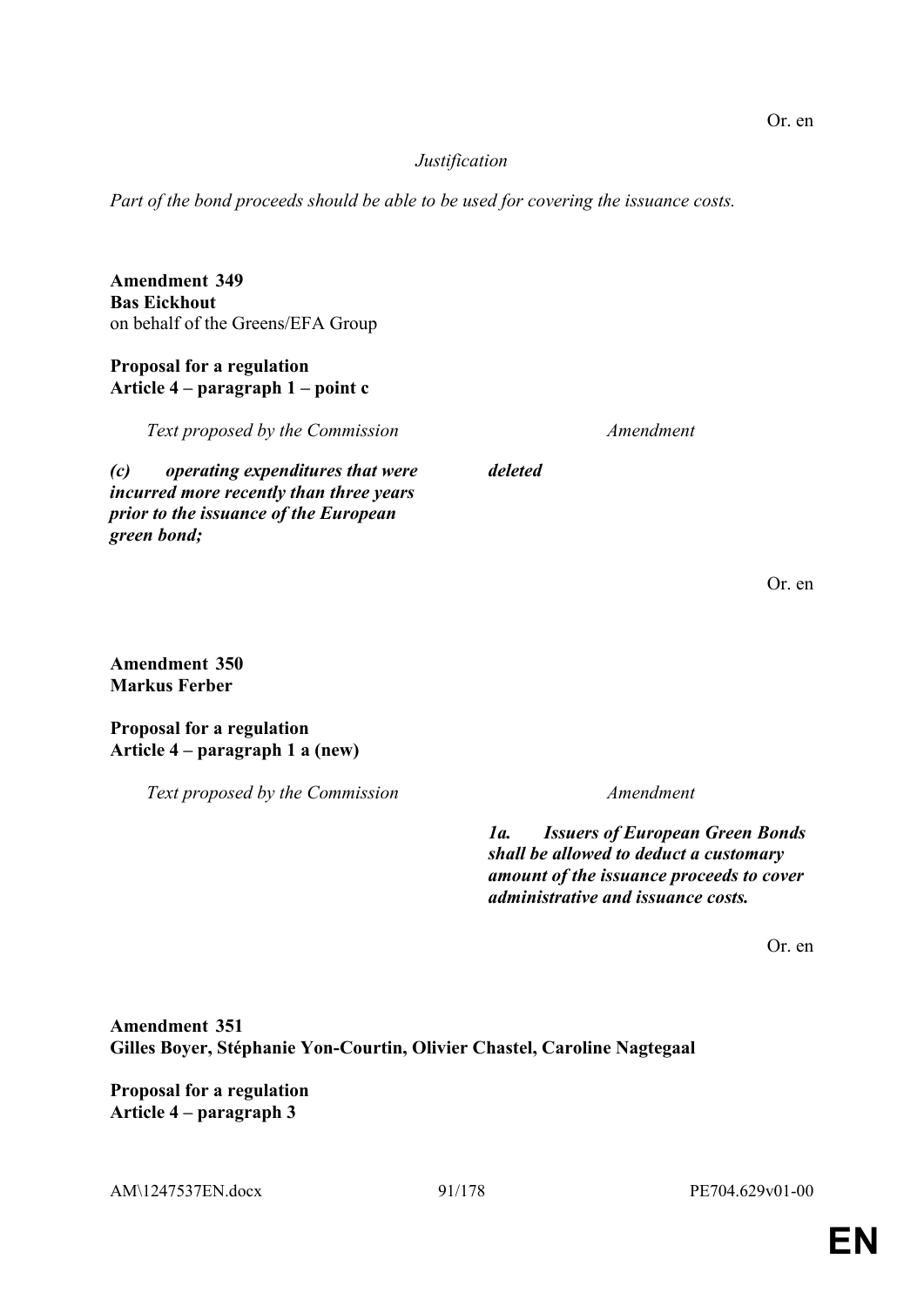Or. en

*Justification*

*Part of the bond proceeds should be able to be used for covering the issuance costs.*

**Amendment 349**
**Bas Eickhout**
on behalf of the Greens/EFA Group

**Proposal for a regulation**
**Article 4 – paragraph 1 – point c**

| *Text proposed by the Commission* | *Amendment* |
|---|---|
| ***(c) operating expenditures that were incurred more recently than three years prior to the issuance of the European green bond;*** | ***deleted*** |

Or. en

**Amendment 350**
**Markus Ferber**

**Proposal for a regulation**
**Article 4 – paragraph 1 a (new)**

| *Text proposed by the Commission* | *Amendment* |
|---|---|
| | ***1a. Issuers of European Green Bonds shall be allowed to deduct a customary amount of the issuance proceeds to cover administrative and issuance costs.*** |

Or. en

**Amendment 351**
**Gilles Boyer, Stéphanie Yon-Courtin, Olivier Chastel, Caroline Nagtegaal**

**Proposal for a regulation**
**Article 4 – paragraph 3**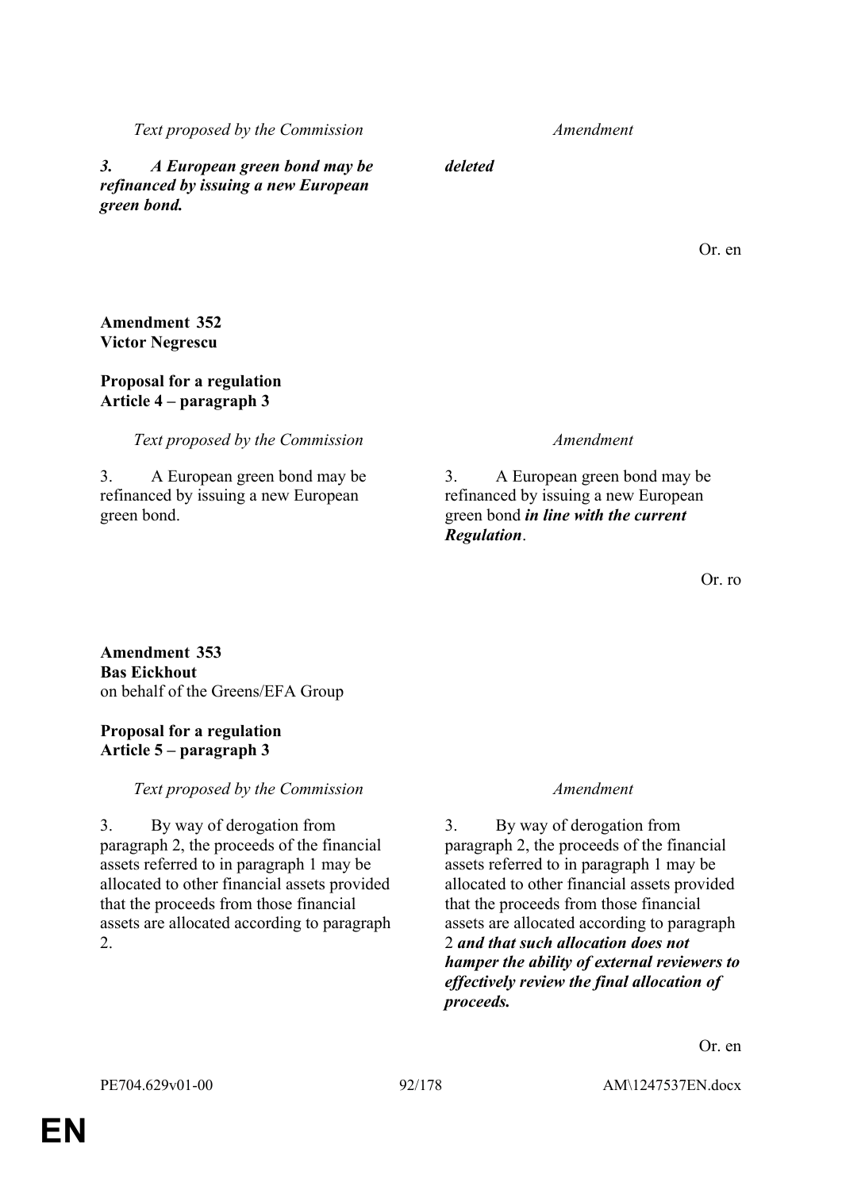| Text proposed by the Commission | Amendment |
|---|---|
| ***3. A European green bond may be refinanced by issuing a new European green bond.*** | ***deleted*** |

Or. en

**Amendment 352**
**Victor Negrescu**

**Proposal for a regulation**
**Article 4 – paragraph 3**

| Text proposed by the Commission | Amendment |
|---|---|
| 3. A European green bond may be refinanced by issuing a new European green bond. | 3. A European green bond may be refinanced by issuing a new European green bond ***in line with the current Regulation***. |

Or. ro

**Amendment 353**
**Bas Eickhout**
on behalf of the Greens/EFA Group

**Proposal for a regulation**
**Article 5 – paragraph 3**

| Text proposed by the Commission | Amendment |
|---|---|
| 3. By way of derogation from paragraph 2, the proceeds of the financial assets referred to in paragraph 1 may be allocated to other financial assets provided that the proceeds from those financial assets are allocated according to paragraph 2. | 3. By way of derogation from paragraph 2, the proceeds of the financial assets referred to in paragraph 1 may be allocated to other financial assets provided that the proceeds from those financial assets are allocated according to paragraph 2 ***and that such allocation does not hamper the ability of external reviewers to effectively review the final allocation of proceeds.*** |

Or. en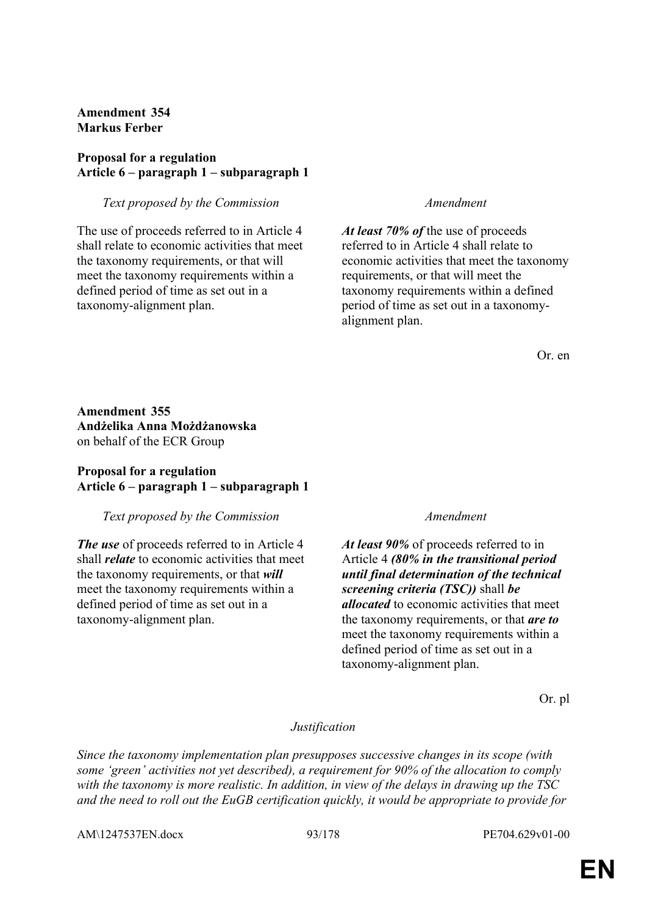**Amendment 354**
**Markus Ferber**

**Proposal for a regulation**
**Article 6 – paragraph 1 – subparagraph 1**

| *Text proposed by the Commission* | *Amendment* |
| --- | --- |
| The use of proceeds referred to in Article 4 shall relate to economic activities that meet the taxonomy requirements, or that will meet the taxonomy requirements within a defined period of time as set out in a taxonomy-alignment plan. | ***At least 70% of*** the use of proceeds referred to in Article 4 shall relate to economic activities that meet the taxonomy requirements, or that will meet the taxonomy requirements within a defined period of time as set out in a taxonomy-alignment plan. |

Or. en

**Amendment 355**
**Andżelika Anna Możdżanowska**
on behalf of the ECR Group

**Proposal for a regulation**
**Article 6 – paragraph 1 – subparagraph 1**

| *Text proposed by the Commission* | *Amendment* |
| --- | --- |
| ***The use*** of proceeds referred to in Article 4 shall ***relate*** to economic activities that meet the taxonomy requirements, or that ***will*** meet the taxonomy requirements within a defined period of time as set out in a taxonomy-alignment plan. | ***At least 90%*** of proceeds referred to in Article 4 ***(80% in the transitional period until final determination of the technical screening criteria (TSC))*** shall ***be allocated*** to economic activities that meet the taxonomy requirements, or that ***are to*** meet the taxonomy requirements within a defined period of time as set out in a taxonomy-alignment plan. |

Or. pl

*Justification*

*Since the taxonomy implementation plan presupposes successive changes in its scope (with some 'green' activities not yet described), a requirement for 90% of the allocation to comply with the taxonomy is more realistic. In addition, in view of the delays in drawing up the TSC and the need to roll out the EuGB certification quickly, it would be appropriate to provide for*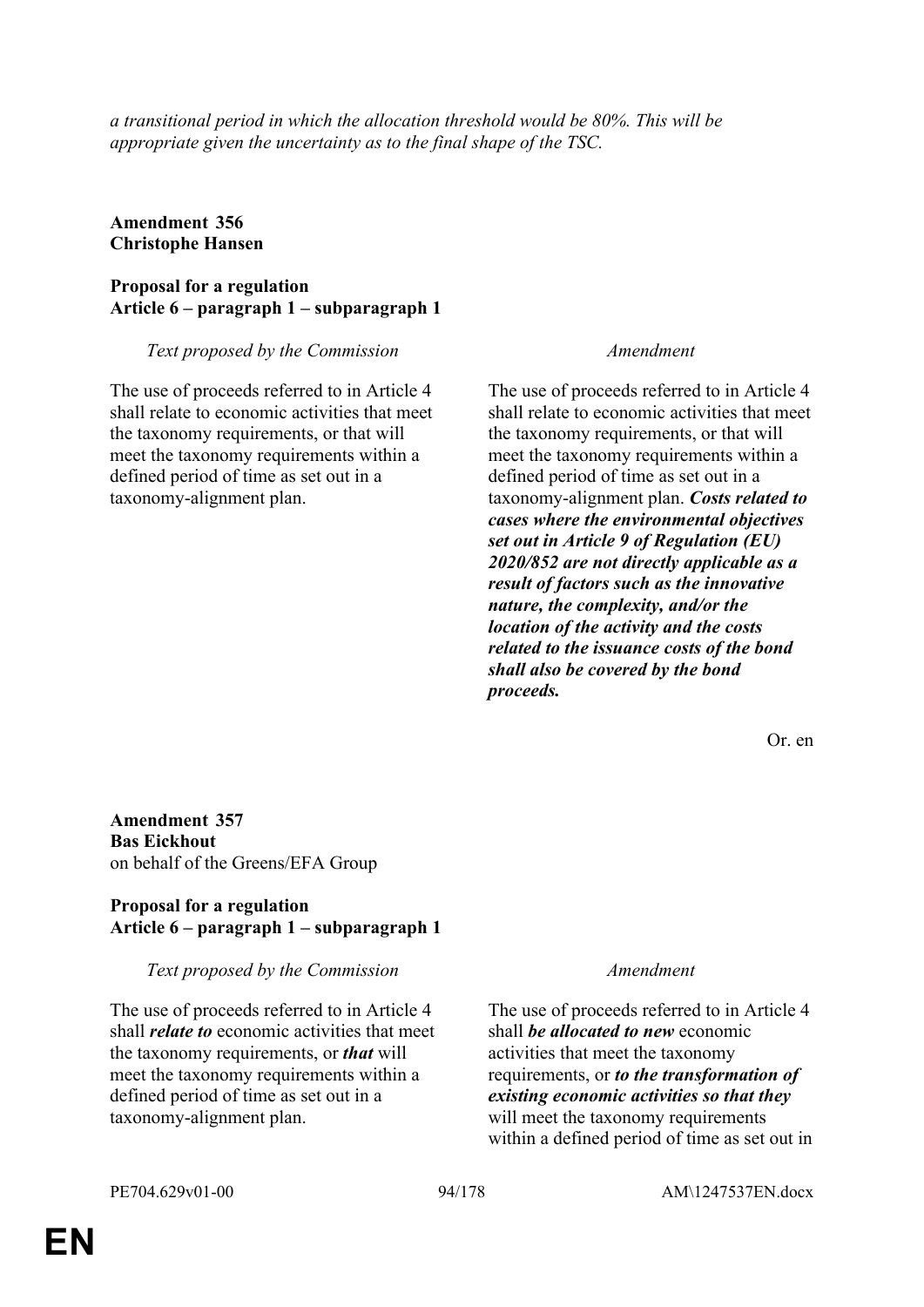*a transitional period in which the allocation threshold would be 80%. This will be appropriate given the uncertainty as to the final shape of the TSC.*

**Amendment 356**
**Christophe Hansen**

**Proposal for a regulation**
**Article 6 – paragraph 1 – subparagraph 1**

| *Text proposed by the Commission* | *Amendment* |
| --- | --- |
| The use of proceeds referred to in Article 4 shall relate to economic activities that meet the taxonomy requirements, or that will meet the taxonomy requirements within a defined period of time as set out in a taxonomy-alignment plan. | The use of proceeds referred to in Article 4 shall relate to economic activities that meet the taxonomy requirements, or that will meet the taxonomy requirements within a defined period of time as set out in a taxonomy-alignment plan. ***Costs related to cases where the environmental objectives set out in Article 9 of Regulation (EU) 2020/852 are not directly applicable as a result of factors such as the innovative nature, the complexity, and/or the location of the activity and the costs related to the issuance costs of the bond shall also be covered by the bond proceeds.*** |

Or. en

**Amendment 357**
**Bas Eickhout**
on behalf of the Greens/EFA Group

**Proposal for a regulation**
**Article 6 – paragraph 1 – subparagraph 1**

| *Text proposed by the Commission* | *Amendment* |
| --- | --- |
| The use of proceeds referred to in Article 4 shall ***relate to*** economic activities that meet the taxonomy requirements, or ***that*** will meet the taxonomy requirements within a defined period of time as set out in a taxonomy-alignment plan. | The use of proceeds referred to in Article 4 shall ***be allocated to new*** economic activities that meet the taxonomy requirements, or ***to the transformation of existing economic activities so that they*** will meet the taxonomy requirements within a defined period of time as set out in |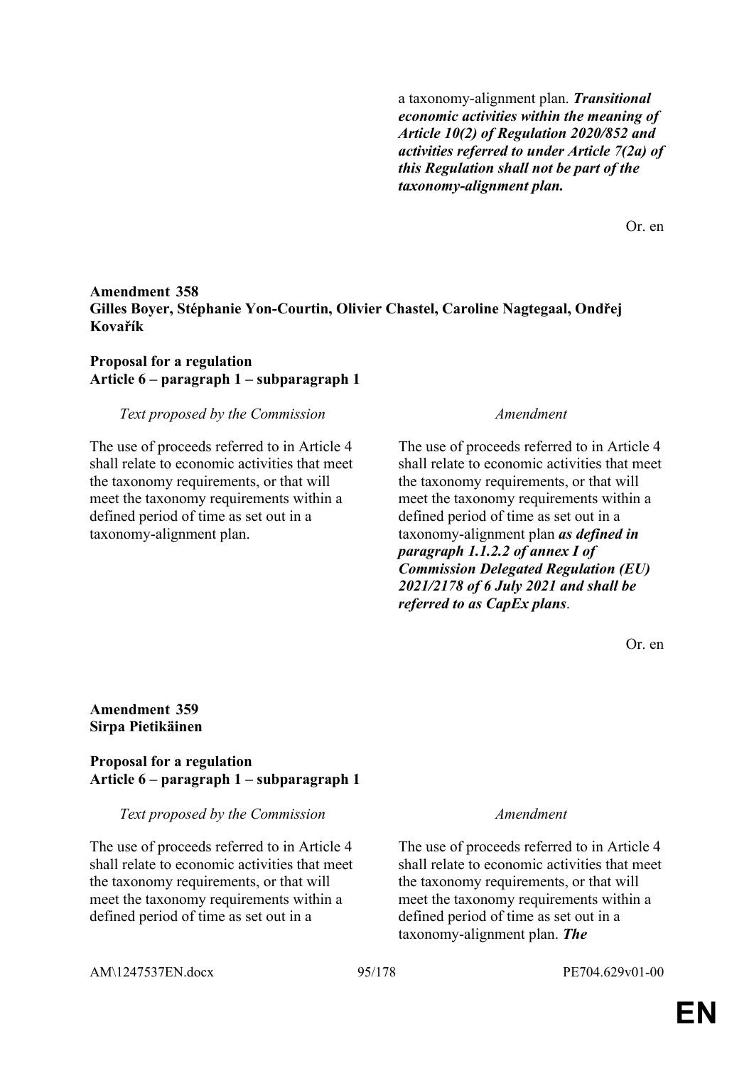| | |
|---|---|
| | a taxonomy-alignment plan. ***Transitional economic activities within the meaning of Article 10(2) of Regulation 2020/852 and activities referred to under Article 7(2a) of this Regulation shall not be part of the taxonomy-alignment plan.*** |

Or. en

**Amendment 358**
**Gilles Boyer, Stéphanie Yon-Courtin, Olivier Chastel, Caroline Nagtegaal, Ondřej Kovařík**

**Proposal for a regulation**
**Article 6 – paragraph 1 – subparagraph 1**

| *Text proposed by the Commission* | *Amendment* |
|---|---|
| The use of proceeds referred to in Article 4 shall relate to economic activities that meet the taxonomy requirements, or that will meet the taxonomy requirements within a defined period of time as set out in a taxonomy-alignment plan. | The use of proceeds referred to in Article 4 shall relate to economic activities that meet the taxonomy requirements, or that will meet the taxonomy requirements within a defined period of time as set out in a taxonomy-alignment plan ***as defined in paragraph 1.1.2.2 of annex I of Commission Delegated Regulation (EU) 2021/2178 of 6 July 2021 and shall be referred to as CapEx plans***. |

Or. en

**Amendment 359**
**Sirpa Pietikäinen**

**Proposal for a regulation**
**Article 6 – paragraph 1 – subparagraph 1**

| *Text proposed by the Commission* | *Amendment* |
|---|---|
| The use of proceeds referred to in Article 4 shall relate to economic activities that meet the taxonomy requirements, or that will meet the taxonomy requirements within a defined period of time as set out in a | The use of proceeds referred to in Article 4 shall relate to economic activities that meet the taxonomy requirements, or that will meet the taxonomy requirements within a defined period of time as set out in a taxonomy-alignment plan. ***The*** |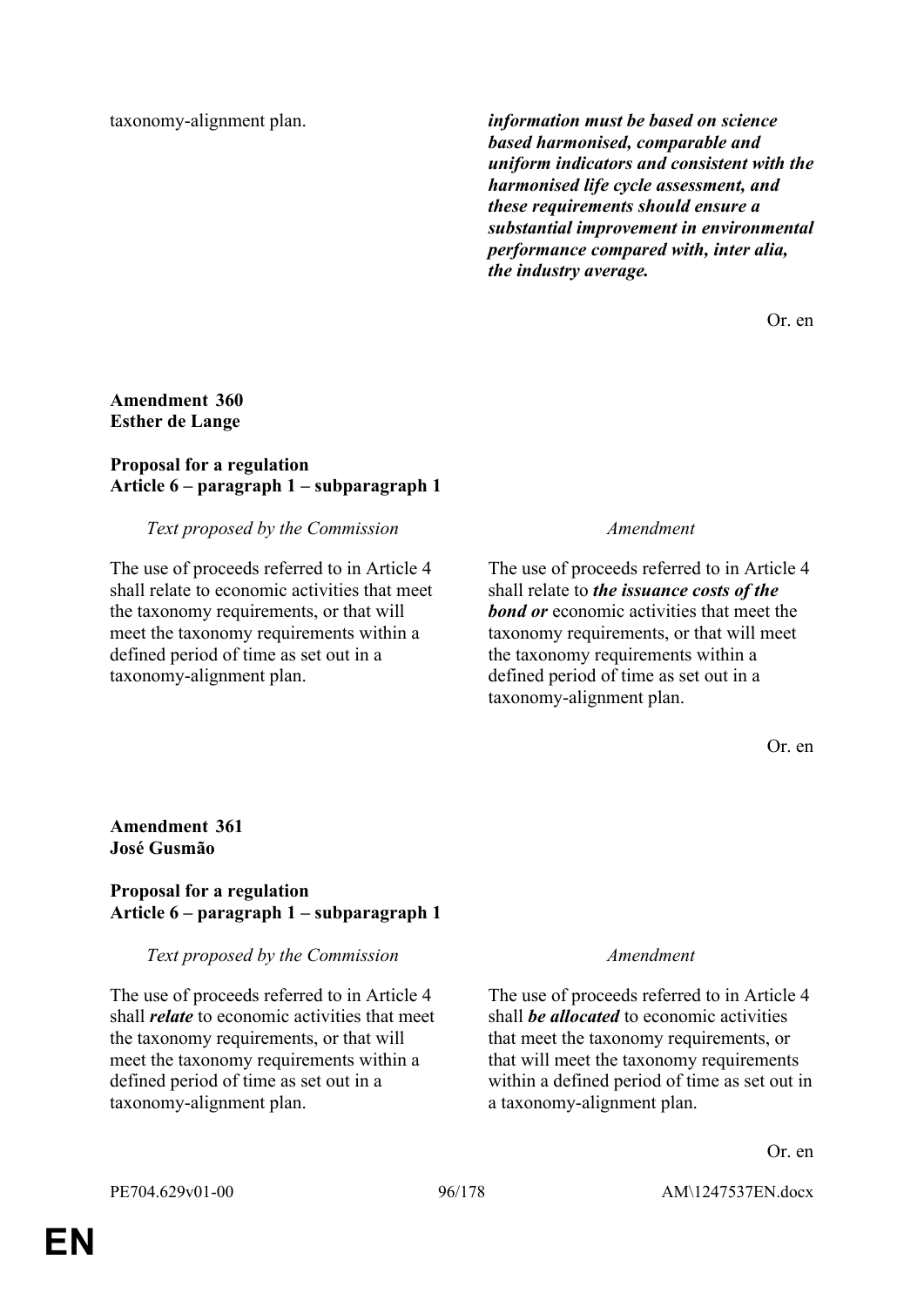| | |
|---|---|
| taxonomy-alignment plan. | ***information must be based on science based harmonised, comparable and uniform indicators and consistent with the harmonised life cycle assessment, and these requirements should ensure a substantial improvement in environmental performance compared with, inter alia, the industry average.*** |

Or. en

**Amendment 360**
**Esther de Lange**

**Proposal for a regulation**
**Article 6 – paragraph 1 – subparagraph 1**

| *Text proposed by the Commission* | *Amendment* |
|---|---|
| The use of proceeds referred to in Article 4 shall relate to economic activities that meet the taxonomy requirements, or that will meet the taxonomy requirements within a defined period of time as set out in a taxonomy-alignment plan. | The use of proceeds referred to in Article 4 shall relate to ***the issuance costs of the bond or*** economic activities that meet the taxonomy requirements, or that will meet the taxonomy requirements within a defined period of time as set out in a taxonomy-alignment plan. |

Or. en

**Amendment 361**
**José Gusmão**

**Proposal for a regulation**
**Article 6 – paragraph 1 – subparagraph 1**

| *Text proposed by the Commission* | *Amendment* |
|---|---|
| The use of proceeds referred to in Article 4 shall ***relate*** to economic activities that meet the taxonomy requirements, or that will meet the taxonomy requirements within a defined period of time as set out in a taxonomy-alignment plan. | The use of proceeds referred to in Article 4 shall ***be allocated*** to economic activities that meet the taxonomy requirements, or that will meet the taxonomy requirements within a defined period of time as set out in a taxonomy-alignment plan. |

Or. en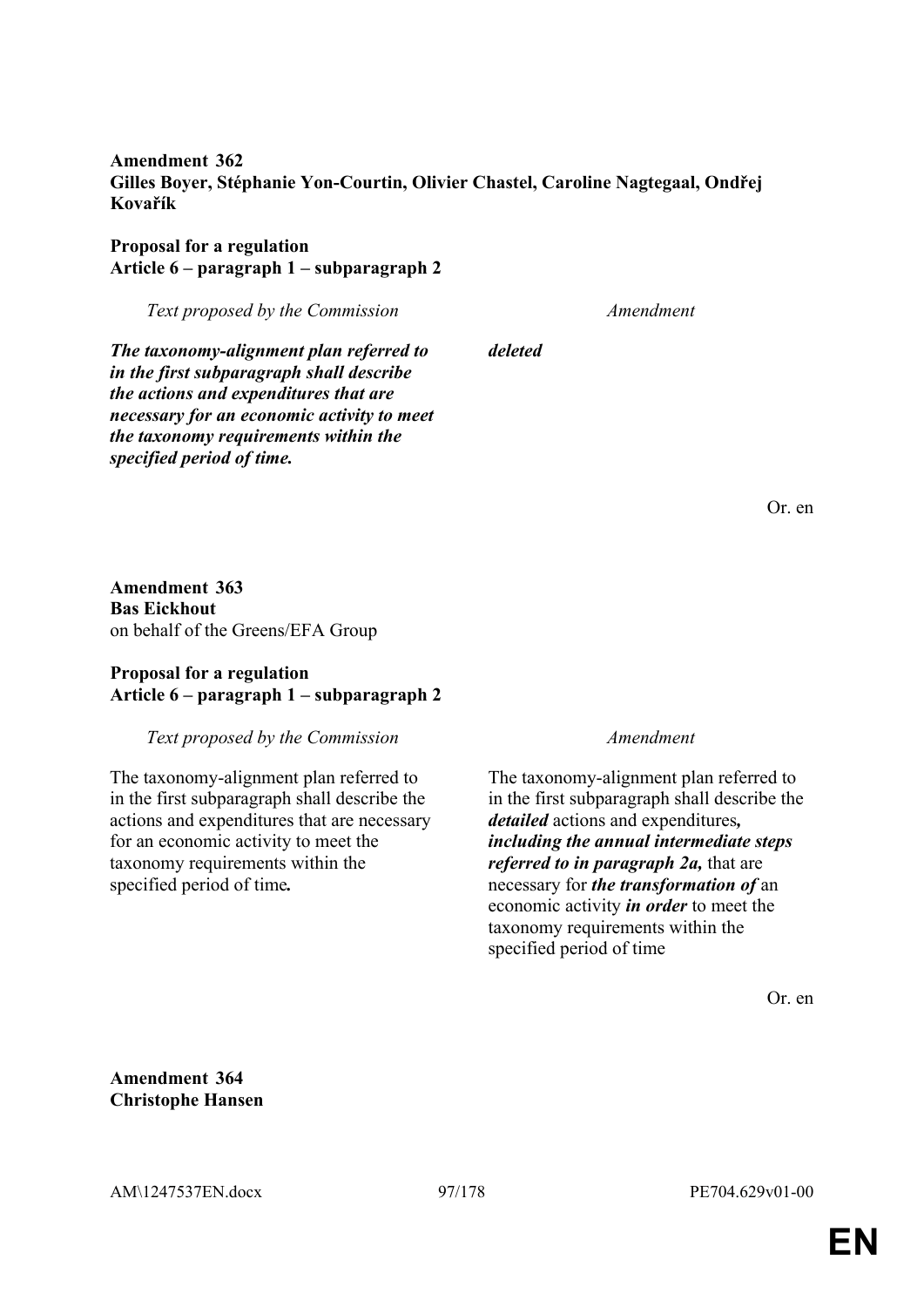**Amendment 362**
**Gilles Boyer, Stéphanie Yon-Courtin, Olivier Chastel, Caroline Nagtegaal, Ondřej Kovařík**

**Proposal for a regulation**
**Article 6 – paragraph 1 – subparagraph 2**

| *Text proposed by the Commission* | *Amendment* |
| --- | --- |
| ***The taxonomy-alignment plan referred to in the first subparagraph shall describe the actions and expenditures that are necessary for an economic activity to meet the taxonomy requirements within the specified period of time.*** | ***deleted*** |

Or. en

**Amendment 363**
**Bas Eickhout**
on behalf of the Greens/EFA Group

**Proposal for a regulation**
**Article 6 – paragraph 1 – subparagraph 2**

| *Text proposed by the Commission* | *Amendment* |
| --- | --- |
| The taxonomy-alignment plan referred to in the first subparagraph shall describe the actions and expenditures that are necessary for an economic activity to meet the taxonomy requirements within the specified period of time***.*** | The taxonomy-alignment plan referred to in the first subparagraph shall describe the ***detailed*** actions and expenditures***, including the annual intermediate steps referred to in paragraph 2a,*** that are necessary for ***the transformation of*** an economic activity ***in order*** to meet the taxonomy requirements within the specified period of time |

Or. en

**Amendment 364**
**Christophe Hansen**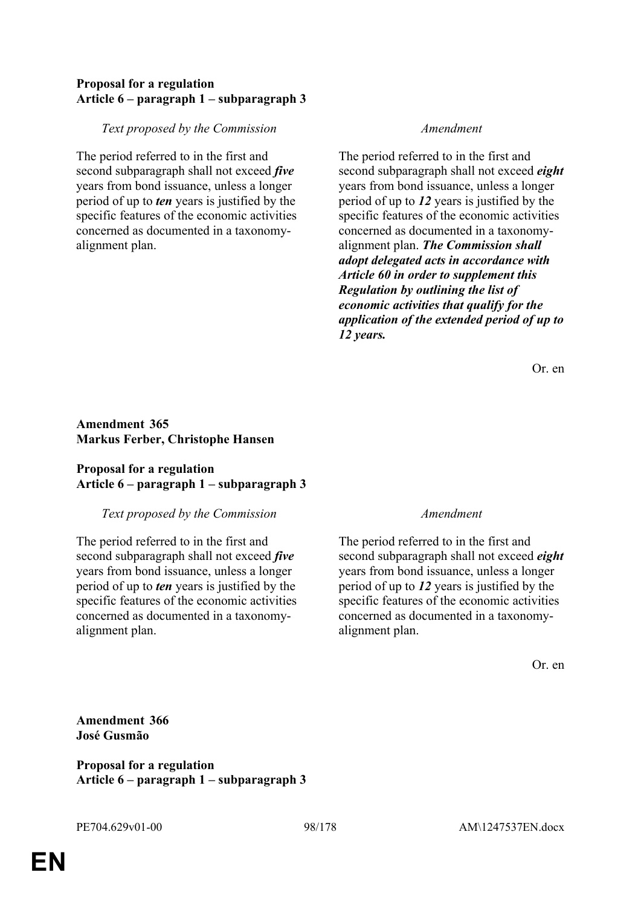**Proposal for a regulation**
**Article 6 – paragraph 1 – subparagraph 3**

| *Text proposed by the Commission* | *Amendment* |
| --- | --- |
| The period referred to in the first and second subparagraph shall not exceed ***five*** years from bond issuance, unless a longer period of up to ***ten*** years is justified by the specific features of the economic activities concerned as documented in a taxonomy-alignment plan. | The period referred to in the first and second subparagraph shall not exceed ***eight*** years from bond issuance, unless a longer period of up to ***12*** years is justified by the specific features of the economic activities concerned as documented in a taxonomy-alignment plan. ***The Commission shall adopt delegated acts in accordance with Article 60 in order to supplement this Regulation by outlining the list of economic activities that qualify for the application of the extended period of up to 12 years.*** |

Or. en

**Amendment 365**
**Markus Ferber, Christophe Hansen**

**Proposal for a regulation**
**Article 6 – paragraph 1 – subparagraph 3**

| *Text proposed by the Commission* | *Amendment* |
| --- | --- |
| The period referred to in the first and second subparagraph shall not exceed ***five*** years from bond issuance, unless a longer period of up to ***ten*** years is justified by the specific features of the economic activities concerned as documented in a taxonomy-alignment plan. | The period referred to in the first and second subparagraph shall not exceed ***eight*** years from bond issuance, unless a longer period of up to ***12*** years is justified by the specific features of the economic activities concerned as documented in a taxonomy-alignment plan. |

Or. en

**Amendment 366**
**José Gusmão**

**Proposal for a regulation**
**Article 6 – paragraph 1 – subparagraph 3**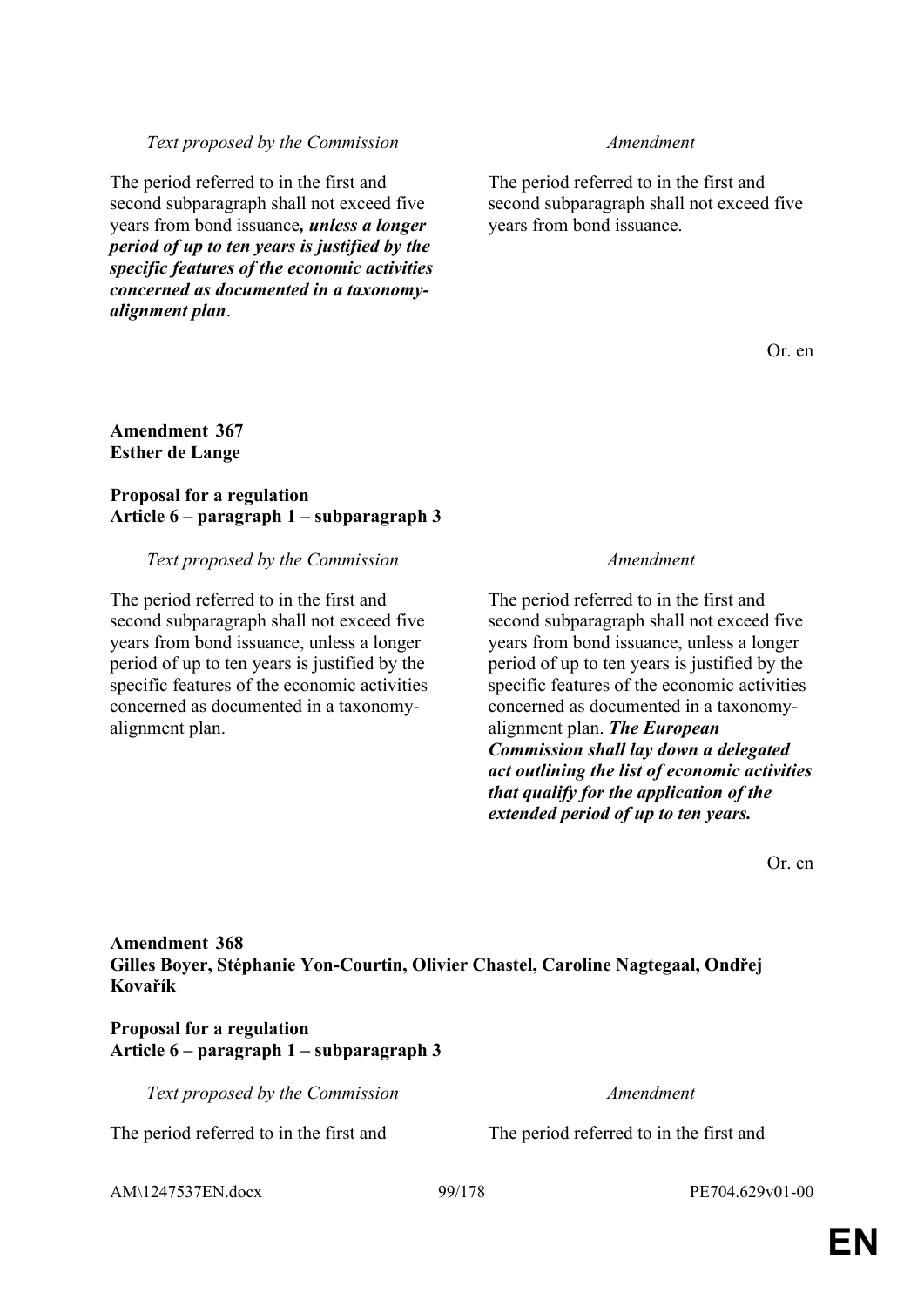| *Text proposed by the Commission* | *Amendment* |
|---|---|
| The period referred to in the first and second subparagraph shall not exceed five years from bond issuance***, unless a longer period of up to ten years is justified by the specific features of the economic activities concerned as documented in a taxonomy-alignment plan***. | The period referred to in the first and second subparagraph shall not exceed five years from bond issuance. |

Or. en

**Amendment 367**
**Esther de Lange**

**Proposal for a regulation**
**Article 6 – paragraph 1 – subparagraph 3**

| *Text proposed by the Commission* | *Amendment* |
|---|---|
| The period referred to in the first and second subparagraph shall not exceed five years from bond issuance, unless a longer period of up to ten years is justified by the specific features of the economic activities concerned as documented in a taxonomy-alignment plan. | The period referred to in the first and second subparagraph shall not exceed five years from bond issuance, unless a longer period of up to ten years is justified by the specific features of the economic activities concerned as documented in a taxonomy-alignment plan. ***The European Commission shall lay down a delegated act outlining the list of economic activities that qualify for the application of the extended period of up to ten years.*** |

Or. en

**Amendment 368**
**Gilles Boyer, Stéphanie Yon-Courtin, Olivier Chastel, Caroline Nagtegaal, Ondřej Kovařík**

**Proposal for a regulation**
**Article 6 – paragraph 1 – subparagraph 3**

| *Text proposed by the Commission* | *Amendment* |
|---|---|
| The period referred to in the first and | The period referred to in the first and |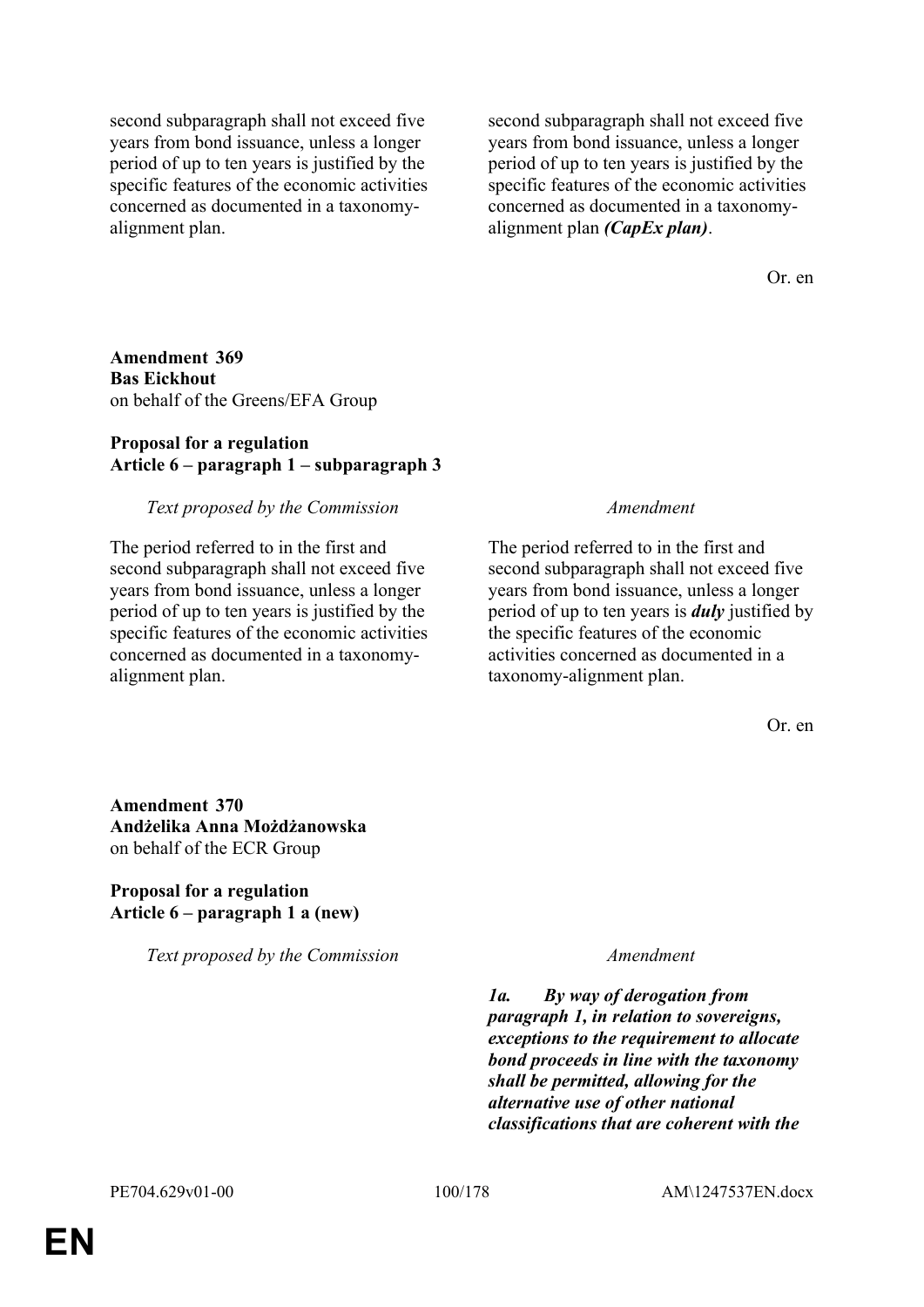| | |
|---|---|
| second subparagraph shall not exceed five years from bond issuance, unless a longer period of up to ten years is justified by the specific features of the economic activities concerned as documented in a taxonomy-alignment plan. | second subparagraph shall not exceed five years from bond issuance, unless a longer period of up to ten years is justified by the specific features of the economic activities concerned as documented in a taxonomy-alignment plan ***(CapEx plan)***. |

Or. en

**Amendment 369**
**Bas Eickhout**
on behalf of the Greens/EFA Group

**Proposal for a regulation**
**Article 6 – paragraph 1 – subparagraph 3**

| *Text proposed by the Commission* | *Amendment* |
|---|---|
| The period referred to in the first and second subparagraph shall not exceed five years from bond issuance, unless a longer period of up to ten years is justified by the specific features of the economic activities concerned as documented in a taxonomy-alignment plan. | The period referred to in the first and second subparagraph shall not exceed five years from bond issuance, unless a longer period of up to ten years is ***duly*** justified by the specific features of the economic activities concerned as documented in a taxonomy-alignment plan. |

Or. en

**Amendment 370**
**Andżelika Anna Możdżanowska**
on behalf of the ECR Group

**Proposal for a regulation**
**Article 6 – paragraph 1 a (new)**

| *Text proposed by the Commission* | *Amendment* |
|---|---|
| | ***1a. By way of derogation from paragraph 1, in relation to sovereigns, exceptions to the requirement to allocate bond proceeds in line with the taxonomy shall be permitted, allowing for the alternative use of other national classifications that are coherent with the*** |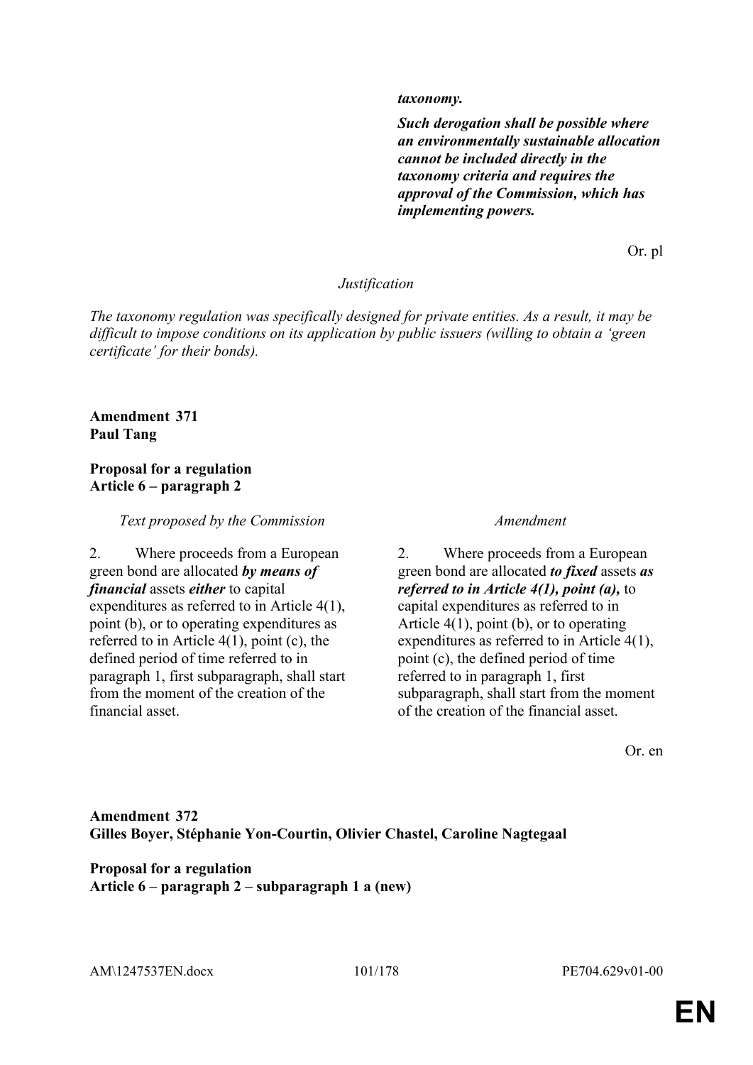| | |
|---|---|
| | ***taxonomy.*** |
| | ***Such derogation shall be possible where an environmentally sustainable allocation cannot be included directly in the taxonomy criteria and requires the approval of the Commission, which has implementing powers.*** |

Or. pl

*Justification*

*The taxonomy regulation was specifically designed for private entities. As a result, it may be difficult to impose conditions on its application by public issuers (willing to obtain a 'green certificate' for their bonds).*

**Amendment 371**
**Paul Tang**

**Proposal for a regulation**
**Article 6 – paragraph 2**

| *Text proposed by the Commission* | *Amendment* |
|---|---|
| 2. Where proceeds from a European green bond are allocated ***by means of financial*** assets ***either*** to capital expenditures as referred to in Article 4(1), point (b), or to operating expenditures as referred to in Article 4(1), point (c), the defined period of time referred to in paragraph 1, first subparagraph, shall start from the moment of the creation of the financial asset. | 2. Where proceeds from a European green bond are allocated ***to fixed*** assets ***as referred to in Article 4(1), point (a),*** to capital expenditures as referred to in Article 4(1), point (b), or to operating expenditures as referred to in Article 4(1), point (c), the defined period of time referred to in paragraph 1, first subparagraph, shall start from the moment of the creation of the financial asset. |

Or. en

**Amendment 372**
**Gilles Boyer, Stéphanie Yon-Courtin, Olivier Chastel, Caroline Nagtegaal**

**Proposal for a regulation**
**Article 6 – paragraph 2 – subparagraph 1 a (new)**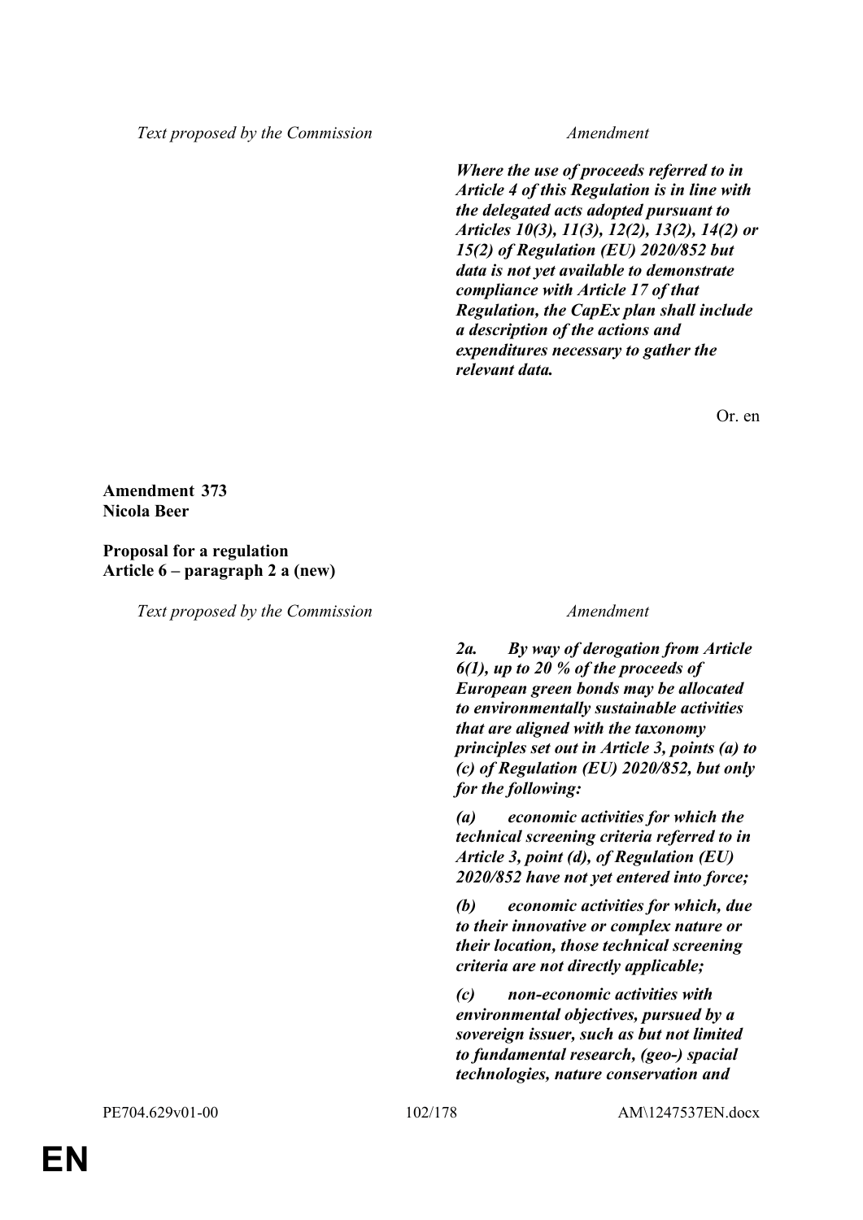| Text proposed by the Commission | Amendment |
|---|---|
| | ***Where the use of proceeds referred to in Article 4 of this Regulation is in line with the delegated acts adopted pursuant to Articles 10(3), 11(3), 12(2), 13(2), 14(2) or 15(2) of Regulation (EU) 2020/852 but data is not yet available to demonstrate compliance with Article 17 of that Regulation, the CapEx plan shall include a description of the actions and expenditures necessary to gather the relevant data.*** |

Or. en

**Amendment 373**
**Nicola Beer**

**Proposal for a regulation**
**Article 6 – paragraph 2 a (new)**

| Text proposed by the Commission | Amendment |
|---|---|
| | ***2a. By way of derogation from Article 6(1), up to 20 % of the proceeds of European green bonds may be allocated to environmentally sustainable activities that are aligned with the taxonomy principles set out in Article 3, points (a) to (c) of Regulation (EU) 2020/852, but only for the following:*** |
| | ***(a) economic activities for which the technical screening criteria referred to in Article 3, point (d), of Regulation (EU) 2020/852 have not yet entered into force;*** |
| | ***(b) economic activities for which, due to their innovative or complex nature or their location, those technical screening criteria are not directly applicable;*** |
| | ***(c) non-economic activities with environmental objectives, pursued by a sovereign issuer, such as but not limited to fundamental research, (geo-) spacial technologies, nature conservation and*** |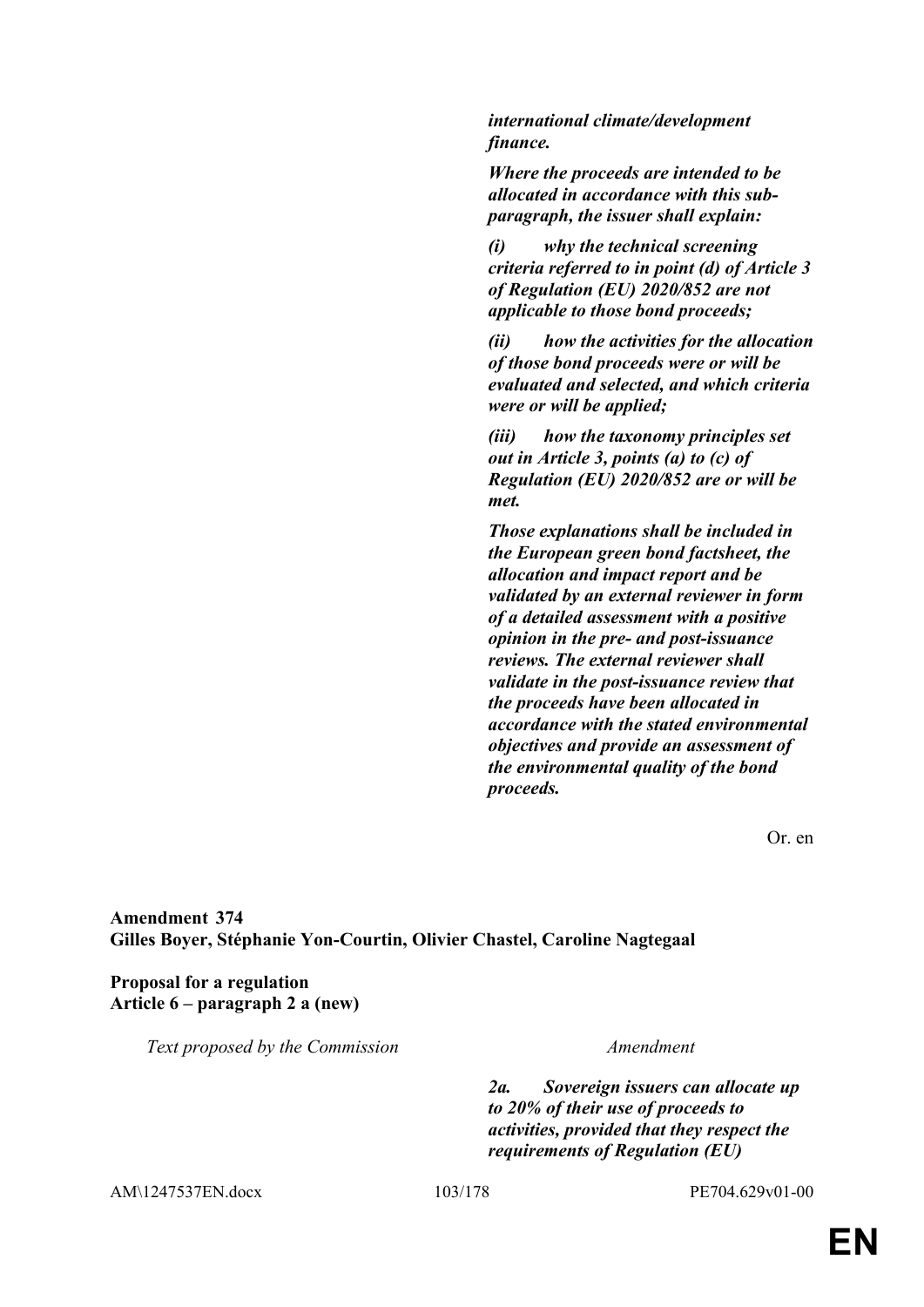*international climate/development finance.*

*Where the proceeds are intended to be allocated in accordance with this sub-paragraph, the issuer shall explain:*

*(i) why the technical screening criteria referred to in point (d) of Article 3 of Regulation (EU) 2020/852 are not applicable to those bond proceeds;*

*(ii) how the activities for the allocation of those bond proceeds were or will be evaluated and selected, and which criteria were or will be applied;*

*(iii) how the taxonomy principles set out in Article 3, points (a) to (c) of Regulation (EU) 2020/852 are or will be met.*

*Those explanations shall be included in the European green bond factsheet, the allocation and impact report and be validated by an external reviewer in form of a detailed assessment with a positive opinion in the pre- and post-issuance reviews. The external reviewer shall validate in the post-issuance review that the proceeds have been allocated in accordance with the stated environmental objectives and provide an assessment of the environmental quality of the bond proceeds.*

Or. en

**Amendment 374**
**Gilles Boyer, Stéphanie Yon-Courtin, Olivier Chastel, Caroline Nagtegaal**

**Proposal for a regulation**
**Article 6 – paragraph 2 a (new)**

| *Text proposed by the Commission* | *Amendment* |
|---|---|
| | ***2a. Sovereign issuers can allocate up to 20% of their use of proceeds to activities, provided that they respect the requirements of Regulation (EU)*** |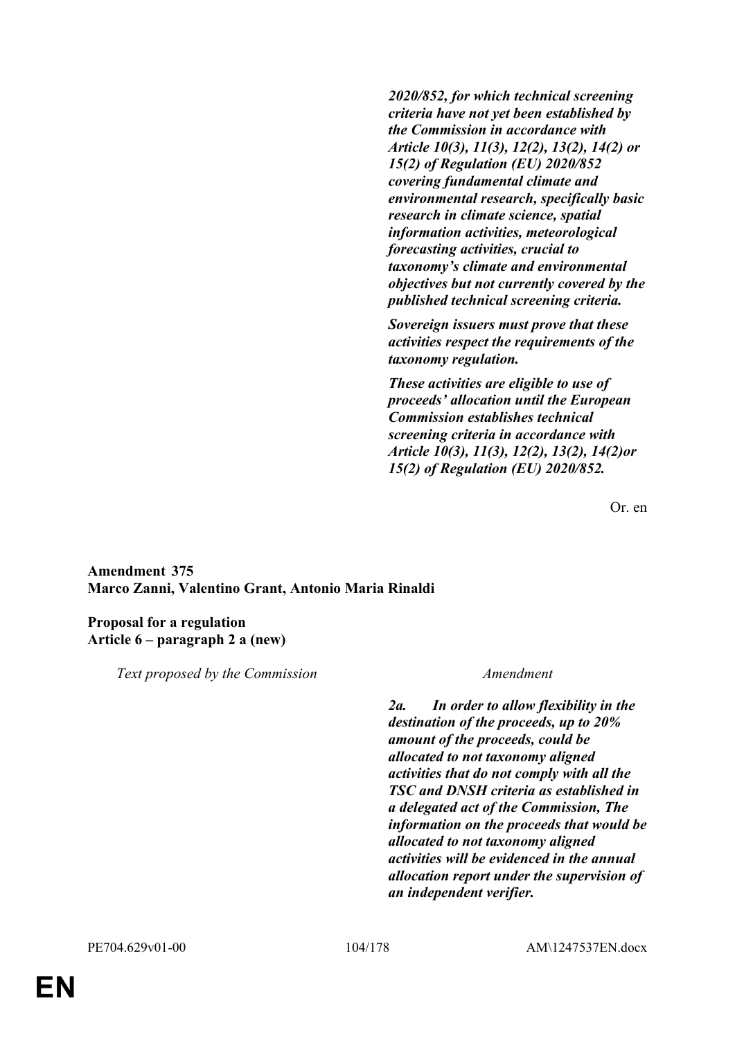| | |
|---|---|
| | ***2020/852, for which technical screening criteria have not yet been established by the Commission in accordance with Article 10(3), 11(3), 12(2), 13(2), 14(2) or 15(2) of Regulation (EU) 2020/852 covering fundamental climate and environmental research, specifically basic research in climate science, spatial information activities, meteorological forecasting activities, crucial to taxonomy's climate and environmental objectives but not currently covered by the published technical screening criteria.*** |
| | ***Sovereign issuers must prove that these activities respect the requirements of the taxonomy regulation.*** |
| | ***These activities are eligible to use of proceeds' allocation until the European Commission establishes technical screening criteria in accordance with Article 10(3), 11(3), 12(2), 13(2), 14(2)or 15(2) of Regulation (EU) 2020/852.*** |

Or. en

**Amendment 375**
**Marco Zanni, Valentino Grant, Antonio Maria Rinaldi**

**Proposal for a regulation**
**Article 6 – paragraph 2 a (new)**

| *Text proposed by the Commission* | *Amendment* |
|---|---|
| | ***2a. In order to allow flexibility in the destination of the proceeds, up to 20% amount of the proceeds, could be allocated to not taxonomy aligned activities that do not comply with all the TSC and DNSH criteria as established in a delegated act of the Commission, The information on the proceeds that would be allocated to not taxonomy aligned activities will be evidenced in the annual allocation report under the supervision of an independent verifier.*** |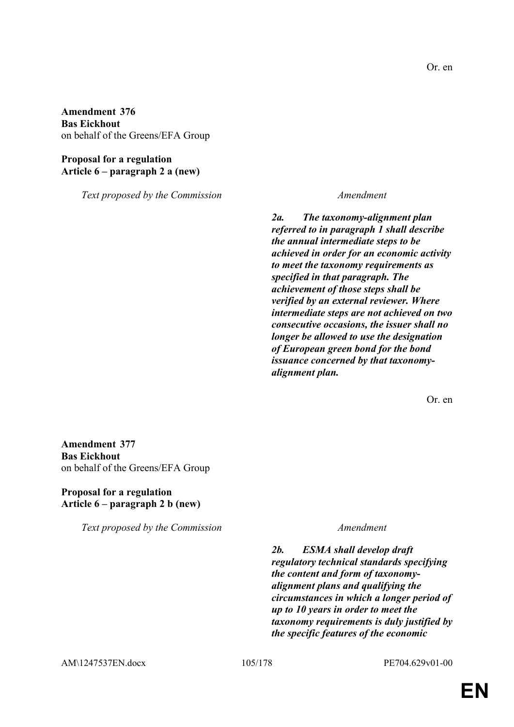Or. en

**Amendment 376**
**Bas Eickhout**
on behalf of the Greens/EFA Group

**Proposal for a regulation**
**Article 6 – paragraph 2 a (new)**

| *Text proposed by the Commission* | *Amendment* |
|---|---|
| | ***2a. The taxonomy-alignment plan referred to in paragraph 1 shall describe the annual intermediate steps to be achieved in order for an economic activity to meet the taxonomy requirements as specified in that paragraph. The achievement of those steps shall be verified by an external reviewer. Where intermediate steps are not achieved on two consecutive occasions, the issuer shall no longer be allowed to use the designation of European green bond for the bond issuance concerned by that taxonomy-alignment plan.*** |

Or. en

**Amendment 377**
**Bas Eickhout**
on behalf of the Greens/EFA Group

**Proposal for a regulation**
**Article 6 – paragraph 2 b (new)**

| *Text proposed by the Commission* | *Amendment* |
|---|---|
| | ***2b. ESMA shall develop draft regulatory technical standards specifying the content and form of taxonomy-alignment plans and qualifying the circumstances in which a longer period of up to 10 years in order to meet the taxonomy requirements is duly justified by the specific features of the economic*** |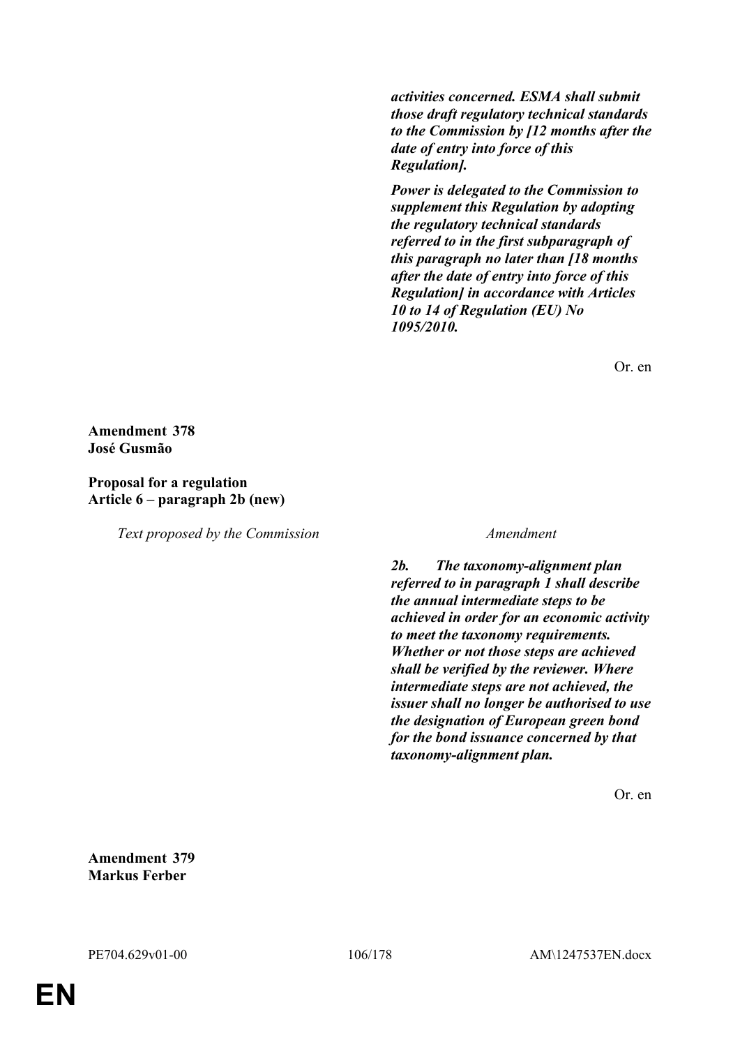| | |
|---|---|
| | ***activities concerned. ESMA shall submit those draft regulatory technical standards to the Commission by [12 months after the date of entry into force of this Regulation].*** |
| | ***Power is delegated to the Commission to supplement this Regulation by adopting the regulatory technical standards referred to in the first subparagraph of this paragraph no later than [18 months after the date of entry into force of this Regulation] in accordance with Articles 10 to 14 of Regulation (EU) No 1095/2010.*** |

Or. en

**Amendment 378**
**José Gusmão**

**Proposal for a regulation**
**Article 6 – paragraph 2b (new)**

| *Text proposed by the Commission* | *Amendment* |
|---|---|
| | ***2b. The taxonomy-alignment plan referred to in paragraph 1 shall describe the annual intermediate steps to be achieved in order for an economic activity to meet the taxonomy requirements. Whether or not those steps are achieved shall be verified by the reviewer. Where intermediate steps are not achieved, the issuer shall no longer be authorised to use the designation of European green bond for the bond issuance concerned by that taxonomy-alignment plan.*** |

Or. en

**Amendment 379**
**Markus Ferber**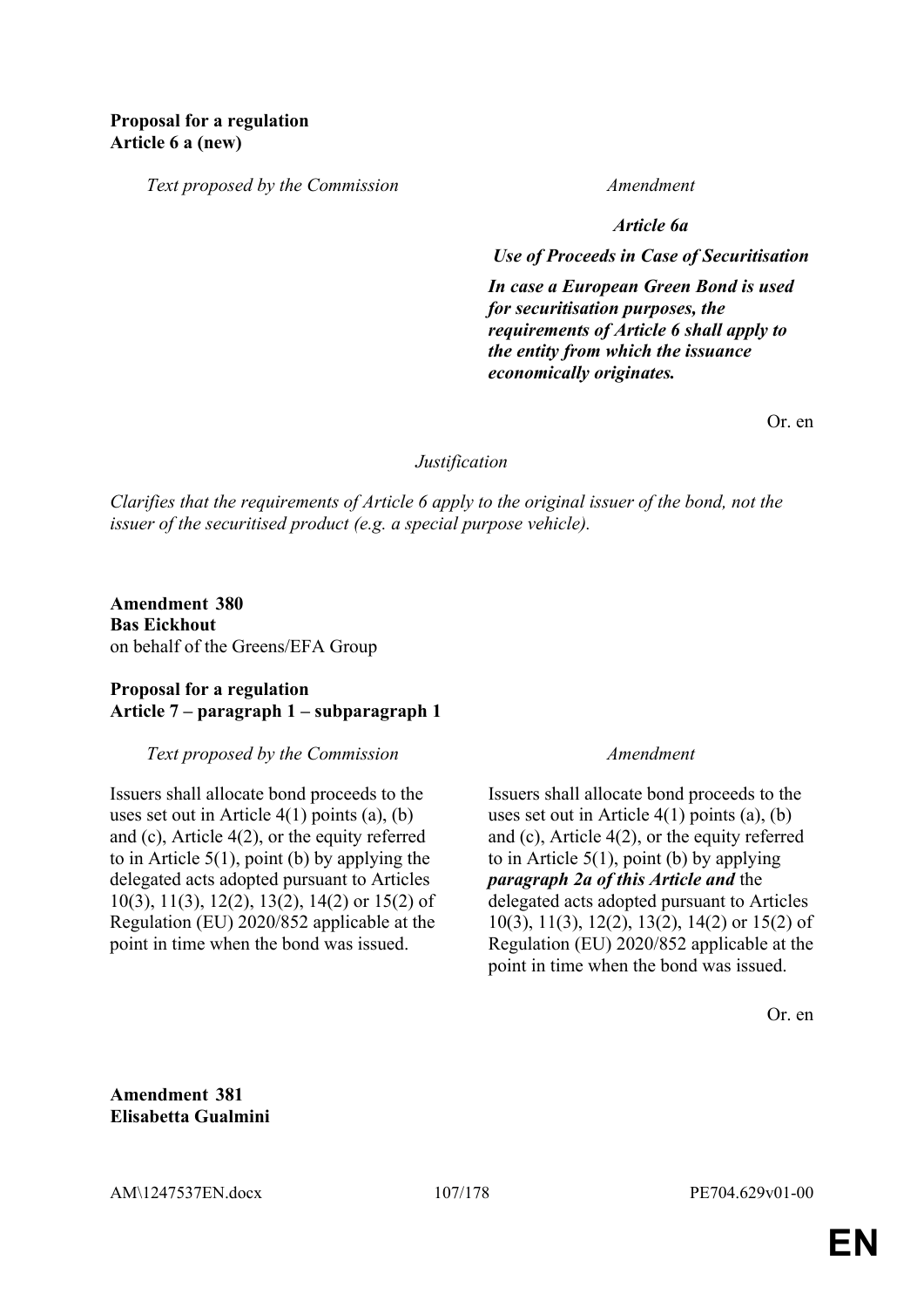**Proposal for a regulation**
**Article 6 a (new)**

| *Text proposed by the Commission* | *Amendment* |
|---|---|
| | ***Article 6a*** |
| | ***Use of Proceeds in Case of Securitisation*** |
| | ***In case a European Green Bond is used for securitisation purposes, the requirements of Article 6 shall apply to the entity from which the issuance economically originates.*** |

Or. en

*Justification*

*Clarifies that the requirements of Article 6 apply to the original issuer of the bond, not the issuer of the securitised product (e.g. a special purpose vehicle).*

**Amendment 380**
**Bas Eickhout**
on behalf of the Greens/EFA Group

**Proposal for a regulation**
**Article 7 – paragraph 1 – subparagraph 1**

| *Text proposed by the Commission* | *Amendment* |
|---|---|
| Issuers shall allocate bond proceeds to the uses set out in Article 4(1) points (a), (b) and (c), Article 4(2), or the equity referred to in Article 5(1), point (b) by applying the delegated acts adopted pursuant to Articles 10(3), 11(3), 12(2), 13(2), 14(2) or 15(2) of Regulation (EU) 2020/852 applicable at the point in time when the bond was issued. | Issuers shall allocate bond proceeds to the uses set out in Article 4(1) points (a), (b) and (c), Article 4(2), or the equity referred to in Article 5(1), point (b) by applying ***paragraph 2a of this Article and*** the delegated acts adopted pursuant to Articles 10(3), 11(3), 12(2), 13(2), 14(2) or 15(2) of Regulation (EU) 2020/852 applicable at the point in time when the bond was issued. |

Or. en

**Amendment 381**
**Elisabetta Gualmini**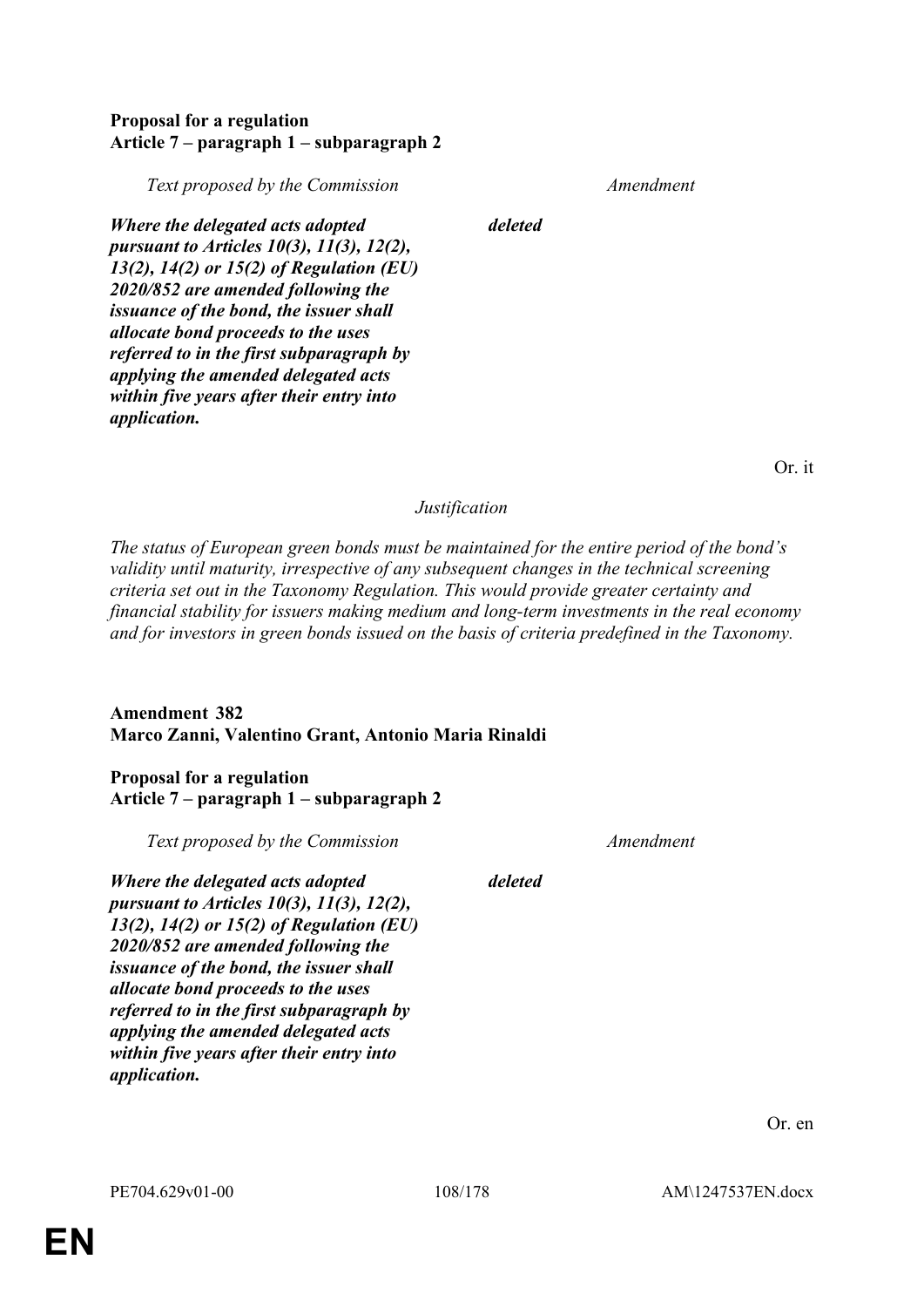**Proposal for a regulation**
**Article 7 – paragraph 1 – subparagraph 2**

| *Text proposed by the Commission* | *Amendment* |
|---|---|
| ***Where the delegated acts adopted pursuant to Articles 10(3), 11(3), 12(2), 13(2), 14(2) or 15(2) of Regulation (EU) 2020/852 are amended following the issuance of the bond, the issuer shall allocate bond proceeds to the uses referred to in the first subparagraph by applying the amended delegated acts within five years after their entry into application.*** | ***deleted*** |

Or. it

*Justification*

*The status of European green bonds must be maintained for the entire period of the bond's validity until maturity, irrespective of any subsequent changes in the technical screening criteria set out in the Taxonomy Regulation. This would provide greater certainty and financial stability for issuers making medium and long-term investments in the real economy and for investors in green bonds issued on the basis of criteria predefined in the Taxonomy.*

**Amendment 382**
**Marco Zanni, Valentino Grant, Antonio Maria Rinaldi**

**Proposal for a regulation**
**Article 7 – paragraph 1 – subparagraph 2**

| *Text proposed by the Commission* | *Amendment* |
|---|---|
| ***Where the delegated acts adopted pursuant to Articles 10(3), 11(3), 12(2), 13(2), 14(2) or 15(2) of Regulation (EU) 2020/852 are amended following the issuance of the bond, the issuer shall allocate bond proceeds to the uses referred to in the first subparagraph by applying the amended delegated acts within five years after their entry into application.*** | ***deleted*** |

Or. en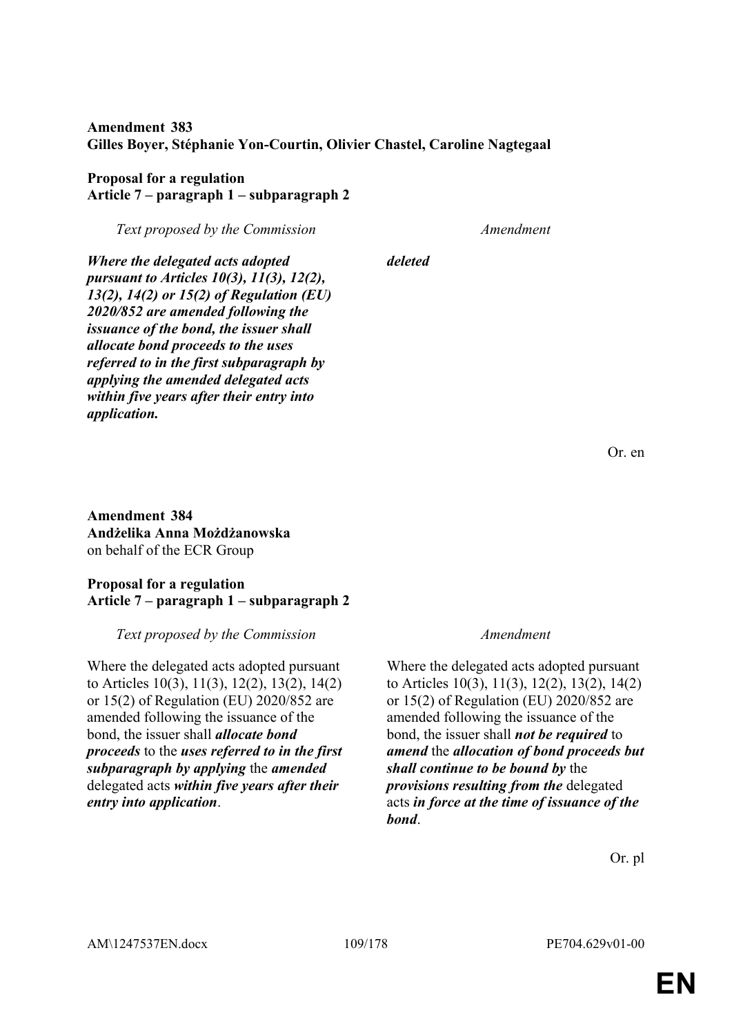**Amendment 383**
**Gilles Boyer, Stéphanie Yon-Courtin, Olivier Chastel, Caroline Nagtegaal**

**Proposal for a regulation**
**Article 7 – paragraph 1 – subparagraph 2**

| *Text proposed by the Commission* | *Amendment* |
| --- | --- |
| ***Where the delegated acts adopted pursuant to Articles 10(3), 11(3), 12(2), 13(2), 14(2) or 15(2) of Regulation (EU) 2020/852 are amended following the issuance of the bond, the issuer shall allocate bond proceeds to the uses referred to in the first subparagraph by applying the amended delegated acts within five years after their entry into application.*** | ***deleted*** |

Or. en

**Amendment 384**
**Andżelika Anna Możdżanowska**
on behalf of the ECR Group

**Proposal for a regulation**
**Article 7 – paragraph 1 – subparagraph 2**

| *Text proposed by the Commission* | *Amendment* |
| --- | --- |
| Where the delegated acts adopted pursuant to Articles 10(3), 11(3), 12(2), 13(2), 14(2) or 15(2) of Regulation (EU) 2020/852 are amended following the issuance of the bond, the issuer shall ***allocate bond proceeds*** to the ***uses referred to in the first subparagraph by applying*** the ***amended*** delegated acts ***within five years after their entry into application***. | Where the delegated acts adopted pursuant to Articles 10(3), 11(3), 12(2), 13(2), 14(2) or 15(2) of Regulation (EU) 2020/852 are amended following the issuance of the bond, the issuer shall ***not be required*** to ***amend*** the ***allocation of bond proceeds but shall continue to be bound by*** the ***provisions resulting from the*** delegated acts ***in force at the time of issuance of the bond***. |

Or. pl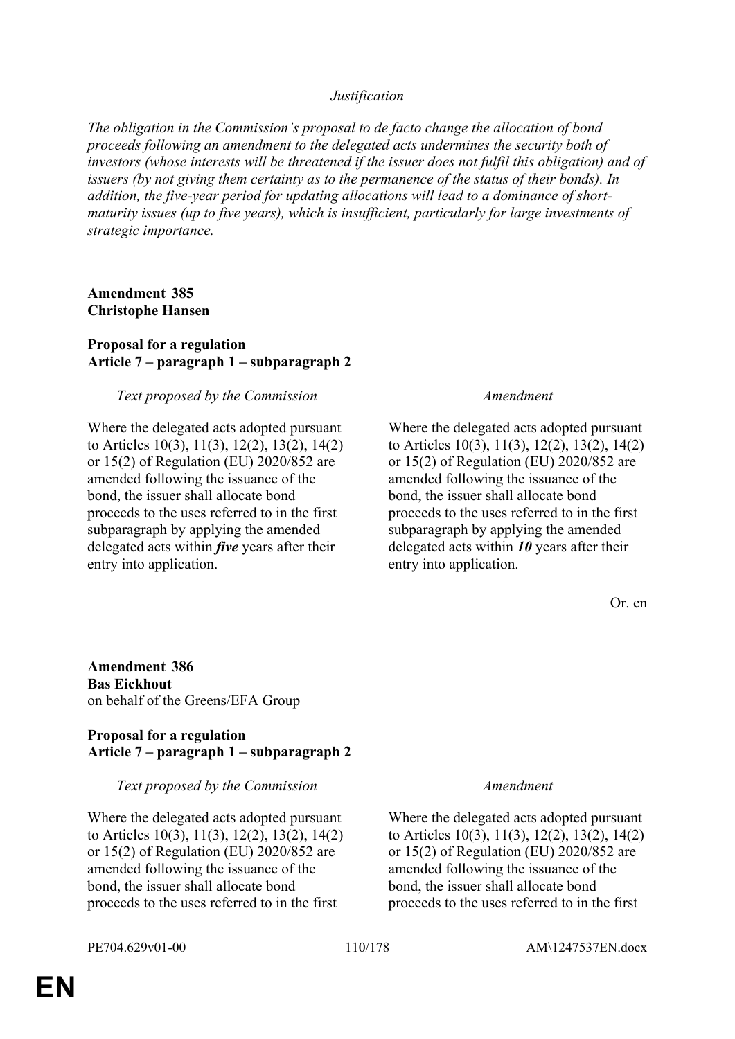*Justification*

*The obligation in the Commission's proposal to de facto change the allocation of bond proceeds following an amendment to the delegated acts undermines the security both of investors (whose interests will be threatened if the issuer does not fulfil this obligation) and of issuers (by not giving them certainty as to the permanence of the status of their bonds). In addition, the five-year period for updating allocations will lead to a dominance of short-maturity issues (up to five years), which is insufficient, particularly for large investments of strategic importance.*

**Amendment 385**
**Christophe Hansen**

**Proposal for a regulation**
**Article 7 – paragraph 1 – subparagraph 2**

| *Text proposed by the Commission* | *Amendment* |
|---|---|
| Where the delegated acts adopted pursuant to Articles 10(3), 11(3), 12(2), 13(2), 14(2) or 15(2) of Regulation (EU) 2020/852 are amended following the issuance of the bond, the issuer shall allocate bond proceeds to the uses referred to in the first subparagraph by applying the amended delegated acts within ***five*** years after their entry into application. | Where the delegated acts adopted pursuant to Articles 10(3), 11(3), 12(2), 13(2), 14(2) or 15(2) of Regulation (EU) 2020/852 are amended following the issuance of the bond, the issuer shall allocate bond proceeds to the uses referred to in the first subparagraph by applying the amended delegated acts within ***10*** years after their entry into application. |

Or. en

**Amendment 386**
**Bas Eickhout**
on behalf of the Greens/EFA Group

**Proposal for a regulation**
**Article 7 – paragraph 1 – subparagraph 2**

| *Text proposed by the Commission* | *Amendment* |
|---|---|
| Where the delegated acts adopted pursuant to Articles 10(3), 11(3), 12(2), 13(2), 14(2) or 15(2) of Regulation (EU) 2020/852 are amended following the issuance of the bond, the issuer shall allocate bond proceeds to the uses referred to in the first | Where the delegated acts adopted pursuant to Articles 10(3), 11(3), 12(2), 13(2), 14(2) or 15(2) of Regulation (EU) 2020/852 are amended following the issuance of the bond, the issuer shall allocate bond proceeds to the uses referred to in the first |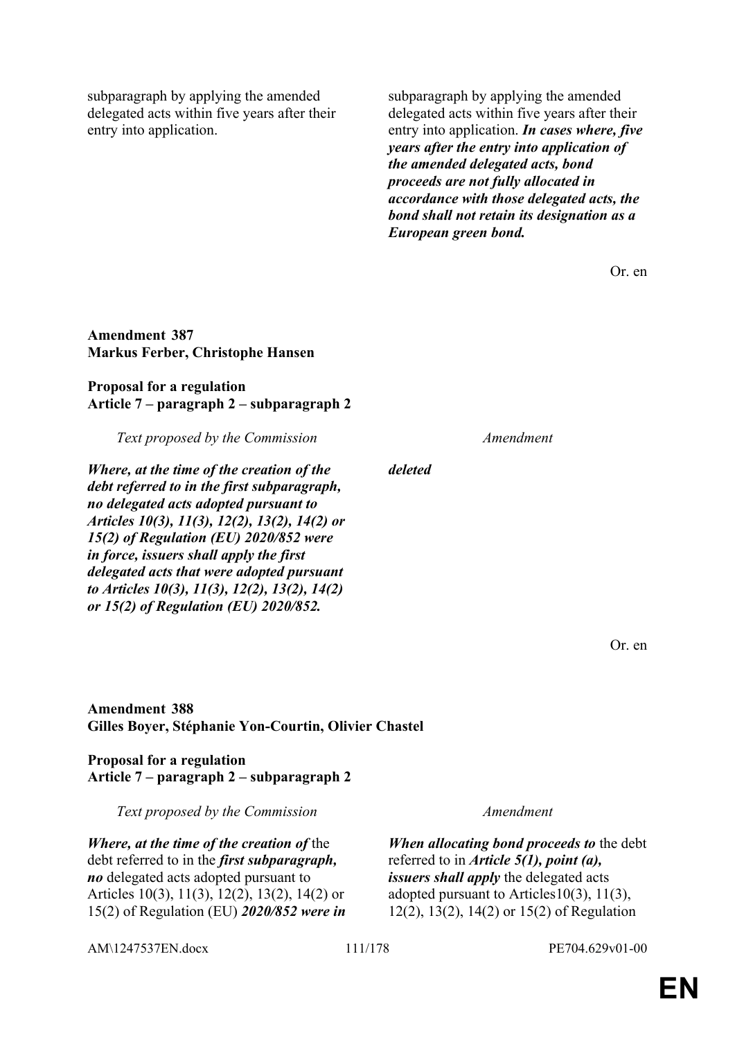| | |
|---|---|
| subparagraph by applying the amended delegated acts within five years after their entry into application. | subparagraph by applying the amended delegated acts within five years after their entry into application. ***In cases where, five years after the entry into application of the amended delegated acts, bond proceeds are not fully allocated in accordance with those delegated acts, the bond shall not retain its designation as a European green bond.*** |

Or. en

**Amendment 387**
**Markus Ferber, Christophe Hansen**

**Proposal for a regulation**
**Article 7 – paragraph 2 – subparagraph 2**

| *Text proposed by the Commission* | *Amendment* |
|---|---|
| ***Where, at the time of the creation of the debt referred to in the first subparagraph, no delegated acts adopted pursuant to Articles 10(3), 11(3), 12(2), 13(2), 14(2) or 15(2) of Regulation (EU) 2020/852 were in force, issuers shall apply the first delegated acts that were adopted pursuant to Articles 10(3), 11(3), 12(2), 13(2), 14(2) or 15(2) of Regulation (EU) 2020/852.*** | ***deleted*** |

Or. en

**Amendment 388**
**Gilles Boyer, Stéphanie Yon-Courtin, Olivier Chastel**

**Proposal for a regulation**
**Article 7 – paragraph 2 – subparagraph 2**

| *Text proposed by the Commission* | *Amendment* |
|---|---|
| ***Where, at the time of the creation of*** the debt referred to in the ***first subparagraph, no*** delegated acts adopted pursuant to Articles 10(3), 11(3), 12(2), 13(2), 14(2) or 15(2) of Regulation (EU) ***2020/852 were in*** | ***When allocating bond proceeds to*** the debt referred to in ***Article 5(1), point (a), issuers shall apply*** the delegated acts adopted pursuant to Articles10(3), 11(3), 12(2), 13(2), 14(2) or 15(2) of Regulation |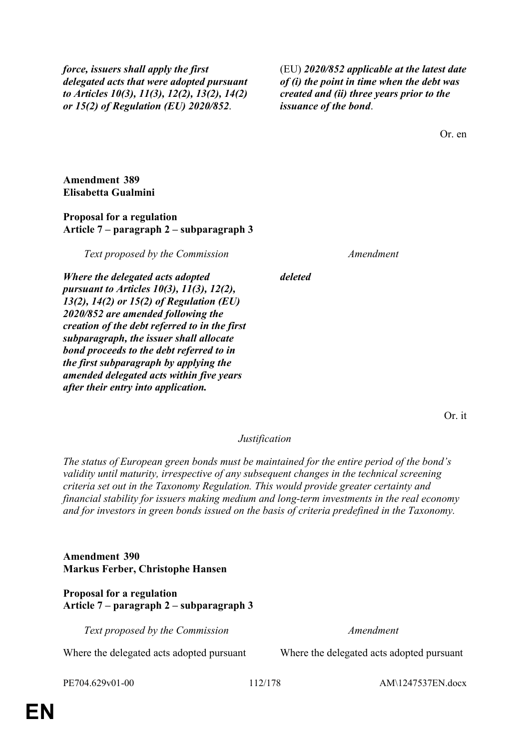| | |
|---|---|
| ***force, issuers shall apply the first delegated acts that were adopted pursuant to Articles 10(3), 11(3), 12(2), 13(2), 14(2) or 15(2) of Regulation (EU) 2020/852*.** | (EU) ***2020/852 applicable at the latest date of (i) the point in time when the debt was created and (ii) three years prior to the issuance of the bond*.** |

Or. en

**Amendment 389**
**Elisabetta Gualmini**

**Proposal for a regulation**
**Article 7 – paragraph 2 – subparagraph 3**

| *Text proposed by the Commission* | *Amendment* |
|---|---|
| ***Where the delegated acts adopted pursuant to Articles 10(3), 11(3), 12(2), 13(2), 14(2) or 15(2) of Regulation (EU) 2020/852 are amended following the creation of the debt referred to in the first subparagraph, the issuer shall allocate bond proceeds to the debt referred to in the first subparagraph by applying the amended delegated acts within five years after their entry into application.*** | ***deleted*** |

Or. it

*Justification*

*The status of European green bonds must be maintained for the entire period of the bond's validity until maturity, irrespective of any subsequent changes in the technical screening criteria set out in the Taxonomy Regulation. This would provide greater certainty and financial stability for issuers making medium and long-term investments in the real economy and for investors in green bonds issued on the basis of criteria predefined in the Taxonomy.*

**Amendment 390**
**Markus Ferber, Christophe Hansen**

**Proposal for a regulation**
**Article 7 – paragraph 2 – subparagraph 3**

| *Text proposed by the Commission* | *Amendment* |
|---|---|
| Where the delegated acts adopted pursuant | Where the delegated acts adopted pursuant |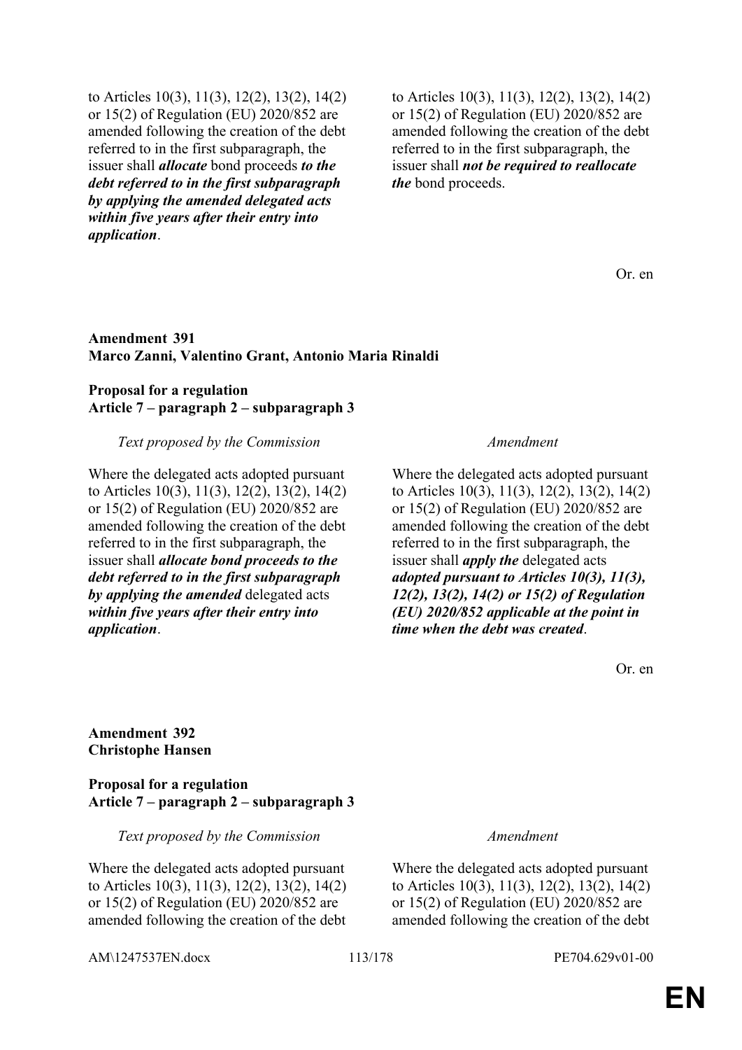| | |
|---|---|
| to Articles 10(3), 11(3), 12(2), 13(2), 14(2) or 15(2) of Regulation (EU) 2020/852 are amended following the creation of the debt referred to in the first subparagraph, the issuer shall ***allocate*** bond proceeds ***to the debt referred to in the first subparagraph by applying the amended delegated acts within five years after their entry into application***. | to Articles 10(3), 11(3), 12(2), 13(2), 14(2) or 15(2) of Regulation (EU) 2020/852 are amended following the creation of the debt referred to in the first subparagraph, the issuer shall ***not be required to reallocate the*** bond proceeds. |

Or. en

**Amendment 391**
**Marco Zanni, Valentino Grant, Antonio Maria Rinaldi**

**Proposal for a regulation**
**Article 7 – paragraph 2 – subparagraph 3**

| *Text proposed by the Commission* | *Amendment* |
|---|---|
| Where the delegated acts adopted pursuant to Articles 10(3), 11(3), 12(2), 13(2), 14(2) or 15(2) of Regulation (EU) 2020/852 are amended following the creation of the debt referred to in the first subparagraph, the issuer shall ***allocate bond proceeds to the debt referred to in the first subparagraph by applying the amended*** delegated acts ***within five years after their entry into application***. | Where the delegated acts adopted pursuant to Articles 10(3), 11(3), 12(2), 13(2), 14(2) or 15(2) of Regulation (EU) 2020/852 are amended following the creation of the debt referred to in the first subparagraph, the issuer shall ***apply the*** delegated acts ***adopted pursuant to Articles 10(3), 11(3), 12(2), 13(2), 14(2) or 15(2) of Regulation (EU) 2020/852 applicable at the point in time when the debt was created***. |

Or. en

**Amendment 392**
**Christophe Hansen**

**Proposal for a regulation**
**Article 7 – paragraph 2 – subparagraph 3**

| *Text proposed by the Commission* | *Amendment* |
|---|---|
| Where the delegated acts adopted pursuant to Articles 10(3), 11(3), 12(2), 13(2), 14(2) or 15(2) of Regulation (EU) 2020/852 are amended following the creation of the debt | Where the delegated acts adopted pursuant to Articles 10(3), 11(3), 12(2), 13(2), 14(2) or 15(2) of Regulation (EU) 2020/852 are amended following the creation of the debt |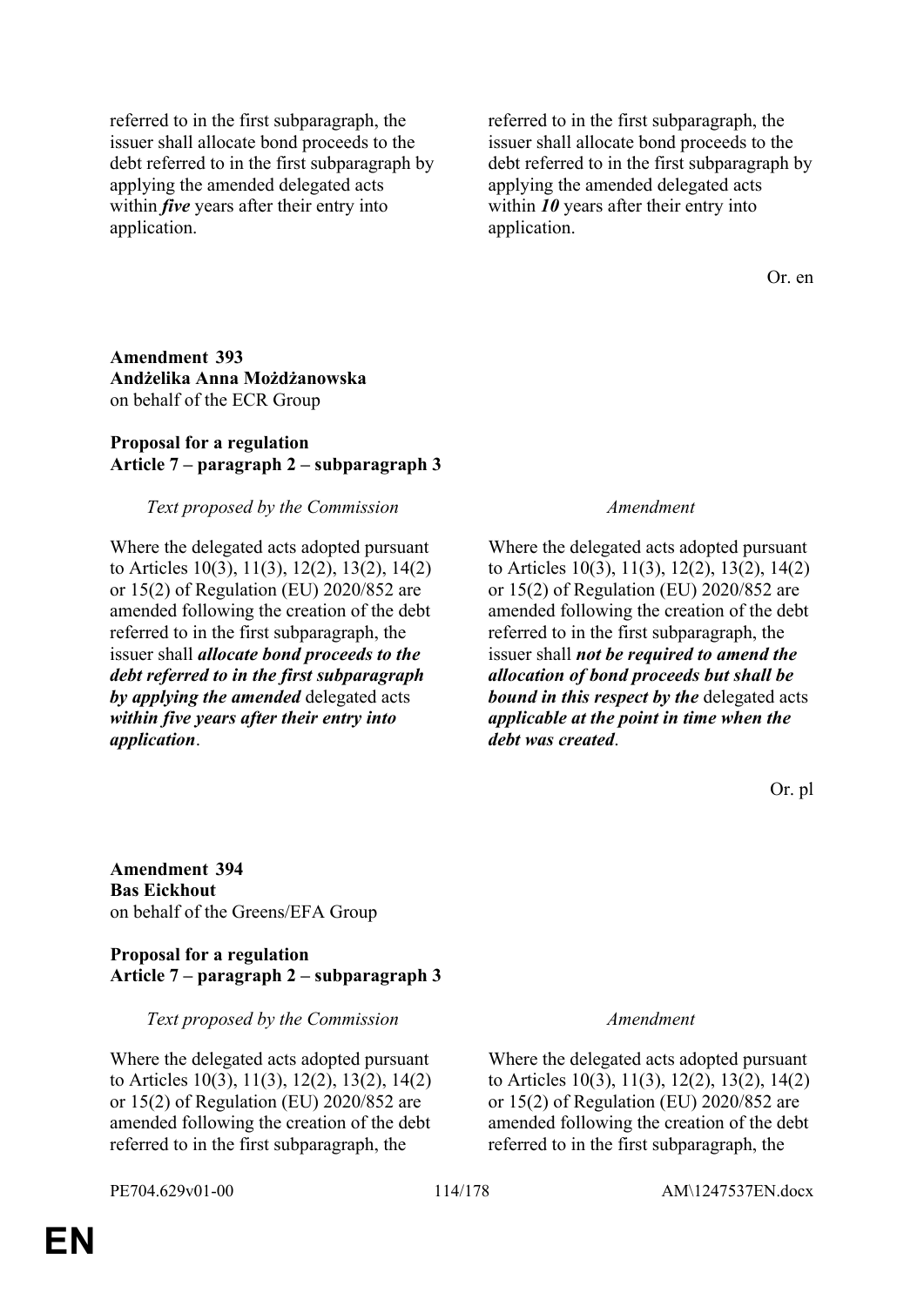| | |
|---|---|
| referred to in the first subparagraph, the issuer shall allocate bond proceeds to the debt referred to in the first subparagraph by applying the amended delegated acts within ***five*** years after their entry into application. | referred to in the first subparagraph, the issuer shall allocate bond proceeds to the debt referred to in the first subparagraph by applying the amended delegated acts within ***10*** years after their entry into application. |

Or. en

**Amendment 393**
**Andżelika Anna Możdżanowska**
on behalf of the ECR Group

**Proposal for a regulation**
**Article 7 – paragraph 2 – subparagraph 3**

| *Text proposed by the Commission* | *Amendment* |
|---|---|
| Where the delegated acts adopted pursuant to Articles 10(3), 11(3), 12(2), 13(2), 14(2) or 15(2) of Regulation (EU) 2020/852 are amended following the creation of the debt referred to in the first subparagraph, the issuer shall ***allocate bond proceeds to the debt referred to in the first subparagraph by applying the amended*** delegated acts ***within five years after their entry into application***. | Where the delegated acts adopted pursuant to Articles 10(3), 11(3), 12(2), 13(2), 14(2) or 15(2) of Regulation (EU) 2020/852 are amended following the creation of the debt referred to in the first subparagraph, the issuer shall ***not be required to amend the allocation of bond proceeds but shall be bound in this respect by the*** delegated acts ***applicable at the point in time when the debt was created***. |

Or. pl

**Amendment 394**
**Bas Eickhout**
on behalf of the Greens/EFA Group

**Proposal for a regulation**
**Article 7 – paragraph 2 – subparagraph 3**

| *Text proposed by the Commission* | *Amendment* |
|---|---|
| Where the delegated acts adopted pursuant to Articles 10(3), 11(3), 12(2), 13(2), 14(2) or 15(2) of Regulation (EU) 2020/852 are amended following the creation of the debt referred to in the first subparagraph, the | Where the delegated acts adopted pursuant to Articles 10(3), 11(3), 12(2), 13(2), 14(2) or 15(2) of Regulation (EU) 2020/852 are amended following the creation of the debt referred to in the first subparagraph, the |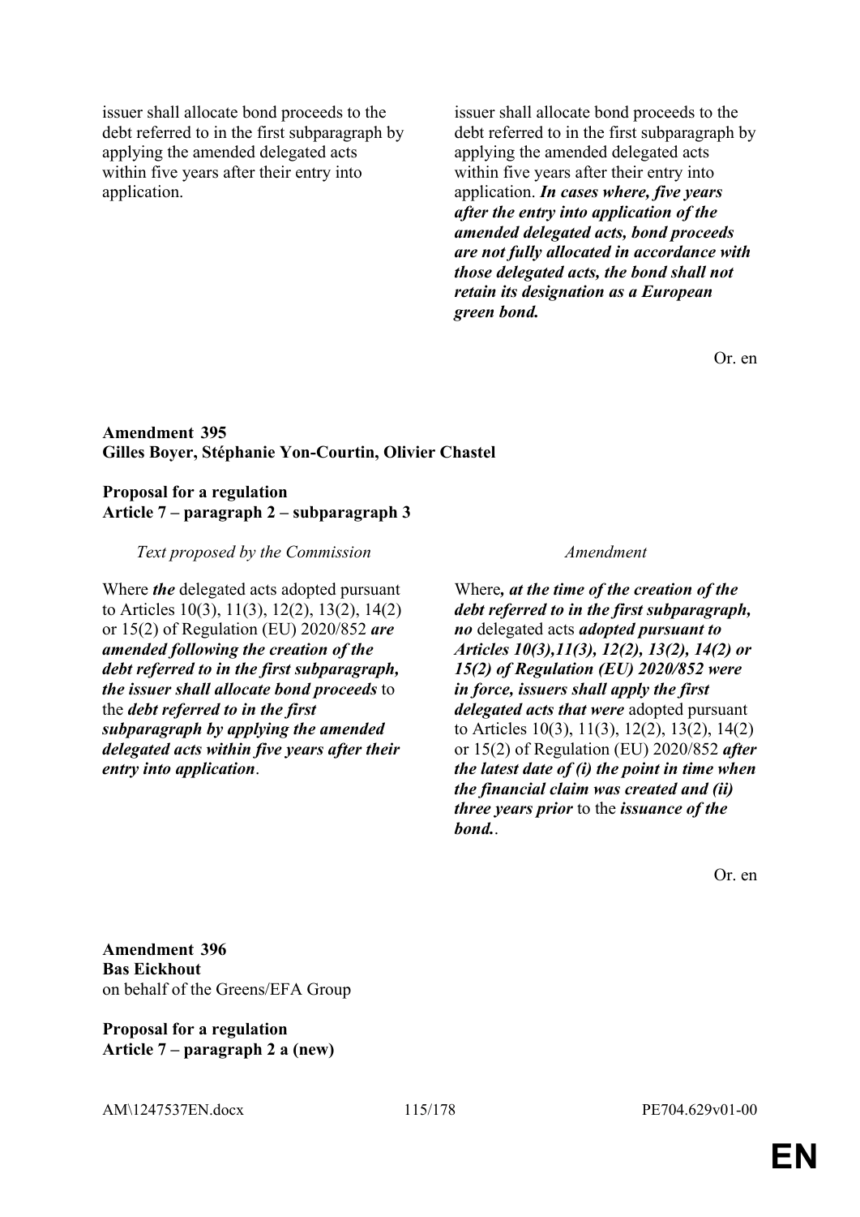| | |
|---|---|
| issuer shall allocate bond proceeds to the debt referred to in the first subparagraph by applying the amended delegated acts within five years after their entry into application. | issuer shall allocate bond proceeds to the debt referred to in the first subparagraph by applying the amended delegated acts within five years after their entry into application. ***In cases where, five years after the entry into application of the amended delegated acts, bond proceeds are not fully allocated in accordance with those delegated acts, the bond shall not retain its designation as a European green bond.*** |

Or. en

**Amendment 395**
**Gilles Boyer, Stéphanie Yon-Courtin, Olivier Chastel**

**Proposal for a regulation**
**Article 7 – paragraph 2 – subparagraph 3**

| *Text proposed by the Commission* | *Amendment* |
|---|---|
| Where ***the*** delegated acts adopted pursuant to Articles 10(3), 11(3), 12(2), 13(2), 14(2) or 15(2) of Regulation (EU) 2020/852 ***are amended following the creation of the debt referred to in the first subparagraph, the issuer shall allocate bond proceeds*** to the ***debt referred to in the first subparagraph by applying the amended delegated acts within five years after their entry into application***. | Where***, at the time of the creation of the debt referred to in the first subparagraph, no*** delegated acts ***adopted pursuant to Articles 10(3),11(3), 12(2), 13(2), 14(2) or 15(2) of Regulation (EU) 2020/852 were in force, issuers shall apply the first delegated acts that were*** adopted pursuant to Articles 10(3), 11(3), 12(2), 13(2), 14(2) or 15(2) of Regulation (EU) 2020/852 ***after the latest date of (i) the point in time when the financial claim was created and (ii) three years prior*** to the ***issuance of the bond.***. |

Or. en

**Amendment 396**
**Bas Eickhout**
on behalf of the Greens/EFA Group

**Proposal for a regulation**
**Article 7 – paragraph 2 a (new)**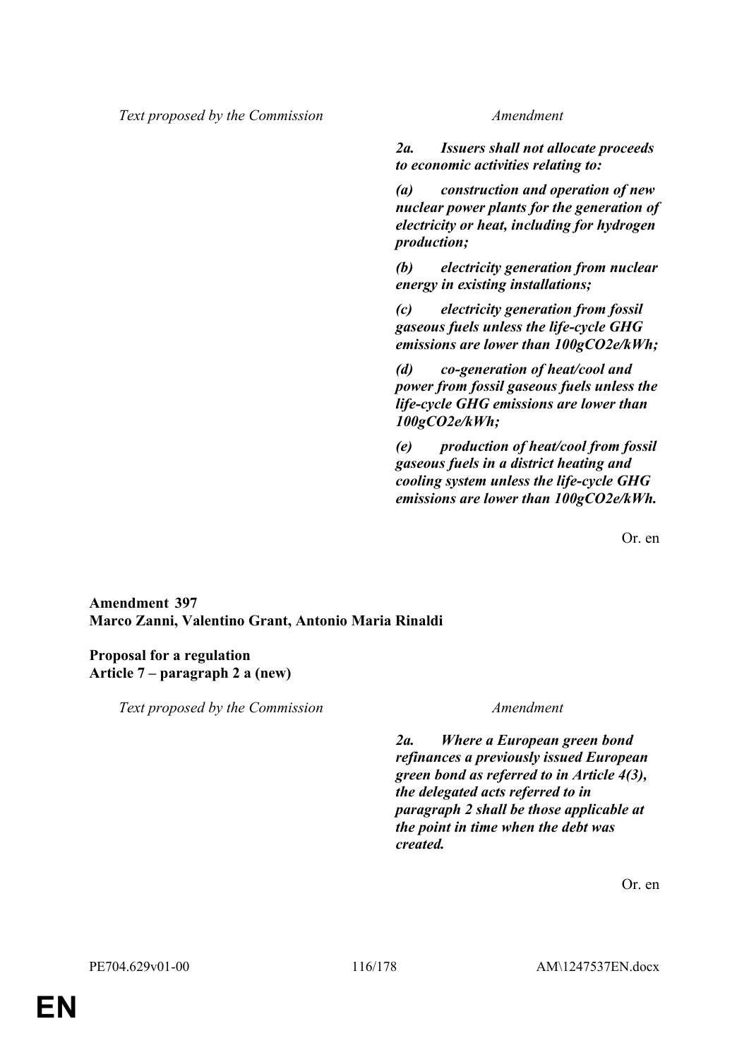| Text proposed by the Commission | Amendment |
|---|---|
| | ***2a. Issuers shall not allocate proceeds to economic activities relating to:*** |
| | ***(a) construction and operation of new nuclear power plants for the generation of electricity or heat, including for hydrogen production;*** |
| | ***(b) electricity generation from nuclear energy in existing installations;*** |
| | ***(c) electricity generation from fossil gaseous fuels unless the life-cycle GHG emissions are lower than 100gCO2e/kWh;*** |
| | ***(d) co-generation of heat/cool and power from fossil gaseous fuels unless the life-cycle GHG emissions are lower than 100gCO2e/kWh;*** |
| | ***(e) production of heat/cool from fossil gaseous fuels in a district heating and cooling system unless the life-cycle GHG emissions are lower than 100gCO2e/kWh.*** |

Or. en

**Amendment 397**
**Marco Zanni, Valentino Grant, Antonio Maria Rinaldi**

**Proposal for a regulation**
**Article 7 – paragraph 2 a (new)**

| Text proposed by the Commission | Amendment |
|---|---|
| | ***2a. Where a European green bond refinances a previously issued European green bond as referred to in Article 4(3), the delegated acts referred to in paragraph 2 shall be those applicable at the point in time when the debt was created.*** |

Or. en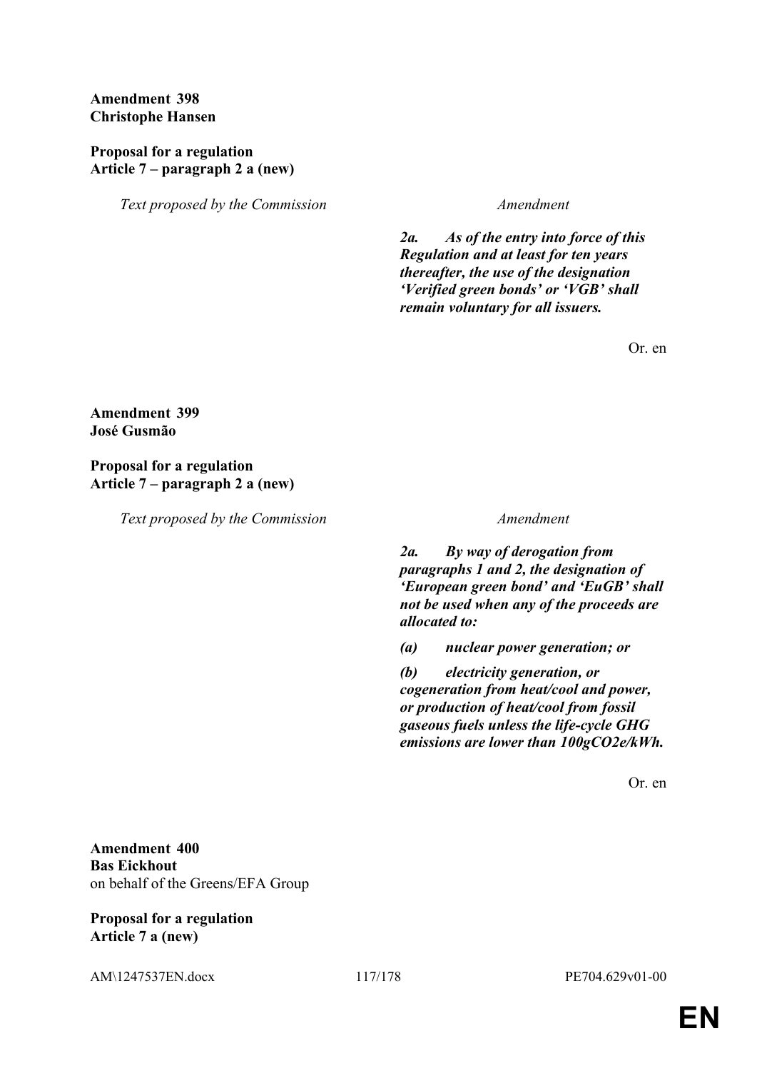**Amendment 398**
**Christophe Hansen**

**Proposal for a regulation**
**Article 7 – paragraph 2 a (new)**

| *Text proposed by the Commission* | *Amendment* |
| --- | --- |
| | ***2a. As of the entry into force of this Regulation and at least for ten years thereafter, the use of the designation 'Verified green bonds' or 'VGB' shall remain voluntary for all issuers.*** |

Or. en

**Amendment 399**
**José Gusmão**

**Proposal for a regulation**
**Article 7 – paragraph 2 a (new)**

| *Text proposed by the Commission* | *Amendment* |
| --- | --- |
| | ***2a. By way of derogation from paragraphs 1 and 2, the designation of 'European green bond' and 'EuGB' shall not be used when any of the proceeds are allocated to:*** |
| | ***(a) nuclear power generation; or*** |
| | ***(b) electricity generation, or cogeneration from heat/cool and power, or production of heat/cool from fossil gaseous fuels unless the life-cycle GHG emissions are lower than 100gCO2e/kWh.*** |

Or. en

**Amendment 400**
**Bas Eickhout**
on behalf of the Greens/EFA Group

**Proposal for a regulation**
**Article 7 a (new)**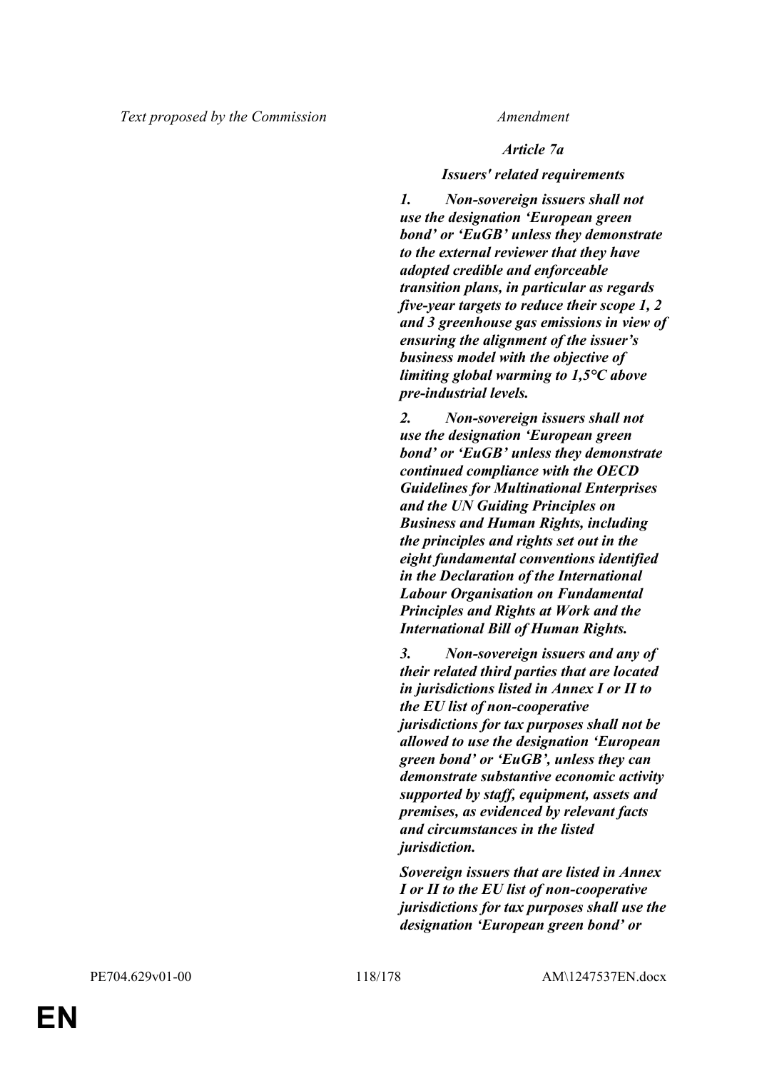| Text proposed by the Commission | Amendment |
|---|---|
| | ***Article 7a*** |
| | ***Issuers' related requirements*** |
| | ***1. Non-sovereign issuers shall not use the designation 'European green bond' or 'EuGB' unless they demonstrate to the external reviewer that they have adopted credible and enforceable transition plans, in particular as regards five-year targets to reduce their scope 1, 2 and 3 greenhouse gas emissions in view of ensuring the alignment of the issuer's business model with the objective of limiting global warming to 1,5°C above pre-industrial levels.*** |
| | ***2. Non-sovereign issuers shall not use the designation 'European green bond' or 'EuGB' unless they demonstrate continued compliance with the OECD Guidelines for Multinational Enterprises and the UN Guiding Principles on Business and Human Rights, including the principles and rights set out in the eight fundamental conventions identified in the Declaration of the International Labour Organisation on Fundamental Principles and Rights at Work and the International Bill of Human Rights.*** |
| | ***3. Non-sovereign issuers and any of their related third parties that are located in jurisdictions listed in Annex I or II to the EU list of non-cooperative jurisdictions for tax purposes shall not be allowed to use the designation 'European green bond' or 'EuGB', unless they can demonstrate substantive economic activity supported by staff, equipment, assets and premises, as evidenced by relevant facts and circumstances in the listed jurisdiction.*** |
| | ***Sovereign issuers that are listed in Annex I or II to the EU list of non-cooperative jurisdictions for tax purposes shall use the designation 'European green bond' or*** |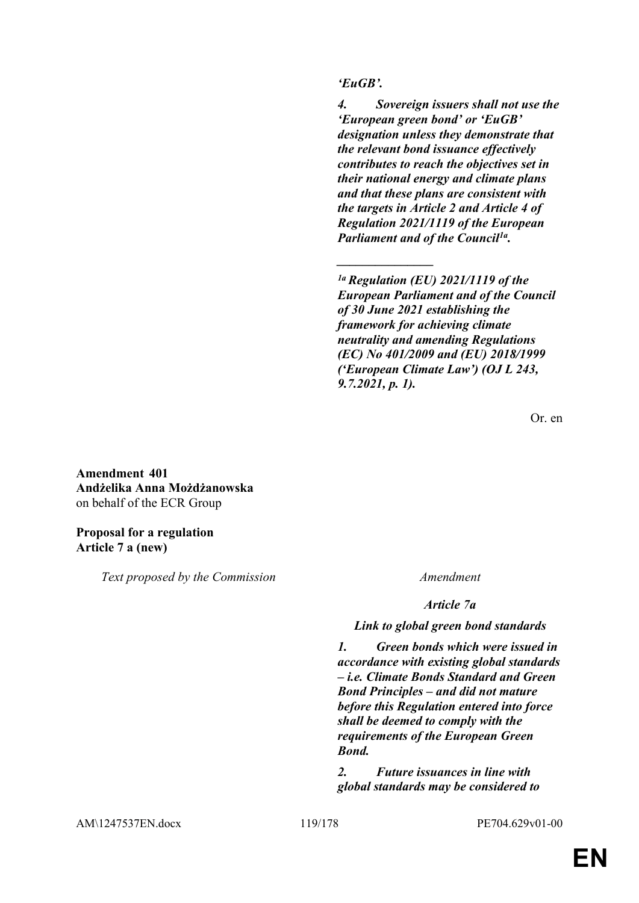***'EuGB'.***

***4. Sovereign issuers shall not use the 'European green bond' or 'EuGB' designation unless they demonstrate that the relevant bond issuance effectively contributes to reach the objectives set in their national energy and climate plans and that these plans are consistent with the targets in Article 2 and Article 4 of Regulation 2021/1119 of the European Parliament and of the Council[1a].***

***_______________***

***[1a] Regulation (EU) 2021/1119 of the European Parliament and of the Council of 30 June 2021 establishing the framework for achieving climate neutrality and amending Regulations (EC) No 401/2009 and (EU) 2018/1999 ('European Climate Law') (OJ L 243, 9.7.2021, p. 1).***

Or. en

**Amendment 401**
**Andżelika Anna Możdżanowska**
on behalf of the ECR Group

**Proposal for a regulation**
**Article 7 a (new)**

| *Text proposed by the Commission* | *Amendment* |
|---|---|
| | ***Article 7a*** |
| | ***Link to global green bond standards*** |
| | ***1. Green bonds which were issued in accordance with existing global standards – i.e. Climate Bonds Standard and Green Bond Principles – and did not mature before this Regulation entered into force shall be deemed to comply with the requirements of the European Green Bond.*** |
| | ***2. Future issuances in line with global standards may be considered to*** |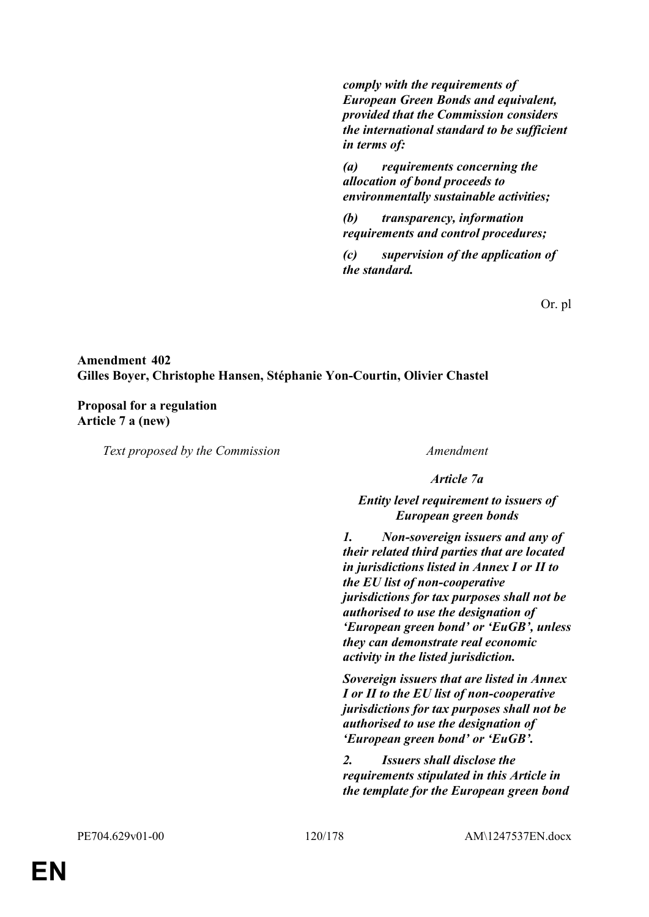***comply with the requirements of European Green Bonds and equivalent, provided that the Commission considers the international standard to be sufficient in terms of:***

***(a) requirements concerning the allocation of bond proceeds to environmentally sustainable activities;***

***(b) transparency, information requirements and control procedures;***

***(c) supervision of the application of the standard.***

Or. pl

**Amendment 402**
**Gilles Boyer, Christophe Hansen, Stéphanie Yon-Courtin, Olivier Chastel**

**Proposal for a regulation**
**Article 7 a (new)**

| *Text proposed by the Commission* | *Amendment* |
|---|---|
| | ***Article 7a*** |
| | ***Entity level requirement to issuers of European green bonds*** |
| | ***1. Non-sovereign issuers and any of their related third parties that are located in jurisdictions listed in Annex I or II to the EU list of non-cooperative jurisdictions for tax purposes shall not be authorised to use the designation of 'European green bond' or 'EuGB', unless they can demonstrate real economic activity in the listed jurisdiction.*** |
| | ***Sovereign issuers that are listed in Annex I or II to the EU list of non-cooperative jurisdictions for tax purposes shall not be authorised to use the designation of 'European green bond' or 'EuGB'.*** |
| | ***2. Issuers shall disclose the requirements stipulated in this Article in the template for the European green bond*** |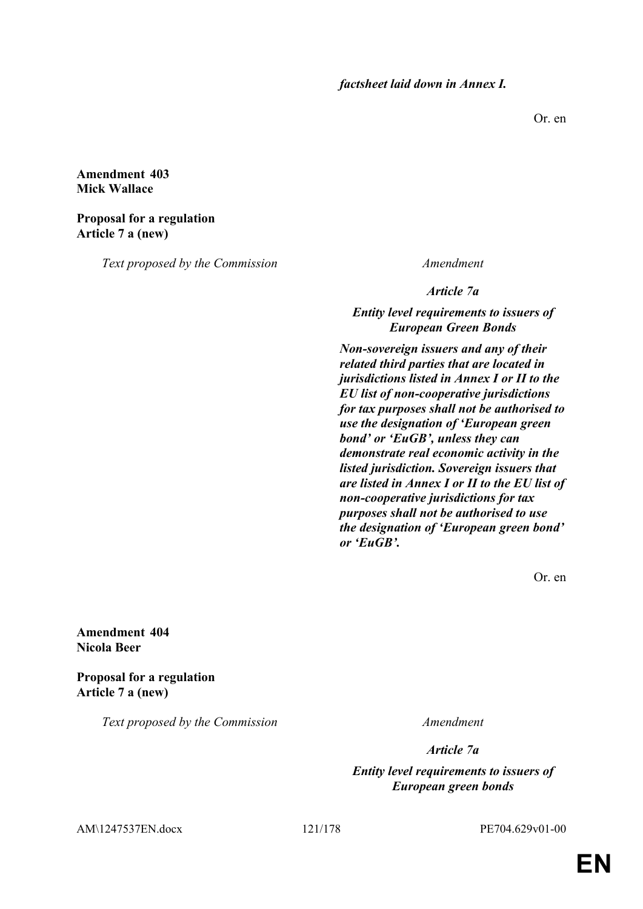*factsheet laid down in Annex I.*

Or. en

**Amendment 403**
**Mick Wallace**

**Proposal for a regulation**
**Article 7 a (new)**

| Text proposed by the Commission | Amendment |
|---|---|
| | ***Article 7a*** |
| | ***Entity level requirements to issuers of European Green Bonds*** |
| | ***Non-sovereign issuers and any of their related third parties that are located in jurisdictions listed in Annex I or II to the EU list of non-cooperative jurisdictions for tax purposes shall not be authorised to use the designation of 'European green bond' or 'EuGB', unless they can demonstrate real economic activity in the listed jurisdiction. Sovereign issuers that are listed in Annex I or II to the EU list of non-cooperative jurisdictions for tax purposes shall not be authorised to use the designation of 'European green bond' or 'EuGB'.*** |

Or. en

**Amendment 404**
**Nicola Beer**

**Proposal for a regulation**
**Article 7 a (new)**

| Text proposed by the Commission | Amendment |
|---|---|
| | ***Article 7a*** |
| | ***Entity level requirements to issuers of European green bonds*** |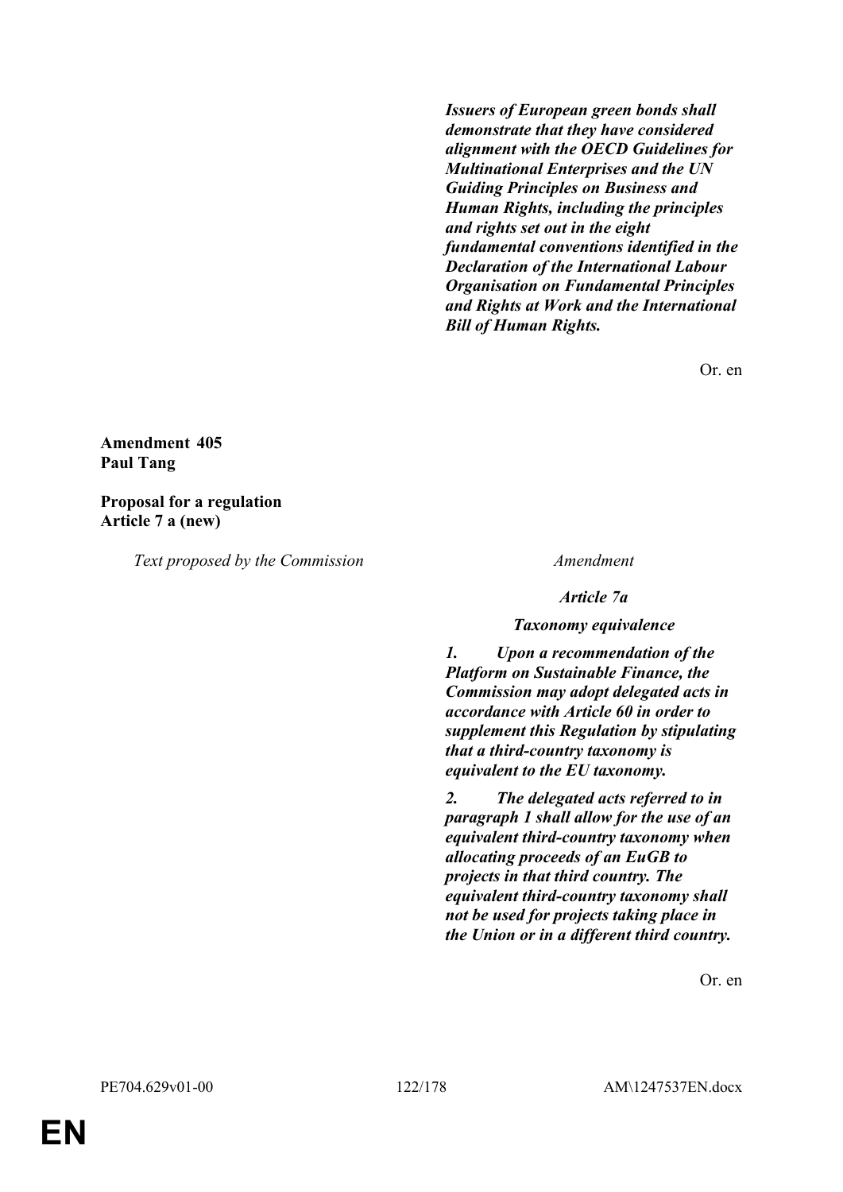| Text proposed by the Commission | Amendment |
| --- | --- |
| | ***Issuers of European green bonds shall demonstrate that they have considered alignment with the OECD Guidelines for Multinational Enterprises and the UN Guiding Principles on Business and Human Rights, including the principles and rights set out in the eight fundamental conventions identified in the Declaration of the International Labour Organisation on Fundamental Principles and Rights at Work and the International Bill of Human Rights.*** |

Or. en

**Amendment 405**
**Paul Tang**

**Proposal for a regulation**
**Article 7 a (new)**

| *Text proposed by the Commission* | *Amendment* |
| --- | --- |
| | ***Article 7a*** |
| | ***Taxonomy equivalence*** |
| | ***1. Upon a recommendation of the Platform on Sustainable Finance, the Commission may adopt delegated acts in accordance with Article 60 in order to supplement this Regulation by stipulating that a third-country taxonomy is equivalent to the EU taxonomy.*** |
| | ***2. The delegated acts referred to in paragraph 1 shall allow for the use of an equivalent third-country taxonomy when allocating proceeds of an EuGB to projects in that third country. The equivalent third-country taxonomy shall not be used for projects taking place in the Union or in a different third country.*** |

Or. en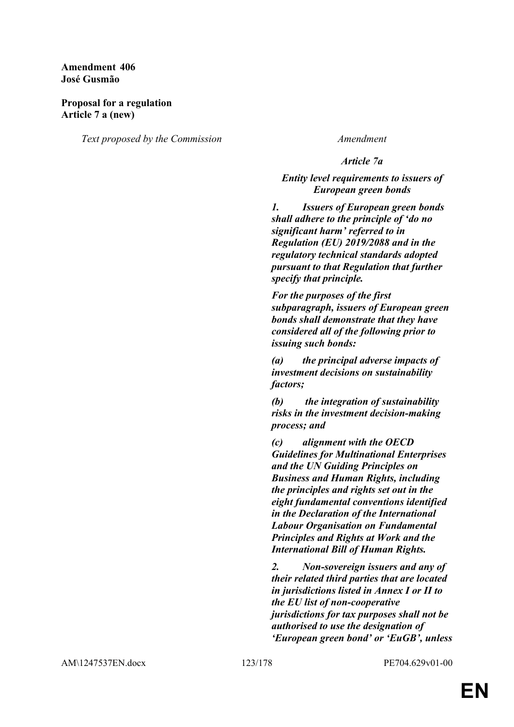**Amendment 406**
**José Gusmão**

**Proposal for a regulation**
**Article 7 a (new)**

| *Text proposed by the Commission* | *Amendment* |
|---|---|
| | ***Article 7a*** |
| | ***Entity level requirements to issuers of European green bonds*** |
| | ***1. Issuers of European green bonds shall adhere to the principle of 'do no significant harm' referred to in Regulation (EU) 2019/2088 and in the regulatory technical standards adopted pursuant to that Regulation that further specify that principle.*** |
| | ***For the purposes of the first subparagraph, issuers of European green bonds shall demonstrate that they have considered all of the following prior to issuing such bonds:*** |
| | ***(a) the principal adverse impacts of investment decisions on sustainability factors;*** |
| | ***(b) the integration of sustainability risks in the investment decision-making process; and*** |
| | ***(c) alignment with the OECD Guidelines for Multinational Enterprises and the UN Guiding Principles on Business and Human Rights, including the principles and rights set out in the eight fundamental conventions identified in the Declaration of the International Labour Organisation on Fundamental Principles and Rights at Work and the International Bill of Human Rights.*** |
| | ***2. Non-sovereign issuers and any of their related third parties that are located in jurisdictions listed in Annex I or II to the EU list of non-cooperative jurisdictions for tax purposes shall not be authorised to use the designation of 'European green bond' or 'EuGB', unless*** |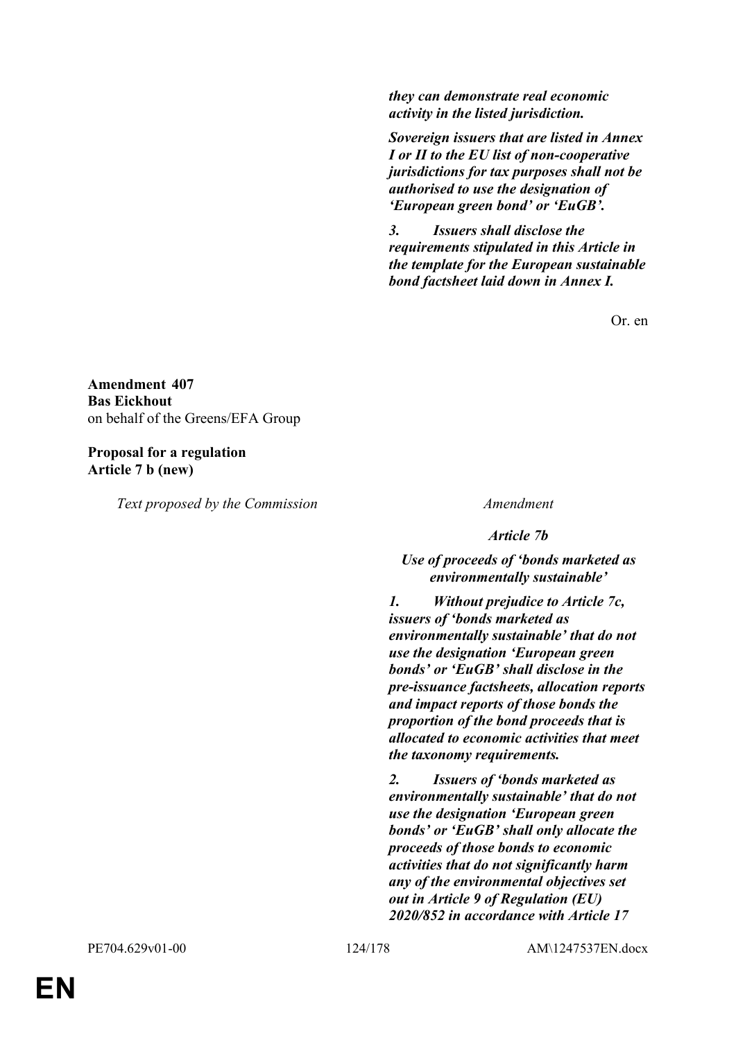***they can demonstrate real economic activity in the listed jurisdiction.***

***Sovereign issuers that are listed in Annex I or II to the EU list of non-cooperative jurisdictions for tax purposes shall not be authorised to use the designation of 'European green bond' or 'EuGB'.***

***3. Issuers shall disclose the requirements stipulated in this Article in the template for the European sustainable bond factsheet laid down in Annex I.***

Or. en

**Amendment 407**
**Bas Eickhout**
on behalf of the Greens/EFA Group

**Proposal for a regulation**
**Article 7 b (new)**

| *Text proposed by the Commission* | *Amendment* |
|---|---|
| | ***Article 7b*** |
| | ***Use of proceeds of 'bonds marketed as environmentally sustainable'*** |
| | ***1. Without prejudice to Article 7c, issuers of 'bonds marketed as environmentally sustainable' that do not use the designation 'European green bonds' or 'EuGB' shall disclose in the pre-issuance factsheets, allocation reports and impact reports of those bonds the proportion of the bond proceeds that is allocated to economic activities that meet the taxonomy requirements.*** |
| | ***2. Issuers of 'bonds marketed as environmentally sustainable' that do not use the designation 'European green bonds' or 'EuGB' shall only allocate the proceeds of those bonds to economic activities that do not significantly harm any of the environmental objectives set out in Article 9 of Regulation (EU) 2020/852 in accordance with Article 17*** |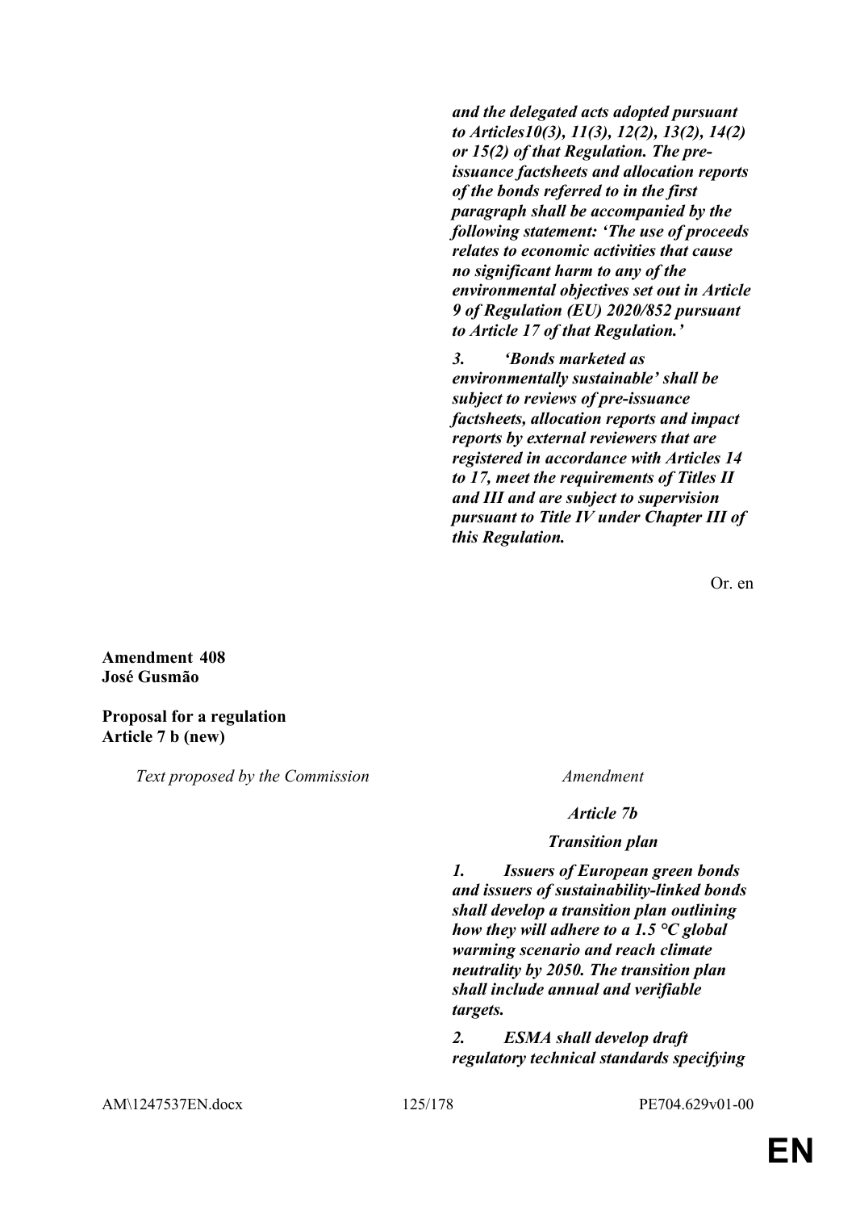***and the delegated acts adopted pursuant to Articles10(3), 11(3), 12(2), 13(2), 14(2) or 15(2) of that Regulation. The pre-issuance factsheets and allocation reports of the bonds referred to in the first paragraph shall be accompanied by the following statement: 'The use of proceeds relates to economic activities that cause no significant harm to any of the environmental objectives set out in Article 9 of Regulation (EU) 2020/852 pursuant to Article 17 of that Regulation.'***

***3. 'Bonds marketed as environmentally sustainable' shall be subject to reviews of pre-issuance factsheets, allocation reports and impact reports by external reviewers that are registered in accordance with Articles 14 to 17, meet the requirements of Titles II and III and are subject to supervision pursuant to Title IV under Chapter III of this Regulation.***

Or. en

**Amendment 408**
**José Gusmão**

**Proposal for a regulation**
**Article 7 b (new)**

| *Text proposed by the Commission* | *Amendment* |
|---|---|
| | ***Article 7b*** |
| | ***Transition plan*** |
| | ***1. Issuers of European green bonds and issuers of sustainability-linked bonds shall develop a transition plan outlining how they will adhere to a 1.5 °C global warming scenario and reach climate neutrality by 2050. The transition plan shall include annual and verifiable targets.*** |
| | ***2. ESMA shall develop draft regulatory technical standards specifying*** |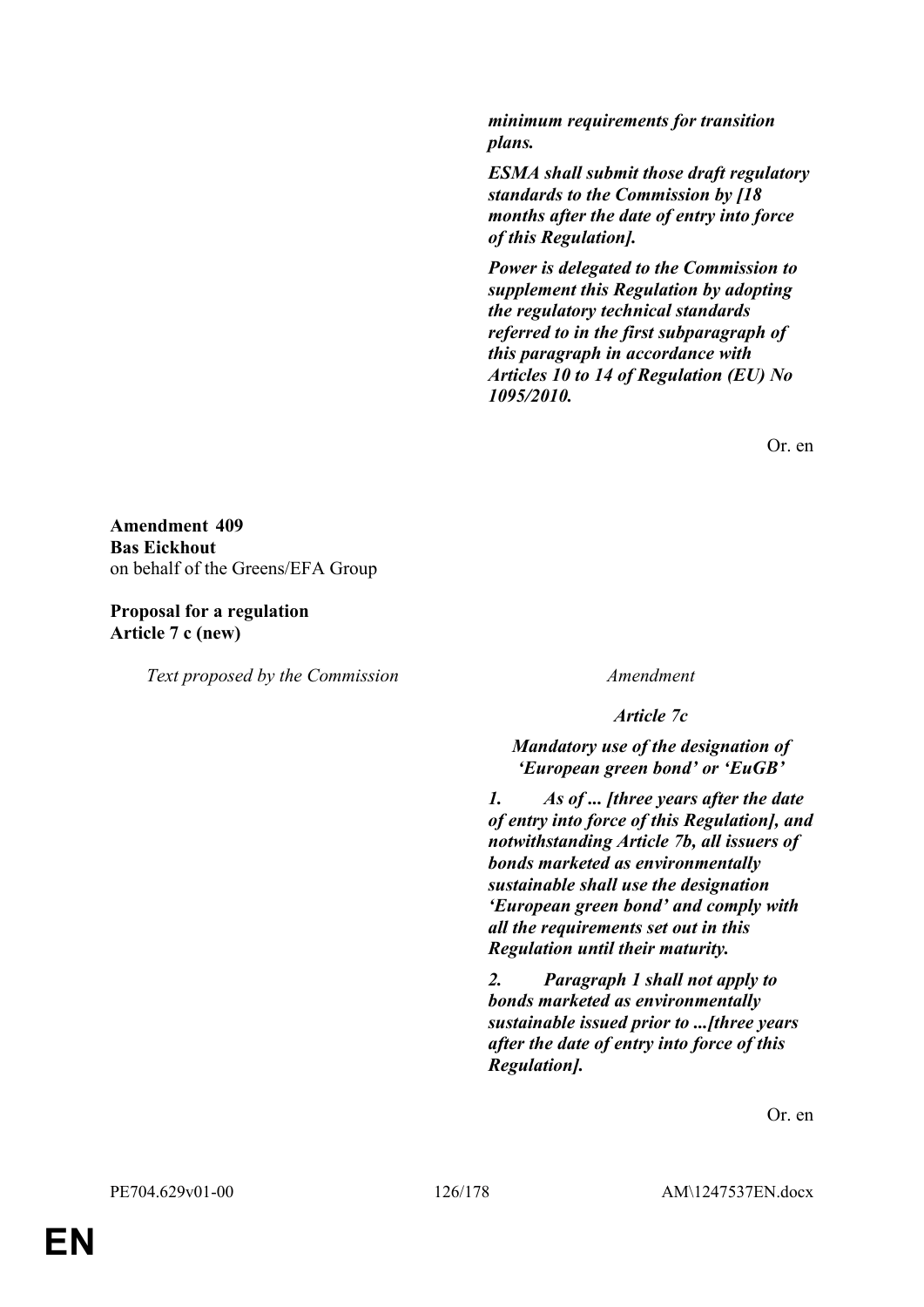| Text proposed by the Commission | Amendment |
|---|---|
| | ***minimum requirements for transition plans.*** |
| | ***ESMA shall submit those draft regulatory standards to the Commission by [18 months after the date of entry into force of this Regulation].*** |
| | ***Power is delegated to the Commission to supplement this Regulation by adopting the regulatory technical standards referred to in the first subparagraph of this paragraph in accordance with Articles 10 to 14 of Regulation (EU) No 1095/2010.*** |

Or. en

**Amendment 409**
**Bas Eickhout**
on behalf of the Greens/EFA Group

**Proposal for a regulation**
**Article 7 c (new)**

| *Text proposed by the Commission* | *Amendment* |
|---|---|
| | ***Article 7c*** |
| | ***Mandatory use of the designation of 'European green bond' or 'EuGB'*** |
| | ***1. As of ... [three years after the date of entry into force of this Regulation], and notwithstanding Article 7b, all issuers of bonds marketed as environmentally sustainable shall use the designation 'European green bond' and comply with all the requirements set out in this Regulation until their maturity.*** |
| | ***2. Paragraph 1 shall not apply to bonds marketed as environmentally sustainable issued prior to ...[three years after the date of entry into force of this Regulation].*** |

Or. en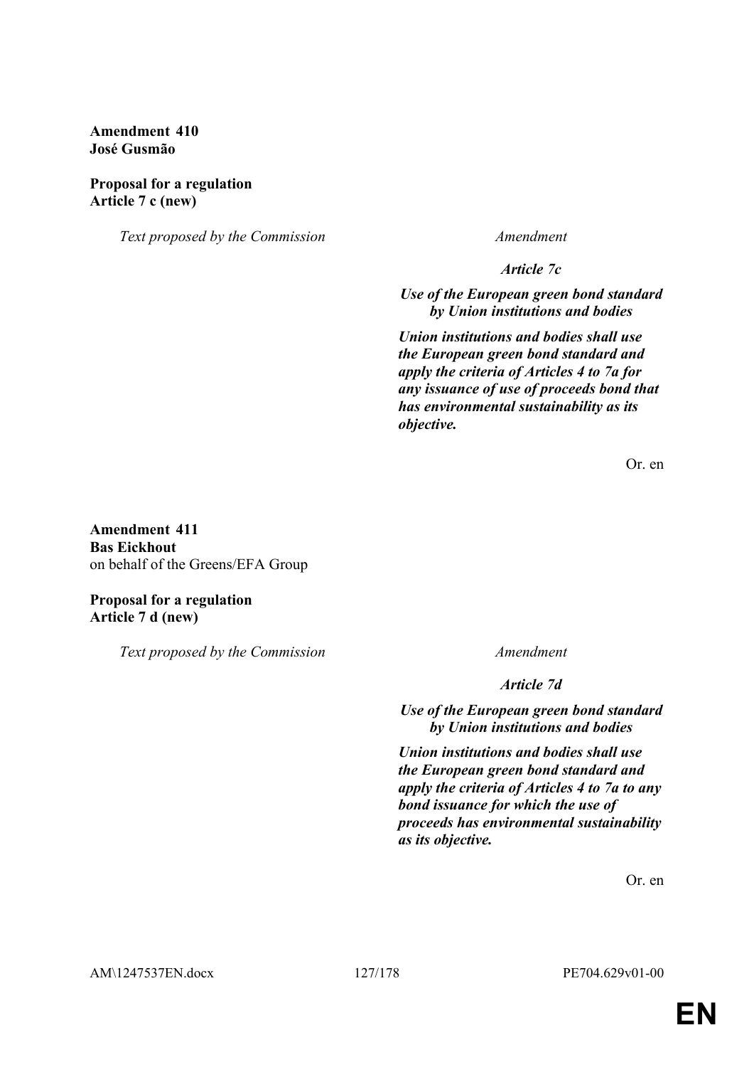**Amendment 410**
**José Gusmão**

**Proposal for a regulation**
**Article 7 c (new)**

| *Text proposed by the Commission* | *Amendment* |
|---|---|
| | ***Article 7c*** |
| | ***Use of the European green bond standard by Union institutions and bodies*** |
| | ***Union institutions and bodies shall use the European green bond standard and apply the criteria of Articles 4 to 7a for any issuance of use of proceeds bond that has environmental sustainability as its objective.*** |

Or. en

**Amendment 411**
**Bas Eickhout**
on behalf of the Greens/EFA Group

**Proposal for a regulation**
**Article 7 d (new)**

| *Text proposed by the Commission* | *Amendment* |
|---|---|
| | ***Article 7d*** |
| | ***Use of the European green bond standard by Union institutions and bodies*** |
| | ***Union institutions and bodies shall use the European green bond standard and apply the criteria of Articles 4 to 7a to any bond issuance for which the use of proceeds has environmental sustainability as its objective.*** |

Or. en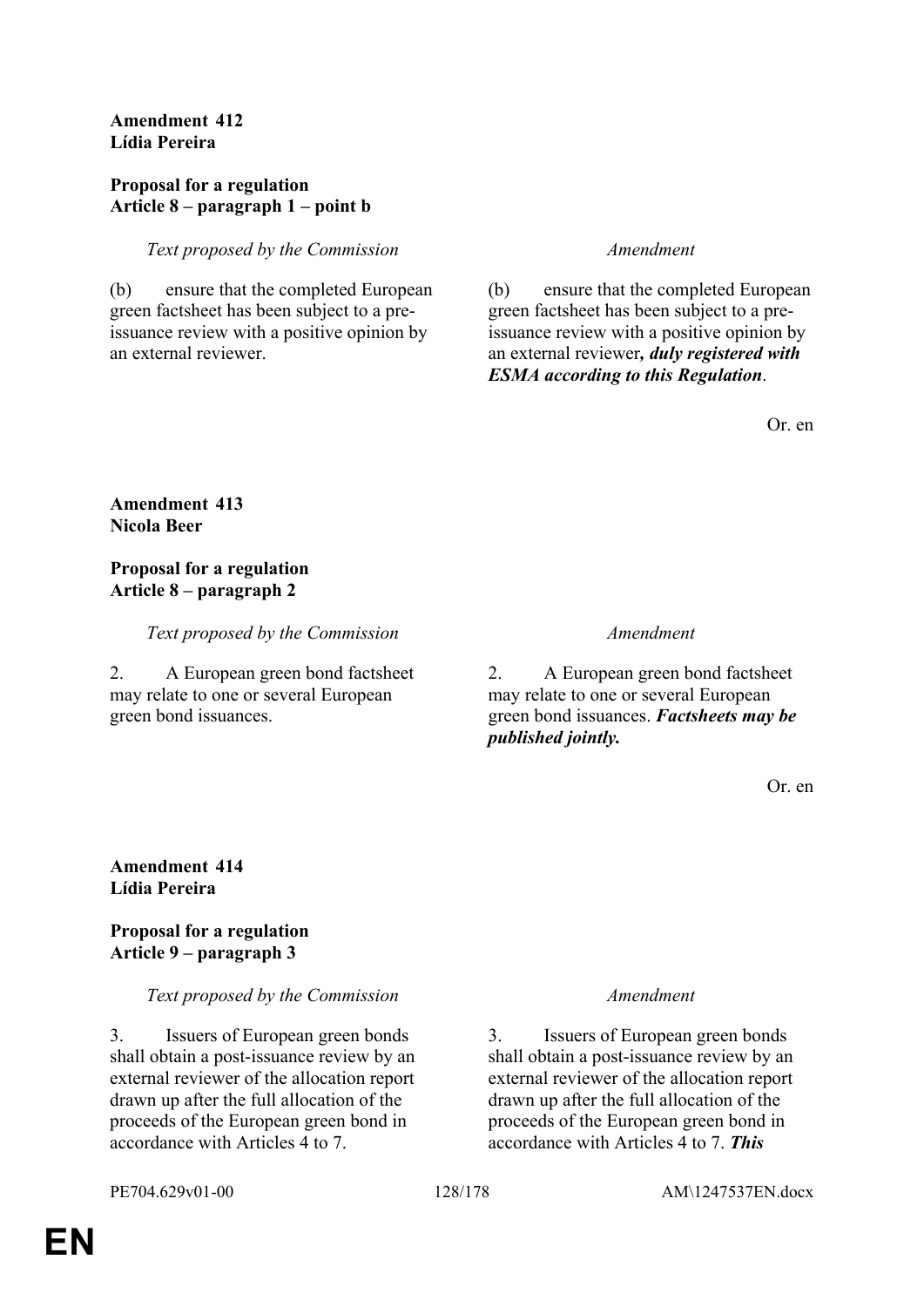**Amendment 412**
**Lídia Pereira**

**Proposal for a regulation**
**Article 8 – paragraph 1 – point b**

| *Text proposed by the Commission* | *Amendment* |
|---|---|
| (b) ensure that the completed European green factsheet has been subject to a pre-issuance review with a positive opinion by an external reviewer. | (b) ensure that the completed European green factsheet has been subject to a pre-issuance review with a positive opinion by an external reviewer***, duly registered with ESMA according to this Regulation***. |

Or. en

**Amendment 413**
**Nicola Beer**

**Proposal for a regulation**
**Article 8 – paragraph 2**

| *Text proposed by the Commission* | *Amendment* |
|---|---|
| 2. A European green bond factsheet may relate to one or several European green bond issuances. | 2. A European green bond factsheet may relate to one or several European green bond issuances. ***Factsheets may be published jointly.*** |

Or. en

**Amendment 414**
**Lídia Pereira**

**Proposal for a regulation**
**Article 9 – paragraph 3**

| *Text proposed by the Commission* | *Amendment* |
|---|---|
| 3. Issuers of European green bonds shall obtain a post-issuance review by an external reviewer of the allocation report drawn up after the full allocation of the proceeds of the European green bond in accordance with Articles 4 to 7. | 3. Issuers of European green bonds shall obtain a post-issuance review by an external reviewer of the allocation report drawn up after the full allocation of the proceeds of the European green bond in accordance with Articles 4 to 7. ***This*** |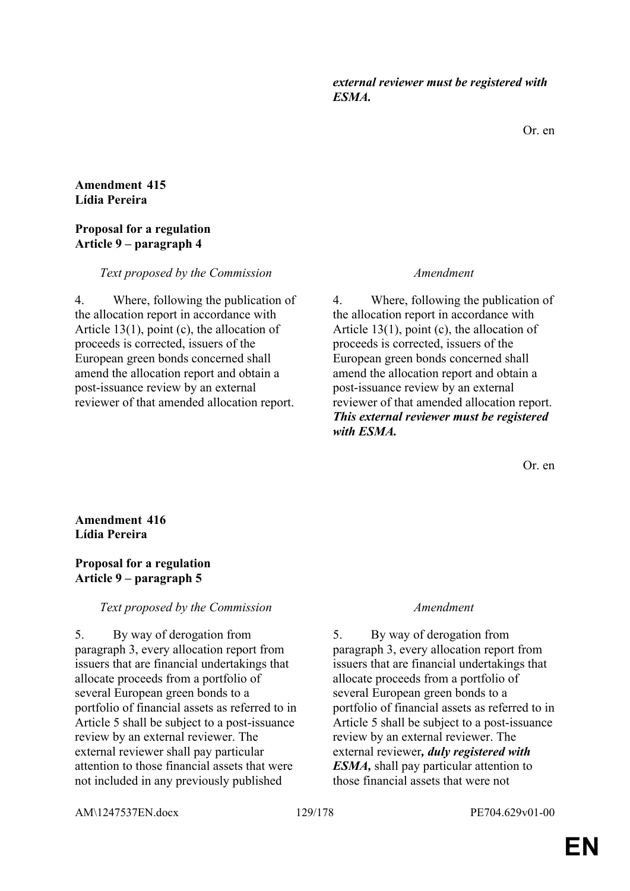***external reviewer must be registered with ESMA.***

Or. en

**Amendment 415**
**Lídia Pereira**

**Proposal for a regulation**
**Article 9 – paragraph 4**

| *Text proposed by the Commission* | *Amendment* |
|---|---|
| 4. Where, following the publication of the allocation report in accordance with Article 13(1), point (c), the allocation of proceeds is corrected, issuers of the European green bonds concerned shall amend the allocation report and obtain a post-issuance review by an external reviewer of that amended allocation report. | 4. Where, following the publication of the allocation report in accordance with Article 13(1), point (c), the allocation of proceeds is corrected, issuers of the European green bonds concerned shall amend the allocation report and obtain a post-issuance review by an external reviewer of that amended allocation report. ***This external reviewer must be registered with ESMA.*** |

Or. en

**Amendment 416**
**Lídia Pereira**

**Proposal for a regulation**
**Article 9 – paragraph 5**

| *Text proposed by the Commission* | *Amendment* |
|---|---|
| 5. By way of derogation from paragraph 3, every allocation report from issuers that are financial undertakings that allocate proceeds from a portfolio of several European green bonds to a portfolio of financial assets as referred to in Article 5 shall be subject to a post-issuance review by an external reviewer. The external reviewer shall pay particular attention to those financial assets that were not included in any previously published | 5. By way of derogation from paragraph 3, every allocation report from issuers that are financial undertakings that allocate proceeds from a portfolio of several European green bonds to a portfolio of financial assets as referred to in Article 5 shall be subject to a post-issuance review by an external reviewer. The external reviewer***, duly registered with ESMA,*** shall pay particular attention to those financial assets that were not |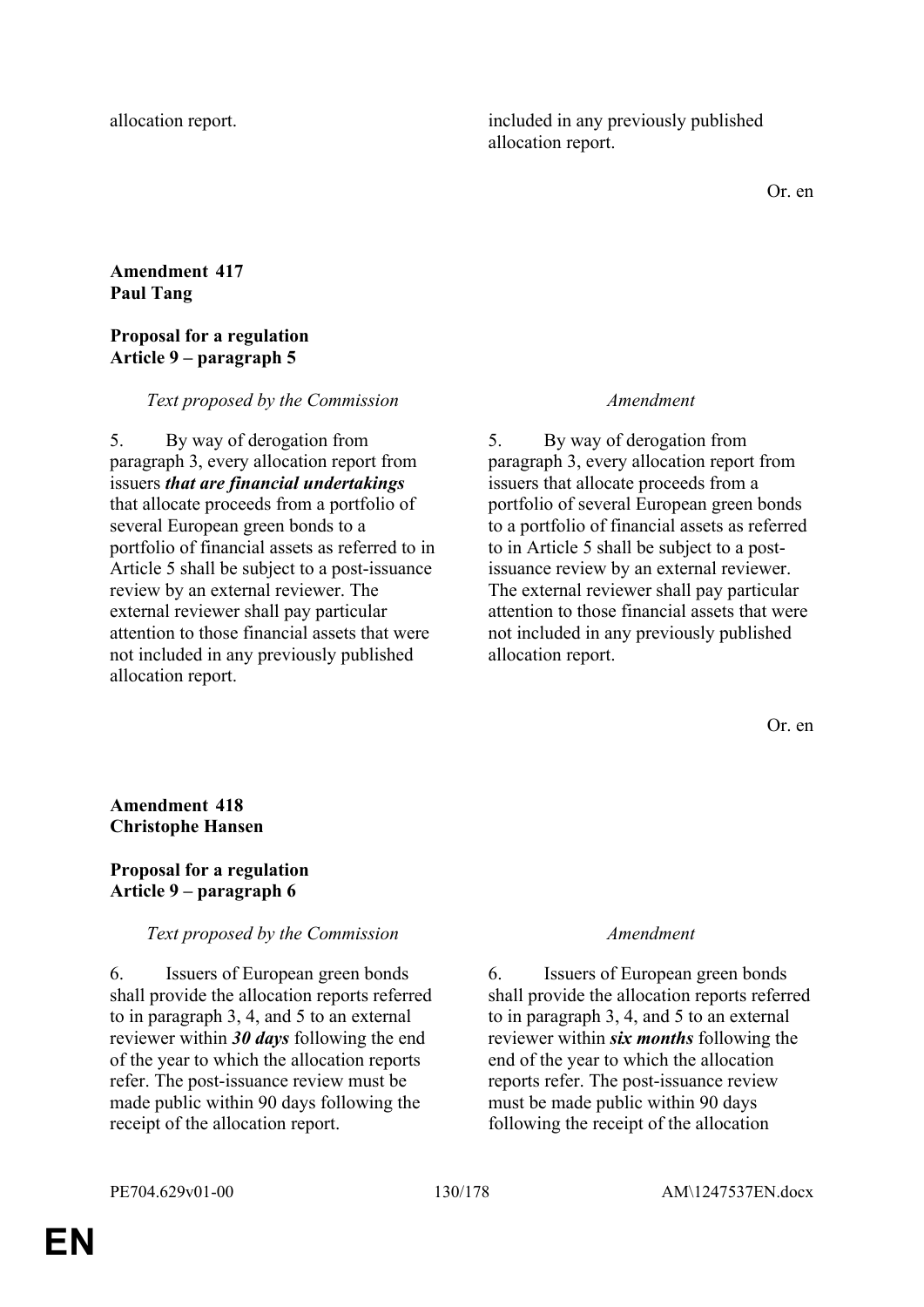| | |
|---|---|
| allocation report. | included in any previously published allocation report. |

Or. en

**Amendment 417**
**Paul Tang**

**Proposal for a regulation**
**Article 9 – paragraph 5**

| *Text proposed by the Commission* | *Amendment* |
|---|---|
| 5. By way of derogation from paragraph 3, every allocation report from issuers ***that are financial undertakings*** that allocate proceeds from a portfolio of several European green bonds to a portfolio of financial assets as referred to in Article 5 shall be subject to a post-issuance review by an external reviewer. The external reviewer shall pay particular attention to those financial assets that were not included in any previously published allocation report. | 5. By way of derogation from paragraph 3, every allocation report from issuers that allocate proceeds from a portfolio of several European green bonds to a portfolio of financial assets as referred to in Article 5 shall be subject to a post-issuance review by an external reviewer. The external reviewer shall pay particular attention to those financial assets that were not included in any previously published allocation report. |

Or. en

**Amendment 418**
**Christophe Hansen**

**Proposal for a regulation**
**Article 9 – paragraph 6**

| *Text proposed by the Commission* | *Amendment* |
|---|---|
| 6. Issuers of European green bonds shall provide the allocation reports referred to in paragraph 3, 4, and 5 to an external reviewer within ***30 days*** following the end of the year to which the allocation reports refer. The post-issuance review must be made public within 90 days following the receipt of the allocation report. | 6. Issuers of European green bonds shall provide the allocation reports referred to in paragraph 3, 4, and 5 to an external reviewer within ***six months*** following the end of the year to which the allocation reports refer. The post-issuance review must be made public within 90 days following the receipt of the allocation |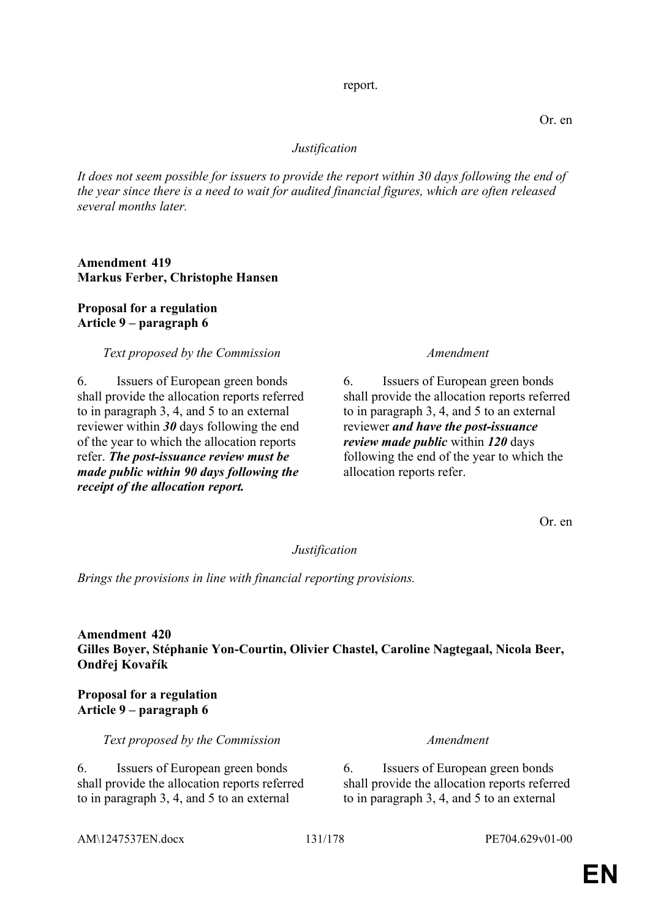report.

Or. en

*Justification*

*It does not seem possible for issuers to provide the report within 30 days following the end of the year since there is a need to wait for audited financial figures, which are often released several months later.*

**Amendment 419**
**Markus Ferber, Christophe Hansen**

**Proposal for a regulation**
**Article 9 – paragraph 6**

| *Text proposed by the Commission* | *Amendment* |
|---|---|
| 6. Issuers of European green bonds shall provide the allocation reports referred to in paragraph 3, 4, and 5 to an external reviewer within ***30*** days following the end of the year to which the allocation reports refer. ***The post-issuance review must be made public within 90 days following the receipt of the allocation report.*** | 6. Issuers of European green bonds shall provide the allocation reports referred to in paragraph 3, 4, and 5 to an external reviewer ***and have the post-issuance review made public*** within ***120*** days following the end of the year to which the allocation reports refer. |

Or. en

*Justification*

*Brings the provisions in line with financial reporting provisions.*

**Amendment 420**
**Gilles Boyer, Stéphanie Yon-Courtin, Olivier Chastel, Caroline Nagtegaal, Nicola Beer, Ondřej Kovařík**

**Proposal for a regulation**
**Article 9 – paragraph 6**

| *Text proposed by the Commission* | *Amendment* |
|---|---|
| 6. Issuers of European green bonds shall provide the allocation reports referred to in paragraph 3, 4, and 5 to an external | 6. Issuers of European green bonds shall provide the allocation reports referred to in paragraph 3, 4, and 5 to an external |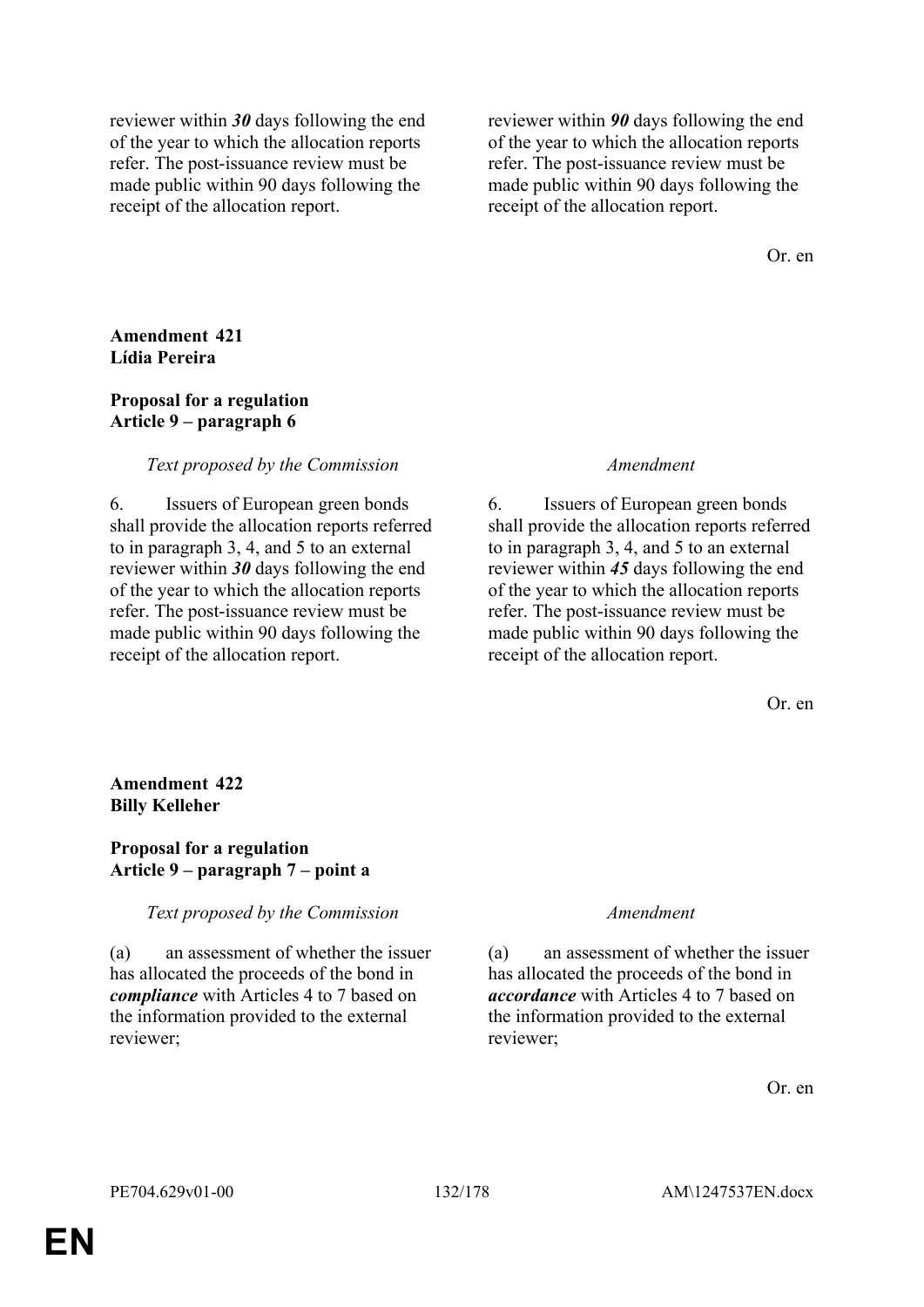| | |
|---|---|
| reviewer within ***30*** days following the end of the year to which the allocation reports refer. The post-issuance review must be made public within 90 days following the receipt of the allocation report. | reviewer within ***90*** days following the end of the year to which the allocation reports refer. The post-issuance review must be made public within 90 days following the receipt of the allocation report. |

Or. en

**Amendment 421**
**Lídia Pereira**

**Proposal for a regulation**
**Article 9 – paragraph 6**

| *Text proposed by the Commission* | *Amendment* |
|---|---|
| 6. Issuers of European green bonds shall provide the allocation reports referred to in paragraph 3, 4, and 5 to an external reviewer within ***30*** days following the end of the year to which the allocation reports refer. The post-issuance review must be made public within 90 days following the receipt of the allocation report. | 6. Issuers of European green bonds shall provide the allocation reports referred to in paragraph 3, 4, and 5 to an external reviewer within ***45*** days following the end of the year to which the allocation reports refer. The post-issuance review must be made public within 90 days following the receipt of the allocation report. |

Or. en

**Amendment 422**
**Billy Kelleher**

**Proposal for a regulation**
**Article 9 – paragraph 7 – point a**

| *Text proposed by the Commission* | *Amendment* |
|---|---|
| (a) an assessment of whether the issuer has allocated the proceeds of the bond in ***compliance*** with Articles 4 to 7 based on the information provided to the external reviewer; | (a) an assessment of whether the issuer has allocated the proceeds of the bond in ***accordance*** with Articles 4 to 7 based on the information provided to the external reviewer; |

Or. en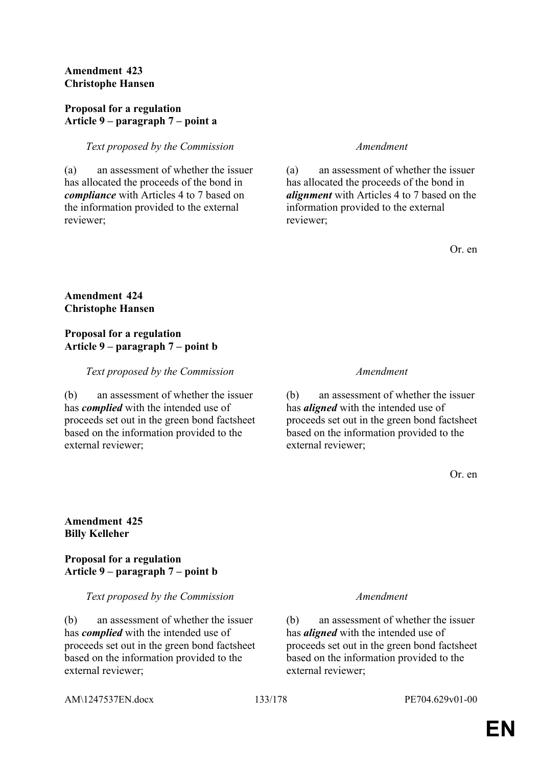**Amendment 423**
**Christophe Hansen**

**Proposal for a regulation**
**Article 9 – paragraph 7 – point a**

| *Text proposed by the Commission* | *Amendment* |
|---|---|
| (a) an assessment of whether the issuer has allocated the proceeds of the bond in ***compliance*** with Articles 4 to 7 based on the information provided to the external reviewer; | (a) an assessment of whether the issuer has allocated the proceeds of the bond in ***alignment*** with Articles 4 to 7 based on the information provided to the external reviewer; |

Or. en

**Amendment 424**
**Christophe Hansen**

**Proposal for a regulation**
**Article 9 – paragraph 7 – point b**

| *Text proposed by the Commission* | *Amendment* |
|---|---|
| (b) an assessment of whether the issuer has ***complied*** with the intended use of proceeds set out in the green bond factsheet based on the information provided to the external reviewer; | (b) an assessment of whether the issuer has ***aligned*** with the intended use of proceeds set out in the green bond factsheet based on the information provided to the external reviewer; |

Or. en

**Amendment 425**
**Billy Kelleher**

**Proposal for a regulation**
**Article 9 – paragraph 7 – point b**

| *Text proposed by the Commission* | *Amendment* |
|---|---|
| (b) an assessment of whether the issuer has ***complied*** with the intended use of proceeds set out in the green bond factsheet based on the information provided to the external reviewer; | (b) an assessment of whether the issuer has ***aligned*** with the intended use of proceeds set out in the green bond factsheet based on the information provided to the external reviewer; |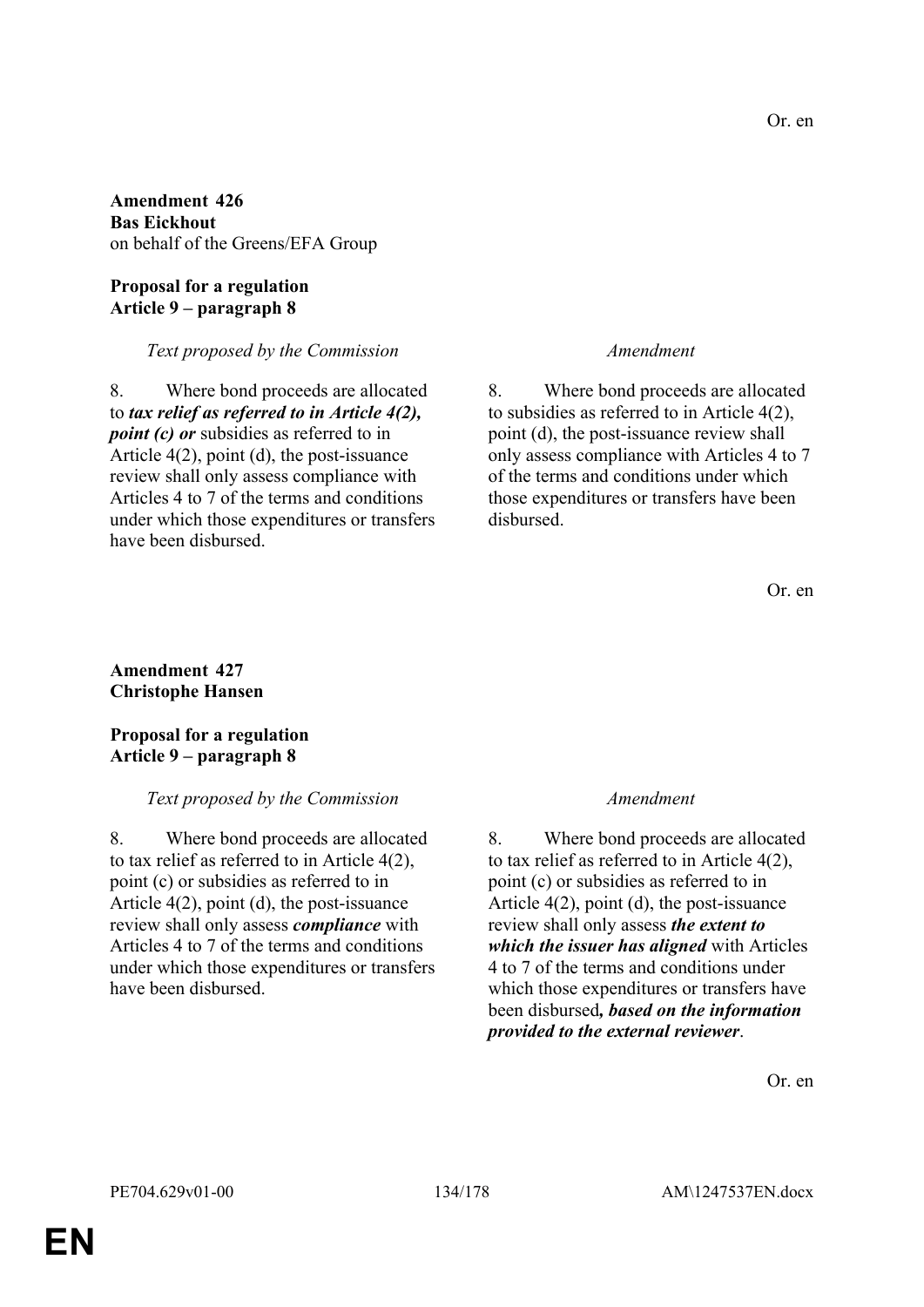Or. en

**Amendment 426**
**Bas Eickhout**
on behalf of the Greens/EFA Group

**Proposal for a regulation**
**Article 9 – paragraph 8**

| *Text proposed by the Commission* | *Amendment* |
|---|---|
| 8. Where bond proceeds are allocated to ***tax relief as referred to in Article 4(2), point (c) or*** subsidies as referred to in Article 4(2), point (d), the post-issuance review shall only assess compliance with Articles 4 to 7 of the terms and conditions under which those expenditures or transfers have been disbursed. | 8. Where bond proceeds are allocated to subsidies as referred to in Article 4(2), point (d), the post-issuance review shall only assess compliance with Articles 4 to 7 of the terms and conditions under which those expenditures or transfers have been disbursed. |

Or. en

**Amendment 427**
**Christophe Hansen**

**Proposal for a regulation**
**Article 9 – paragraph 8**

| *Text proposed by the Commission* | *Amendment* |
|---|---|
| 8. Where bond proceeds are allocated to tax relief as referred to in Article 4(2), point (c) or subsidies as referred to in Article 4(2), point (d), the post-issuance review shall only assess ***compliance*** with Articles 4 to 7 of the terms and conditions under which those expenditures or transfers have been disbursed. | 8. Where bond proceeds are allocated to tax relief as referred to in Article 4(2), point (c) or subsidies as referred to in Article 4(2), point (d), the post-issuance review shall only assess ***the extent to which the issuer has aligned*** with Articles 4 to 7 of the terms and conditions under which those expenditures or transfers have been disbursed***, based on the information provided to the external reviewer***. |

Or. en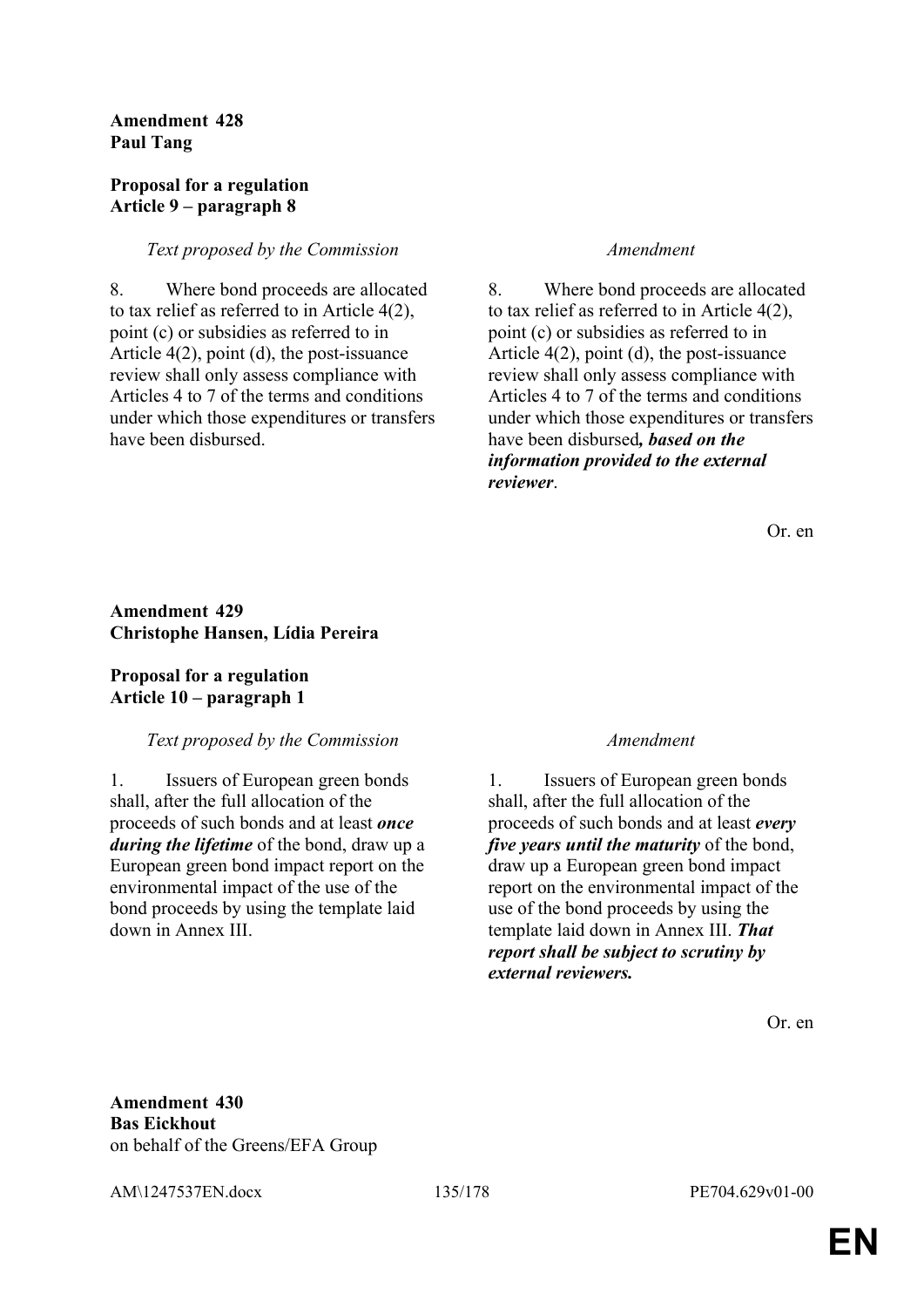**Amendment 428**
**Paul Tang**

**Proposal for a regulation**
**Article 9 – paragraph 8**

| *Text proposed by the Commission* | *Amendment* |
|---|---|
| 8. Where bond proceeds are allocated to tax relief as referred to in Article 4(2), point (c) or subsidies as referred to in Article 4(2), point (d), the post-issuance review shall only assess compliance with Articles 4 to 7 of the terms and conditions under which those expenditures or transfers have been disbursed. | 8. Where bond proceeds are allocated to tax relief as referred to in Article 4(2), point (c) or subsidies as referred to in Article 4(2), point (d), the post-issuance review shall only assess compliance with Articles 4 to 7 of the terms and conditions under which those expenditures or transfers have been disbursed***, based on the information provided to the external reviewer***. |

Or. en

**Amendment 429**
**Christophe Hansen, Lídia Pereira**

**Proposal for a regulation**
**Article 10 – paragraph 1**

| *Text proposed by the Commission* | *Amendment* |
|---|---|
| 1. Issuers of European green bonds shall, after the full allocation of the proceeds of such bonds and at least ***once during the lifetime*** of the bond, draw up a European green bond impact report on the environmental impact of the use of the bond proceeds by using the template laid down in Annex III. | 1. Issuers of European green bonds shall, after the full allocation of the proceeds of such bonds and at least ***every five years until the maturity*** of the bond, draw up a European green bond impact report on the environmental impact of the use of the bond proceeds by using the template laid down in Annex III. ***That report shall be subject to scrutiny by external reviewers.*** |

Or. en

**Amendment 430**
**Bas Eickhout**
on behalf of the Greens/EFA Group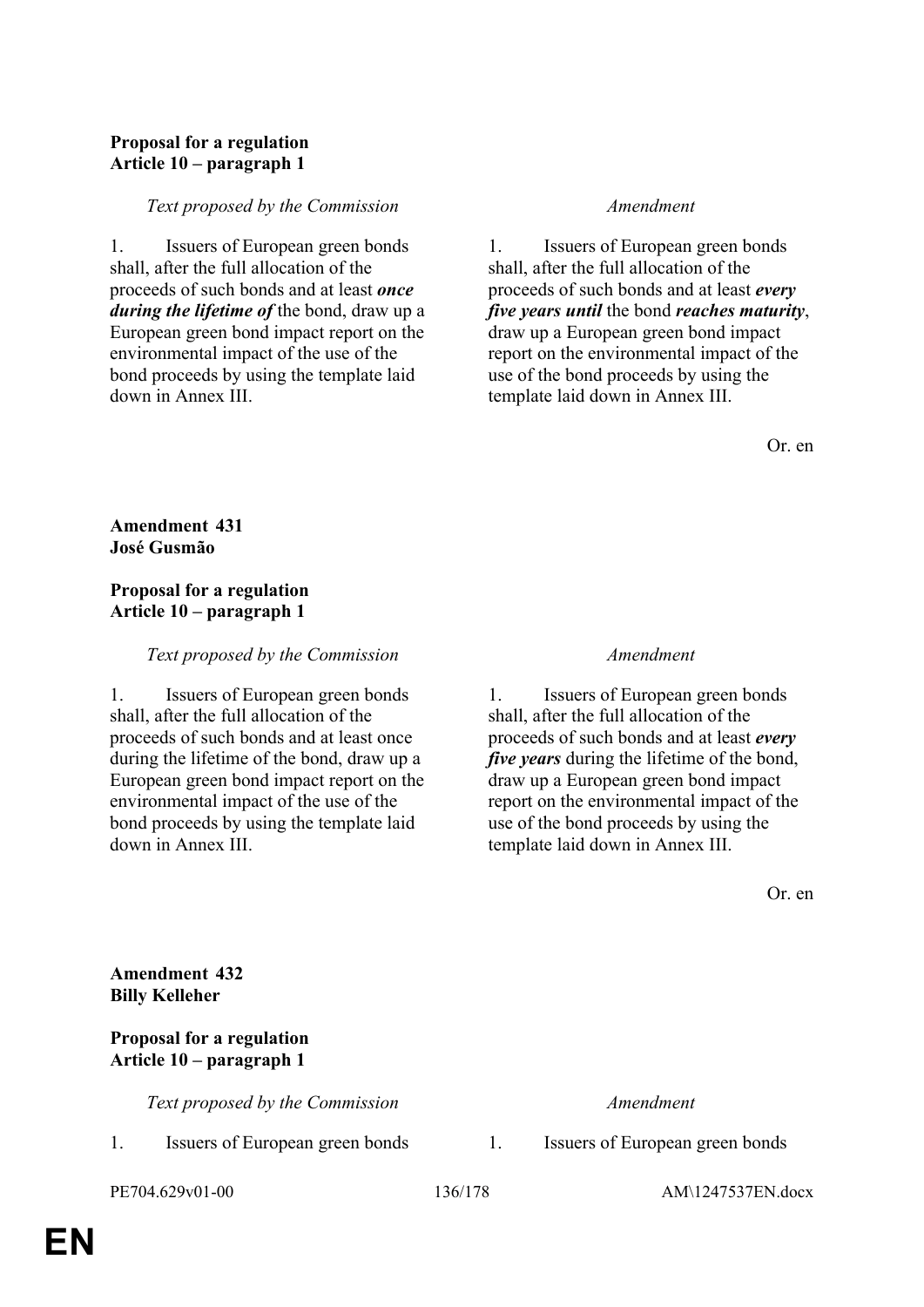**Proposal for a regulation**
**Article 10 – paragraph 1**

| *Text proposed by the Commission* | *Amendment* |
|---|---|
| 1. Issuers of European green bonds shall, after the full allocation of the proceeds of such bonds and at least ***once during the lifetime of*** the bond, draw up a European green bond impact report on the environmental impact of the use of the bond proceeds by using the template laid down in Annex III. | 1. Issuers of European green bonds shall, after the full allocation of the proceeds of such bonds and at least ***every five years until*** the bond ***reaches maturity***, draw up a European green bond impact report on the environmental impact of the use of the bond proceeds by using the template laid down in Annex III. |

Or. en

**Amendment 431**
**José Gusmão**

**Proposal for a regulation**
**Article 10 – paragraph 1**

| *Text proposed by the Commission* | *Amendment* |
|---|---|
| 1. Issuers of European green bonds shall, after the full allocation of the proceeds of such bonds and at least once during the lifetime of the bond, draw up a European green bond impact report on the environmental impact of the use of the bond proceeds by using the template laid down in Annex III. | 1. Issuers of European green bonds shall, after the full allocation of the proceeds of such bonds and at least ***every five years*** during the lifetime of the bond, draw up a European green bond impact report on the environmental impact of the use of the bond proceeds by using the template laid down in Annex III. |

Or. en

**Amendment 432**
**Billy Kelleher**

**Proposal for a regulation**
**Article 10 – paragraph 1**

| *Text proposed by the Commission* | *Amendment* |
|---|---|
| 1. Issuers of European green bonds | 1. Issuers of European green bonds |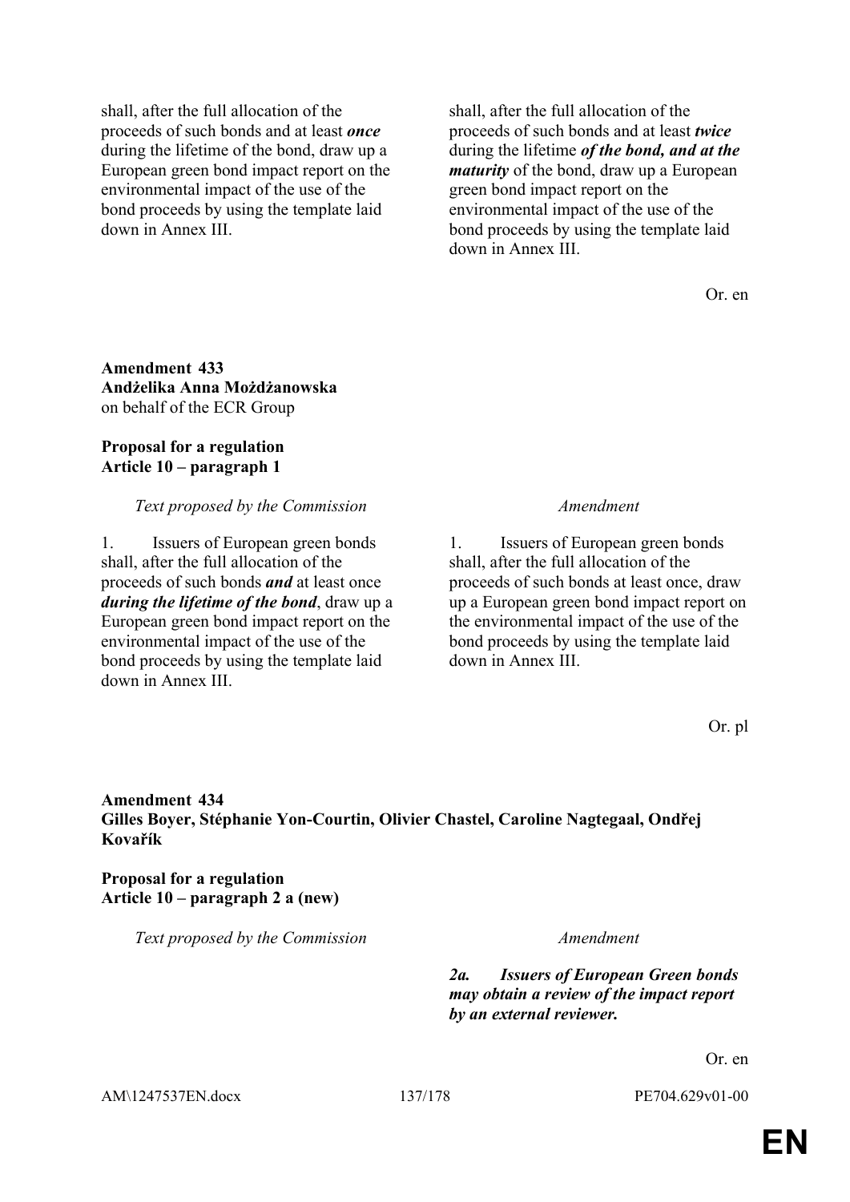| | |
|---|---|
| shall, after the full allocation of the proceeds of such bonds and at least ***once*** during the lifetime of the bond, draw up a European green bond impact report on the environmental impact of the use of the bond proceeds by using the template laid down in Annex III. | shall, after the full allocation of the proceeds of such bonds and at least ***twice*** during the lifetime ***of the bond, and at the maturity*** of the bond, draw up a European green bond impact report on the environmental impact of the use of the bond proceeds by using the template laid down in Annex III. |

Or. en

**Amendment 433**
**Andżelika Anna Możdżanowska**
on behalf of the ECR Group

**Proposal for a regulation**
**Article 10 – paragraph 1**

| *Text proposed by the Commission* | *Amendment* |
|---|---|
| 1. Issuers of European green bonds shall, after the full allocation of the proceeds of such bonds ***and*** at least once ***during the lifetime of the bond***, draw up a European green bond impact report on the environmental impact of the use of the bond proceeds by using the template laid down in Annex III. | 1. Issuers of European green bonds shall, after the full allocation of the proceeds of such bonds at least once, draw up a European green bond impact report on the environmental impact of the use of the bond proceeds by using the template laid down in Annex III. |

Or. pl

**Amendment 434**
**Gilles Boyer, Stéphanie Yon-Courtin, Olivier Chastel, Caroline Nagtegaal, Ondřej Kovařík**

**Proposal for a regulation**
**Article 10 – paragraph 2 a (new)**

| *Text proposed by the Commission* | *Amendment* |
|---|---|
| | ***2a. Issuers of European Green bonds may obtain a review of the impact report by an external reviewer.*** |

Or. en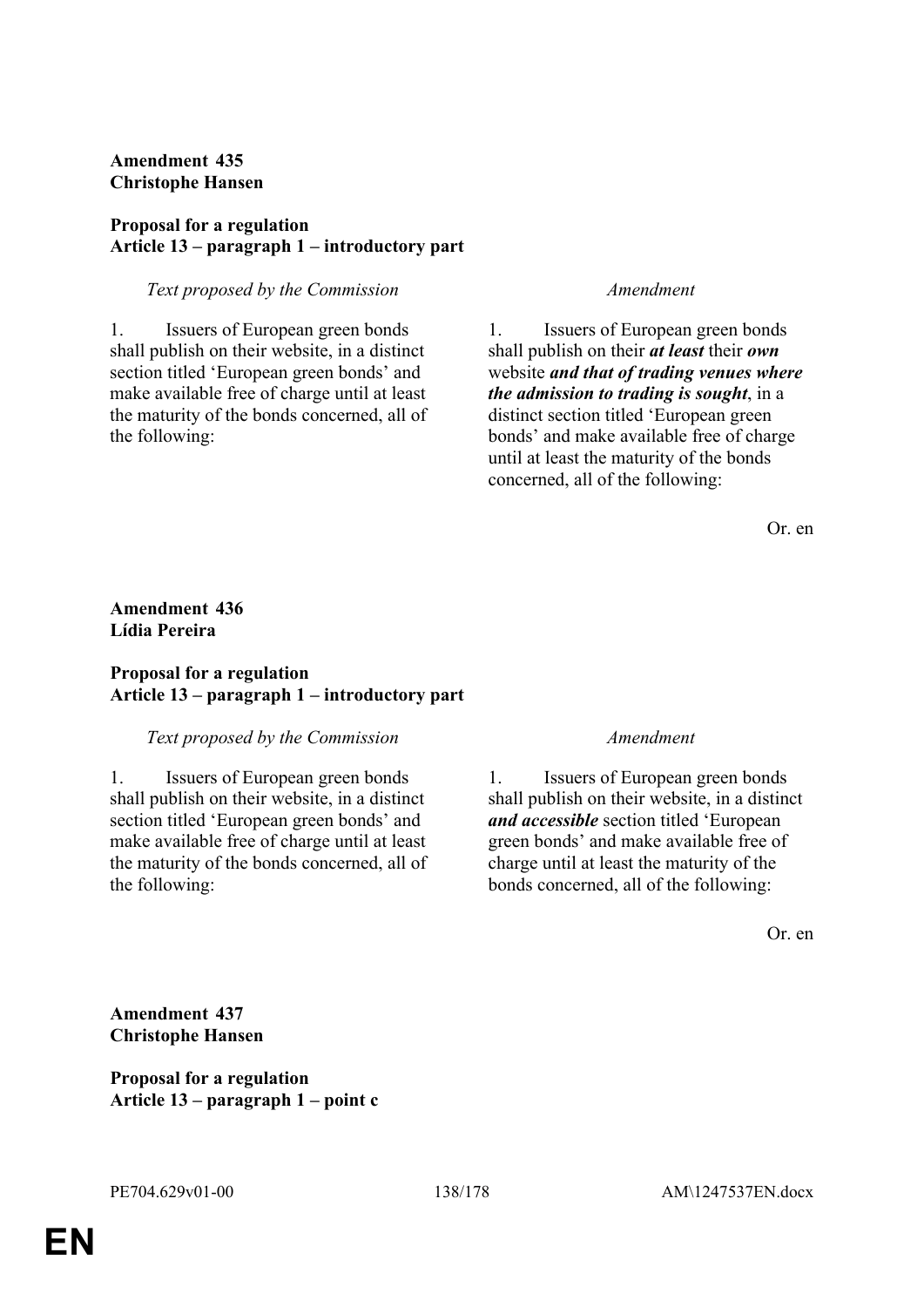**Amendment 435**
**Christophe Hansen**

**Proposal for a regulation**
**Article 13 – paragraph 1 – introductory part**

| *Text proposed by the Commission* | *Amendment* |
|---|---|
| 1. Issuers of European green bonds shall publish on their website, in a distinct section titled 'European green bonds' and make available free of charge until at least the maturity of the bonds concerned, all of the following: | 1. Issuers of European green bonds shall publish on their ***at least*** their ***own*** website ***and that of trading venues where the admission to trading is sought***, in a distinct section titled 'European green bonds' and make available free of charge until at least the maturity of the bonds concerned, all of the following: |

Or. en

**Amendment 436**
**Lídia Pereira**

**Proposal for a regulation**
**Article 13 – paragraph 1 – introductory part**

| *Text proposed by the Commission* | *Amendment* |
|---|---|
| 1. Issuers of European green bonds shall publish on their website, in a distinct section titled 'European green bonds' and make available free of charge until at least the maturity of the bonds concerned, all of the following: | 1. Issuers of European green bonds shall publish on their website, in a distinct ***and accessible*** section titled 'European green bonds' and make available free of charge until at least the maturity of the bonds concerned, all of the following: |

Or. en

**Amendment 437**
**Christophe Hansen**

**Proposal for a regulation**
**Article 13 – paragraph 1 – point c**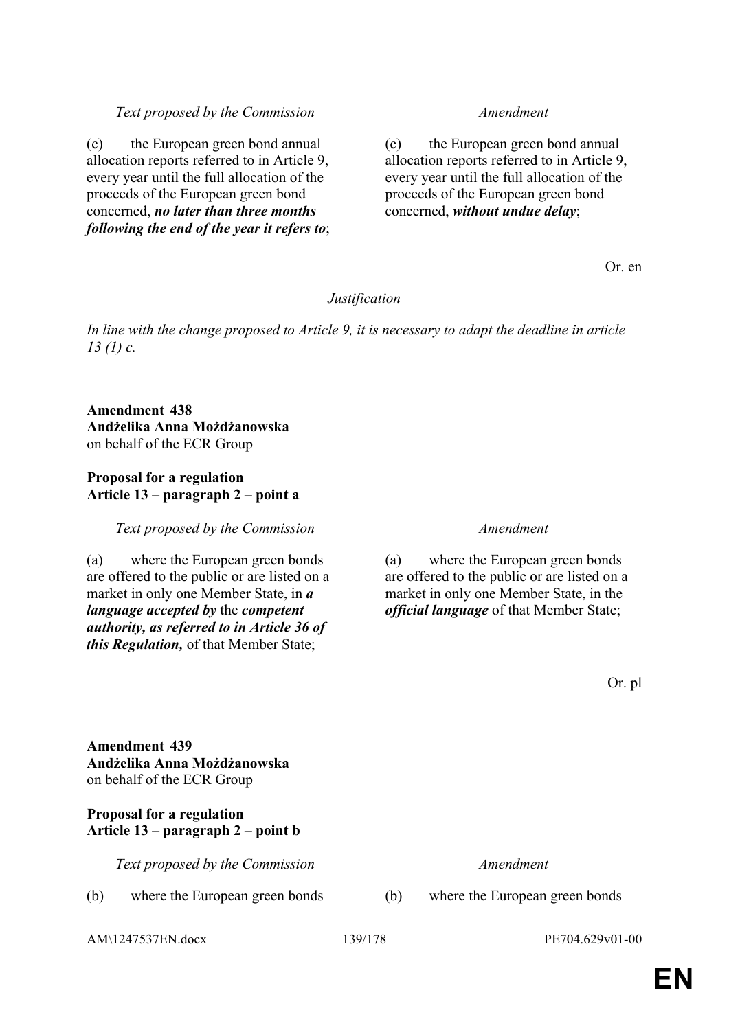| *Text proposed by the Commission* | *Amendment* |
|---|---|
| (c) the European green bond annual allocation reports referred to in Article 9, every year until the full allocation of the proceeds of the European green bond concerned, ***no later than three months following the end of the year it refers to***; | (c) the European green bond annual allocation reports referred to in Article 9, every year until the full allocation of the proceeds of the European green bond concerned, ***without undue delay***; |

Or. en

*Justification*

*In line with the change proposed to Article 9, it is necessary to adapt the deadline in article 13 (1) c.*

**Amendment 438**
**Andżelika Anna Możdżanowska**
on behalf of the ECR Group

**Proposal for a regulation**
**Article 13 – paragraph 2 – point a**

| *Text proposed by the Commission* | *Amendment* |
|---|---|
| (a) where the European green bonds are offered to the public or are listed on a market in only one Member State, in ***a language accepted by*** the ***competent authority, as referred to in Article 36 of this Regulation,*** of that Member State; | (a) where the European green bonds are offered to the public or are listed on a market in only one Member State, in the ***official language*** of that Member State; |

Or. pl

**Amendment 439**
**Andżelika Anna Możdżanowska**
on behalf of the ECR Group

**Proposal for a regulation**
**Article 13 – paragraph 2 – point b**

| *Text proposed by the Commission* | *Amendment* |
|---|---|
| (b) where the European green bonds | (b) where the European green bonds |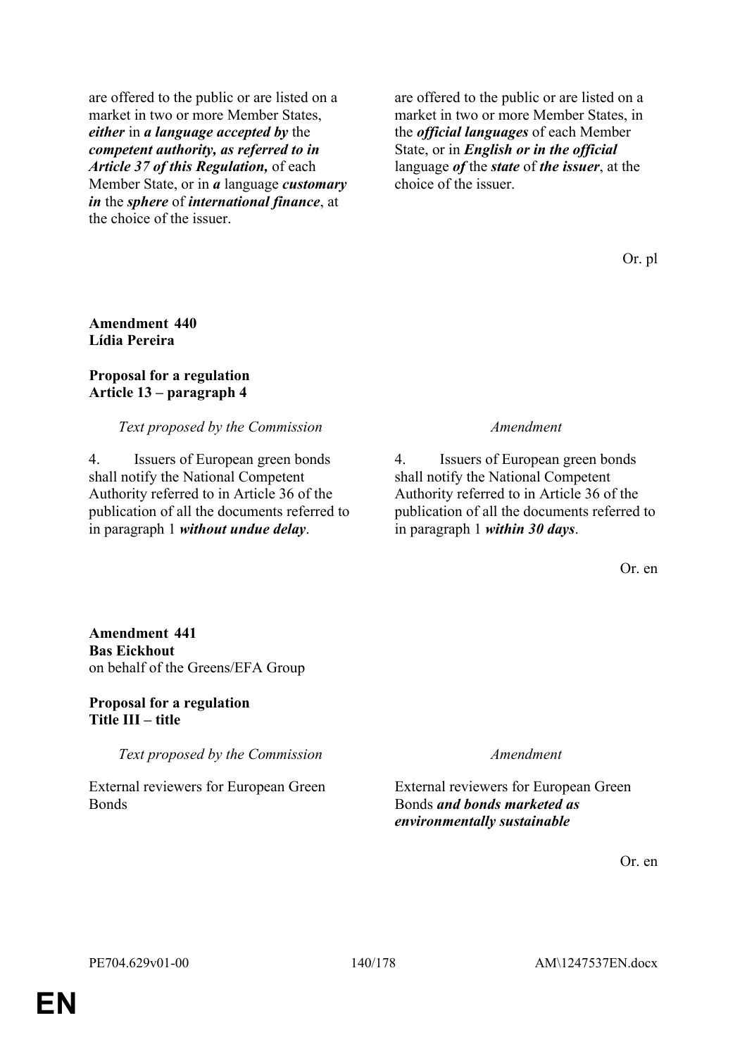| | |
|---|---|
| are offered to the public or are listed on a market in two or more Member States, ***either*** in ***a language accepted by*** the ***competent authority, as referred to in Article 37 of this Regulation,*** of each Member State, or in ***a*** language ***customary in*** the ***sphere*** of ***international finance***, at the choice of the issuer. | are offered to the public or are listed on a market in two or more Member States, in the ***official languages*** of each Member State, or in ***English or in the official*** language ***of*** the ***state*** of ***the issuer***, at the choice of the issuer. |

Or. pl

**Amendment 440**
**Lídia Pereira**

**Proposal for a regulation**
**Article 13 – paragraph 4**

| *Text proposed by the Commission* | *Amendment* |
|---|---|
| 4. Issuers of European green bonds shall notify the National Competent Authority referred to in Article 36 of the publication of all the documents referred to in paragraph 1 ***without undue delay***. | 4. Issuers of European green bonds shall notify the National Competent Authority referred to in Article 36 of the publication of all the documents referred to in paragraph 1 ***within 30 days***. |

Or. en

**Amendment 441**
**Bas Eickhout**
on behalf of the Greens/EFA Group

**Proposal for a regulation**
**Title III – title**

| *Text proposed by the Commission* | *Amendment* |
|---|---|
| External reviewers for European Green Bonds | External reviewers for European Green Bonds ***and bonds marketed as environmentally sustainable*** |

Or. en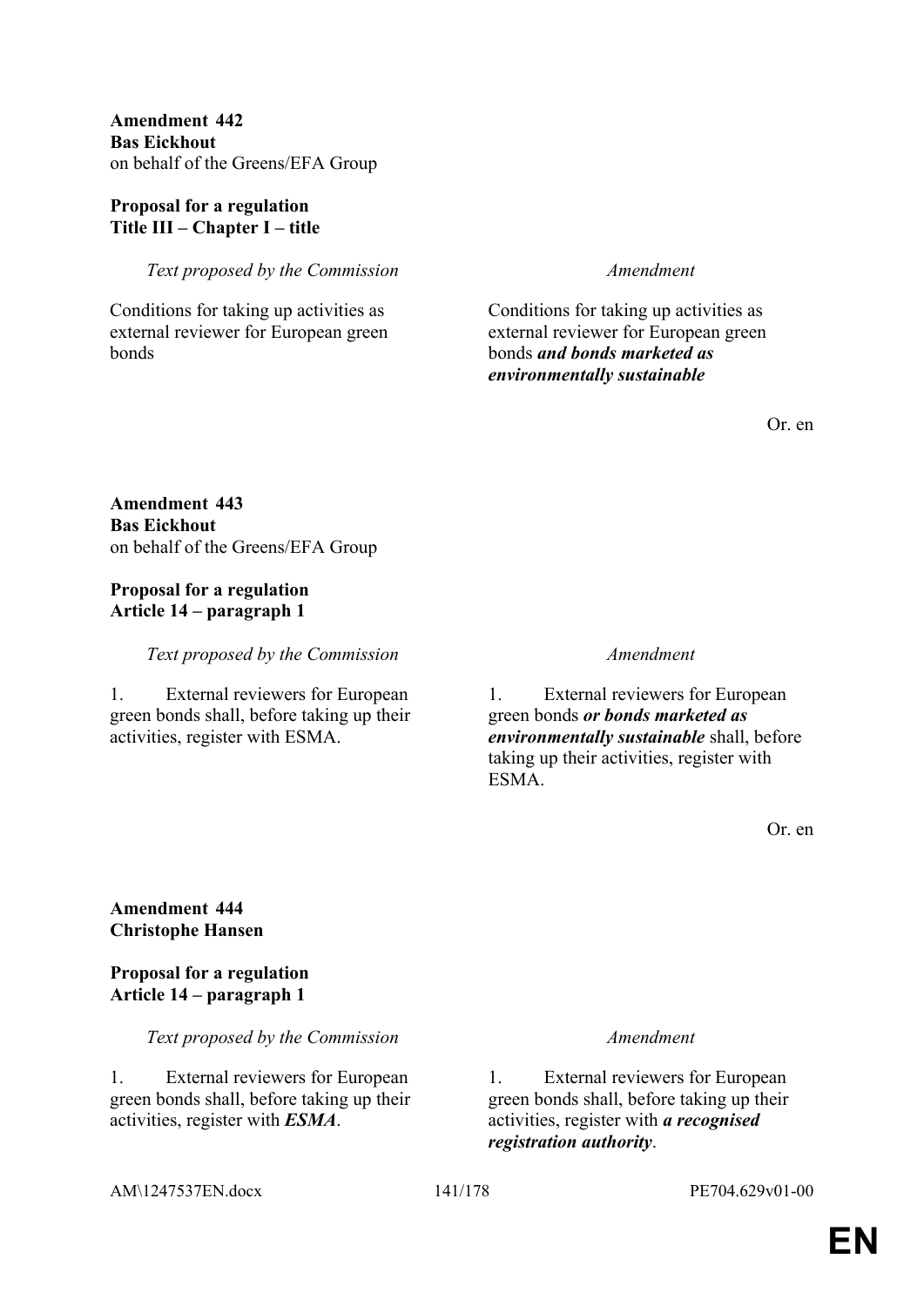**Amendment 442**
**Bas Eickhout**
on behalf of the Greens/EFA Group

**Proposal for a regulation**
**Title III – Chapter I – title**

| *Text proposed by the Commission* | *Amendment* |
| --- | --- |
| Conditions for taking up activities as external reviewer for European green bonds | Conditions for taking up activities as external reviewer for European green bonds ***and bonds marketed as environmentally sustainable*** |

Or. en

**Amendment 443**
**Bas Eickhout**
on behalf of the Greens/EFA Group

**Proposal for a regulation**
**Article 14 – paragraph 1**

| *Text proposed by the Commission* | *Amendment* |
| --- | --- |
| 1. External reviewers for European green bonds shall, before taking up their activities, register with ESMA. | 1. External reviewers for European green bonds ***or bonds marketed as environmentally sustainable*** shall, before taking up their activities, register with ESMA. |

Or. en

**Amendment 444**
**Christophe Hansen**

**Proposal for a regulation**
**Article 14 – paragraph 1**

| *Text proposed by the Commission* | *Amendment* |
| --- | --- |
| 1. External reviewers for European green bonds shall, before taking up their activities, register with ***ESMA***. | 1. External reviewers for European green bonds shall, before taking up their activities, register with ***a recognised registration authority***. |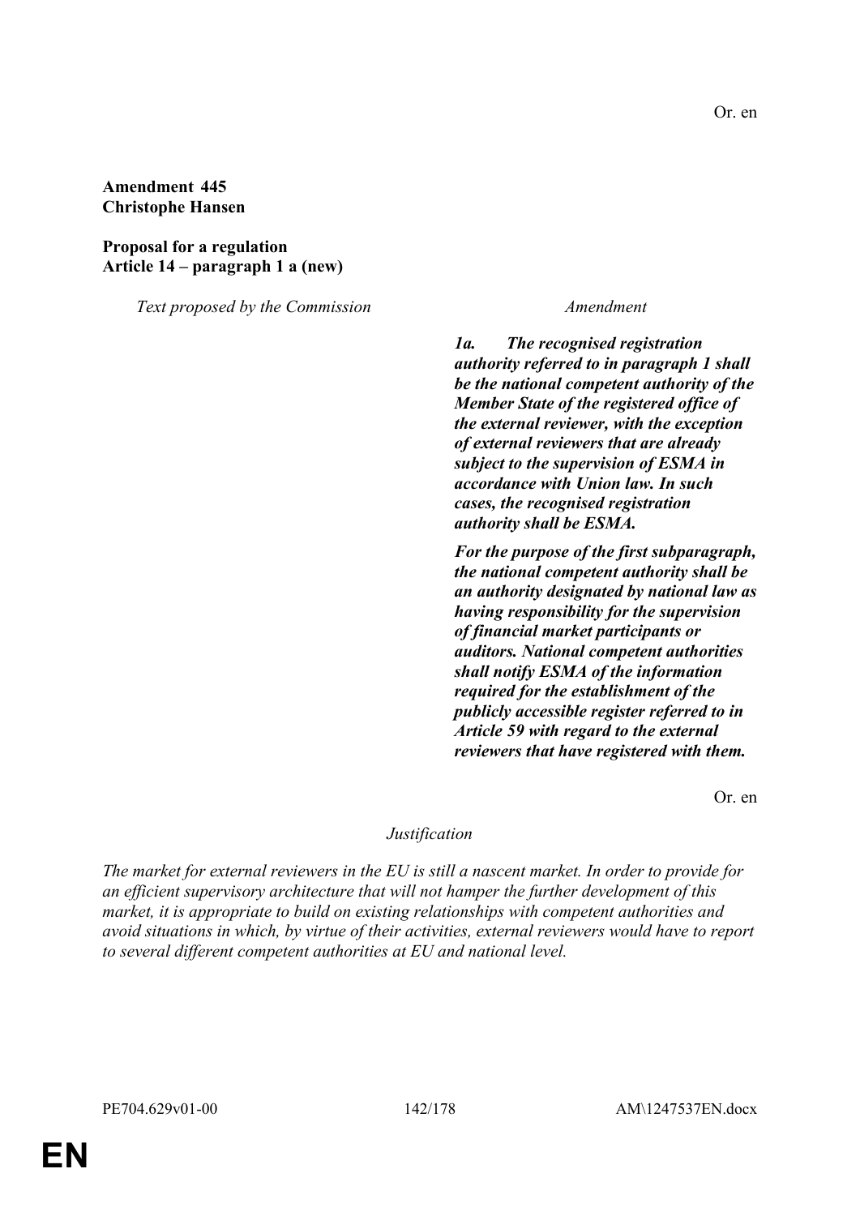Or. en

**Amendment 445**
**Christophe Hansen**

**Proposal for a regulation**
**Article 14 – paragraph 1 a (new)**

| *Text proposed by the Commission* | *Amendment* |
| --- | --- |
| | ***1a. The recognised registration authority referred to in paragraph 1 shall be the national competent authority of the Member State of the registered office of the external reviewer, with the exception of external reviewers that are already subject to the supervision of ESMA in accordance with Union law. In such cases, the recognised registration authority shall be ESMA.*** |
| | ***For the purpose of the first subparagraph, the national competent authority shall be an authority designated by national law as having responsibility for the supervision of financial market participants or auditors. National competent authorities shall notify ESMA of the information required for the establishment of the publicly accessible register referred to in Article 59 with regard to the external reviewers that have registered with them.*** |

Or. en

*Justification*

*The market for external reviewers in the EU is still a nascent market. In order to provide for an efficient supervisory architecture that will not hamper the further development of this market, it is appropriate to build on existing relationships with competent authorities and avoid situations in which, by virtue of their activities, external reviewers would have to report to several different competent authorities at EU and national level.*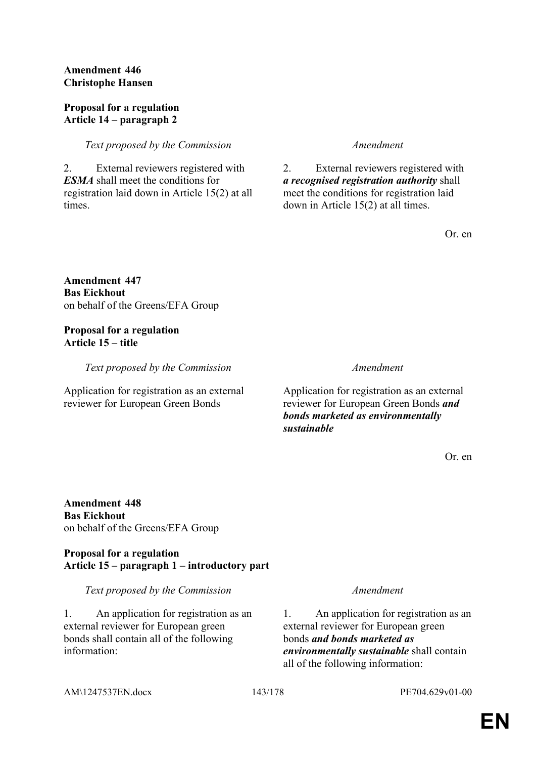**Amendment 446**
**Christophe Hansen**

**Proposal for a regulation**
**Article 14 – paragraph 2**

| *Text proposed by the Commission* | *Amendment* |
|---|---|
| 2. External reviewers registered with ***ESMA*** shall meet the conditions for registration laid down in Article 15(2) at all times. | 2. External reviewers registered with ***a recognised registration authority*** shall meet the conditions for registration laid down in Article 15(2) at all times. |

Or. en

**Amendment 447**
**Bas Eickhout**
on behalf of the Greens/EFA Group

**Proposal for a regulation**
**Article 15 – title**

| *Text proposed by the Commission* | *Amendment* |
|---|---|
| Application for registration as an external reviewer for European Green Bonds | Application for registration as an external reviewer for European Green Bonds ***and bonds marketed as environmentally sustainable*** |

Or. en

**Amendment 448**
**Bas Eickhout**
on behalf of the Greens/EFA Group

**Proposal for a regulation**
**Article 15 – paragraph 1 – introductory part**

| *Text proposed by the Commission* | *Amendment* |
|---|---|
| 1. An application for registration as an external reviewer for European green bonds shall contain all of the following information: | 1. An application for registration as an external reviewer for European green bonds ***and bonds marketed as environmentally sustainable*** shall contain all of the following information: |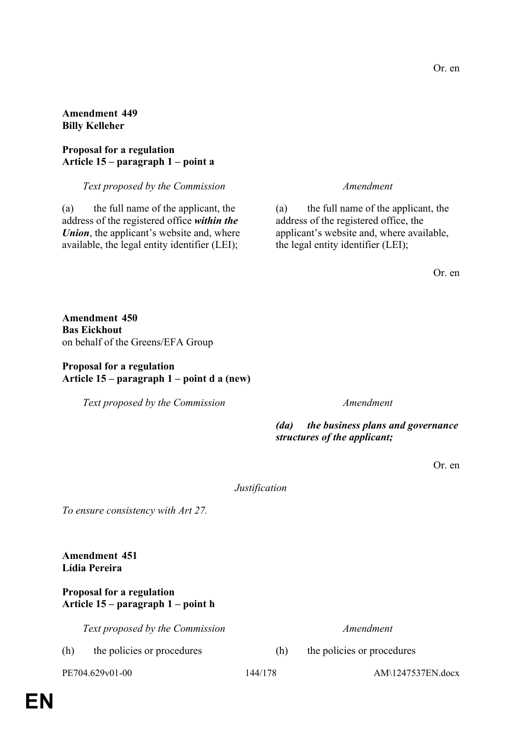Or. en

**Amendment 449**
**Billy Kelleher**

**Proposal for a regulation**
**Article 15 – paragraph 1 – point a**

| *Text proposed by the Commission* | *Amendment* |
|---|---|
| (a) the full name of the applicant, the address of the registered office ***within the Union***, the applicant's website and, where available, the legal entity identifier (LEI); | (a) the full name of the applicant, the address of the registered office, the applicant's website and, where available, the legal entity identifier (LEI); |

Or. en

**Amendment 450**
**Bas Eickhout**
on behalf of the Greens/EFA Group

**Proposal for a regulation**
**Article 15 – paragraph 1 – point d a (new)**

| *Text proposed by the Commission* | *Amendment* |
|---|---|
| | ***(da) the business plans and governance structures of the applicant;*** |

Or. en

*Justification*

*To ensure consistency with Art 27.*

**Amendment 451**
**Lídia Pereira**

**Proposal for a regulation**
**Article 15 – paragraph 1 – point h**

| *Text proposed by the Commission* | *Amendment* |
|---|---|
| (h) the policies or procedures | (h) the policies or procedures |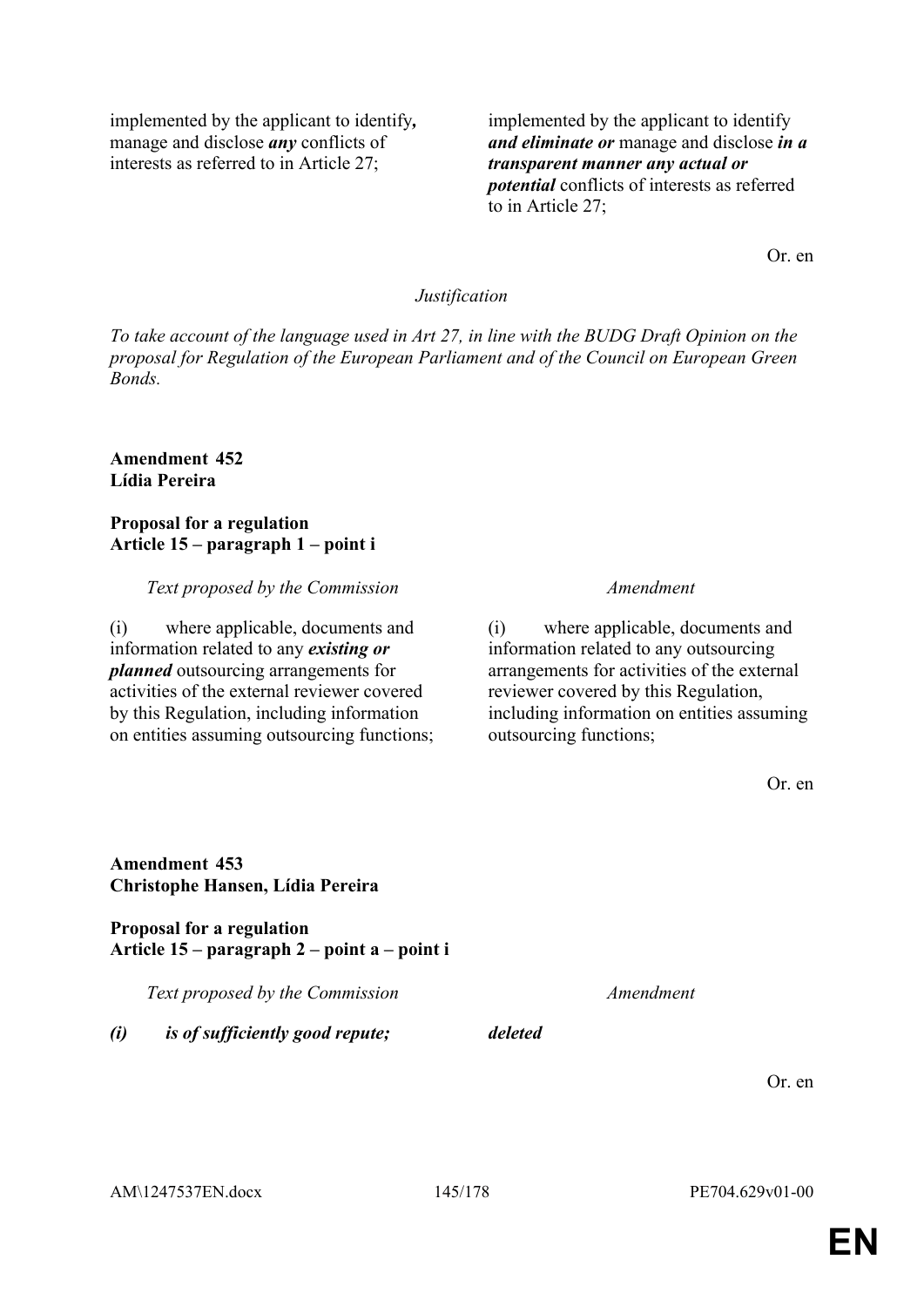| | |
|---|---|
| implemented by the applicant to identify***,*** manage and disclose ***any*** conflicts of interests as referred to in Article 27; | implemented by the applicant to identify ***and eliminate or*** manage and disclose ***in a transparent manner any actual or potential*** conflicts of interests as referred to in Article 27; |

Or. en

*Justification*

*To take account of the language used in Art 27, in line with the BUDG Draft Opinion on the proposal for Regulation of the European Parliament and of the Council on European Green Bonds.*

**Amendment 452**
**Lídia Pereira**

**Proposal for a regulation**
**Article 15 – paragraph 1 – point i**

| *Text proposed by the Commission* | *Amendment* |
|---|---|
| (i) where applicable, documents and information related to any ***existing or planned*** outsourcing arrangements for activities of the external reviewer covered by this Regulation, including information on entities assuming outsourcing functions; | (i) where applicable, documents and information related to any outsourcing arrangements for activities of the external reviewer covered by this Regulation, including information on entities assuming outsourcing functions; |

Or. en

**Amendment 453**
**Christophe Hansen, Lídia Pereira**

**Proposal for a regulation**
**Article 15 – paragraph 2 – point a – point i**

| *Text proposed by the Commission* | *Amendment* |
|---|---|
| ***(i) is of sufficiently good repute;*** | ***deleted*** |

Or. en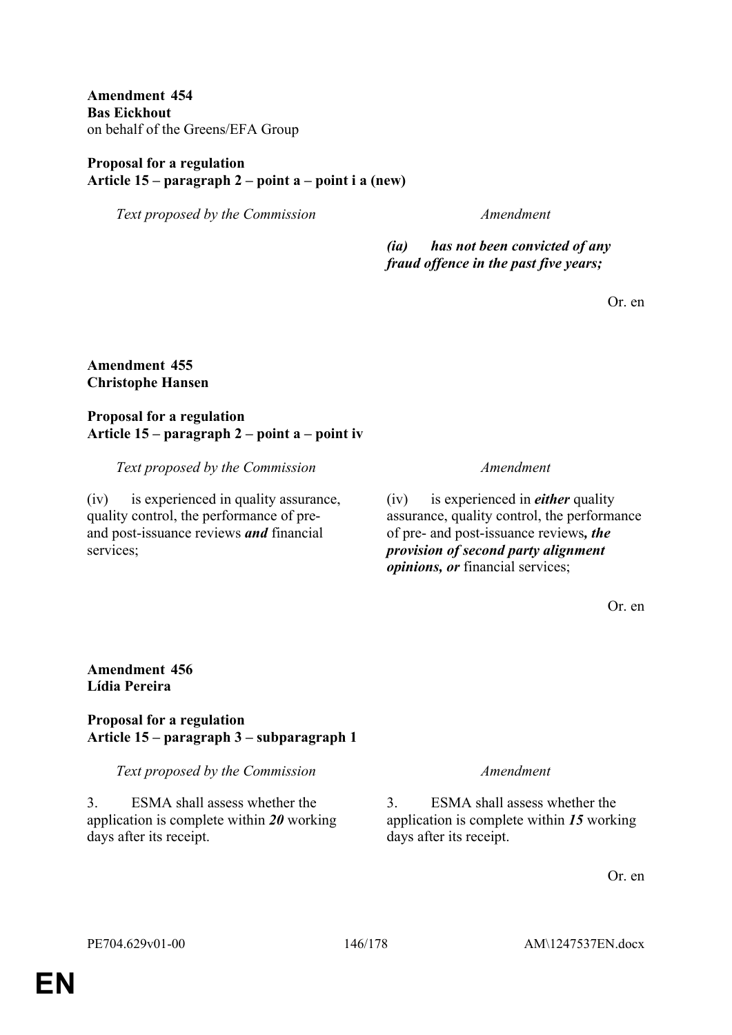**Amendment 454**
**Bas Eickhout**
on behalf of the Greens/EFA Group

**Proposal for a regulation**
**Article 15 – paragraph 2 – point a – point i a (new)**

| *Text proposed by the Commission* | *Amendment* |
|---|---|
| | ***(ia) has not been convicted of any fraud offence in the past five years;*** |

Or. en

**Amendment 455**
**Christophe Hansen**

**Proposal for a regulation**
**Article 15 – paragraph 2 – point a – point iv**

| *Text proposed by the Commission* | *Amendment* |
|---|---|
| (iv) is experienced in quality assurance, quality control, the performance of pre- and post-issuance reviews ***and*** financial services; | (iv) is experienced in ***either*** quality assurance, quality control, the performance of pre- and post-issuance reviews***, the provision of second party alignment opinions, or*** financial services; |

Or. en

**Amendment 456**
**Lídia Pereira**

**Proposal for a regulation**
**Article 15 – paragraph 3 – subparagraph 1**

| *Text proposed by the Commission* | *Amendment* |
|---|---|
| 3. ESMA shall assess whether the application is complete within ***20*** working days after its receipt. | 3. ESMA shall assess whether the application is complete within ***15*** working days after its receipt. |

Or. en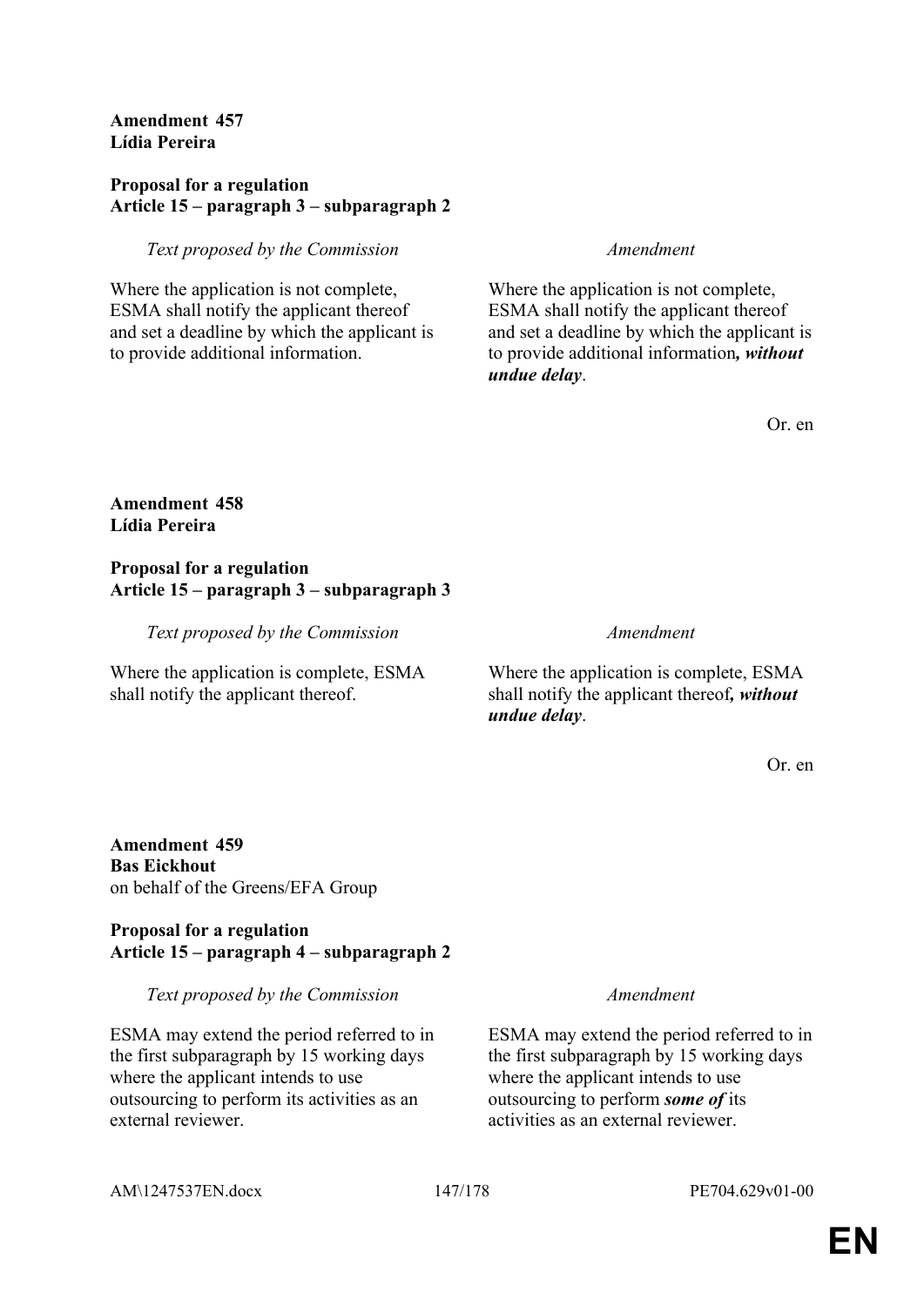**Amendment 457**
**Lídia Pereira**

**Proposal for a regulation**
**Article 15 – paragraph 3 – subparagraph 2**

| *Text proposed by the Commission* | *Amendment* |
|---|---|
| Where the application is not complete, ESMA shall notify the applicant thereof and set a deadline by which the applicant is to provide additional information. | Where the application is not complete, ESMA shall notify the applicant thereof and set a deadline by which the applicant is to provide additional information***, without undue delay***. |

Or. en

**Amendment 458**
**Lídia Pereira**

**Proposal for a regulation**
**Article 15 – paragraph 3 – subparagraph 3**

| *Text proposed by the Commission* | *Amendment* |
|---|---|
| Where the application is complete, ESMA shall notify the applicant thereof. | Where the application is complete, ESMA shall notify the applicant thereof***, without undue delay***. |

Or. en

**Amendment 459**
**Bas Eickhout**
on behalf of the Greens/EFA Group

**Proposal for a regulation**
**Article 15 – paragraph 4 – subparagraph 2**

| *Text proposed by the Commission* | *Amendment* |
|---|---|
| ESMA may extend the period referred to in the first subparagraph by 15 working days where the applicant intends to use outsourcing to perform its activities as an external reviewer. | ESMA may extend the period referred to in the first subparagraph by 15 working days where the applicant intends to use outsourcing to perform ***some of*** its activities as an external reviewer. |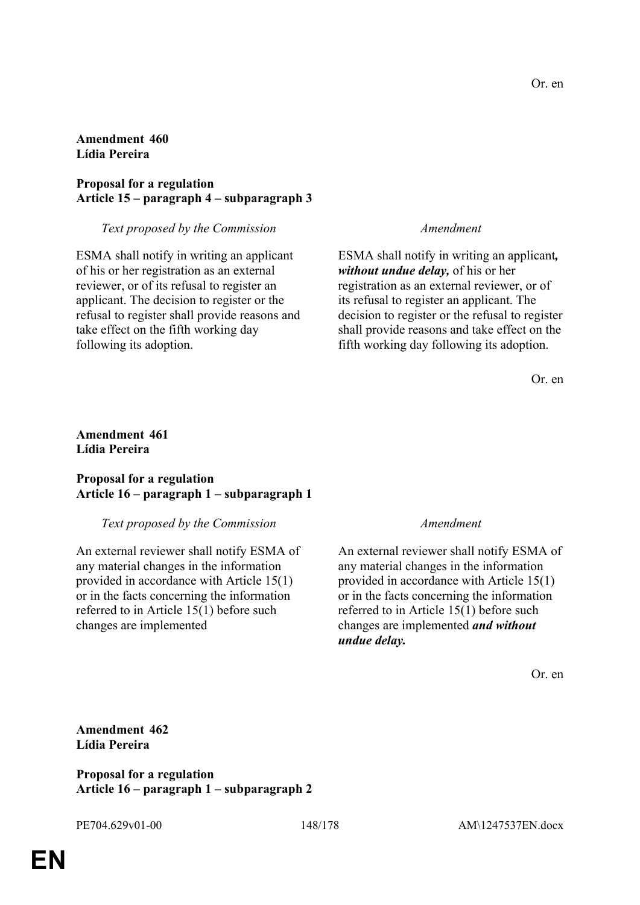Or. en

**Amendment 460**
**Lídia Pereira**

**Proposal for a regulation**
**Article 15 – paragraph 4 – subparagraph 3**

| *Text proposed by the Commission* | *Amendment* |
|---|---|
| ESMA shall notify in writing an applicant of his or her registration as an external reviewer, or of its refusal to register an applicant. The decision to register or the refusal to register shall provide reasons and take effect on the fifth working day following its adoption. | ESMA shall notify in writing an applicant***, without undue delay,*** of his or her registration as an external reviewer, or of its refusal to register an applicant. The decision to register or the refusal to register shall provide reasons and take effect on the fifth working day following its adoption. |

Or. en

**Amendment 461**
**Lídia Pereira**

**Proposal for a regulation**
**Article 16 – paragraph 1 – subparagraph 1**

| *Text proposed by the Commission* | *Amendment* |
|---|---|
| An external reviewer shall notify ESMA of any material changes in the information provided in accordance with Article 15(1) or in the facts concerning the information referred to in Article 15(1) before such changes are implemented | An external reviewer shall notify ESMA of any material changes in the information provided in accordance with Article 15(1) or in the facts concerning the information referred to in Article 15(1) before such changes are implemented ***and without undue delay.*** |

Or. en

**Amendment 462**
**Lídia Pereira**

**Proposal for a regulation**
**Article 16 – paragraph 1 – subparagraph 2**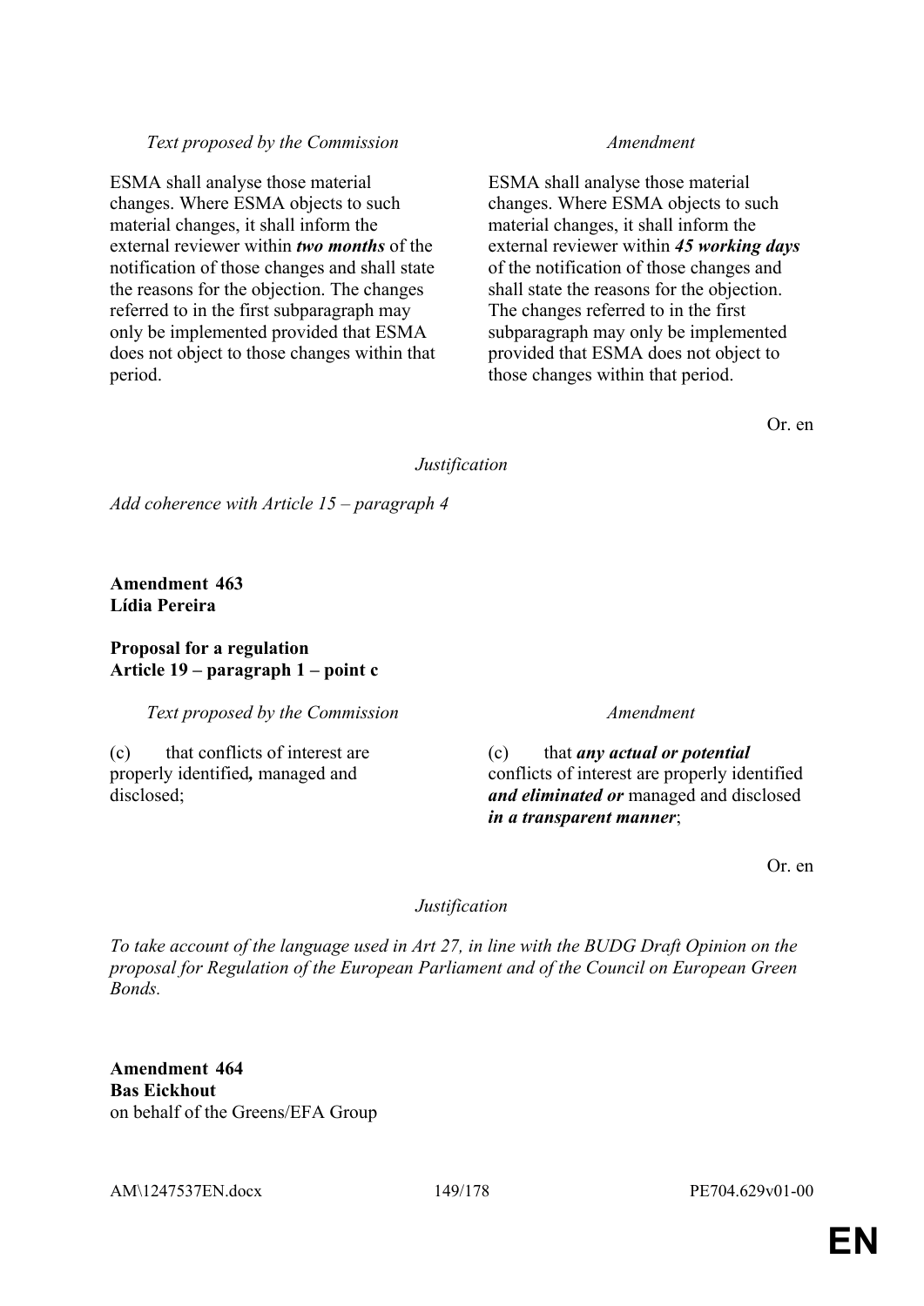| *Text proposed by the Commission* | *Amendment* |
|---|---|
| ESMA shall analyse those material changes. Where ESMA objects to such material changes, it shall inform the external reviewer within ***two months*** of the notification of those changes and shall state the reasons for the objection. The changes referred to in the first subparagraph may only be implemented provided that ESMA does not object to those changes within that period. | ESMA shall analyse those material changes. Where ESMA objects to such material changes, it shall inform the external reviewer within ***45 working days*** of the notification of those changes and shall state the reasons for the objection. The changes referred to in the first subparagraph may only be implemented provided that ESMA does not object to those changes within that period. |

Or. en

*Justification*

*Add coherence with Article 15 – paragraph 4*

**Amendment 463**
**Lídia Pereira**

**Proposal for a regulation**
**Article 19 – paragraph 1 – point c**

| *Text proposed by the Commission* | *Amendment* |
|---|---|
| (c) that conflicts of interest are properly identified***,*** managed and disclosed; | (c) that ***any actual or potential*** conflicts of interest are properly identified ***and eliminated or*** managed and disclosed ***in a transparent manner***; |

Or. en

*Justification*

*To take account of the language used in Art 27, in line with the BUDG Draft Opinion on the proposal for Regulation of the European Parliament and of the Council on European Green Bonds.*

**Amendment 464**
**Bas Eickhout**
on behalf of the Greens/EFA Group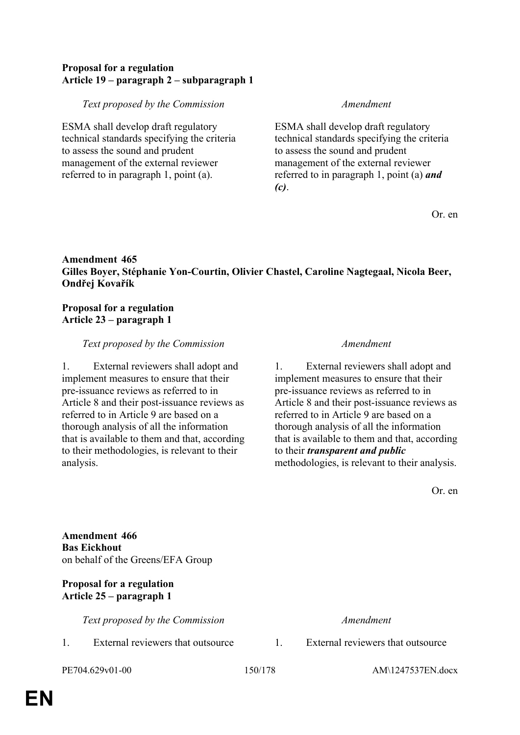**Proposal for a regulation**
**Article 19 – paragraph 2 – subparagraph 1**

| Text proposed by the Commission | Amendment |
|---|---|
| ESMA shall develop draft regulatory technical standards specifying the criteria to assess the sound and prudent management of the external reviewer referred to in paragraph 1, point (a). | ESMA shall develop draft regulatory technical standards specifying the criteria to assess the sound and prudent management of the external reviewer referred to in paragraph 1, point (a) ***and (c)***. |

Or. en

**Amendment 465**
**Gilles Boyer, Stéphanie Yon-Courtin, Olivier Chastel, Caroline Nagtegaal, Nicola Beer, Ondřej Kovařík**

**Proposal for a regulation**
**Article 23 – paragraph 1**

| Text proposed by the Commission | Amendment |
|---|---|
| 1. External reviewers shall adopt and implement measures to ensure that their pre-issuance reviews as referred to in Article 8 and their post-issuance reviews as referred to in Article 9 are based on a thorough analysis of all the information that is available to them and that, according to their methodologies, is relevant to their analysis. | 1. External reviewers shall adopt and implement measures to ensure that their pre-issuance reviews as referred to in Article 8 and their post-issuance reviews as referred to in Article 9 are based on a thorough analysis of all the information that is available to them and that, according to their ***transparent and public*** methodologies, is relevant to their analysis. |

Or. en

**Amendment 466**
**Bas Eickhout**
on behalf of the Greens/EFA Group

**Proposal for a regulation**
**Article 25 – paragraph 1**

| Text proposed by the Commission | Amendment |
|---|---|
| 1. External reviewers that outsource | 1. External reviewers that outsource |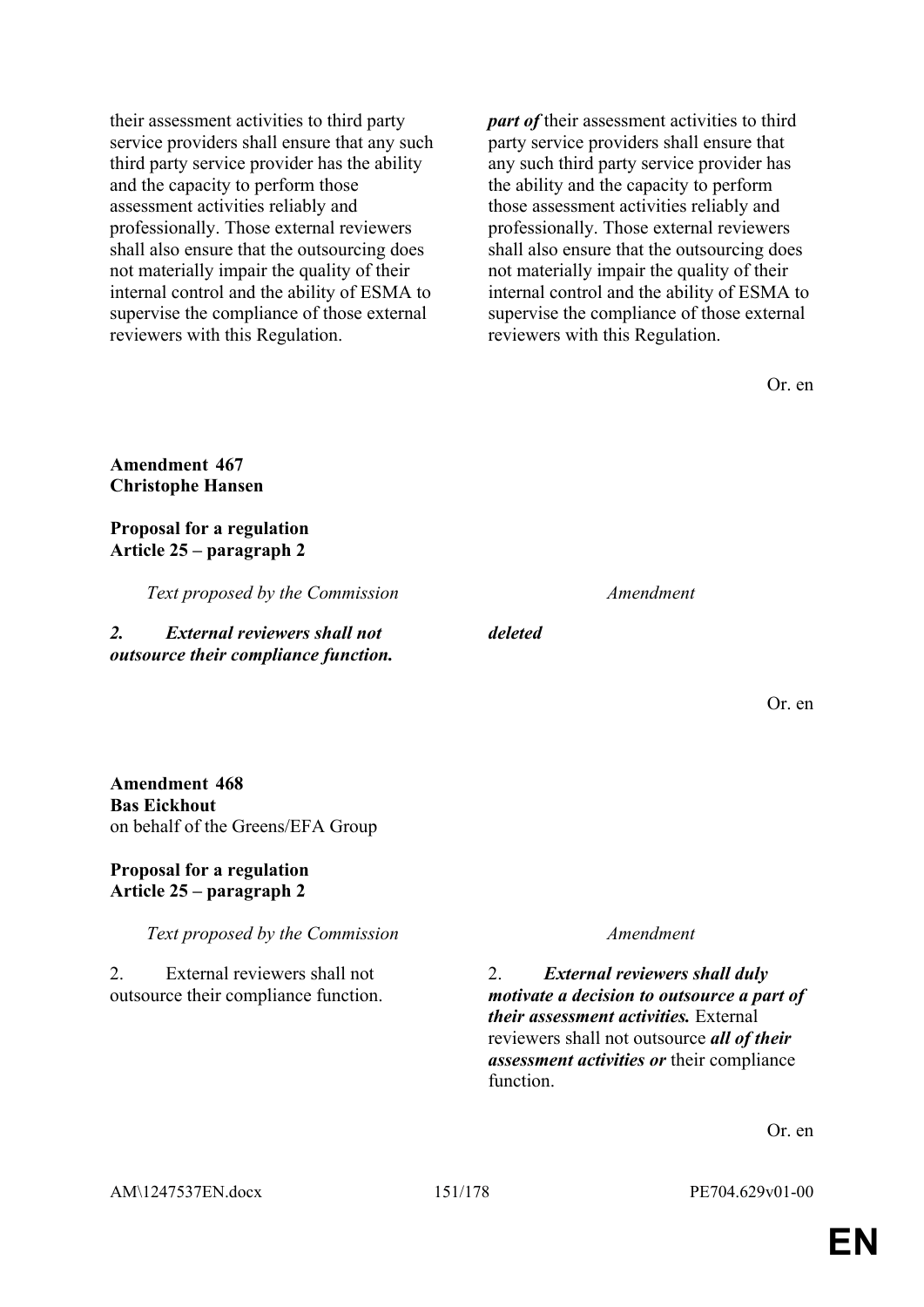| | |
|---|---|
| their assessment activities to third party service providers shall ensure that any such third party service provider has the ability and the capacity to perform those assessment activities reliably and professionally. Those external reviewers shall also ensure that the outsourcing does not materially impair the quality of their internal control and the ability of ESMA to supervise the compliance of those external reviewers with this Regulation. | ***part of*** their assessment activities to third party service providers shall ensure that any such third party service provider has the ability and the capacity to perform those assessment activities reliably and professionally. Those external reviewers shall also ensure that the outsourcing does not materially impair the quality of their internal control and the ability of ESMA to supervise the compliance of those external reviewers with this Regulation. |

Or. en

**Amendment 467**
**Christophe Hansen**

**Proposal for a regulation**
**Article 25 – paragraph 2**

| *Text proposed by the Commission* | *Amendment* |
|---|---|
| ***2. External reviewers shall not outsource their compliance function.*** | ***deleted*** |

Or. en

**Amendment 468**
**Bas Eickhout**
on behalf of the Greens/EFA Group

**Proposal for a regulation**
**Article 25 – paragraph 2**

| *Text proposed by the Commission* | *Amendment* |
|---|---|
| 2. External reviewers shall not outsource their compliance function. | 2. ***External reviewers shall duly motivate a decision to outsource a part of their assessment activities.*** External reviewers shall not outsource ***all of their assessment activities or*** their compliance function. |

Or. en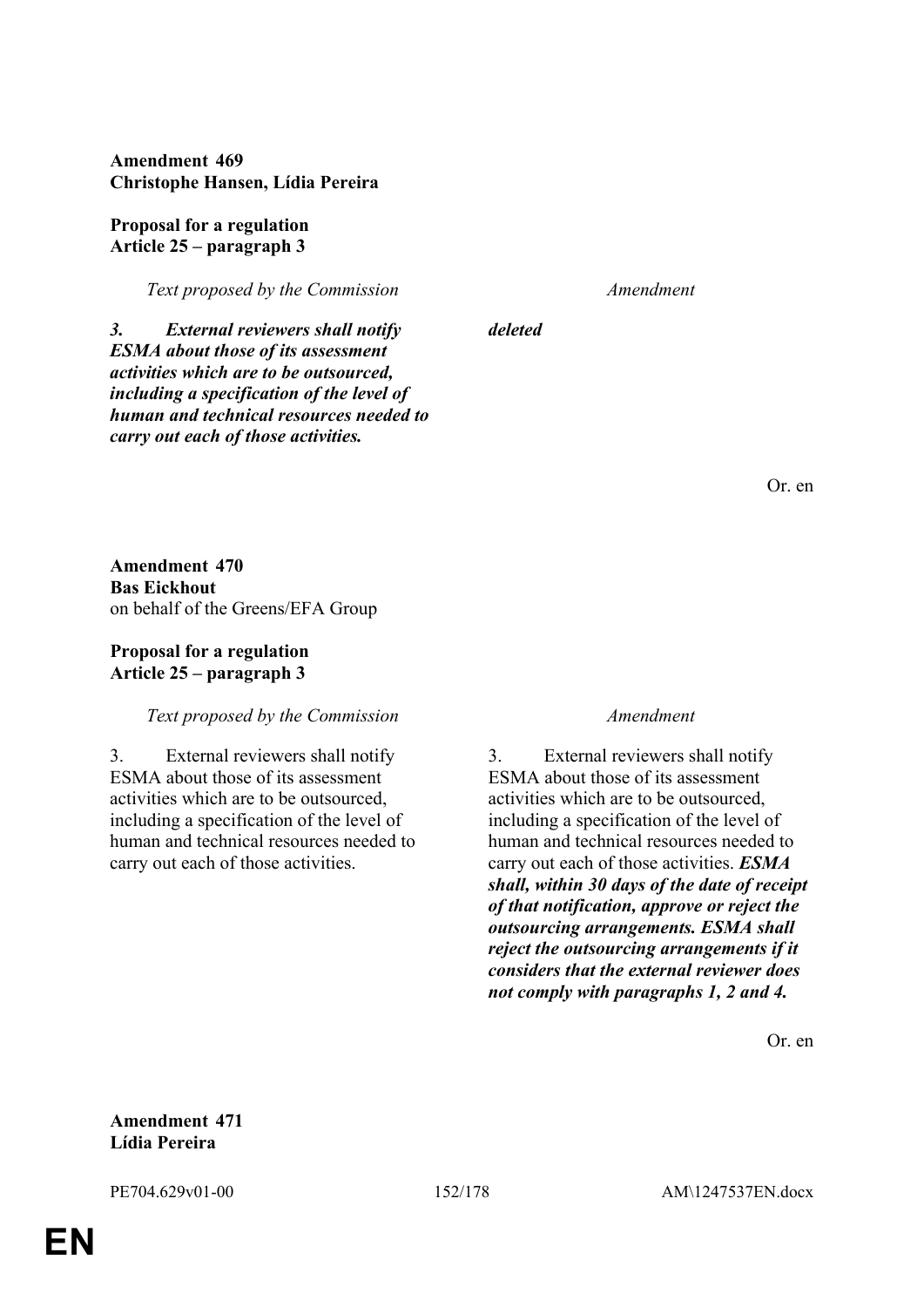**Amendment 469**
**Christophe Hansen, Lídia Pereira**

**Proposal for a regulation**
**Article 25 – paragraph 3**

| *Text proposed by the Commission* | *Amendment* |
|---|---|
| ***3. External reviewers shall notify ESMA about those of its assessment activities which are to be outsourced, including a specification of the level of human and technical resources needed to carry out each of those activities.*** | ***deleted*** |

Or. en

**Amendment 470**
**Bas Eickhout**
on behalf of the Greens/EFA Group

**Proposal for a regulation**
**Article 25 – paragraph 3**

| *Text proposed by the Commission* | *Amendment* |
|---|---|
| 3. External reviewers shall notify ESMA about those of its assessment activities which are to be outsourced, including a specification of the level of human and technical resources needed to carry out each of those activities. | 3. External reviewers shall notify ESMA about those of its assessment activities which are to be outsourced, including a specification of the level of human and technical resources needed to carry out each of those activities. ***ESMA shall, within 30 days of the date of receipt of that notification, approve or reject the outsourcing arrangements. ESMA shall reject the outsourcing arrangements if it considers that the external reviewer does not comply with paragraphs 1, 2 and 4.*** |

Or. en

**Amendment 471**
**Lídia Pereira**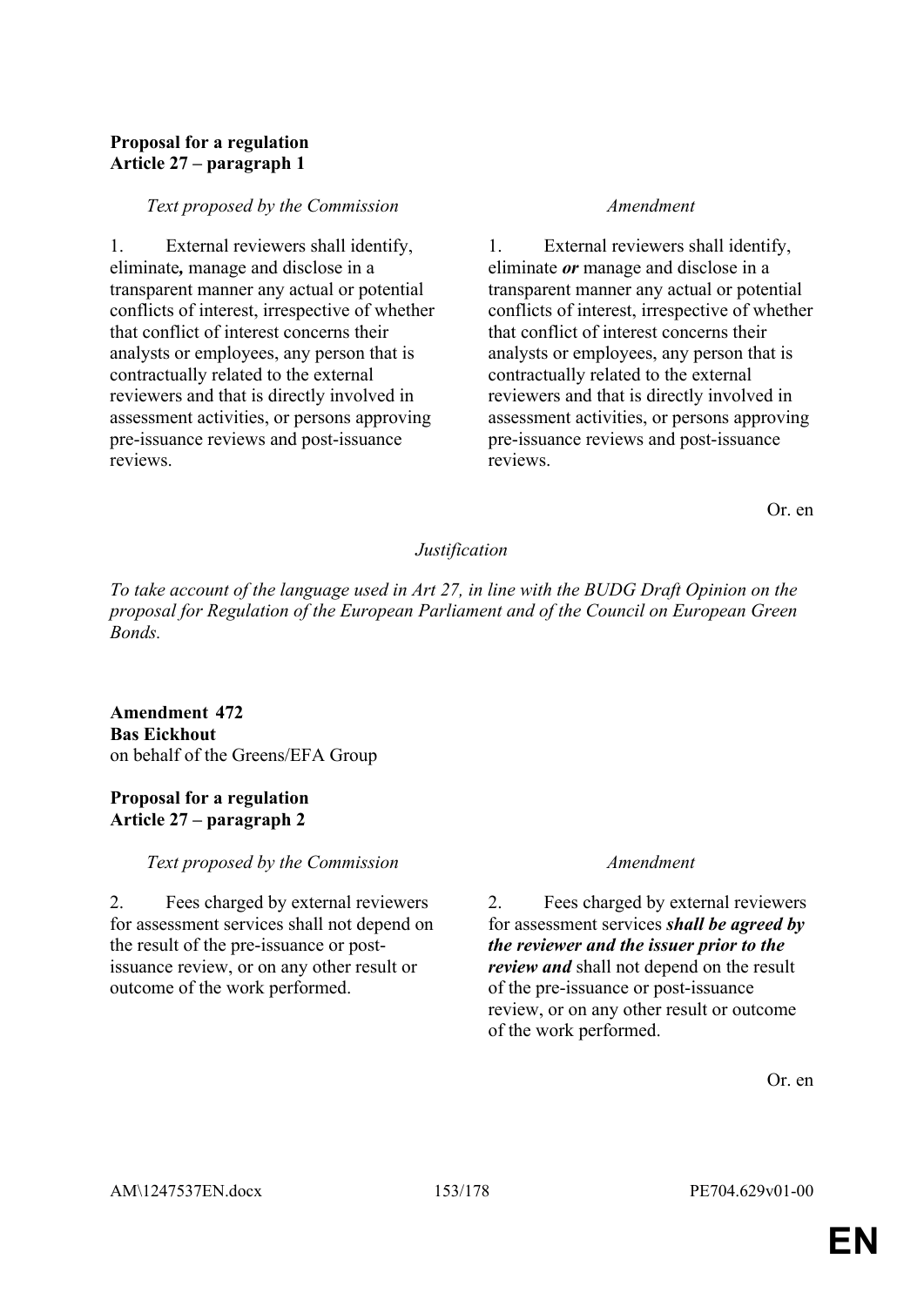**Proposal for a regulation**
**Article 27 – paragraph 1**

| *Text proposed by the Commission* | *Amendment* |
|---|---|
| 1. External reviewers shall identify, eliminate**,** manage and disclose in a transparent manner any actual or potential conflicts of interest, irrespective of whether that conflict of interest concerns their analysts or employees, any person that is contractually related to the external reviewers and that is directly involved in assessment activities, or persons approving pre-issuance reviews and post-issuance reviews. | 1. External reviewers shall identify, eliminate ***or*** manage and disclose in a transparent manner any actual or potential conflicts of interest, irrespective of whether that conflict of interest concerns their analysts or employees, any person that is contractually related to the external reviewers and that is directly involved in assessment activities, or persons approving pre-issuance reviews and post-issuance reviews. |

Or. en

*Justification*

*To take account of the language used in Art 27, in line with the BUDG Draft Opinion on the proposal for Regulation of the European Parliament and of the Council on European Green Bonds.*

**Amendment 472**
**Bas Eickhout**
on behalf of the Greens/EFA Group

**Proposal for a regulation**
**Article 27 – paragraph 2**

| *Text proposed by the Commission* | *Amendment* |
|---|---|
| 2. Fees charged by external reviewers for assessment services shall not depend on the result of the pre-issuance or post-issuance review, or on any other result or outcome of the work performed. | 2. Fees charged by external reviewers for assessment services ***shall be agreed by the reviewer and the issuer prior to the review and*** shall not depend on the result of the pre-issuance or post-issuance review, or on any other result or outcome of the work performed. |

Or. en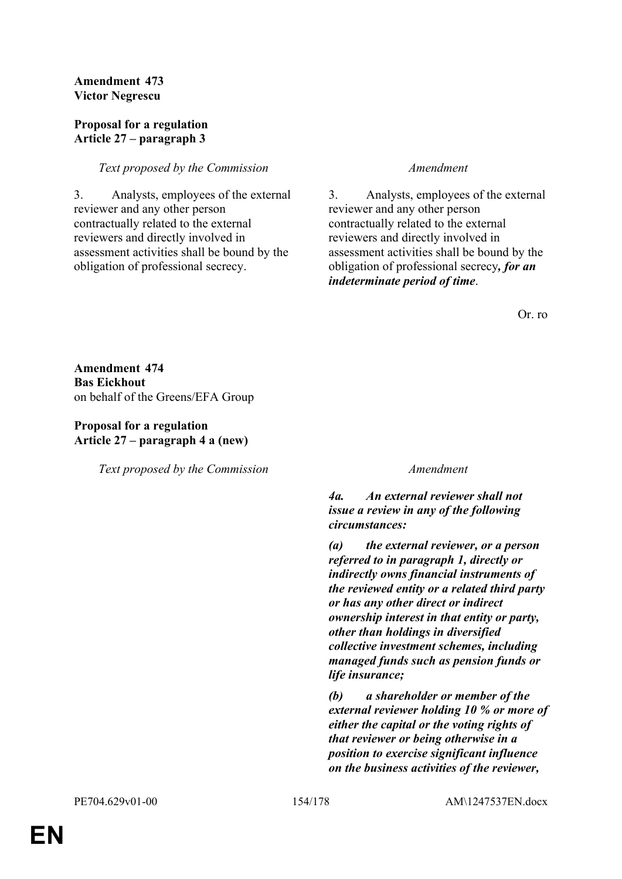**Amendment 473**
**Victor Negrescu**

**Proposal for a regulation**
**Article 27 – paragraph 3**

| *Text proposed by the Commission* | *Amendment* |
|---|---|
| 3. Analysts, employees of the external reviewer and any other person contractually related to the external reviewers and directly involved in assessment activities shall be bound by the obligation of professional secrecy. | 3. Analysts, employees of the external reviewer and any other person contractually related to the external reviewers and directly involved in assessment activities shall be bound by the obligation of professional secrecy***, for an indeterminate period of time***. |

Or. ro

**Amendment 474**
**Bas Eickhout**
on behalf of the Greens/EFA Group

**Proposal for a regulation**
**Article 27 – paragraph 4 a (new)**

| *Text proposed by the Commission* | *Amendment* |
|---|---|
| | ***4a. An external reviewer shall not issue a review in any of the following circumstances:*** |
| | ***(a) the external reviewer, or a person referred to in paragraph 1, directly or indirectly owns financial instruments of the reviewed entity or a related third party or has any other direct or indirect ownership interest in that entity or party, other than holdings in diversified collective investment schemes, including managed funds such as pension funds or life insurance;*** |
| | ***(b) a shareholder or member of the external reviewer holding 10 % or more of either the capital or the voting rights of that reviewer or being otherwise in a position to exercise significant influence on the business activities of the reviewer,*** |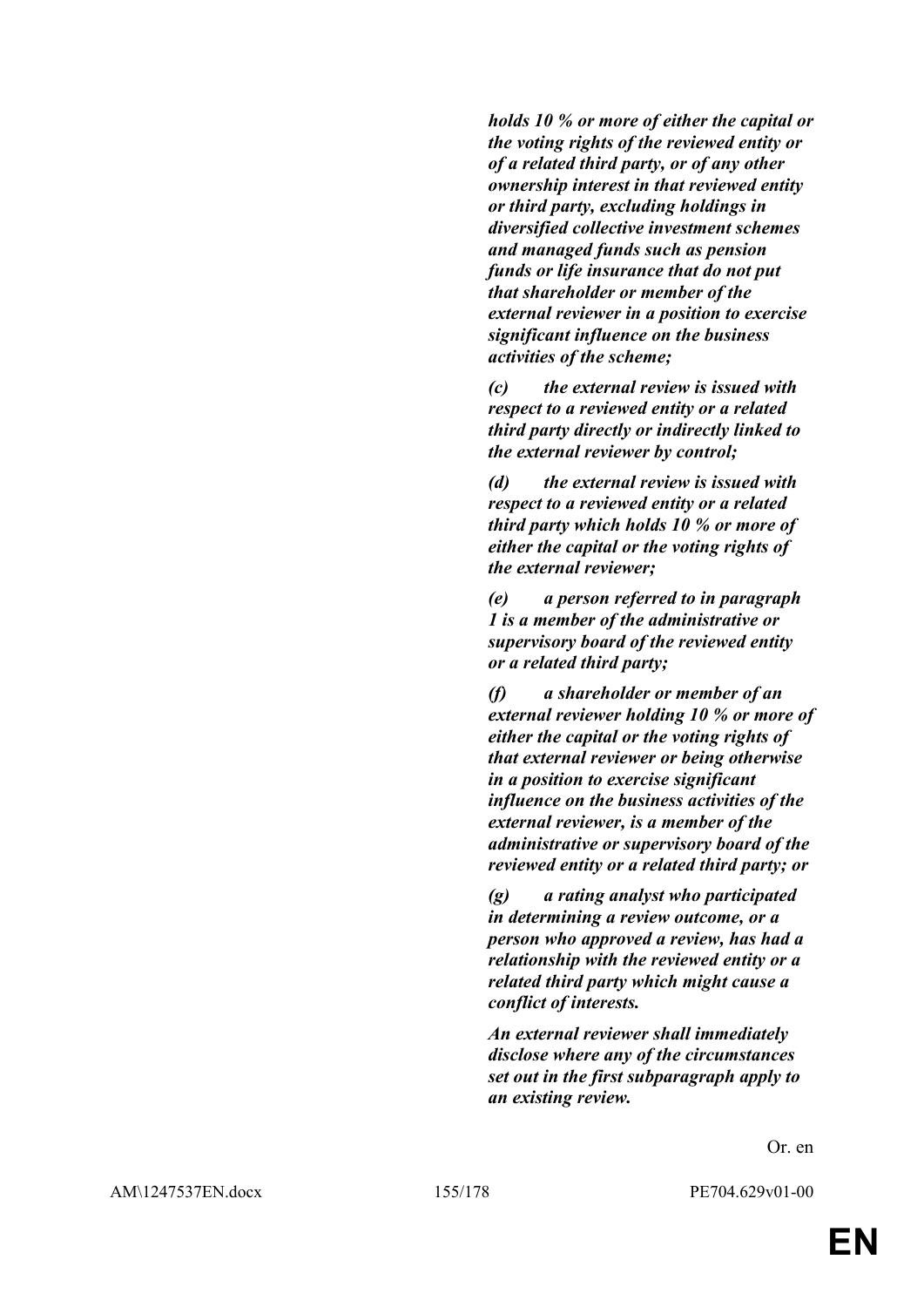***holds 10 % or more of either the capital or the voting rights of the reviewed entity or of a related third party, or of any other ownership interest in that reviewed entity or third party, excluding holdings in diversified collective investment schemes and managed funds such as pension funds or life insurance that do not put that shareholder or member of the external reviewer in a position to exercise significant influence on the business activities of the scheme;***

***(c) the external review is issued with respect to a reviewed entity or a related third party directly or indirectly linked to the external reviewer by control;***

***(d) the external review is issued with respect to a reviewed entity or a related third party which holds 10 % or more of either the capital or the voting rights of the external reviewer;***

***(e) a person referred to in paragraph 1 is a member of the administrative or supervisory board of the reviewed entity or a related third party;***

***(f) a shareholder or member of an external reviewer holding 10 % or more of either the capital or the voting rights of that external reviewer or being otherwise in a position to exercise significant influence on the business activities of the external reviewer, is a member of the administrative or supervisory board of the reviewed entity or a related third party; or***

***(g) a rating analyst who participated in determining a review outcome, or a person who approved a review, has had a relationship with the reviewed entity or a related third party which might cause a conflict of interests.***

***An external reviewer shall immediately disclose where any of the circumstances set out in the first subparagraph apply to an existing review.***

Or. en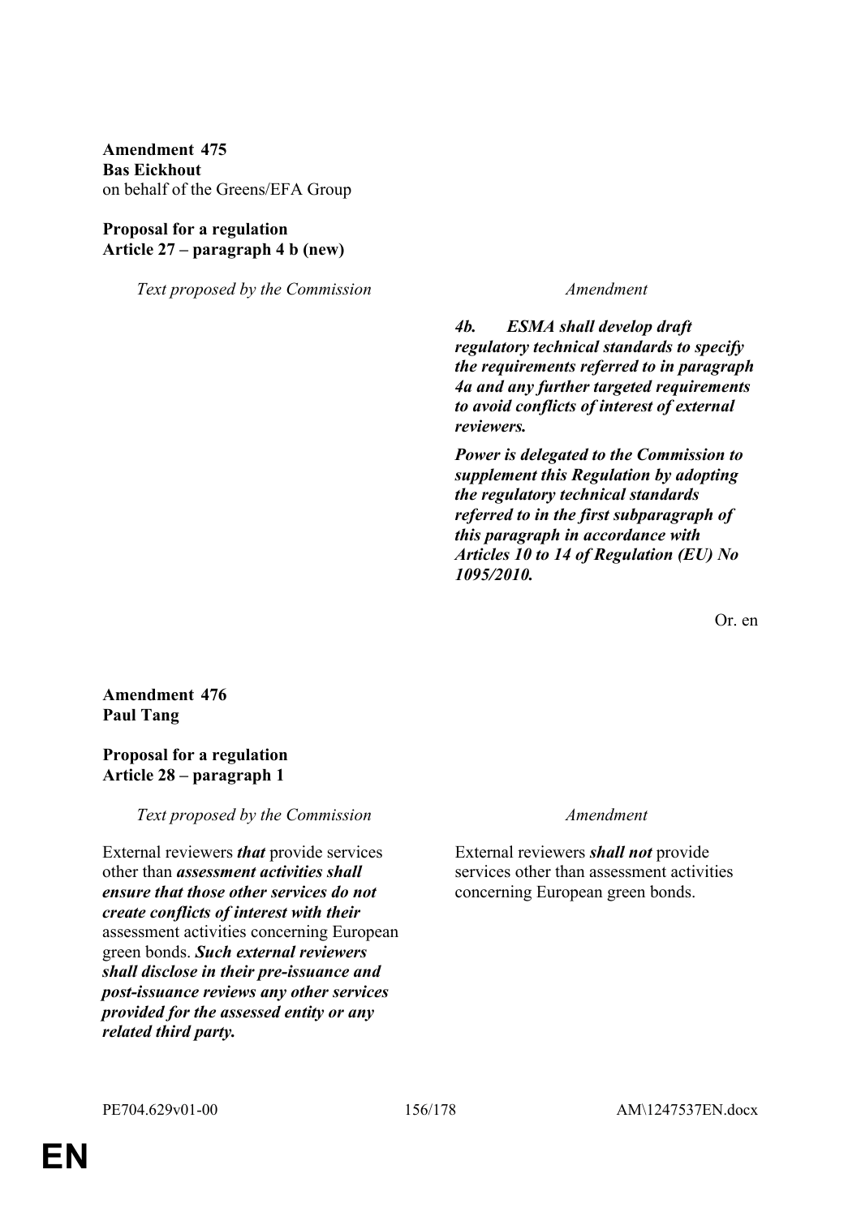**Amendment 475**
**Bas Eickhout**
on behalf of the Greens/EFA Group

**Proposal for a regulation**
**Article 27 – paragraph 4 b (new)**

| *Text proposed by the Commission* | *Amendment* |
|---|---|
| | ***4b. ESMA shall develop draft regulatory technical standards to specify the requirements referred to in paragraph 4a and any further targeted requirements to avoid conflicts of interest of external reviewers.*** |
| | ***Power is delegated to the Commission to supplement this Regulation by adopting the regulatory technical standards referred to in the first subparagraph of this paragraph in accordance with Articles 10 to 14 of Regulation (EU) No 1095/2010.*** |

Or. en

**Amendment 476**
**Paul Tang**

**Proposal for a regulation**
**Article 28 – paragraph 1**

| *Text proposed by the Commission* | *Amendment* |
|---|---|
| External reviewers ***that*** provide services other than ***assessment activities shall ensure that those other services do not create conflicts of interest with their*** assessment activities concerning European green bonds. ***Such external reviewers shall disclose in their pre-issuance and post-issuance reviews any other services provided for the assessed entity or any related third party.*** | External reviewers ***shall not*** provide services other than assessment activities concerning European green bonds. |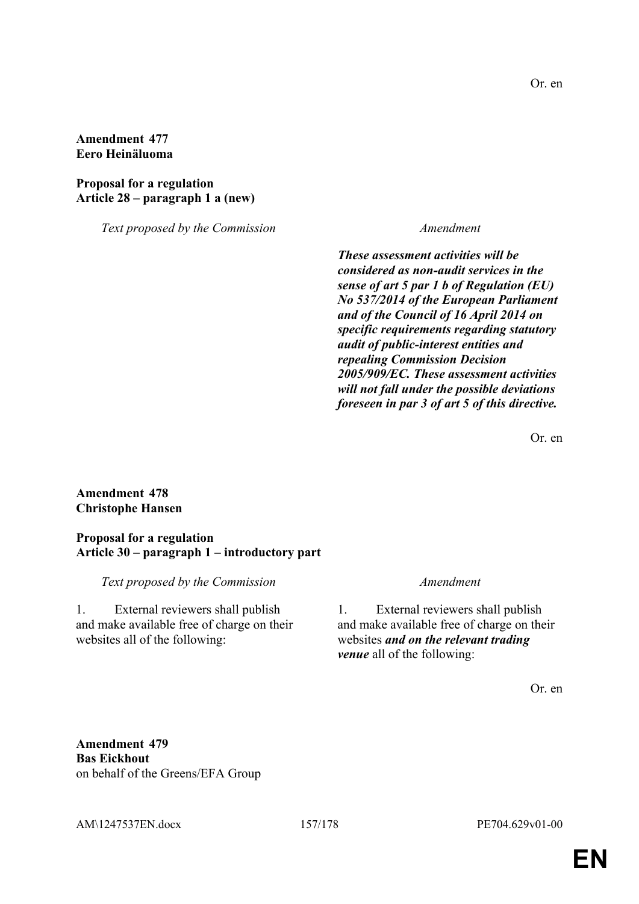Or. en

**Amendment 477**
**Eero Heinäluoma**

**Proposal for a regulation**
**Article 28 – paragraph 1 a (new)**

| *Text proposed by the Commission* | *Amendment* |
| --- | --- |
| | ***These assessment activities will be considered as non-audit services in the sense of art 5 par 1 b of Regulation (EU) No 537/2014 of the European Parliament and of the Council of 16 April 2014 on specific requirements regarding statutory audit of public-interest entities and repealing Commission Decision 2005/909/EC. These assessment activities will not fall under the possible deviations foreseen in par 3 of art 5 of this directive.*** |

Or. en

**Amendment 478**
**Christophe Hansen**

**Proposal for a regulation**
**Article 30 – paragraph 1 – introductory part**

| *Text proposed by the Commission* | *Amendment* |
| --- | --- |
| 1. External reviewers shall publish and make available free of charge on their websites all of the following: | 1. External reviewers shall publish and make available free of charge on their websites ***and on the relevant trading venue*** all of the following: |

Or. en

**Amendment 479**
**Bas Eickhout**
on behalf of the Greens/EFA Group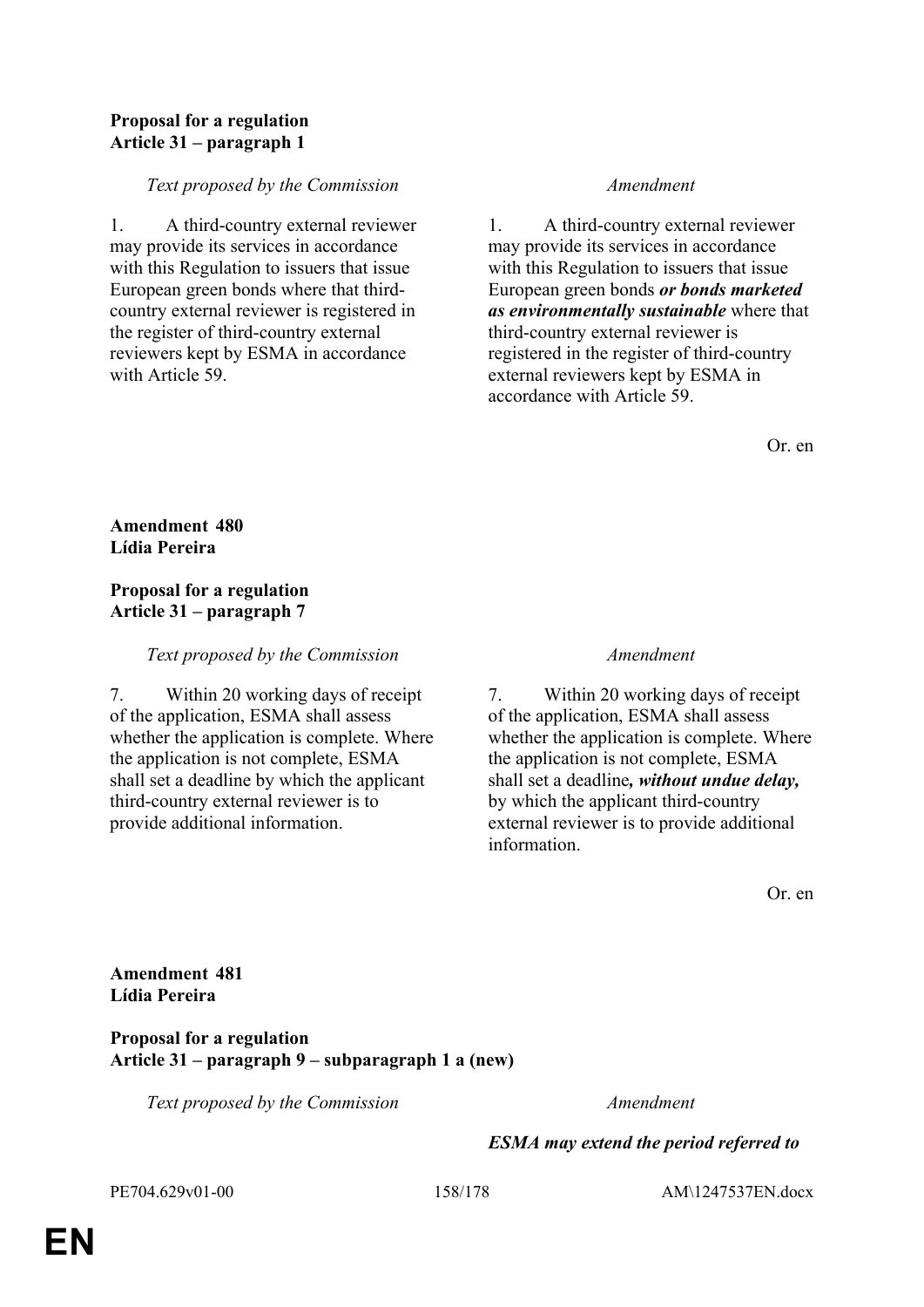**Proposal for a regulation**
**Article 31 – paragraph 1**

| *Text proposed by the Commission* | *Amendment* |
|---|---|
| 1. A third-country external reviewer may provide its services in accordance with this Regulation to issuers that issue European green bonds where that third-country external reviewer is registered in the register of third-country external reviewers kept by ESMA in accordance with Article 59. | 1. A third-country external reviewer may provide its services in accordance with this Regulation to issuers that issue European green bonds ***or bonds marketed as environmentally sustainable*** where that third-country external reviewer is registered in the register of third-country external reviewers kept by ESMA in accordance with Article 59. |

Or. en

**Amendment 480**
**Lídia Pereira**

**Proposal for a regulation**
**Article 31 – paragraph 7**

| *Text proposed by the Commission* | *Amendment* |
|---|---|
| 7. Within 20 working days of receipt of the application, ESMA shall assess whether the application is complete. Where the application is not complete, ESMA shall set a deadline by which the applicant third-country external reviewer is to provide additional information. | 7. Within 20 working days of receipt of the application, ESMA shall assess whether the application is complete. Where the application is not complete, ESMA shall set a deadline***, without undue delay,*** by which the applicant third-country external reviewer is to provide additional information. |

Or. en

**Amendment 481**
**Lídia Pereira**

**Proposal for a regulation**
**Article 31 – paragraph 9 – subparagraph 1 a (new)**

| *Text proposed by the Commission* | *Amendment* |
|---|---|
| | ***ESMA may extend the period referred to*** |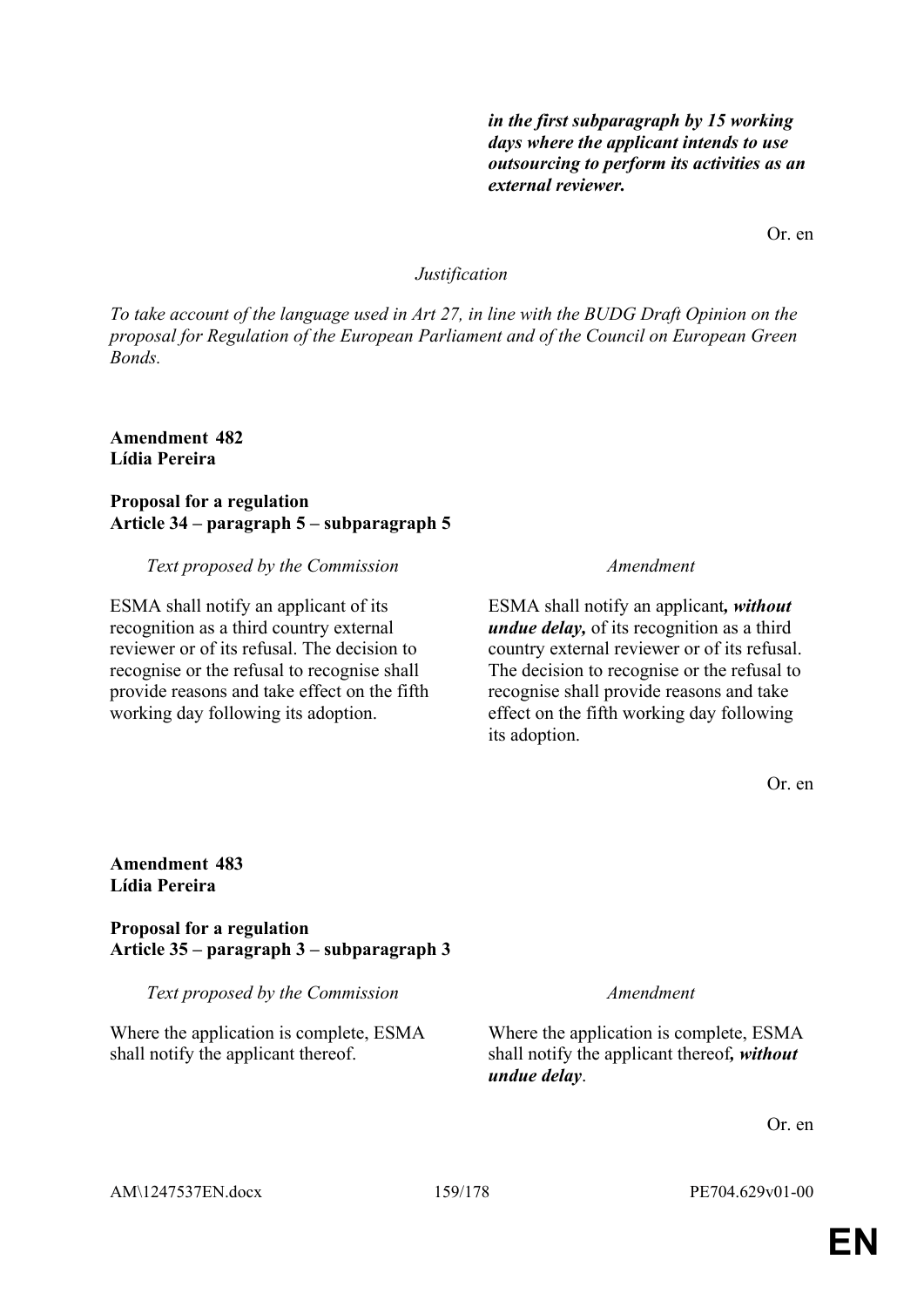| | |
|---|---|
| | ***in the first subparagraph by 15 working days where the applicant intends to use outsourcing to perform its activities as an external reviewer.*** |

Or. en

*Justification*

*To take account of the language used in Art 27, in line with the BUDG Draft Opinion on the proposal for Regulation of the European Parliament and of the Council on European Green Bonds.*

**Amendment 482**
**Lídia Pereira**

**Proposal for a regulation**
**Article 34 – paragraph 5 – subparagraph 5**

| *Text proposed by the Commission* | *Amendment* |
|---|---|
| ESMA shall notify an applicant of its recognition as a third country external reviewer or of its refusal. The decision to recognise or the refusal to recognise shall provide reasons and take effect on the fifth working day following its adoption. | ESMA shall notify an applicant***, without undue delay,*** of its recognition as a third country external reviewer or of its refusal. The decision to recognise or the refusal to recognise shall provide reasons and take effect on the fifth working day following its adoption. |

Or. en

**Amendment 483**
**Lídia Pereira**

**Proposal for a regulation**
**Article 35 – paragraph 3 – subparagraph 3**

| *Text proposed by the Commission* | *Amendment* |
|---|---|
| Where the application is complete, ESMA shall notify the applicant thereof. | Where the application is complete, ESMA shall notify the applicant thereof***, without undue delay***. |

Or. en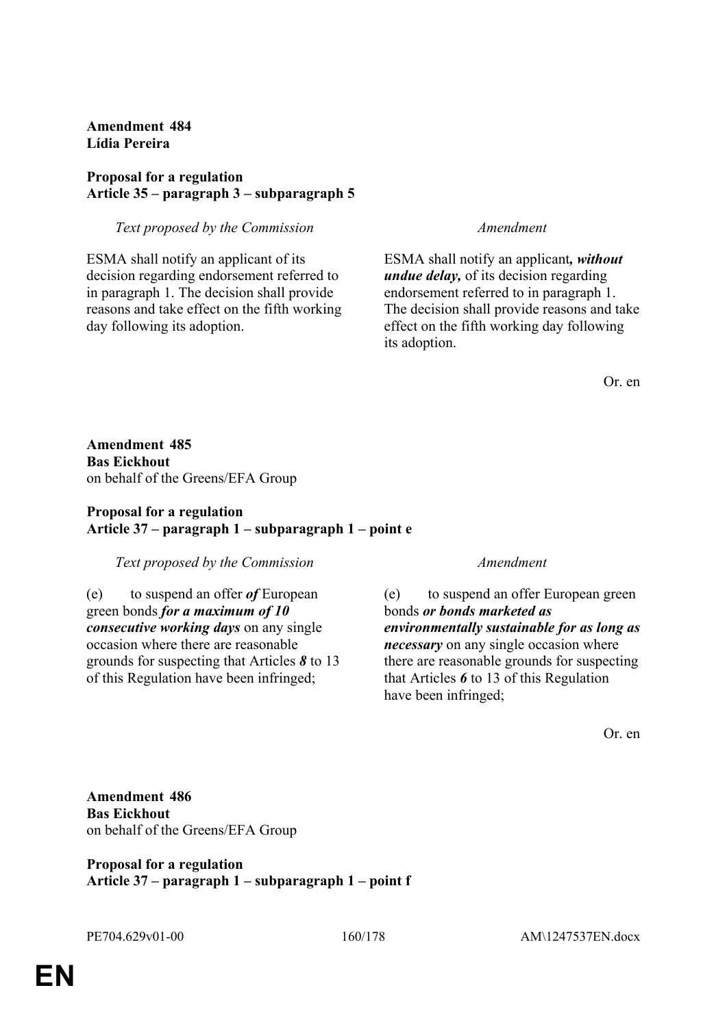**Amendment 484**
**Lídia Pereira**

**Proposal for a regulation**
**Article 35 – paragraph 3 – subparagraph 5**

| *Text proposed by the Commission* | *Amendment* |
|---|---|
| ESMA shall notify an applicant of its decision regarding endorsement referred to in paragraph 1. The decision shall provide reasons and take effect on the fifth working day following its adoption. | ESMA shall notify an applicant***, without undue delay,*** of its decision regarding endorsement referred to in paragraph 1. The decision shall provide reasons and take effect on the fifth working day following its adoption. |

Or. en

**Amendment 485**
**Bas Eickhout**
on behalf of the Greens/EFA Group

**Proposal for a regulation**
**Article 37 – paragraph 1 – subparagraph 1 – point e**

| *Text proposed by the Commission* | *Amendment* |
|---|---|
| (e) to suspend an offer ***of*** European green bonds ***for a maximum of 10 consecutive working days*** on any single occasion where there are reasonable grounds for suspecting that Articles ***8*** to 13 of this Regulation have been infringed; | (e) to suspend an offer European green bonds ***or bonds marketed as environmentally sustainable for as long as necessary*** on any single occasion where there are reasonable grounds for suspecting that Articles ***6*** to 13 of this Regulation have been infringed; |

Or. en

**Amendment 486**
**Bas Eickhout**
on behalf of the Greens/EFA Group

**Proposal for a regulation**
**Article 37 – paragraph 1 – subparagraph 1 – point f**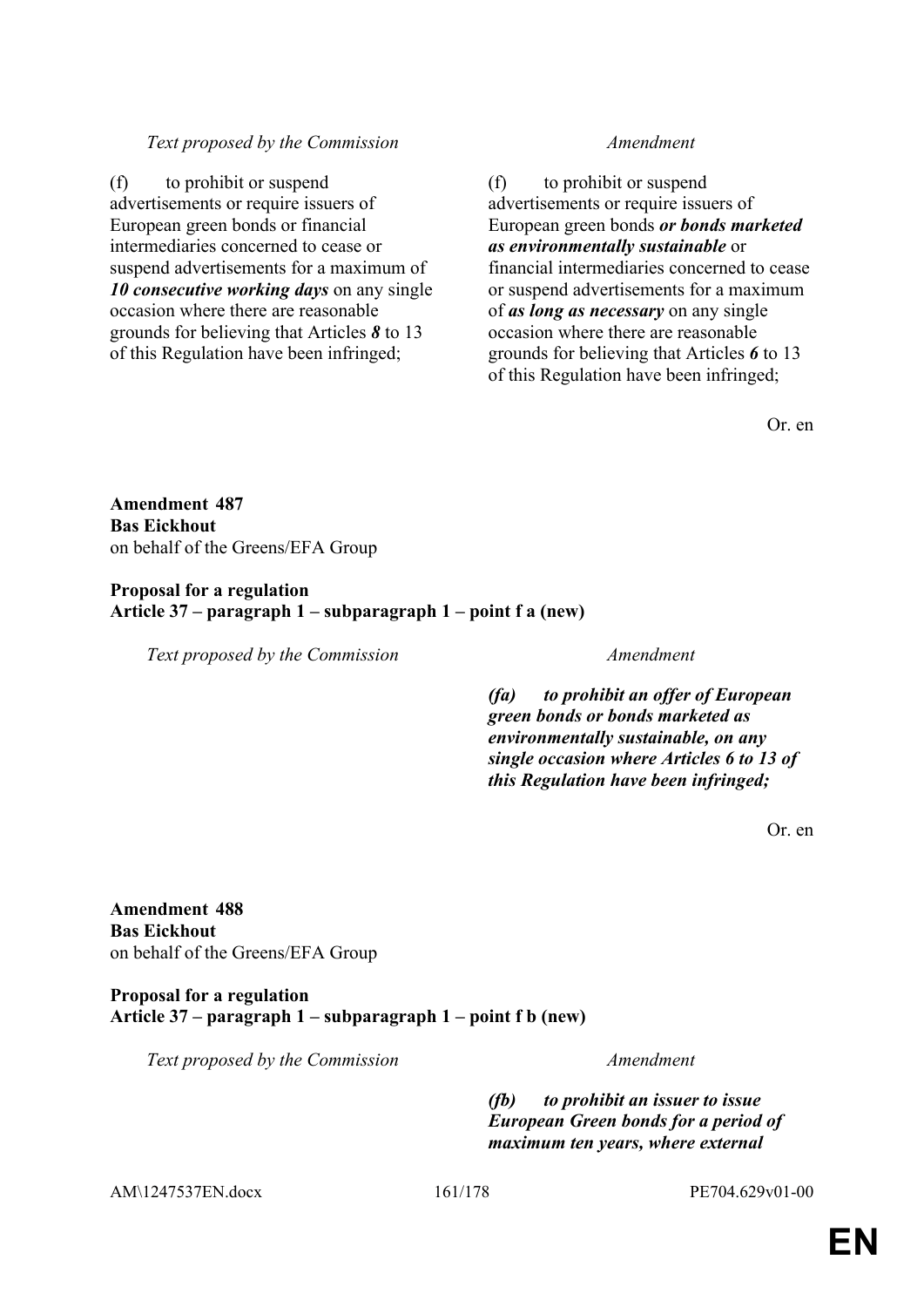| Text proposed by the Commission | Amendment |
|---|---|
| (f) to prohibit or suspend advertisements or require issuers of European green bonds or financial intermediaries concerned to cease or suspend advertisements for a maximum of ***10 consecutive working days*** on any single occasion where there are reasonable grounds for believing that Articles ***8*** to 13 of this Regulation have been infringed; | (f) to prohibit or suspend advertisements or require issuers of European green bonds ***or bonds marketed as environmentally sustainable*** or financial intermediaries concerned to cease or suspend advertisements for a maximum of ***as long as necessary*** on any single occasion where there are reasonable grounds for believing that Articles ***6*** to 13 of this Regulation have been infringed; |

Or. en

**Amendment 487**
**Bas Eickhout**
on behalf of the Greens/EFA Group

**Proposal for a regulation**
**Article 37 – paragraph 1 – subparagraph 1 – point f a (new)**

| Text proposed by the Commission | Amendment |
|---|---|
| | ***(fa) to prohibit an offer of European green bonds or bonds marketed as environmentally sustainable, on any single occasion where Articles 6 to 13 of this Regulation have been infringed;*** |

Or. en

**Amendment 488**
**Bas Eickhout**
on behalf of the Greens/EFA Group

**Proposal for a regulation**
**Article 37 – paragraph 1 – subparagraph 1 – point f b (new)**

| Text proposed by the Commission | Amendment |
|---|---|
| | ***(fb) to prohibit an issuer to issue European Green bonds for a period of maximum ten years, where external*** |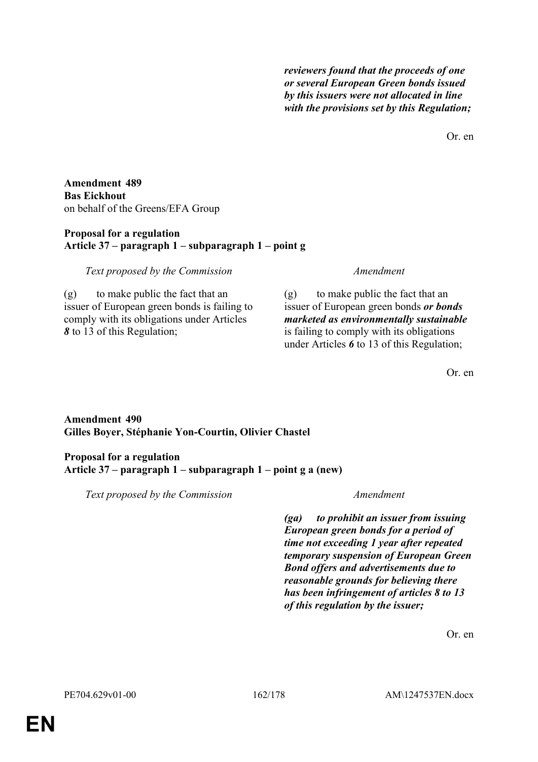| | |
|---|---|
| | ***reviewers found that the proceeds of one or several European Green bonds issued by this issuers were not allocated in line with the provisions set by this Regulation;*** |

Or. en

**Amendment 489**
**Bas Eickhout**
on behalf of the Greens/EFA Group

**Proposal for a regulation**
**Article 37 – paragraph 1 – subparagraph 1 – point g**

| *Text proposed by the Commission* | *Amendment* |
|---|---|
| (g) to make public the fact that an issuer of European green bonds is failing to comply with its obligations under Articles ***8*** to 13 of this Regulation; | (g) to make public the fact that an issuer of European green bonds ***or bonds marketed as environmentally sustainable*** is failing to comply with its obligations under Articles ***6*** to 13 of this Regulation; |

Or. en

**Amendment 490**
**Gilles Boyer, Stéphanie Yon-Courtin, Olivier Chastel**

**Proposal for a regulation**
**Article 37 – paragraph 1 – subparagraph 1 – point g a (new)**

| *Text proposed by the Commission* | *Amendment* |
|---|---|
| | ***(ga) to prohibit an issuer from issuing European green bonds for a period of time not exceeding 1 year after repeated temporary suspension of European Green Bond offers and advertisements due to reasonable grounds for believing there has been infringement of articles 8 to 13 of this regulation by the issuer;*** |

Or. en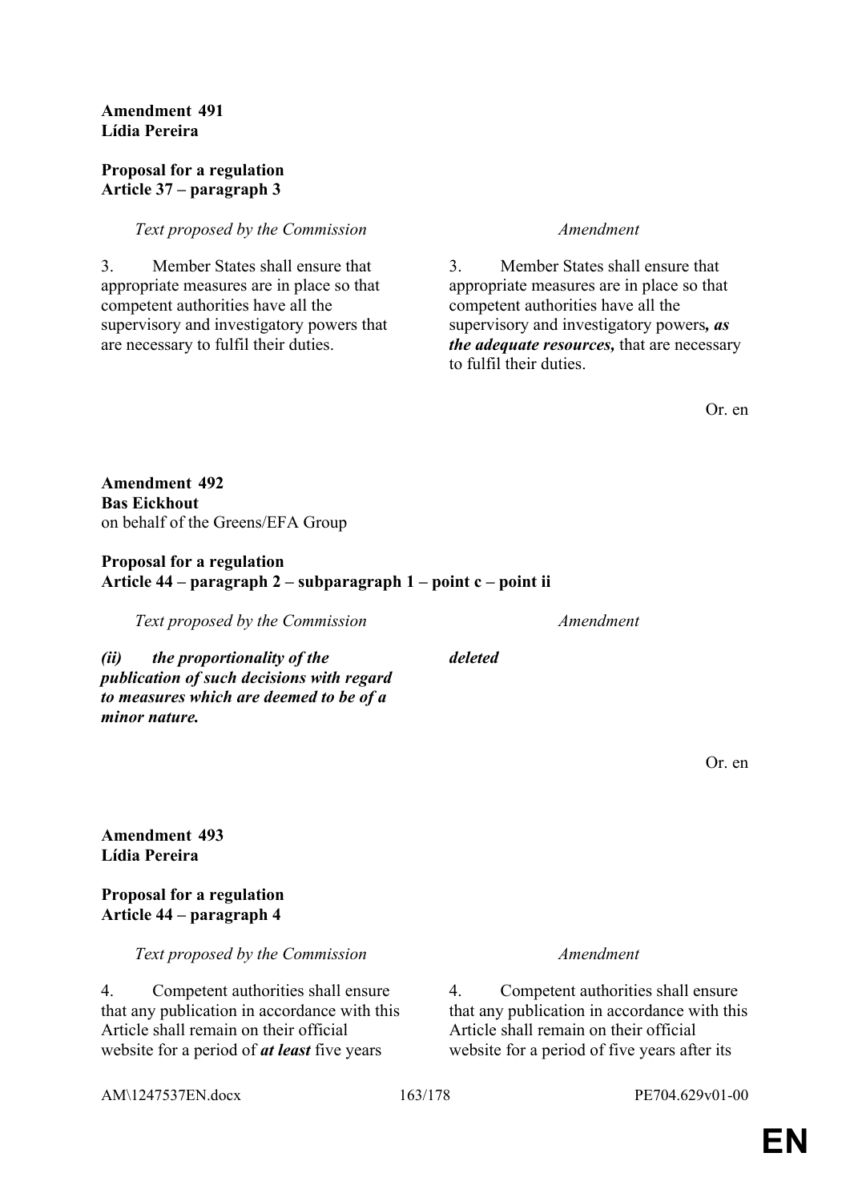**Amendment 491**
**Lídia Pereira**

**Proposal for a regulation**
**Article 37 – paragraph 3**

| *Text proposed by the Commission* | *Amendment* |
|---|---|
| 3. Member States shall ensure that appropriate measures are in place so that competent authorities have all the supervisory and investigatory powers that are necessary to fulfil their duties. | 3. Member States shall ensure that appropriate measures are in place so that competent authorities have all the supervisory and investigatory powers***, as the adequate resources,*** that are necessary to fulfil their duties. |

Or. en

**Amendment 492**
**Bas Eickhout**
on behalf of the Greens/EFA Group

**Proposal for a regulation**
**Article 44 – paragraph 2 – subparagraph 1 – point c – point ii**

| *Text proposed by the Commission* | *Amendment* |
|---|---|
| ***(ii) the proportionality of the publication of such decisions with regard to measures which are deemed to be of a minor nature.*** | ***deleted*** |

Or. en

**Amendment 493**
**Lídia Pereira**

**Proposal for a regulation**
**Article 44 – paragraph 4**

| *Text proposed by the Commission* | *Amendment* |
|---|---|
| 4. Competent authorities shall ensure that any publication in accordance with this Article shall remain on their official website for a period of ***at least*** five years | 4. Competent authorities shall ensure that any publication in accordance with this Article shall remain on their official website for a period of five years after its |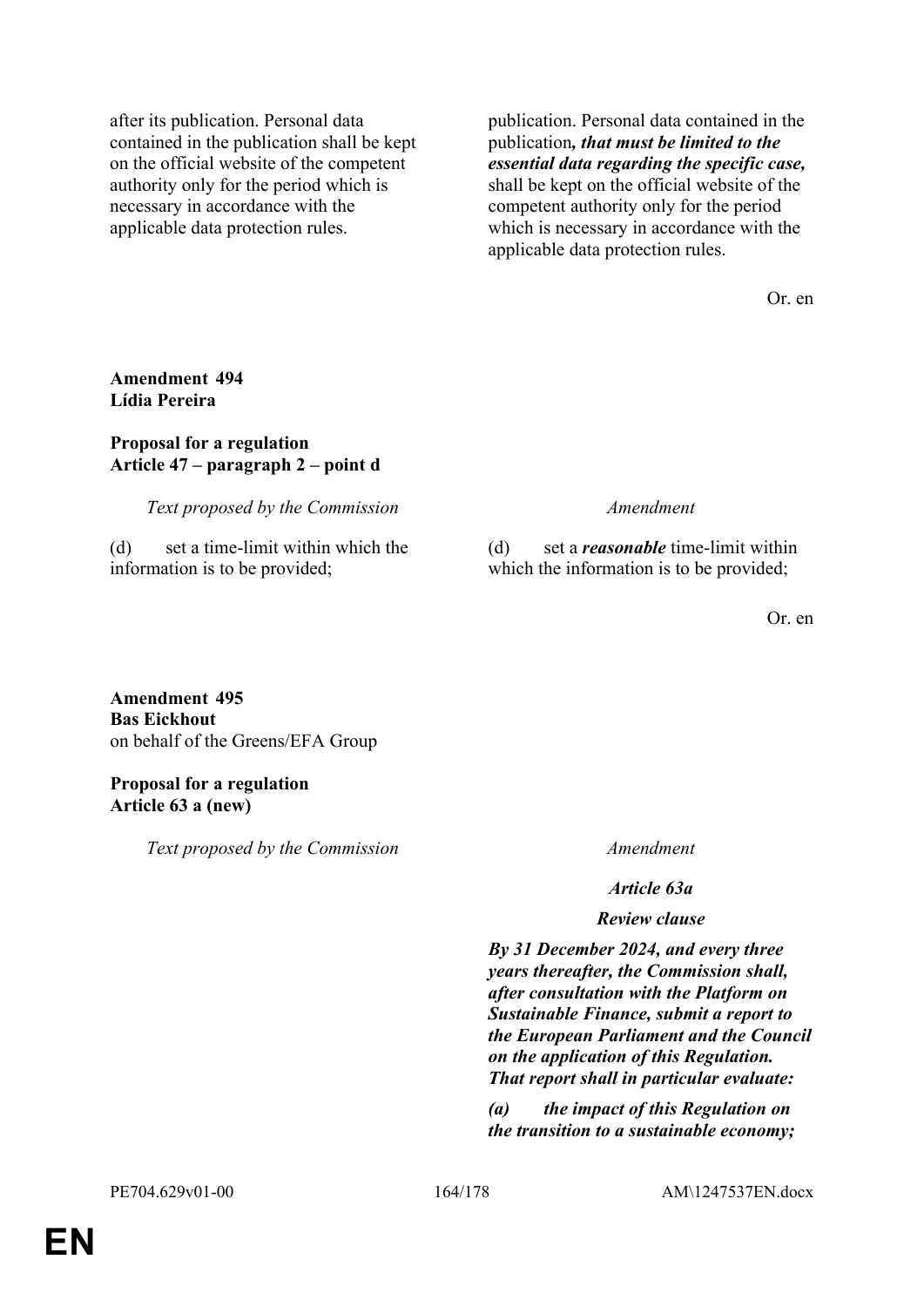| | |
|---|---|
| after its publication. Personal data contained in the publication shall be kept on the official website of the competent authority only for the period which is necessary in accordance with the applicable data protection rules. | publication. Personal data contained in the publication***, that must be limited to the essential data regarding the specific case,*** shall be kept on the official website of the competent authority only for the period which is necessary in accordance with the applicable data protection rules. |

Or. en

**Amendment 494**
**Lídia Pereira**

**Proposal for a regulation**
**Article 47 – paragraph 2 – point d**

| *Text proposed by the Commission* | *Amendment* |
|---|---|
| (d) set a time-limit within which the information is to be provided; | (d) set a ***reasonable*** time-limit within which the information is to be provided; |

Or. en

**Amendment 495**
**Bas Eickhout**
on behalf of the Greens/EFA Group

**Proposal for a regulation**
**Article 63 a (new)**

| *Text proposed by the Commission* | *Amendment* |
|---|---|
| | ***Article 63a*** |
| | ***Review clause*** |
| | ***By 31 December 2024, and every three years thereafter, the Commission shall, after consultation with the Platform on Sustainable Finance, submit a report to the European Parliament and the Council on the application of this Regulation. That report shall in particular evaluate:*** |
| | ***(a) the impact of this Regulation on the transition to a sustainable economy;*** |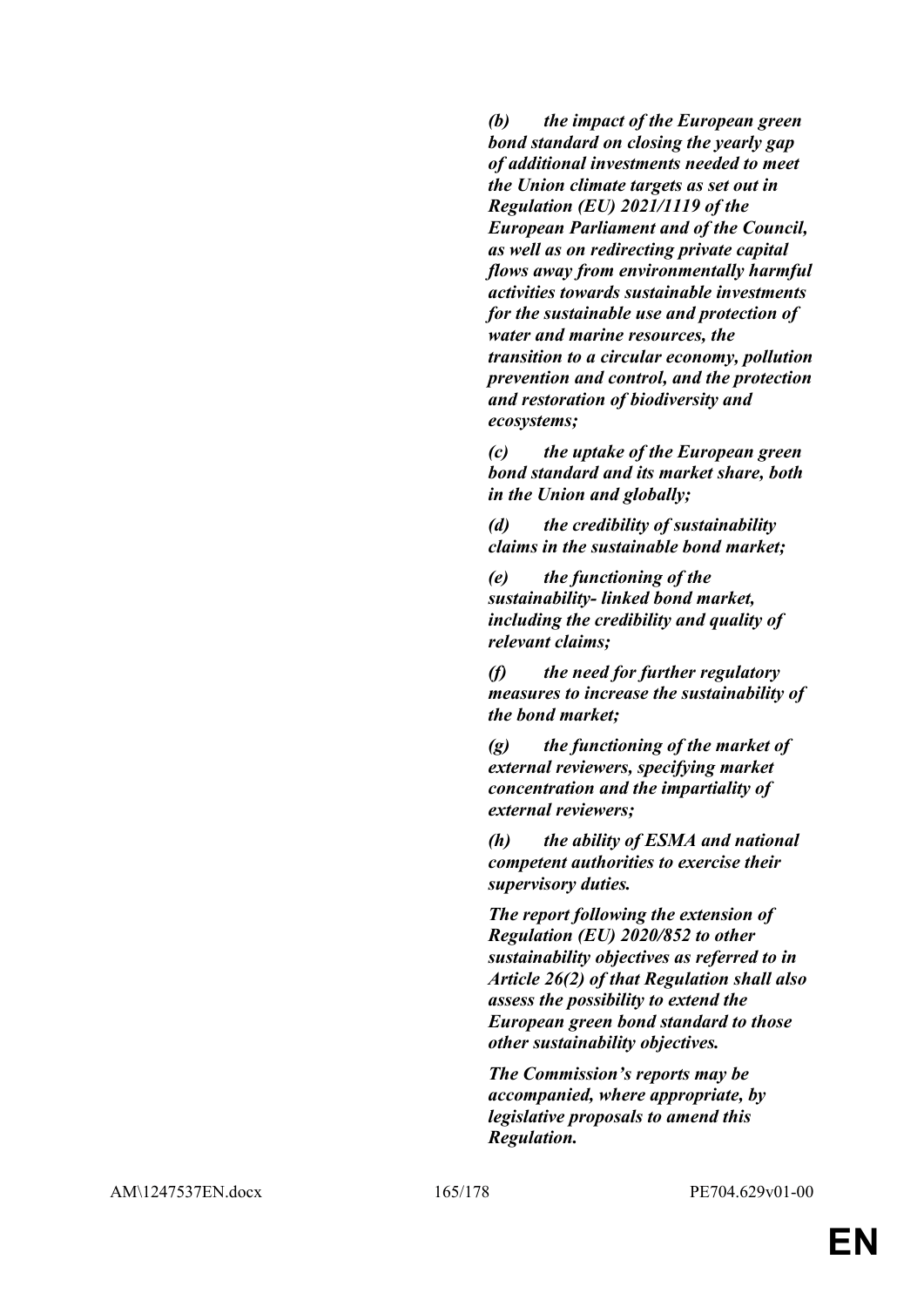***(b) the impact of the European green bond standard on closing the yearly gap of additional investments needed to meet the Union climate targets as set out in Regulation (EU) 2021/1119 of the European Parliament and of the Council, as well as on redirecting private capital flows away from environmentally harmful activities towards sustainable investments for the sustainable use and protection of water and marine resources, the transition to a circular economy, pollution prevention and control, and the protection and restoration of biodiversity and ecosystems;***

***(c) the uptake of the European green bond standard and its market share, both in the Union and globally;***

***(d) the credibility of sustainability claims in the sustainable bond market;***

***(e) the functioning of the sustainability- linked bond market, including the credibility and quality of relevant claims;***

***(f) the need for further regulatory measures to increase the sustainability of the bond market;***

***(g) the functioning of the market of external reviewers, specifying market concentration and the impartiality of external reviewers;***

***(h) the ability of ESMA and national competent authorities to exercise their supervisory duties.***

***The report following the extension of Regulation (EU) 2020/852 to other sustainability objectives as referred to in Article 26(2) of that Regulation shall also assess the possibility to extend the European green bond standard to those other sustainability objectives.***

***The Commission's reports may be accompanied, where appropriate, by legislative proposals to amend this Regulation.***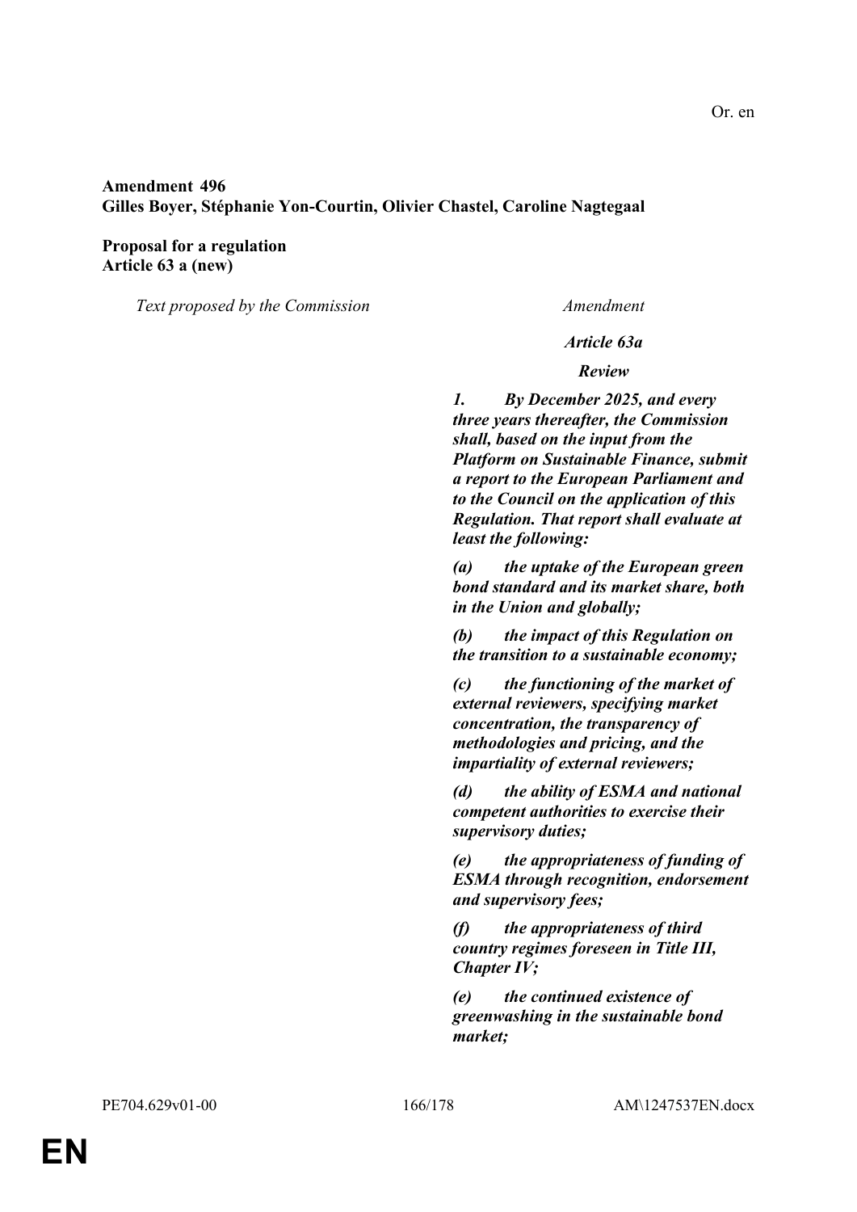Or. en

**Amendment 496**
**Gilles Boyer, Stéphanie Yon-Courtin, Olivier Chastel, Caroline Nagtegaal**

**Proposal for a regulation**
**Article 63 a (new)**

| *Text proposed by the Commission* | *Amendment* |
|---|---|
| | ***Article 63a*** |
| | ***Review*** |
| | ***1. By December 2025, and every three years thereafter, the Commission shall, based on the input from the Platform on Sustainable Finance, submit a report to the European Parliament and to the Council on the application of this Regulation. That report shall evaluate at least the following:*** |
| | ***(a) the uptake of the European green bond standard and its market share, both in the Union and globally;*** |
| | ***(b) the impact of this Regulation on the transition to a sustainable economy;*** |
| | ***(c) the functioning of the market of external reviewers, specifying market concentration, the transparency of methodologies and pricing, and the impartiality of external reviewers;*** |
| | ***(d) the ability of ESMA and national competent authorities to exercise their supervisory duties;*** |
| | ***(e) the appropriateness of funding of ESMA through recognition, endorsement and supervisory fees;*** |
| | ***(f) the appropriateness of third country regimes foreseen in Title III, Chapter IV;*** |
| | ***(e) the continued existence of greenwashing in the sustainable bond market;*** |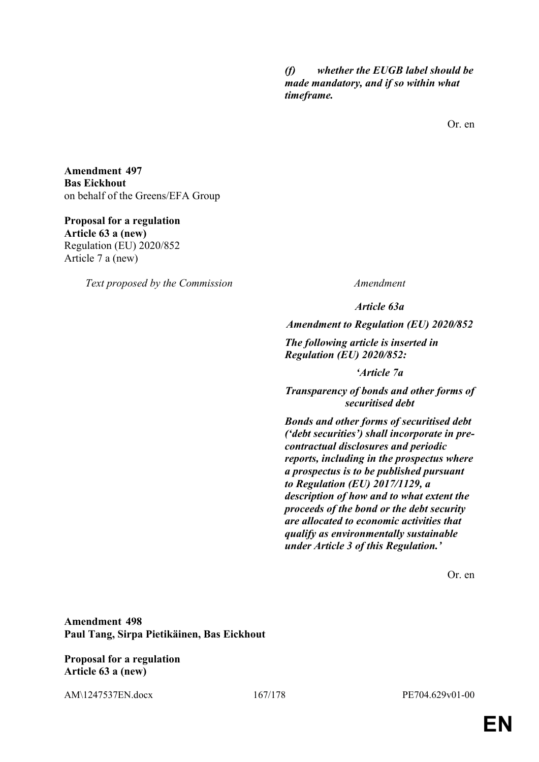*(f) whether the EUGB label should be made mandatory, and if so within what timeframe.*

Or. en

**Amendment 497**
**Bas Eickhout**
on behalf of the Greens/EFA Group

**Proposal for a regulation**
**Article 63 a (new)**
Regulation (EU) 2020/852
Article 7 a (new)

| *Text proposed by the Commission* | *Amendment* |
|---|---|
| | ***Article 63a*** |
| | ***Amendment to Regulation (EU) 2020/852*** |
| | ***The following article is inserted in Regulation (EU) 2020/852:*** |
| | ***'Article 7a*** |
| | ***Transparency of bonds and other forms of securitised debt*** |
| | ***Bonds and other forms of securitised debt ('debt securities') shall incorporate in pre-contractual disclosures and periodic reports, including in the prospectus where a prospectus is to be published pursuant to Regulation (EU) 2017/1129, a description of how and to what extent the proceeds of the bond or the debt security are allocated to economic activities that qualify as environmentally sustainable under Article 3 of this Regulation.'*** |

Or. en

**Amendment 498**
**Paul Tang, Sirpa Pietikäinen, Bas Eickhout**

**Proposal for a regulation**
**Article 63 a (new)**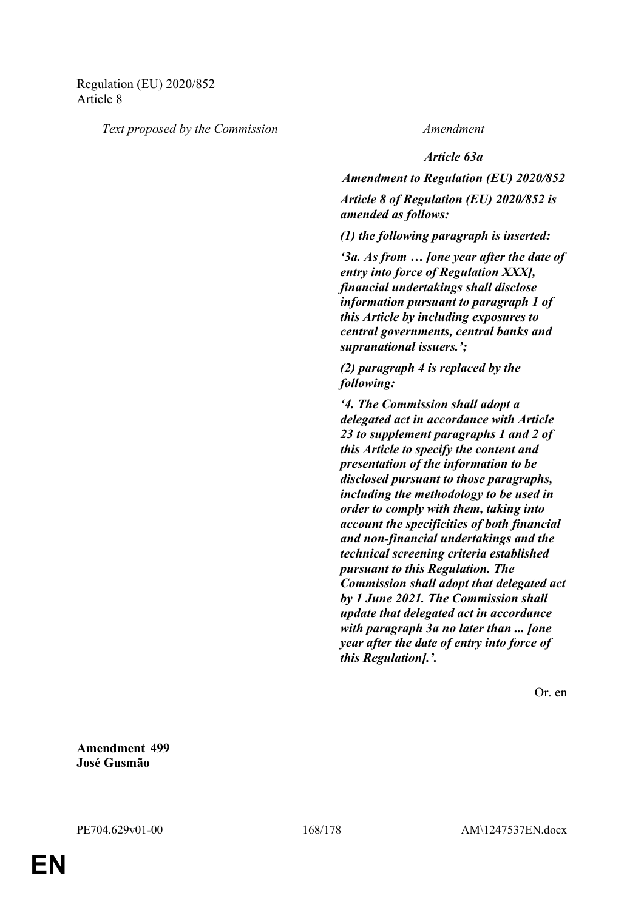Regulation (EU) 2020/852
Article 8

| *Text proposed by the Commission* | *Amendment* |
|---|---|
| | ***Article 63a*** |
| | ***Amendment to Regulation (EU) 2020/852*** |
| | ***Article 8 of Regulation (EU) 2020/852 is amended as follows:*** |
| | ***(1) the following paragraph is inserted:*** |
| | ***'3a. As from … [one year after the date of entry into force of Regulation XXX], financial undertakings shall disclose information pursuant to paragraph 1 of this Article by including exposures to central governments, central banks and supranational issuers.';*** |
| | ***(2) paragraph 4 is replaced by the following:*** |
| | ***'4. The Commission shall adopt a delegated act in accordance with Article 23 to supplement paragraphs 1 and 2 of this Article to specify the content and presentation of the information to be disclosed pursuant to those paragraphs, including the methodology to be used in order to comply with them, taking into account the specificities of both financial and non-financial undertakings and the technical screening criteria established pursuant to this Regulation. The Commission shall adopt that delegated act by 1 June 2021. The Commission shall update that delegated act in accordance with paragraph 3a no later than ... [one year after the date of entry into force of this Regulation].'.*** |

Or. en

**Amendment 499**
**José Gusmão**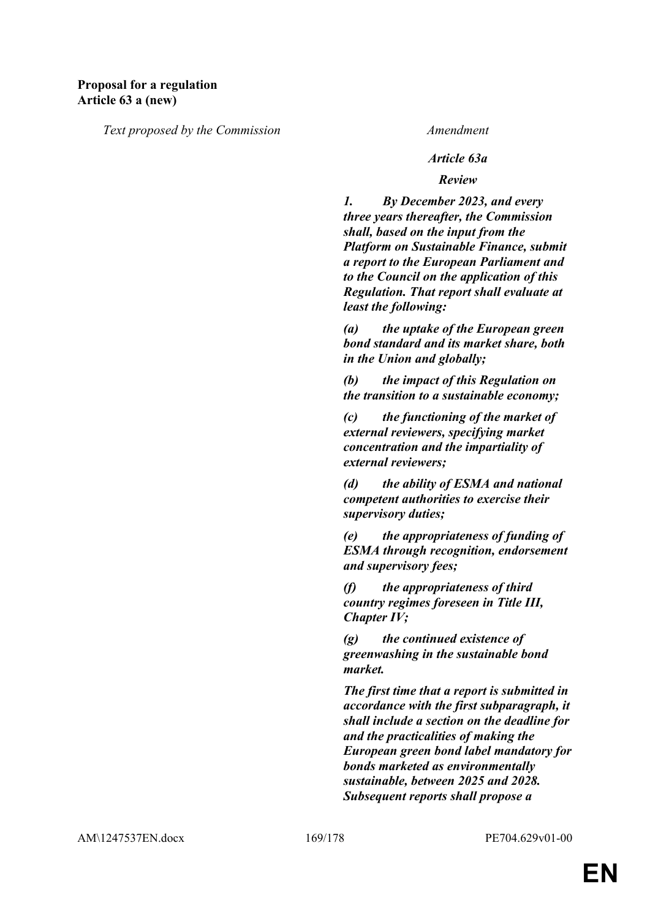**Proposal for a regulation**
**Article 63 a (new)**

| *Text proposed by the Commission* | *Amendment* |
|---|---|
| | ***Article 63a*** |
| | ***Review*** |
| | ***1. By December 2023, and every three years thereafter, the Commission shall, based on the input from the Platform on Sustainable Finance, submit a report to the European Parliament and to the Council on the application of this Regulation. That report shall evaluate at least the following:*** |
| | ***(a) the uptake of the European green bond standard and its market share, both in the Union and globally;*** |
| | ***(b) the impact of this Regulation on the transition to a sustainable economy;*** |
| | ***(c) the functioning of the market of external reviewers, specifying market concentration and the impartiality of external reviewers;*** |
| | ***(d) the ability of ESMA and national competent authorities to exercise their supervisory duties;*** |
| | ***(e) the appropriateness of funding of ESMA through recognition, endorsement and supervisory fees;*** |
| | ***(f) the appropriateness of third country regimes foreseen in Title III, Chapter IV;*** |
| | ***(g) the continued existence of greenwashing in the sustainable bond market.*** |
| | ***The first time that a report is submitted in accordance with the first subparagraph, it shall include a section on the deadline for and the practicalities of making the European green bond label mandatory for bonds marketed as environmentally sustainable, between 2025 and 2028. Subsequent reports shall propose a*** |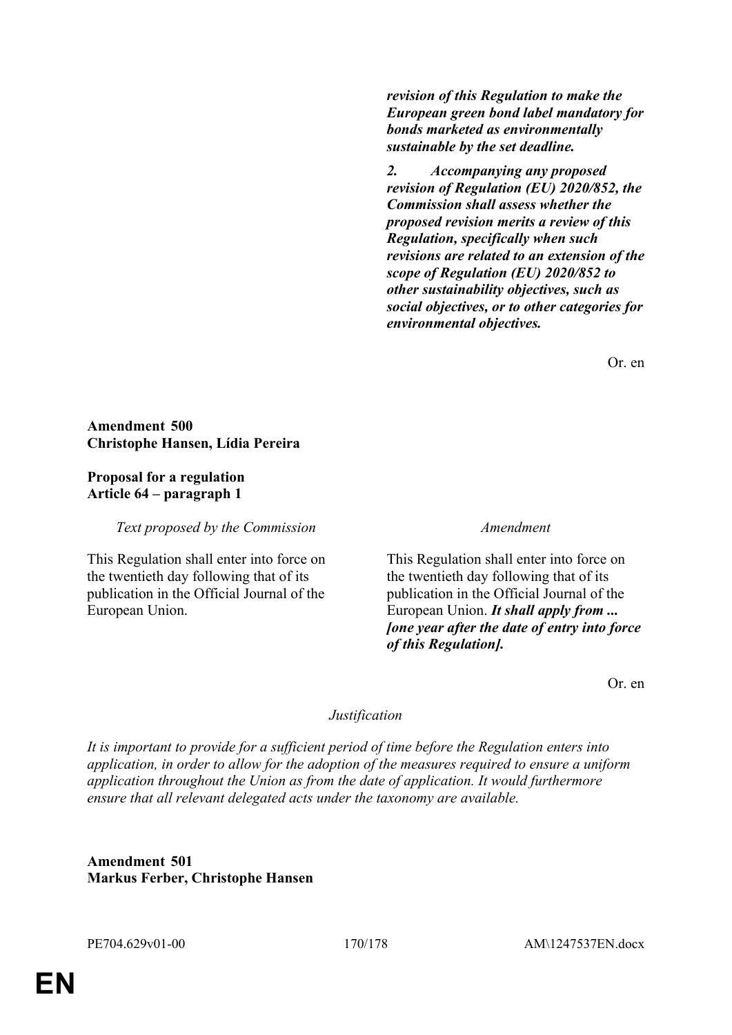| | |
|---|---|
| | ***revision of this Regulation to make the European green bond label mandatory for bonds marketed as environmentally sustainable by the set deadline.*** |
| | ***2. Accompanying any proposed revision of Regulation (EU) 2020/852, the Commission shall assess whether the proposed revision merits a review of this Regulation, specifically when such revisions are related to an extension of the scope of Regulation (EU) 2020/852 to other sustainability objectives, such as social objectives, or to other categories for environmental objectives.*** |

Or. en

**Amendment 500**
**Christophe Hansen, Lídia Pereira**

**Proposal for a regulation**
**Article 64 – paragraph 1**

| *Text proposed by the Commission* | *Amendment* |
|---|---|
| This Regulation shall enter into force on the twentieth day following that of its publication in the Official Journal of the European Union. | This Regulation shall enter into force on the twentieth day following that of its publication in the Official Journal of the European Union. ***It shall apply from ... [one year after the date of entry into force of this Regulation].*** |

Or. en

*Justification*

*It is important to provide for a sufficient period of time before the Regulation enters into application, in order to allow for the adoption of the measures required to ensure a uniform application throughout the Union as from the date of application. It would furthermore ensure that all relevant delegated acts under the taxonomy are available.*

**Amendment 501**
**Markus Ferber, Christophe Hansen**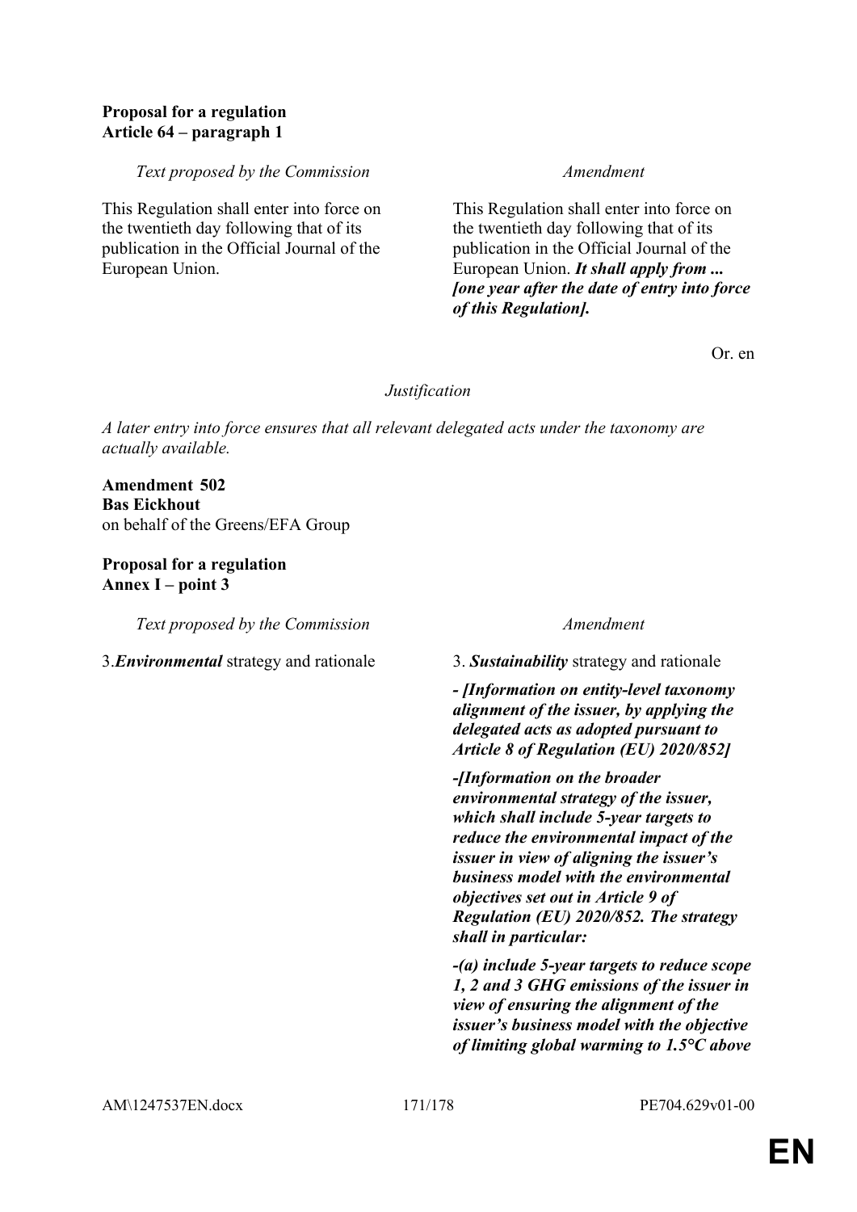**Proposal for a regulation**
**Article 64 – paragraph 1**

| *Text proposed by the Commission* | *Amendment* |
|---|---|
| This Regulation shall enter into force on the twentieth day following that of its publication in the Official Journal of the European Union. | This Regulation shall enter into force on the twentieth day following that of its publication in the Official Journal of the European Union. ***It shall apply from ... [one year after the date of entry into force of this Regulation].*** |

Or. en

*Justification*

*A later entry into force ensures that all relevant delegated acts under the taxonomy are actually available.*

**Amendment 502**
**Bas Eickhout**
on behalf of the Greens/EFA Group

**Proposal for a regulation**
**Annex I – point 3**

| *Text proposed by the Commission* | *Amendment* |
|---|---|
| 3.***Environmental*** strategy and rationale | 3. ***Sustainability*** strategy and rationale |
| | ***- [Information on entity-level taxonomy alignment of the issuer, by applying the delegated acts as adopted pursuant to Article 8 of Regulation (EU) 2020/852]*** |
| | ***-[Information on the broader environmental strategy of the issuer, which shall include 5-year targets to reduce the environmental impact of the issuer in view of aligning the issuer's business model with the environmental objectives set out in Article 9 of Regulation (EU) 2020/852. The strategy shall in particular:*** |
| | ***-(a) include 5-year targets to reduce scope 1, 2 and 3 GHG emissions of the issuer in view of ensuring the alignment of the issuer's business model with the objective of limiting global warming to 1.5°C above*** |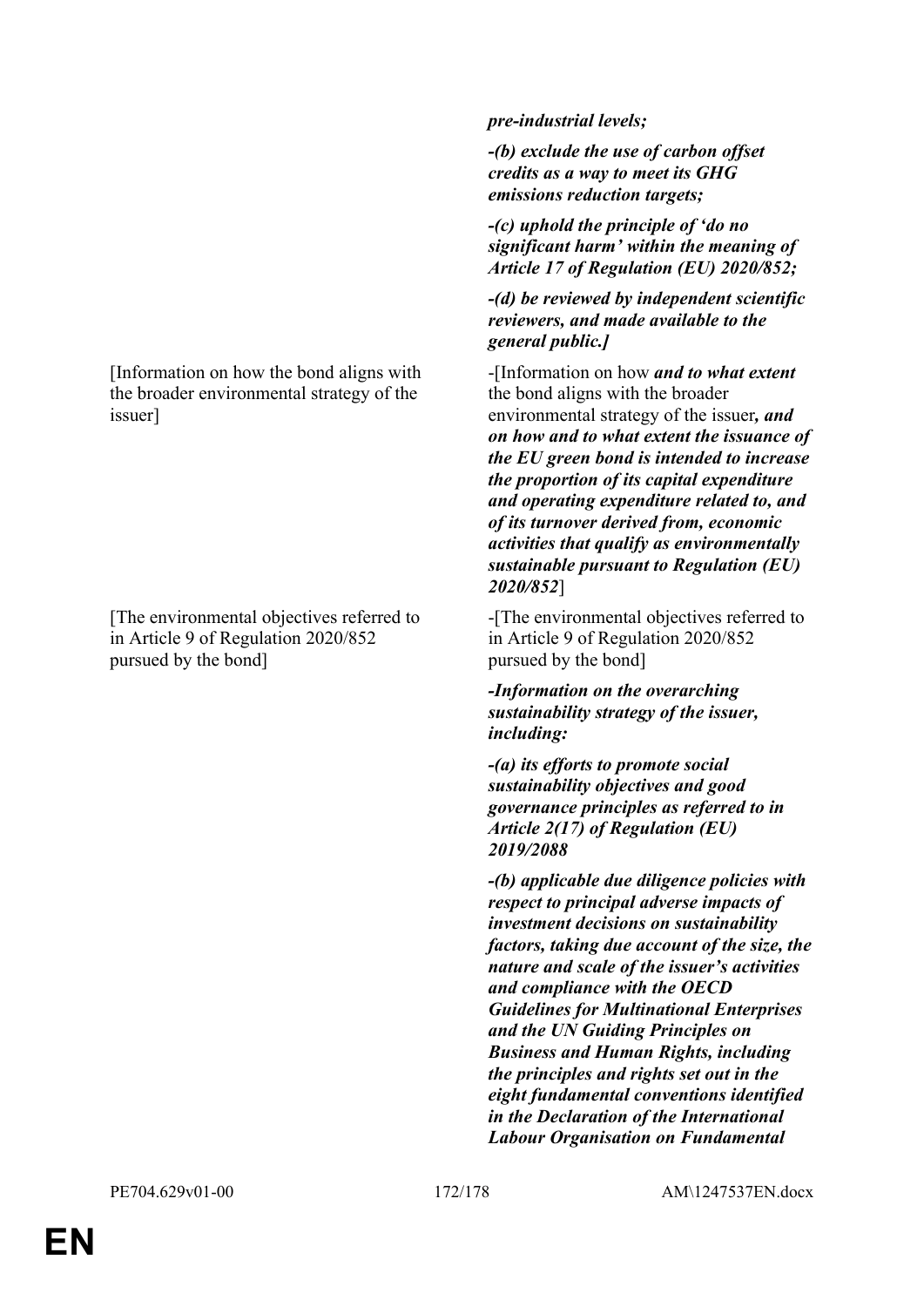| | |
|---|---|
| | ***pre-industrial levels;*** |
| | ***-(b) exclude the use of carbon offset credits as a way to meet its GHG emissions reduction targets;*** |
| | ***-(c) uphold the principle of 'do no significant harm' within the meaning of Article 17 of Regulation (EU) 2020/852;*** |
| | ***-(d) be reviewed by independent scientific reviewers, and made available to the general public.]*** |
| [Information on how the bond aligns with the broader environmental strategy of the issuer] | -[Information on how ***and to what extent*** the bond aligns with the broader environmental strategy of the issuer***, and on how and to what extent the issuance of the EU green bond is intended to increase the proportion of its capital expenditure and operating expenditure related to, and of its turnover derived from, economic activities that qualify as environmentally sustainable pursuant to Regulation (EU) 2020/852***] |
| [The environmental objectives referred to in Article 9 of Regulation 2020/852 pursued by the bond] | -[The environmental objectives referred to in Article 9 of Regulation 2020/852 pursued by the bond] |
| | ***-Information on the overarching sustainability strategy of the issuer, including:*** |
| | ***-(a) its efforts to promote social sustainability objectives and good governance principles as referred to in Article 2(17) of Regulation (EU) 2019/2088*** |
| | ***-(b) applicable due diligence policies with respect to principal adverse impacts of investment decisions on sustainability factors, taking due account of the size, the nature and scale of the issuer's activities and compliance with the OECD Guidelines for Multinational Enterprises and the UN Guiding Principles on Business and Human Rights, including the principles and rights set out in the eight fundamental conventions identified in the Declaration of the International Labour Organisation on Fundamental*** |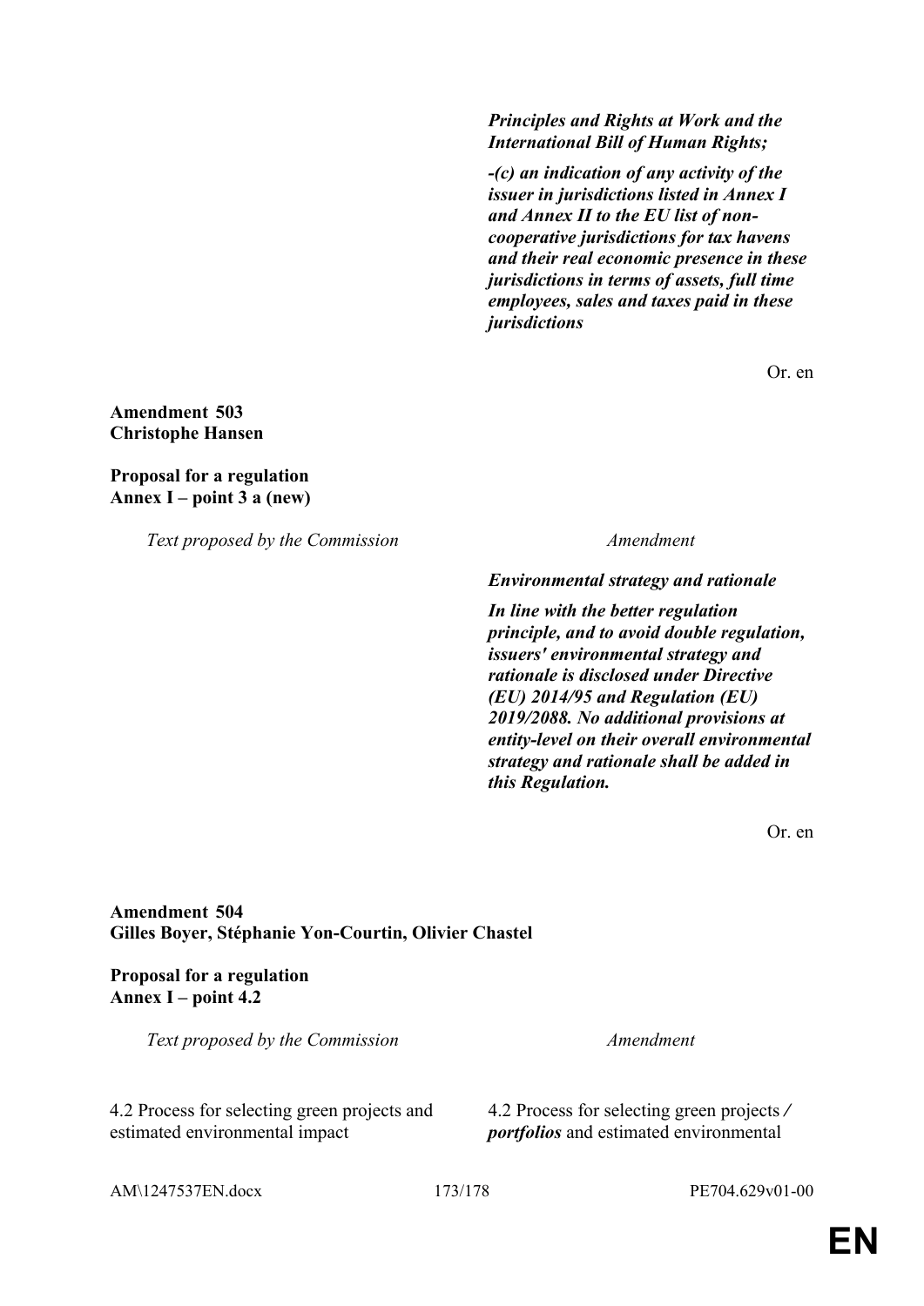| Text proposed by the Commission | Amendment |
|---|---|
| | ***Principles and Rights at Work and the International Bill of Human Rights;*** |
| | ***-(c) an indication of any activity of the issuer in jurisdictions listed in Annex I and Annex II to the EU list of non-cooperative jurisdictions for tax havens and their real economic presence in these jurisdictions in terms of assets, full time employees, sales and taxes paid in these jurisdictions*** |

Or. en

**Amendment 503**
**Christophe Hansen**

**Proposal for a regulation**
**Annex I – point 3 a (new)**

| *Text proposed by the Commission* | *Amendment* |
|---|---|
| | ***Environmental strategy and rationale*** |
| | ***In line with the better regulation principle, and to avoid double regulation, issuers' environmental strategy and rationale is disclosed under Directive (EU) 2014/95 and Regulation (EU) 2019/2088. No additional provisions at entity-level on their overall environmental strategy and rationale shall be added in this Regulation.*** |

Or. en

**Amendment 504**
**Gilles Boyer, Stéphanie Yon-Courtin, Olivier Chastel**

**Proposal for a regulation**
**Annex I – point 4.2**

| *Text proposed by the Commission* | *Amendment* |
|---|---|
| 4.2 Process for selecting green projects and estimated environmental impact | 4.2 Process for selecting green projects ***/ portfolios*** and estimated environmental |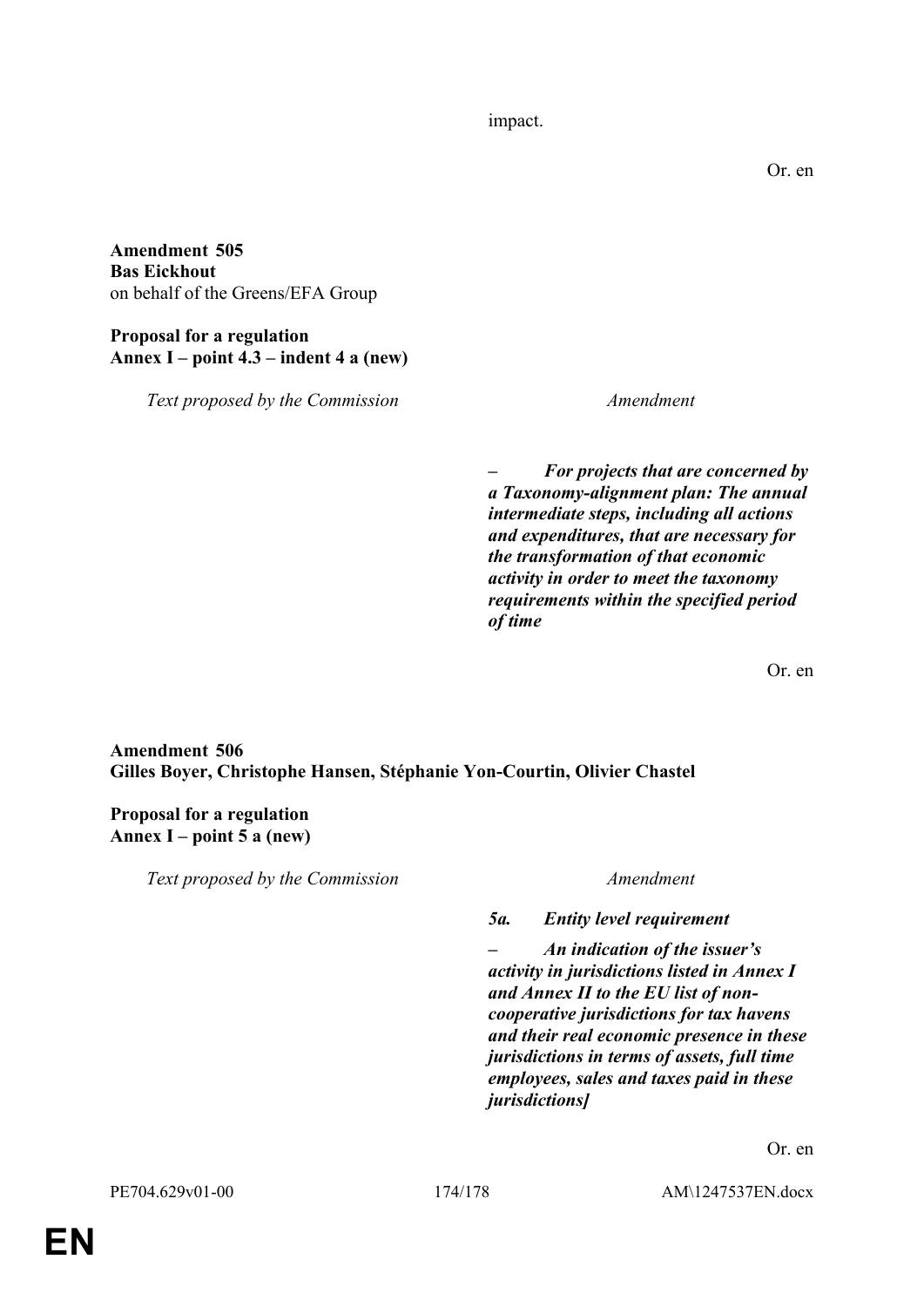impact.

Or. en

**Amendment 505**
**Bas Eickhout**
on behalf of the Greens/EFA Group

**Proposal for a regulation**
**Annex I – point 4.3 – indent 4 a (new)**

| *Text proposed by the Commission* | *Amendment* |
|---|---|
| | ***– For projects that are concerned by a Taxonomy-alignment plan: The annual intermediate steps, including all actions and expenditures, that are necessary for the transformation of that economic activity in order to meet the taxonomy requirements within the specified period of time*** |

Or. en

**Amendment 506**
**Gilles Boyer, Christophe Hansen, Stéphanie Yon-Courtin, Olivier Chastel**

**Proposal for a regulation**
**Annex I – point 5 a (new)**

| *Text proposed by the Commission* | *Amendment* |
|---|---|
| | ***5a. Entity level requirement*** <br> ***– An indication of the issuer's activity in jurisdictions listed in Annex I and Annex II to the EU list of non-cooperative jurisdictions for tax havens and their real economic presence in these jurisdictions in terms of assets, full time employees, sales and taxes paid in these jurisdictions]*** |

Or. en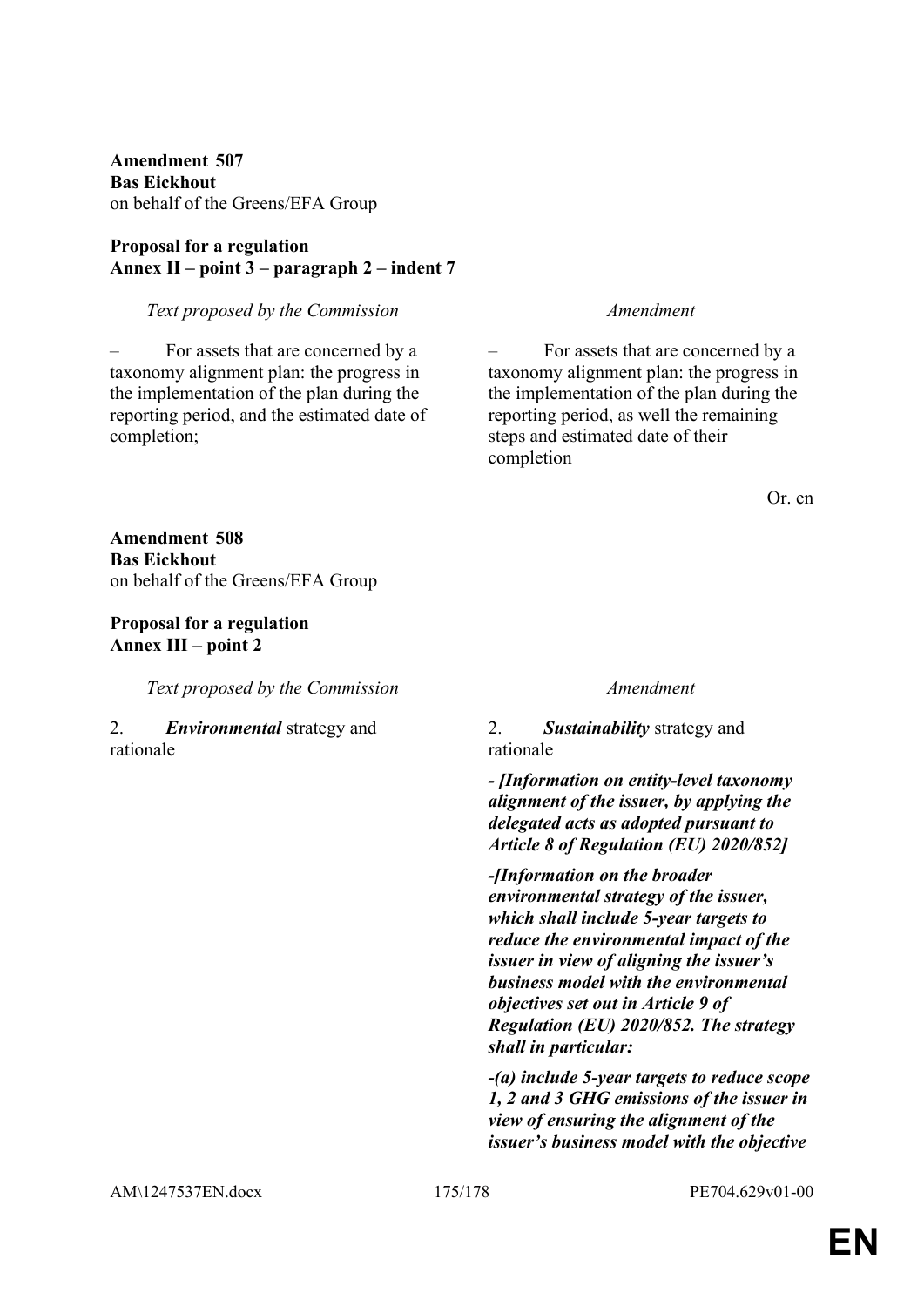**Amendment 507**
**Bas Eickhout**
on behalf of the Greens/EFA Group

**Proposal for a regulation**
**Annex II – point 3 – paragraph 2 – indent 7**

| *Text proposed by the Commission* | *Amendment* |
|---|---|
| – For assets that are concerned by a taxonomy alignment plan: the progress in the implementation of the plan during the reporting period, and the estimated date of completion; | – For assets that are concerned by a taxonomy alignment plan: the progress in the implementation of the plan during the reporting period, as well the remaining steps and estimated date of their completion |

Or. en

**Amendment 508**
**Bas Eickhout**
on behalf of the Greens/EFA Group

**Proposal for a regulation**
**Annex III – point 2**

| *Text proposed by the Commission* | *Amendment* |
|---|---|
| 2. ***Environmental*** strategy and rationale | 2. ***Sustainability*** strategy and rationale |
| | ***- [Information on entity-level taxonomy alignment of the issuer, by applying the delegated acts as adopted pursuant to Article 8 of Regulation (EU) 2020/852]*** |
| | ***-[Information on the broader environmental strategy of the issuer, which shall include 5-year targets to reduce the environmental impact of the issuer in view of aligning the issuer's business model with the environmental objectives set out in Article 9 of Regulation (EU) 2020/852. The strategy shall in particular:*** |
| | ***-(a) include 5-year targets to reduce scope 1, 2 and 3 GHG emissions of the issuer in view of ensuring the alignment of the issuer's business model with the objective*** |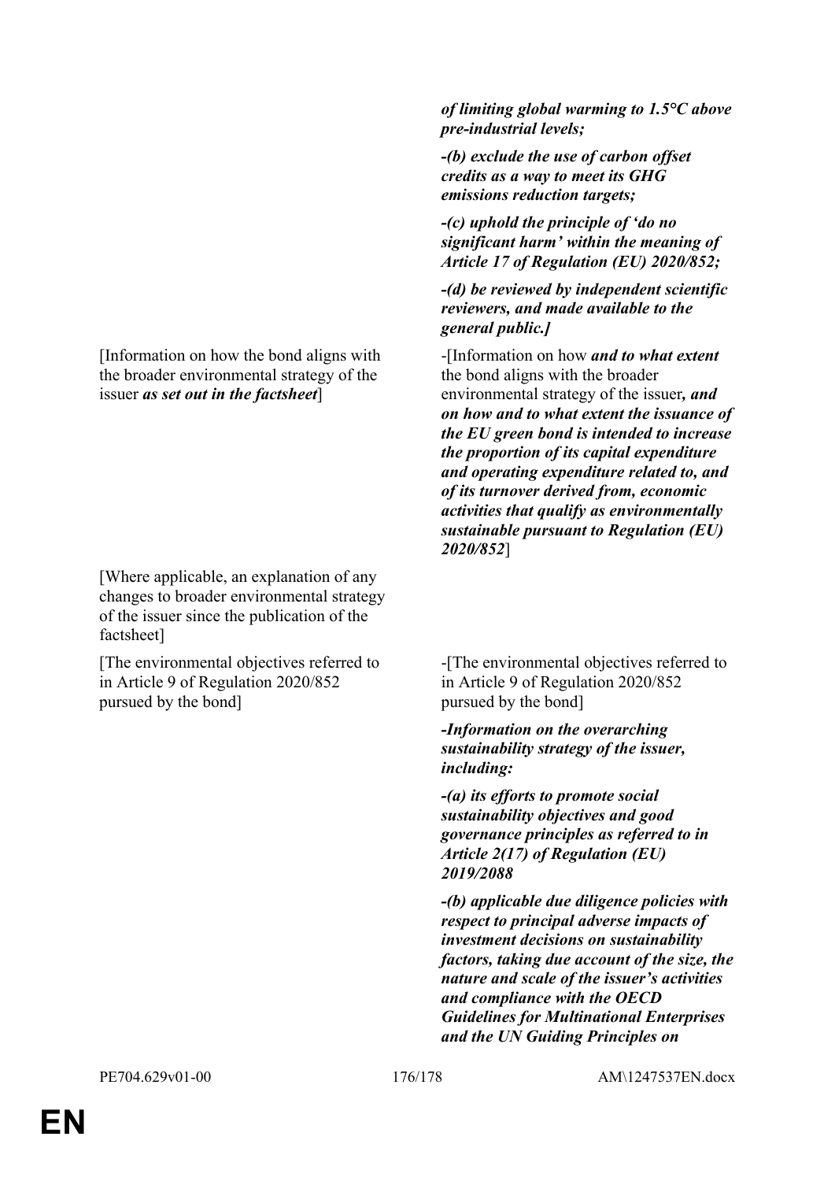| | |
|---|---|
| | ***of limiting global warming to 1.5°C above pre-industrial levels;*** |
| | ***-(b) exclude the use of carbon offset credits as a way to meet its GHG emissions reduction targets;*** |
| | ***-(c) uphold the principle of 'do no significant harm' within the meaning of Article 17 of Regulation (EU) 2020/852;*** |
| | ***-(d) be reviewed by independent scientific reviewers, and made available to the general public.]*** |
| [Information on how the bond aligns with the broader environmental strategy of the issuer ***as set out in the factsheet***] | -[Information on how ***and to what extent*** the bond aligns with the broader environmental strategy of the issuer***, and on how and to what extent the issuance of the EU green bond is intended to increase the proportion of its capital expenditure and operating expenditure related to, and of its turnover derived from, economic activities that qualify as environmentally sustainable pursuant to Regulation (EU) 2020/852***] |
| [Where applicable, an explanation of any changes to broader environmental strategy of the issuer since the publication of the factsheet] | |
| [The environmental objectives referred to in Article 9 of Regulation 2020/852 pursued by the bond] | -[The environmental objectives referred to in Article 9 of Regulation 2020/852 pursued by the bond] |
| | ***-Information on the overarching sustainability strategy of the issuer, including:*** |
| | ***-(a) its efforts to promote social sustainability objectives and good governance principles as referred to in Article 2(17) of Regulation (EU) 2019/2088*** |
| | ***-(b) applicable due diligence policies with respect to principal adverse impacts of investment decisions on sustainability factors, taking due account of the size, the nature and scale of the issuer's activities and compliance with the OECD Guidelines for Multinational Enterprises and the UN Guiding Principles on*** |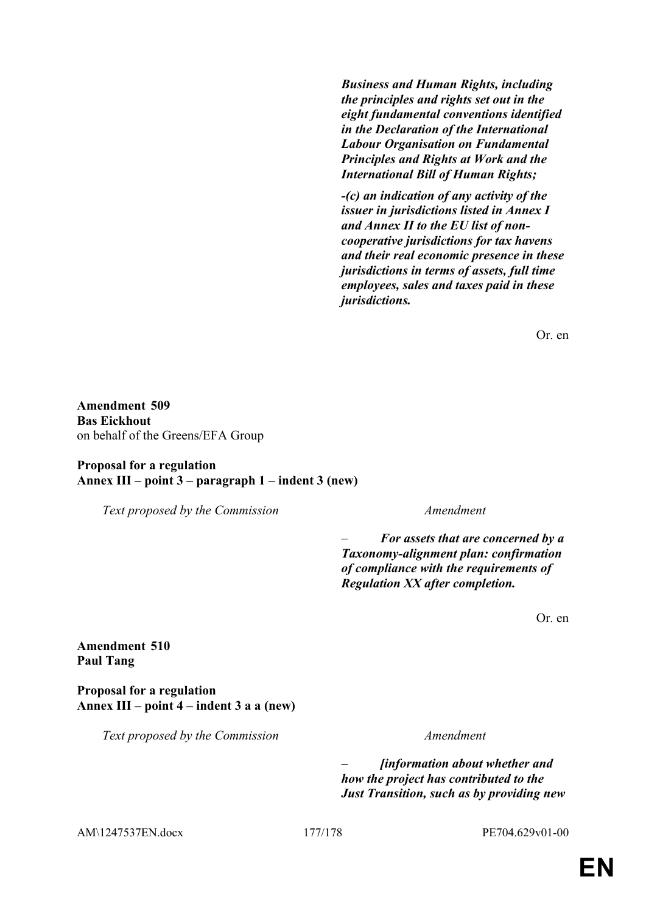| | |
|---|---|
| | ***Business and Human Rights, including the principles and rights set out in the eight fundamental conventions identified in the Declaration of the International Labour Organisation on Fundamental Principles and Rights at Work and the International Bill of Human Rights;*** |
| | ***-(c) an indication of any activity of the issuer in jurisdictions listed in Annex I and Annex II to the EU list of non-cooperative jurisdictions for tax havens and their real economic presence in these jurisdictions in terms of assets, full time employees, sales and taxes paid in these jurisdictions.*** |

Or. en

**Amendment 509**
**Bas Eickhout**
on behalf of the Greens/EFA Group

**Proposal for a regulation**
**Annex III – point 3 – paragraph 1 – indent 3 (new)**

| *Text proposed by the Commission* | *Amendment* |
|---|---|
| | – ***For assets that are concerned by a Taxonomy-alignment plan: confirmation of compliance with the requirements of Regulation XX after completion.*** |

Or. en

**Amendment 510**
**Paul Tang**

**Proposal for a regulation**
**Annex III – point 4 – indent 3 a a (new)**

| *Text proposed by the Commission* | *Amendment* |
|---|---|
| | ***– [information about whether and how the project has contributed to the Just Transition, such as by providing new*** |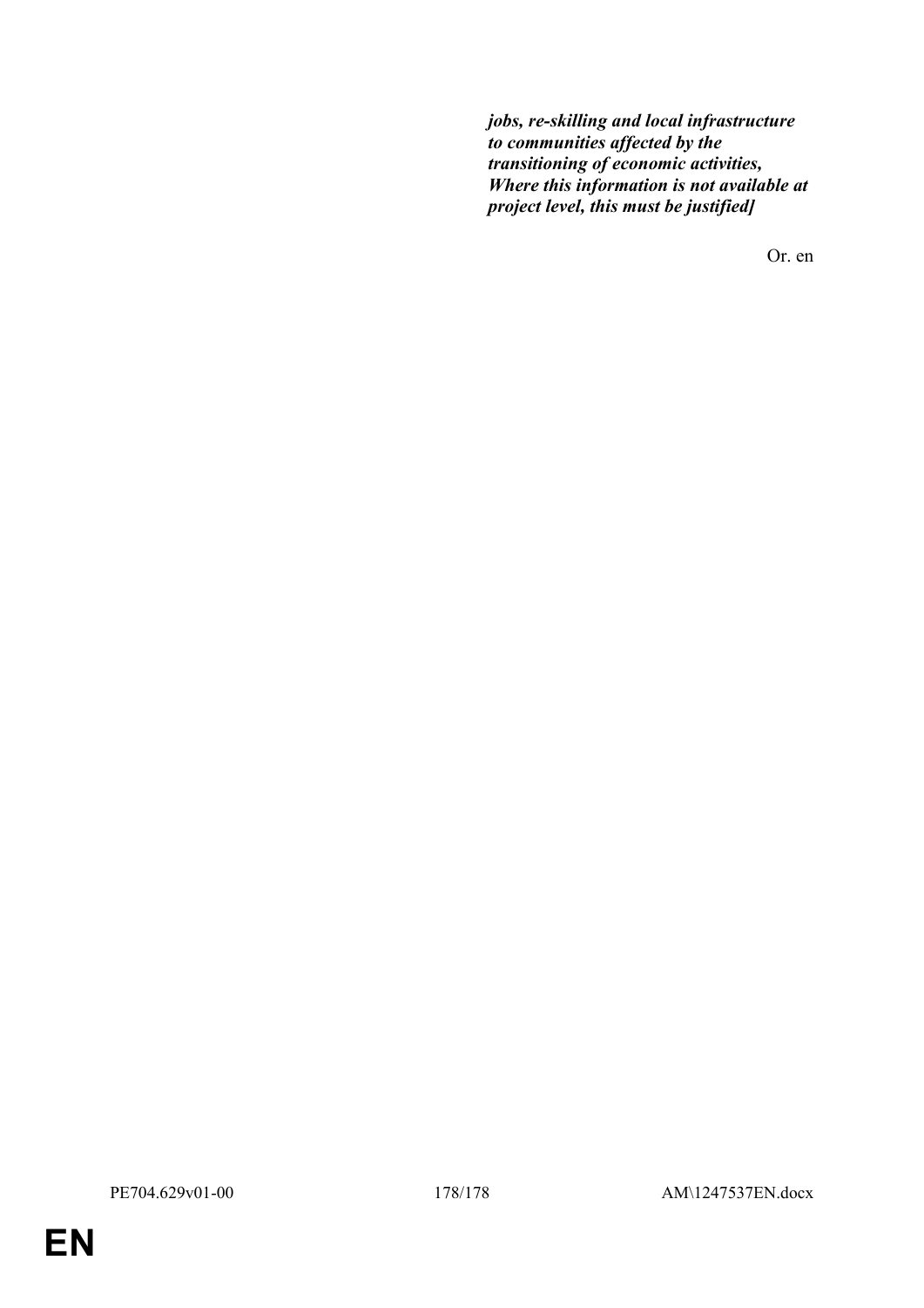***jobs, re-skilling and local infrastructure to communities affected by the transitioning of economic activities, Where this information is not available at project level, this must be justified]***

Or. en